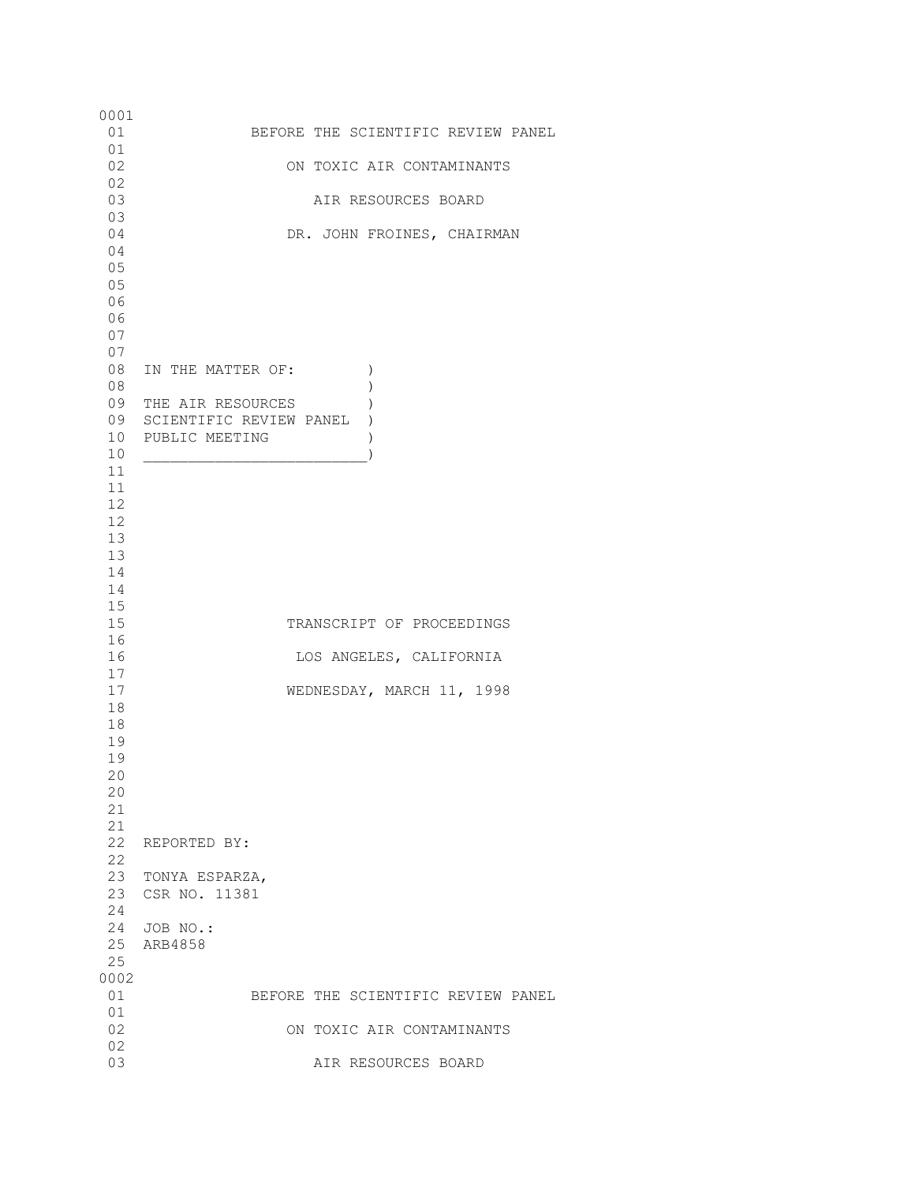BEFORE THE SCIENTIFIC REVIEW PANEL

ON TOXIC AIR CONTAMINANTS

AIR RESOURCES BOARD

DR. JOHN FROINES, CHAIRMAN

IN THE MATTER OF: )
)
THE AIR RESOURCES )
SCIENTIFIC REVIEW PANEL )
PUBLIC MEETING )
________________________)

TRANSCRIPT OF PROCEEDINGS

LOS ANGELES, CALIFORNIA

WEDNESDAY, MARCH 11, 1998

REPORTED BY:

TONYA ESPARZA,
CSR NO. 11381

JOB NO.:
ARB4858

BEFORE THE SCIENTIFIC REVIEW PANEL

ON TOXIC AIR CONTAMINANTS

AIR RESOURCES BOARD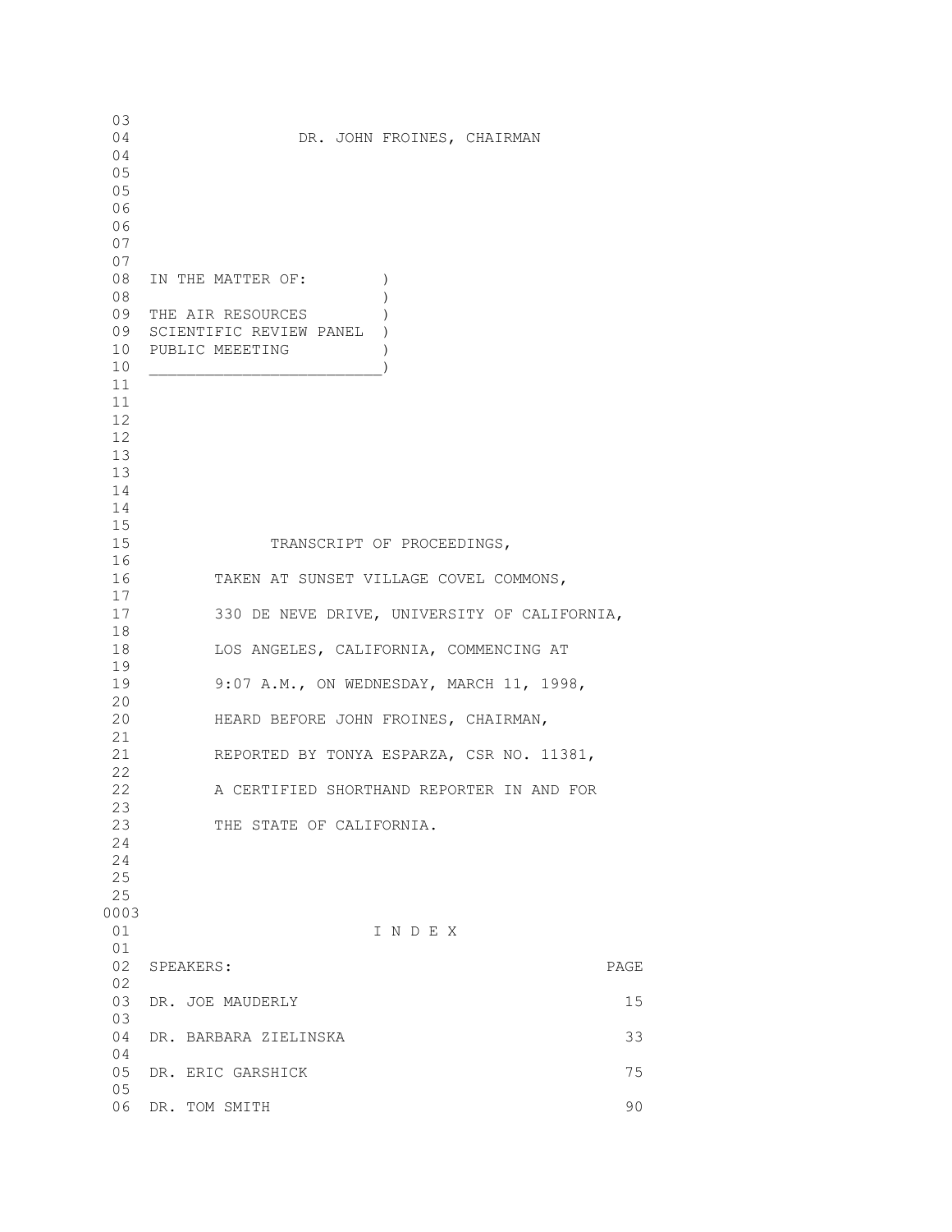DR. JOHN FROINES, CHAIRMAN

IN THE MATTER OF: )
)
THE AIR RESOURCES )
SCIENTIFIC REVIEW PANEL )
PUBLIC MEEETING )
________________________)

TRANSCRIPT OF PROCEEDINGS,

TAKEN AT SUNSET VILLAGE COVEL COMMONS,

330 DE NEVE DRIVE, UNIVERSITY OF CALIFORNIA,

LOS ANGELES, CALIFORNIA, COMMENCING AT

9:07 A.M., ON WEDNESDAY, MARCH 11, 1998,

HEARD BEFORE JOHN FROINES, CHAIRMAN,

REPORTED BY TONYA ESPARZA, CSR NO. 11381,

A CERTIFIED SHORTHAND REPORTER IN AND FOR

THE STATE OF CALIFORNIA.

0003

I N D E X

| SPEAKERS: | PAGE |
|---|---|
| DR. JOE MAUDERLY | 15 |
| DR. BARBARA ZIELINSKA | 33 |
| DR. ERIC GARSHICK | 75 |
| DR. TOM SMITH | 90 |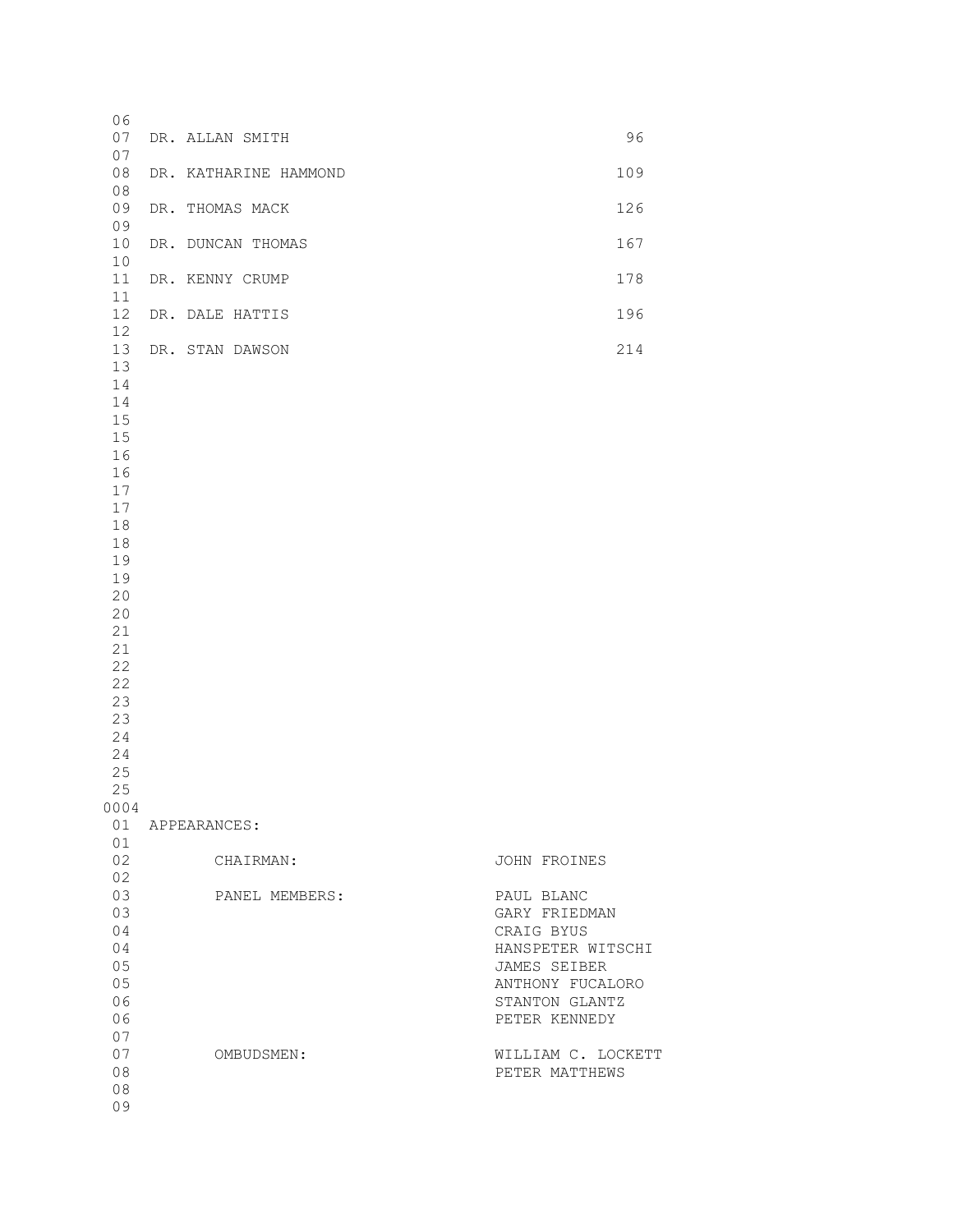| | |
|---|---|
| DR. ALLAN SMITH | 96 |
| DR. KATHARINE HAMMOND | 109 |
| DR. THOMAS MACK | 126 |
| DR. DUNCAN THOMAS | 167 |
| DR. KENNY CRUMP | 178 |
| DR. DALE HATTIS | 196 |
| DR. STAN DAWSON | 214 |

APPEARANCES:

| | |
|---|---|
| CHAIRMAN: | JOHN FROINES |
| PANEL MEMBERS: | PAUL BLANC |
| | GARY FRIEDMAN |
| | CRAIG BYUS |
| | HANSPETER WITSCHI |
| | JAMES SEIBER |
| | ANTHONY FUCALORO |
| | STANTON GLANTZ |
| | PETER KENNEDY |
| OMBUDSMEN: | WILLIAM C. LOCKETT |
| | PETER MATTHEWS |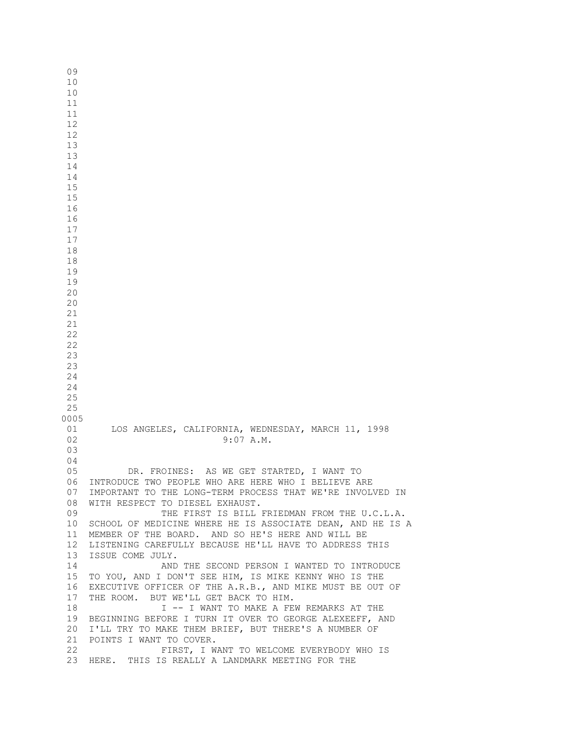LOS ANGELES, CALIFORNIA, WEDNESDAY, MARCH 11, 1998

9:07 A.M.

DR. FROINES: AS WE GET STARTED, I WANT TO INTRODUCE TWO PEOPLE WHO ARE HERE WHO I BELIEVE ARE IMPORTANT TO THE LONG-TERM PROCESS THAT WE'RE INVOLVED IN WITH RESPECT TO DIESEL EXHAUST.

THE FIRST IS BILL FRIEDMAN FROM THE U.C.L.A. SCHOOL OF MEDICINE WHERE HE IS ASSOCIATE DEAN, AND HE IS A MEMBER OF THE BOARD. AND SO HE'S HERE AND WILL BE LISTENING CAREFULLY BECAUSE HE'LL HAVE TO ADDRESS THIS ISSUE COME JULY.

AND THE SECOND PERSON I WANTED TO INTRODUCE TO YOU, AND I DON'T SEE HIM, IS MIKE KENNY WHO IS THE EXECUTIVE OFFICER OF THE A.R.B., AND MIKE MUST BE OUT OF THE ROOM. BUT WE'LL GET BACK TO HIM.

I -- I WANT TO MAKE A FEW REMARKS AT THE BEGINNING BEFORE I TURN IT OVER TO GEORGE ALEXEEFF, AND I'LL TRY TO MAKE THEM BRIEF, BUT THERE'S A NUMBER OF POINTS I WANT TO COVER.

FIRST, I WANT TO WELCOME EVERYBODY WHO IS HERE. THIS IS REALLY A LANDMARK MEETING FOR THE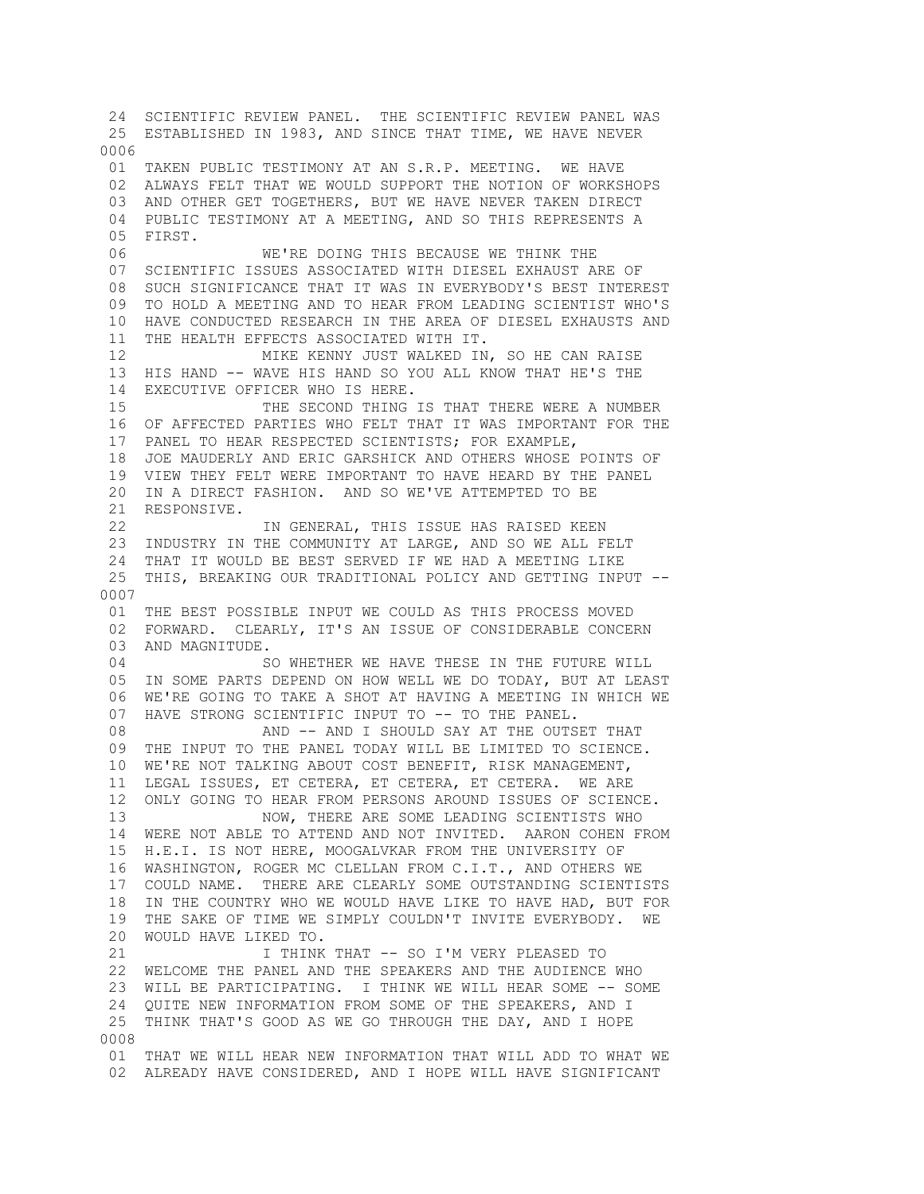```
 24  SCIENTIFIC REVIEW PANEL.  THE SCIENTIFIC REVIEW PANEL WAS
 25  ESTABLISHED IN 1983, AND SINCE THAT TIME, WE HAVE NEVER
0006
 01  TAKEN PUBLIC TESTIMONY AT AN S.R.P. MEETING.  WE HAVE
 02  ALWAYS FELT THAT WE WOULD SUPPORT THE NOTION OF WORKSHOPS
 03  AND OTHER GET TOGETHERS, BUT WE HAVE NEVER TAKEN DIRECT
 04  PUBLIC TESTIMONY AT A MEETING, AND SO THIS REPRESENTS A
 05  FIRST.
 06              WE'RE DOING THIS BECAUSE WE THINK THE
 07  SCIENTIFIC ISSUES ASSOCIATED WITH DIESEL EXHAUST ARE OF
 08  SUCH SIGNIFICANCE THAT IT WAS IN EVERYBODY'S BEST INTEREST
 09  TO HOLD A MEETING AND TO HEAR FROM LEADING SCIENTIST WHO'S
 10  HAVE CONDUCTED RESEARCH IN THE AREA OF DIESEL EXHAUSTS AND
 11  THE HEALTH EFFECTS ASSOCIATED WITH IT.
 12              MIKE KENNY JUST WALKED IN, SO HE CAN RAISE
 13  HIS HAND -- WAVE HIS HAND SO YOU ALL KNOW THAT HE'S THE
 14  EXECUTIVE OFFICER WHO IS HERE.
 15              THE SECOND THING IS THAT THERE WERE A NUMBER
 16  OF AFFECTED PARTIES WHO FELT THAT IT WAS IMPORTANT FOR THE
 17  PANEL TO HEAR RESPECTED SCIENTISTS; FOR EXAMPLE,
 18  JOE MAUDERLY AND ERIC GARSHICK AND OTHERS WHOSE POINTS OF
 19  VIEW THEY FELT WERE IMPORTANT TO HAVE HEARD BY THE PANEL
 20  IN A DIRECT FASHION.  AND SO WE'VE ATTEMPTED TO BE
 21  RESPONSIVE.
 22              IN GENERAL, THIS ISSUE HAS RAISED KEEN
 23  INDUSTRY IN THE COMMUNITY AT LARGE, AND SO WE ALL FELT
 24  THAT IT WOULD BE BEST SERVED IF WE HAD A MEETING LIKE
 25  THIS, BREAKING OUR TRADITIONAL POLICY AND GETTING INPUT --
0007
 01  THE BEST POSSIBLE INPUT WE COULD AS THIS PROCESS MOVED
 02  FORWARD.  CLEARLY, IT'S AN ISSUE OF CONSIDERABLE CONCERN
 03  AND MAGNITUDE.
 04              SO WHETHER WE HAVE THESE IN THE FUTURE WILL
 05  IN SOME PARTS DEPEND ON HOW WELL WE DO TODAY, BUT AT LEAST
 06  WE'RE GOING TO TAKE A SHOT AT HAVING A MEETING IN WHICH WE
 07  HAVE STRONG SCIENTIFIC INPUT TO -- TO THE PANEL.
 08              AND -- AND I SHOULD SAY AT THE OUTSET THAT
 09  THE INPUT TO THE PANEL TODAY WILL BE LIMITED TO SCIENCE.
 10  WE'RE NOT TALKING ABOUT COST BENEFIT, RISK MANAGEMENT,
 11  LEGAL ISSUES, ET CETERA, ET CETERA, ET CETERA.  WE ARE
 12  ONLY GOING TO HEAR FROM PERSONS AROUND ISSUES OF SCIENCE.
 13              NOW, THERE ARE SOME LEADING SCIENTISTS WHO
 14  WERE NOT ABLE TO ATTEND AND NOT INVITED.  AARON COHEN FROM
 15  H.E.I. IS NOT HERE, MOOGALVKAR FROM THE UNIVERSITY OF
 16  WASHINGTON, ROGER MC CLELLAN FROM C.I.T., AND OTHERS WE
 17  COULD NAME.  THERE ARE CLEARLY SOME OUTSTANDING SCIENTISTS
 18  IN THE COUNTRY WHO WE WOULD HAVE LIKE TO HAVE HAD, BUT FOR
 19  THE SAKE OF TIME WE SIMPLY COULDN'T INVITE EVERYBODY.  WE
 20  WOULD HAVE LIKED TO.
 21              I THINK THAT -- SO I'M VERY PLEASED TO
 22  WELCOME THE PANEL AND THE SPEAKERS AND THE AUDIENCE WHO
 23  WILL BE PARTICIPATING.  I THINK WE WILL HEAR SOME -- SOME
 24  QUITE NEW INFORMATION FROM SOME OF THE SPEAKERS, AND I
 25  THINK THAT'S GOOD AS WE GO THROUGH THE DAY, AND I HOPE
0008
 01  THAT WE WILL HEAR NEW INFORMATION THAT WILL ADD TO WHAT WE
 02  ALREADY HAVE CONSIDERED, AND I HOPE WILL HAVE SIGNIFICANT
```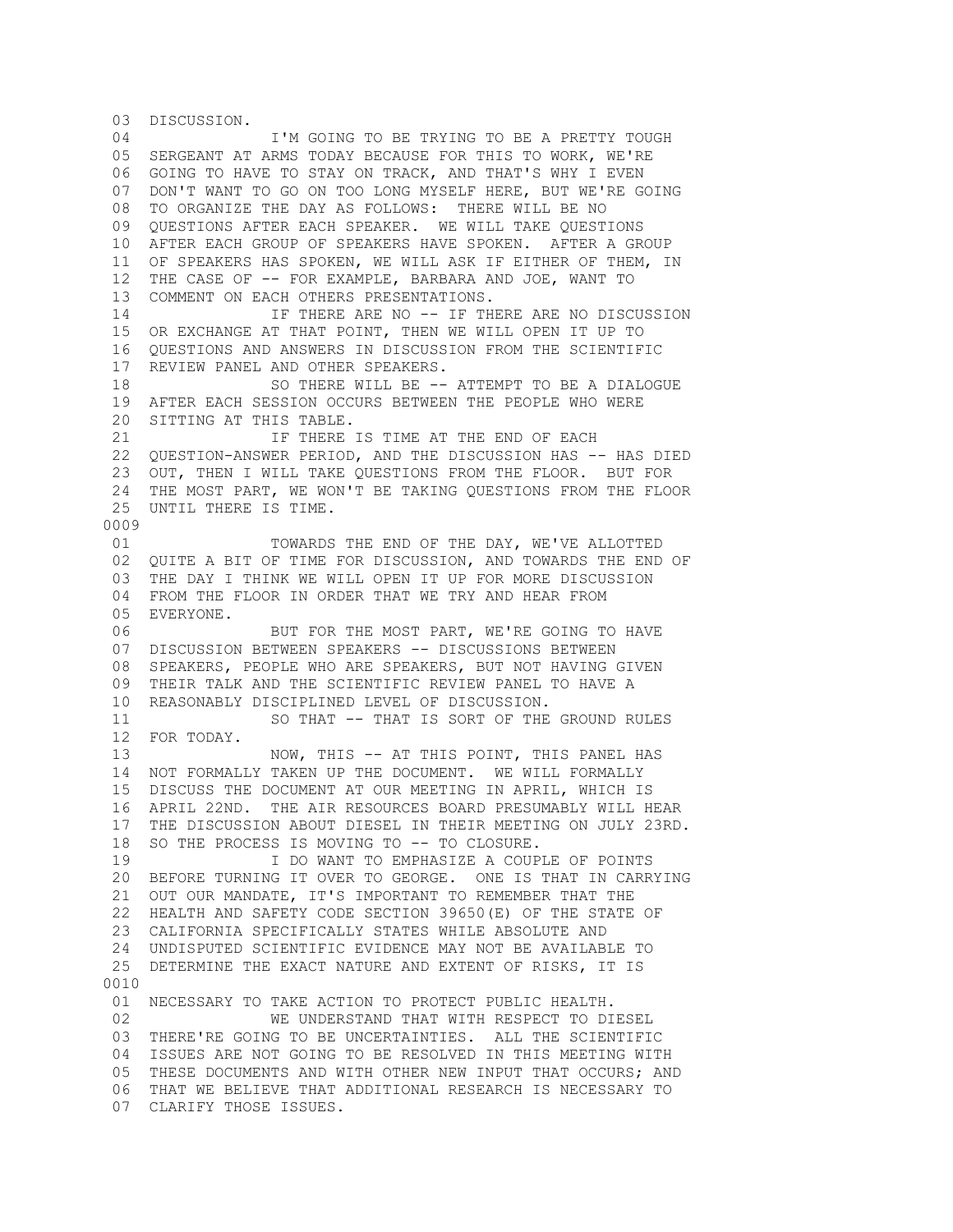DISCUSSION.

I'M GOING TO BE TRYING TO BE A PRETTY TOUGH SERGEANT AT ARMS TODAY BECAUSE FOR THIS TO WORK, WE'RE GOING TO HAVE TO STAY ON TRACK, AND THAT'S WHY I EVEN DON'T WANT TO GO ON TOO LONG MYSELF HERE, BUT WE'RE GOING TO ORGANIZE THE DAY AS FOLLOWS: THERE WILL BE NO QUESTIONS AFTER EACH SPEAKER. WE WILL TAKE QUESTIONS AFTER EACH GROUP OF SPEAKERS HAVE SPOKEN. AFTER A GROUP OF SPEAKERS HAS SPOKEN, WE WILL ASK IF EITHER OF THEM, IN THE CASE OF -- FOR EXAMPLE, BARBARA AND JOE, WANT TO COMMENT ON EACH OTHERS PRESENTATIONS.

IF THERE ARE NO -- IF THERE ARE NO DISCUSSION OR EXCHANGE AT THAT POINT, THEN WE WILL OPEN IT UP TO QUESTIONS AND ANSWERS IN DISCUSSION FROM THE SCIENTIFIC REVIEW PANEL AND OTHER SPEAKERS.

SO THERE WILL BE -- ATTEMPT TO BE A DIALOGUE AFTER EACH SESSION OCCURS BETWEEN THE PEOPLE WHO WERE SITTING AT THIS TABLE.

IF THERE IS TIME AT THE END OF EACH QUESTION-ANSWER PERIOD, AND THE DISCUSSION HAS -- HAS DIED OUT, THEN I WILL TAKE QUESTIONS FROM THE FLOOR. BUT FOR THE MOST PART, WE WON'T BE TAKING QUESTIONS FROM THE FLOOR UNTIL THERE IS TIME.

0009

TOWARDS THE END OF THE DAY, WE'VE ALLOTTED QUITE A BIT OF TIME FOR DISCUSSION, AND TOWARDS THE END OF THE DAY I THINK WE WILL OPEN IT UP FOR MORE DISCUSSION FROM THE FLOOR IN ORDER THAT WE TRY AND HEAR FROM EVERYONE.

BUT FOR THE MOST PART, WE'RE GOING TO HAVE DISCUSSION BETWEEN SPEAKERS -- DISCUSSIONS BETWEEN SPEAKERS, PEOPLE WHO ARE SPEAKERS, BUT NOT HAVING GIVEN THEIR TALK AND THE SCIENTIFIC REVIEW PANEL TO HAVE A REASONABLY DISCIPLINED LEVEL OF DISCUSSION.

SO THAT -- THAT IS SORT OF THE GROUND RULES FOR TODAY.

NOW, THIS -- AT THIS POINT, THIS PANEL HAS NOT FORMALLY TAKEN UP THE DOCUMENT. WE WILL FORMALLY DISCUSS THE DOCUMENT AT OUR MEETING IN APRIL, WHICH IS APRIL 22ND. THE AIR RESOURCES BOARD PRESUMABLY WILL HEAR THE DISCUSSION ABOUT DIESEL IN THEIR MEETING ON JULY 23RD. SO THE PROCESS IS MOVING TO -- TO CLOSURE.

I DO WANT TO EMPHASIZE A COUPLE OF POINTS BEFORE TURNING IT OVER TO GEORGE. ONE IS THAT IN CARRYING OUT OUR MANDATE, IT'S IMPORTANT TO REMEMBER THAT THE HEALTH AND SAFETY CODE SECTION 39650(E) OF THE STATE OF CALIFORNIA SPECIFICALLY STATES WHILE ABSOLUTE AND UNDISPUTED SCIENTIFIC EVIDENCE MAY NOT BE AVAILABLE TO DETERMINE THE EXACT NATURE AND EXTENT OF RISKS, IT IS

0010

NECESSARY TO TAKE ACTION TO PROTECT PUBLIC HEALTH.

WE UNDERSTAND THAT WITH RESPECT TO DIESEL THERE'RE GOING TO BE UNCERTAINTIES. ALL THE SCIENTIFIC ISSUES ARE NOT GOING TO BE RESOLVED IN THIS MEETING WITH THESE DOCUMENTS AND WITH OTHER NEW INPUT THAT OCCURS; AND THAT WE BELIEVE THAT ADDITIONAL RESEARCH IS NECESSARY TO CLARIFY THOSE ISSUES.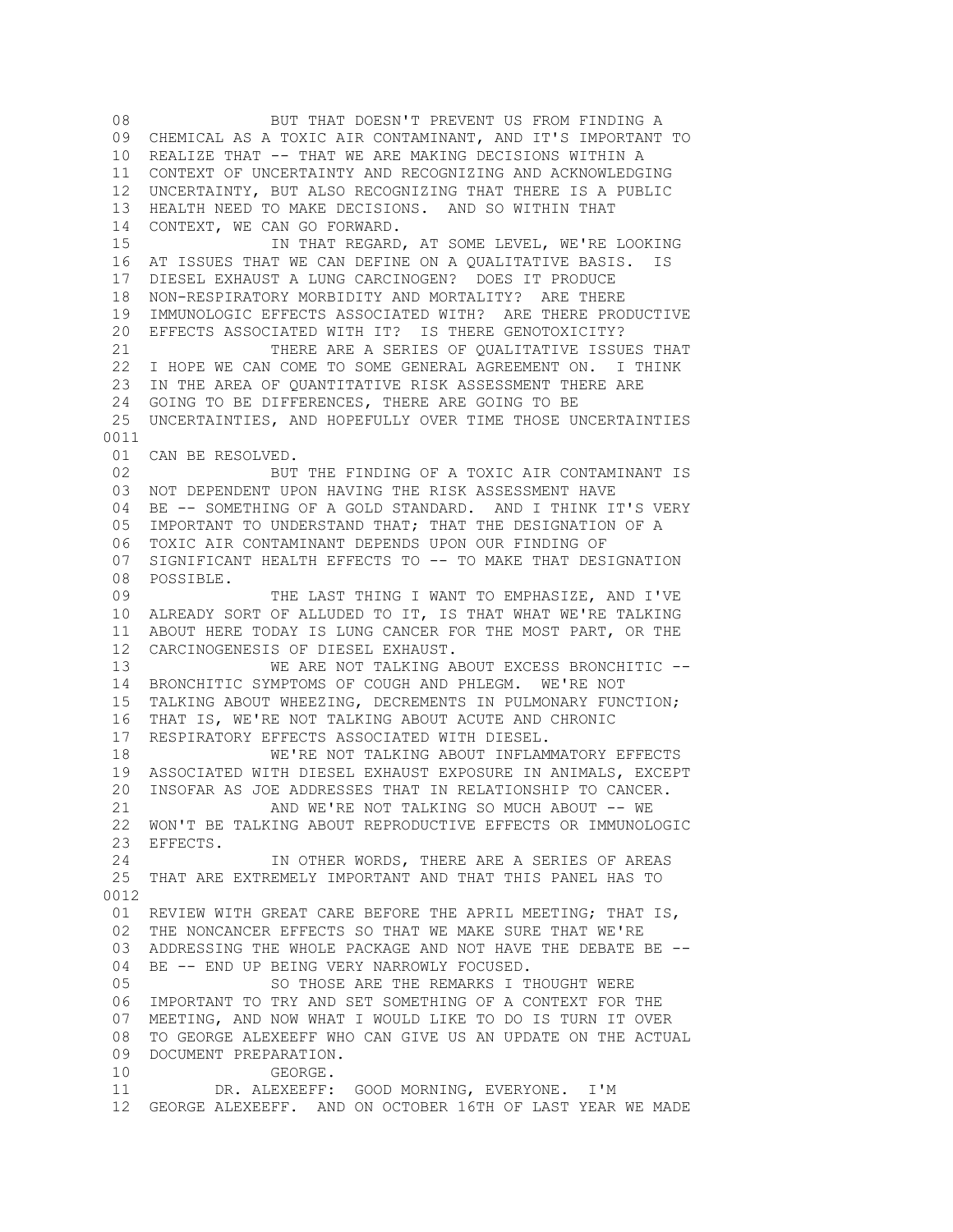BUT THAT DOESN'T PREVENT US FROM FINDING A CHEMICAL AS A TOXIC AIR CONTAMINANT, AND IT'S IMPORTANT TO REALIZE THAT -- THAT WE ARE MAKING DECISIONS WITHIN A CONTEXT OF UNCERTAINTY AND RECOGNIZING AND ACKNOWLEDGING UNCERTAINTY, BUT ALSO RECOGNIZING THAT THERE IS A PUBLIC HEALTH NEED TO MAKE DECISIONS. AND SO WITHIN THAT CONTEXT, WE CAN GO FORWARD.

IN THAT REGARD, AT SOME LEVEL, WE'RE LOOKING AT ISSUES THAT WE CAN DEFINE ON A QUALITATIVE BASIS. IS DIESEL EXHAUST A LUNG CARCINOGEN? DOES IT PRODUCE NON-RESPIRATORY MORBIDITY AND MORTALITY? ARE THERE IMMUNOLOGIC EFFECTS ASSOCIATED WITH? ARE THERE PRODUCTIVE EFFECTS ASSOCIATED WITH IT? IS THERE GENOTOXICITY?

THERE ARE A SERIES OF QUALITATIVE ISSUES THAT I HOPE WE CAN COME TO SOME GENERAL AGREEMENT ON. I THINK IN THE AREA OF QUANTITATIVE RISK ASSESSMENT THERE ARE GOING TO BE DIFFERENCES, THERE ARE GOING TO BE UNCERTAINTIES, AND HOPEFULLY OVER TIME THOSE UNCERTAINTIES CAN BE RESOLVED.

BUT THE FINDING OF A TOXIC AIR CONTAMINANT IS NOT DEPENDENT UPON HAVING THE RISK ASSESSMENT HAVE BE -- SOMETHING OF A GOLD STANDARD. AND I THINK IT'S VERY IMPORTANT TO UNDERSTAND THAT; THAT THE DESIGNATION OF A TOXIC AIR CONTAMINANT DEPENDS UPON OUR FINDING OF SIGNIFICANT HEALTH EFFECTS TO -- TO MAKE THAT DESIGNATION POSSIBLE.

THE LAST THING I WANT TO EMPHASIZE, AND I'VE ALREADY SORT OF ALLUDED TO IT, IS THAT WHAT WE'RE TALKING ABOUT HERE TODAY IS LUNG CANCER FOR THE MOST PART, OR THE CARCINOGENESIS OF DIESEL EXHAUST.

WE ARE NOT TALKING ABOUT EXCESS BRONCHITIC -- BRONCHITIC SYMPTOMS OF COUGH AND PHLEGM. WE'RE NOT TALKING ABOUT WHEEZING, DECREMENTS IN PULMONARY FUNCTION; THAT IS, WE'RE NOT TALKING ABOUT ACUTE AND CHRONIC RESPIRATORY EFFECTS ASSOCIATED WITH DIESEL.

WE'RE NOT TALKING ABOUT INFLAMMATORY EFFECTS ASSOCIATED WITH DIESEL EXHAUST EXPOSURE IN ANIMALS, EXCEPT INSOFAR AS JOE ADDRESSES THAT IN RELATIONSHIP TO CANCER.

AND WE'RE NOT TALKING SO MUCH ABOUT -- WE WON'T BE TALKING ABOUT REPRODUCTIVE EFFECTS OR IMMUNOLOGIC EFFECTS.

IN OTHER WORDS, THERE ARE A SERIES OF AREAS THAT ARE EXTREMELY IMPORTANT AND THAT THIS PANEL HAS TO REVIEW WITH GREAT CARE BEFORE THE APRIL MEETING; THAT IS, THE NONCANCER EFFECTS SO THAT WE MAKE SURE THAT WE'RE ADDRESSING THE WHOLE PACKAGE AND NOT HAVE THE DEBATE BE -- BE -- END UP BEING VERY NARROWLY FOCUSED.

SO THOSE ARE THE REMARKS I THOUGHT WERE IMPORTANT TO TRY AND SET SOMETHING OF A CONTEXT FOR THE MEETING, AND NOW WHAT I WOULD LIKE TO DO IS TURN IT OVER TO GEORGE ALEXEEFF WHO CAN GIVE US AN UPDATE ON THE ACTUAL DOCUMENT PREPARATION.

GEORGE.

DR. ALEXEEFF: GOOD MORNING, EVERYONE. I'M GEORGE ALEXEEFF. AND ON OCTOBER 16TH OF LAST YEAR WE MADE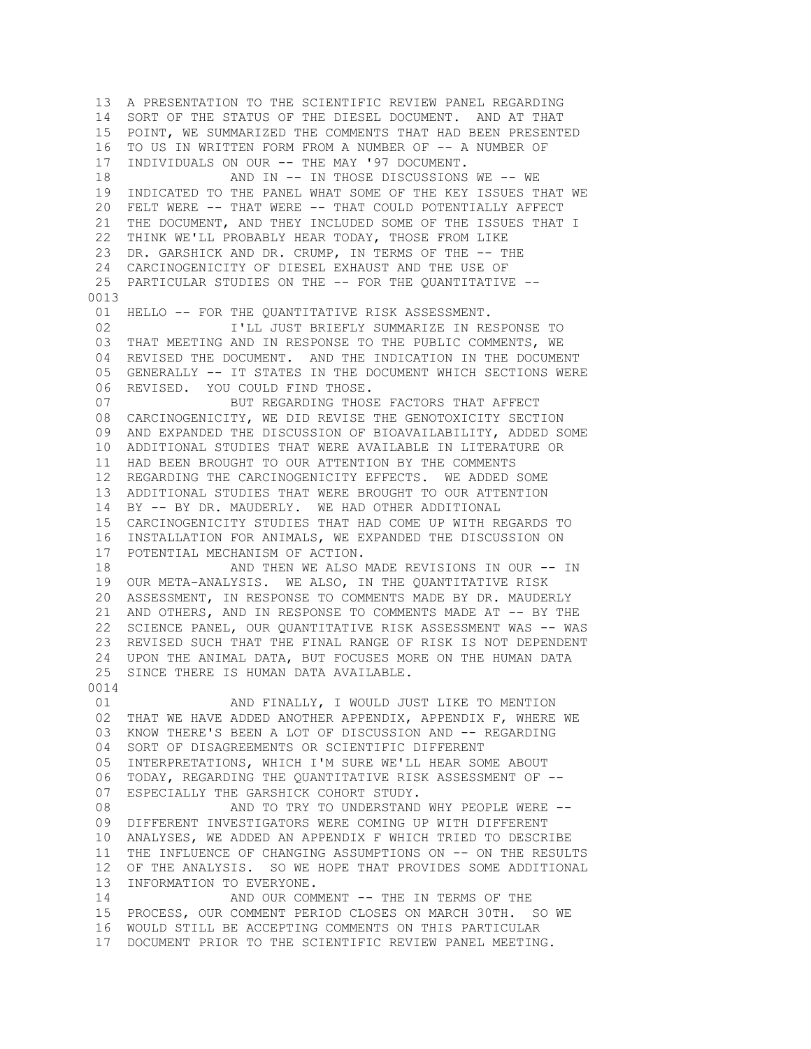13 A PRESENTATION TO THE SCIENTIFIC REVIEW PANEL REGARDING
14 SORT OF THE STATUS OF THE DIESEL DOCUMENT. AND AT THAT
15 POINT, WE SUMMARIZED THE COMMENTS THAT HAD BEEN PRESENTED
16 TO US IN WRITTEN FORM FROM A NUMBER OF -- A NUMBER OF
17 INDIVIDUALS ON OUR -- THE MAY '97 DOCUMENT.
18 AND IN -- IN THOSE DISCUSSIONS WE -- WE
19 INDICATED TO THE PANEL WHAT SOME OF THE KEY ISSUES THAT WE
20 FELT WERE -- THAT WERE -- THAT COULD POTENTIALLY AFFECT
21 THE DOCUMENT, AND THEY INCLUDED SOME OF THE ISSUES THAT I
22 THINK WE'LL PROBABLY HEAR TODAY, THOSE FROM LIKE
23 DR. GARSHICK AND DR. CRUMP, IN TERMS OF THE -- THE
24 CARCINOGENICITY OF DIESEL EXHAUST AND THE USE OF
25 PARTICULAR STUDIES ON THE -- FOR THE QUANTITATIVE --

0013

01 HELLO -- FOR THE QUANTITATIVE RISK ASSESSMENT.
02 I'LL JUST BRIEFLY SUMMARIZE IN RESPONSE TO
03 THAT MEETING AND IN RESPONSE TO THE PUBLIC COMMENTS, WE
04 REVISED THE DOCUMENT. AND THE INDICATION IN THE DOCUMENT
05 GENERALLY -- IT STATES IN THE DOCUMENT WHICH SECTIONS WERE
06 REVISED. YOU COULD FIND THOSE.
07 BUT REGARDING THOSE FACTORS THAT AFFECT
08 CARCINOGENICITY, WE DID REVISE THE GENOTOXICITY SECTION
09 AND EXPANDED THE DISCUSSION OF BIOAVAILABILITY, ADDED SOME
10 ADDITIONAL STUDIES THAT WERE AVAILABLE IN LITERATURE OR
11 HAD BEEN BROUGHT TO OUR ATTENTION BY THE COMMENTS
12 REGARDING THE CARCINOGENICITY EFFECTS. WE ADDED SOME
13 ADDITIONAL STUDIES THAT WERE BROUGHT TO OUR ATTENTION
14 BY -- BY DR. MAUDERLY. WE HAD OTHER ADDITIONAL
15 CARCINOGENICITY STUDIES THAT HAD COME UP WITH REGARDS TO
16 INSTALLATION FOR ANIMALS, WE EXPANDED THE DISCUSSION ON
17 POTENTIAL MECHANISM OF ACTION.
18 AND THEN WE ALSO MADE REVISIONS IN OUR -- IN
19 OUR META-ANALYSIS. WE ALSO, IN THE QUANTITATIVE RISK
20 ASSESSMENT, IN RESPONSE TO COMMENTS MADE BY DR. MAUDERLY
21 AND OTHERS, AND IN RESPONSE TO COMMENTS MADE AT -- BY THE
22 SCIENCE PANEL, OUR QUANTITATIVE RISK ASSESSMENT WAS -- WAS
23 REVISED SUCH THAT THE FINAL RANGE OF RISK IS NOT DEPENDENT
24 UPON THE ANIMAL DATA, BUT FOCUSES MORE ON THE HUMAN DATA
25 SINCE THERE IS HUMAN DATA AVAILABLE.

0014

01 AND FINALLY, I WOULD JUST LIKE TO MENTION
02 THAT WE HAVE ADDED ANOTHER APPENDIX, APPENDIX F, WHERE WE
03 KNOW THERE'S BEEN A LOT OF DISCUSSION AND -- REGARDING
04 SORT OF DISAGREEMENTS OR SCIENTIFIC DIFFERENT
05 INTERPRETATIONS, WHICH I'M SURE WE'LL HEAR SOME ABOUT
06 TODAY, REGARDING THE QUANTITATIVE RISK ASSESSMENT OF --
07 ESPECIALLY THE GARSHICK COHORT STUDY.
08 AND TO TRY TO UNDERSTAND WHY PEOPLE WERE --
09 DIFFERENT INVESTIGATORS WERE COMING UP WITH DIFFERENT
10 ANALYSES, WE ADDED AN APPENDIX F WHICH TRIED TO DESCRIBE
11 THE INFLUENCE OF CHANGING ASSUMPTIONS ON -- ON THE RESULTS
12 OF THE ANALYSIS. SO WE HOPE THAT PROVIDES SOME ADDITIONAL
13 INFORMATION TO EVERYONE.
14 AND OUR COMMENT -- THE IN TERMS OF THE
15 PROCESS, OUR COMMENT PERIOD CLOSES ON MARCH 30TH. SO WE
16 WOULD STILL BE ACCEPTING COMMENTS ON THIS PARTICULAR
17 DOCUMENT PRIOR TO THE SCIENTIFIC REVIEW PANEL MEETING.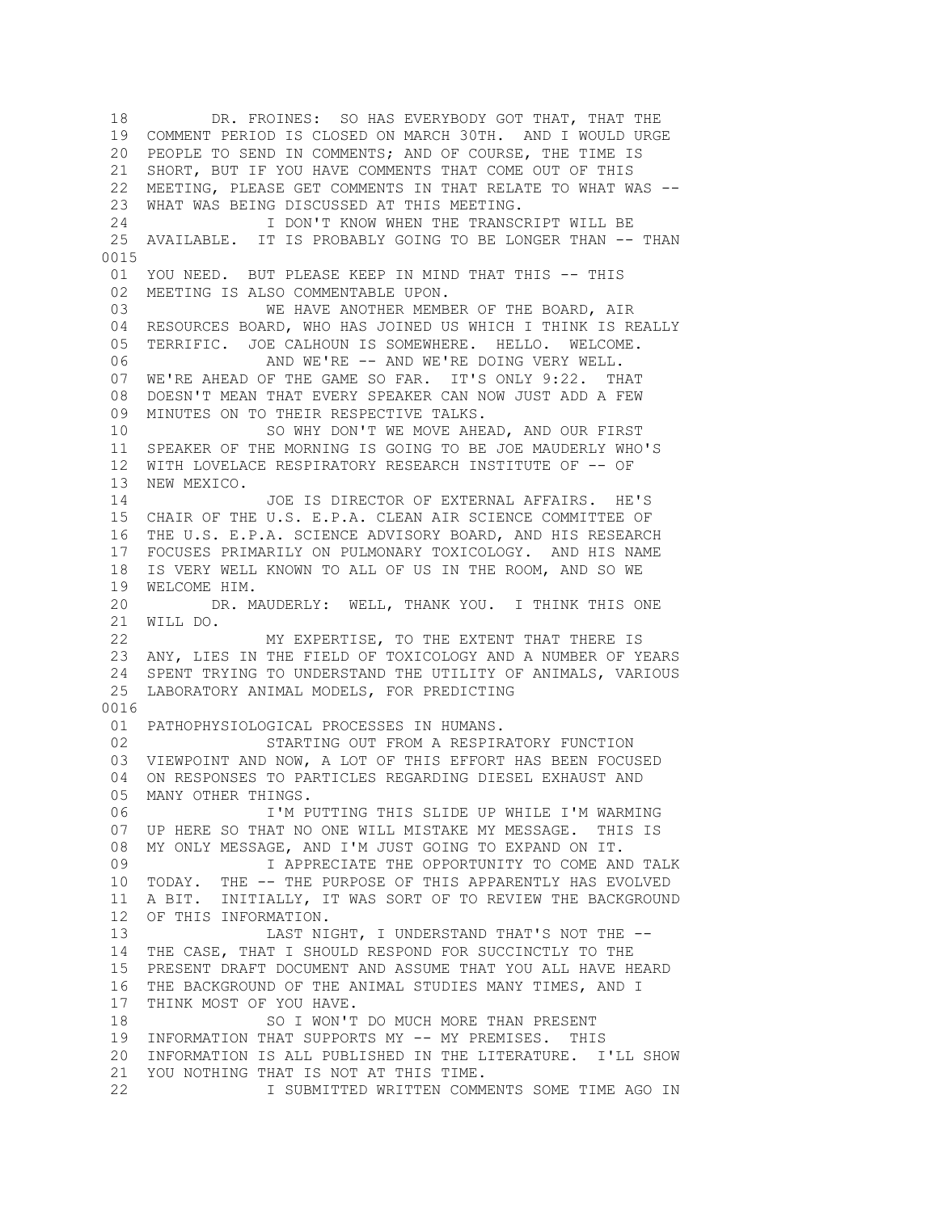18 DR. FROINES: SO HAS EVERYBODY GOT THAT, THAT THE
19 COMMENT PERIOD IS CLOSED ON MARCH 30TH. AND I WOULD URGE
20 PEOPLE TO SEND IN COMMENTS; AND OF COURSE, THE TIME IS
21 SHORT, BUT IF YOU HAVE COMMENTS THAT COME OUT OF THIS
22 MEETING, PLEASE GET COMMENTS IN THAT RELATE TO WHAT WAS --
23 WHAT WAS BEING DISCUSSED AT THIS MEETING.
24 I DON'T KNOW WHEN THE TRANSCRIPT WILL BE
25 AVAILABLE. IT IS PROBABLY GOING TO BE LONGER THAN -- THAN

0015

01 YOU NEED. BUT PLEASE KEEP IN MIND THAT THIS -- THIS
02 MEETING IS ALSO COMMENTABLE UPON.
03 WE HAVE ANOTHER MEMBER OF THE BOARD, AIR
04 RESOURCES BOARD, WHO HAS JOINED US WHICH I THINK IS REALLY
05 TERRIFIC. JOE CALHOUN IS SOMEWHERE. HELLO. WELCOME.
06 AND WE'RE -- AND WE'RE DOING VERY WELL.
07 WE'RE AHEAD OF THE GAME SO FAR. IT'S ONLY 9:22. THAT
08 DOESN'T MEAN THAT EVERY SPEAKER CAN NOW JUST ADD A FEW
09 MINUTES ON TO THEIR RESPECTIVE TALKS.
10 SO WHY DON'T WE MOVE AHEAD, AND OUR FIRST
11 SPEAKER OF THE MORNING IS GOING TO BE JOE MAUDERLY WHO'S
12 WITH LOVELACE RESPIRATORY RESEARCH INSTITUTE OF -- OF
13 NEW MEXICO.
14 JOE IS DIRECTOR OF EXTERNAL AFFAIRS. HE'S
15 CHAIR OF THE U.S. E.P.A. CLEAN AIR SCIENCE COMMITTEE OF
16 THE U.S. E.P.A. SCIENCE ADVISORY BOARD, AND HIS RESEARCH
17 FOCUSES PRIMARILY ON PULMONARY TOXICOLOGY. AND HIS NAME
18 IS VERY WELL KNOWN TO ALL OF US IN THE ROOM, AND SO WE
19 WELCOME HIM.
20 DR. MAUDERLY: WELL, THANK YOU. I THINK THIS ONE
21 WILL DO.
22 MY EXPERTISE, TO THE EXTENT THAT THERE IS
23 ANY, LIES IN THE FIELD OF TOXICOLOGY AND A NUMBER OF YEARS
24 SPENT TRYING TO UNDERSTAND THE UTILITY OF ANIMALS, VARIOUS
25 LABORATORY ANIMAL MODELS, FOR PREDICTING

0016

01 PATHOPHYSIOLOGICAL PROCESSES IN HUMANS.
02 STARTING OUT FROM A RESPIRATORY FUNCTION
03 VIEWPOINT AND NOW, A LOT OF THIS EFFORT HAS BEEN FOCUSED
04 ON RESPONSES TO PARTICLES REGARDING DIESEL EXHAUST AND
05 MANY OTHER THINGS.
06 I'M PUTTING THIS SLIDE UP WHILE I'M WARMING
07 UP HERE SO THAT NO ONE WILL MISTAKE MY MESSAGE. THIS IS
08 MY ONLY MESSAGE, AND I'M JUST GOING TO EXPAND ON IT.
09 I APPRECIATE THE OPPORTUNITY TO COME AND TALK
10 TODAY. THE -- THE PURPOSE OF THIS APPARENTLY HAS EVOLVED
11 A BIT. INITIALLY, IT WAS SORT OF TO REVIEW THE BACKGROUND
12 OF THIS INFORMATION.
13 LAST NIGHT, I UNDERSTAND THAT'S NOT THE --
14 THE CASE, THAT I SHOULD RESPOND FOR SUCCINCTLY TO THE
15 PRESENT DRAFT DOCUMENT AND ASSUME THAT YOU ALL HAVE HEARD
16 THE BACKGROUND OF THE ANIMAL STUDIES MANY TIMES, AND I
17 THINK MOST OF YOU HAVE.
18 SO I WON'T DO MUCH MORE THAN PRESENT
19 INFORMATION THAT SUPPORTS MY -- MY PREMISES. THIS
20 INFORMATION IS ALL PUBLISHED IN THE LITERATURE. I'LL SHOW
21 YOU NOTHING THAT IS NOT AT THIS TIME.
22 I SUBMITTED WRITTEN COMMENTS SOME TIME AGO IN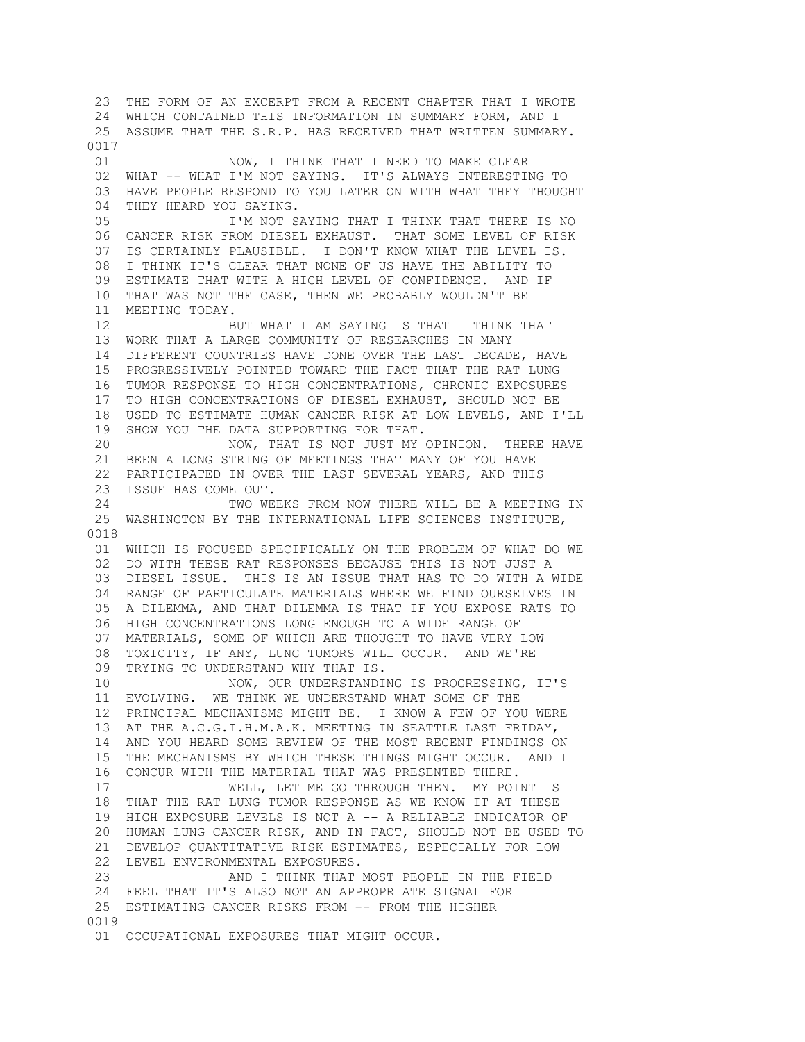23 THE FORM OF AN EXCERPT FROM A RECENT CHAPTER THAT I WROTE
24 WHICH CONTAINED THIS INFORMATION IN SUMMARY FORM, AND I
25 ASSUME THAT THE S.R.P. HAS RECEIVED THAT WRITTEN SUMMARY.

0017

01 NOW, I THINK THAT I NEED TO MAKE CLEAR
02 WHAT -- WHAT I'M NOT SAYING. IT'S ALWAYS INTERESTING TO
03 HAVE PEOPLE RESPOND TO YOU LATER ON WITH WHAT THEY THOUGHT
04 THEY HEARD YOU SAYING.
05 I'M NOT SAYING THAT I THINK THAT THERE IS NO
06 CANCER RISK FROM DIESEL EXHAUST. THAT SOME LEVEL OF RISK
07 IS CERTAINLY PLAUSIBLE. I DON'T KNOW WHAT THE LEVEL IS.
08 I THINK IT'S CLEAR THAT NONE OF US HAVE THE ABILITY TO
09 ESTIMATE THAT WITH A HIGH LEVEL OF CONFIDENCE. AND IF
10 THAT WAS NOT THE CASE, THEN WE PROBABLY WOULDN'T BE
11 MEETING TODAY.
12 BUT WHAT I AM SAYING IS THAT I THINK THAT
13 WORK THAT A LARGE COMMUNITY OF RESEARCHES IN MANY
14 DIFFERENT COUNTRIES HAVE DONE OVER THE LAST DECADE, HAVE
15 PROGRESSIVELY POINTED TOWARD THE FACT THAT THE RAT LUNG
16 TUMOR RESPONSE TO HIGH CONCENTRATIONS, CHRONIC EXPOSURES
17 TO HIGH CONCENTRATIONS OF DIESEL EXHAUST, SHOULD NOT BE
18 USED TO ESTIMATE HUMAN CANCER RISK AT LOW LEVELS, AND I'LL
19 SHOW YOU THE DATA SUPPORTING FOR THAT.
20 NOW, THAT IS NOT JUST MY OPINION. THERE HAVE
21 BEEN A LONG STRING OF MEETINGS THAT MANY OF YOU HAVE
22 PARTICIPATED IN OVER THE LAST SEVERAL YEARS, AND THIS
23 ISSUE HAS COME OUT.
24 TWO WEEKS FROM NOW THERE WILL BE A MEETING IN
25 WASHINGTON BY THE INTERNATIONAL LIFE SCIENCES INSTITUTE,

0018

01 WHICH IS FOCUSED SPECIFICALLY ON THE PROBLEM OF WHAT DO WE
02 DO WITH THESE RAT RESPONSES BECAUSE THIS IS NOT JUST A
03 DIESEL ISSUE. THIS IS AN ISSUE THAT HAS TO DO WITH A WIDE
04 RANGE OF PARTICULATE MATERIALS WHERE WE FIND OURSELVES IN
05 A DILEMMA, AND THAT DILEMMA IS THAT IF YOU EXPOSE RATS TO
06 HIGH CONCENTRATIONS LONG ENOUGH TO A WIDE RANGE OF
07 MATERIALS, SOME OF WHICH ARE THOUGHT TO HAVE VERY LOW
08 TOXICITY, IF ANY, LUNG TUMORS WILL OCCUR. AND WE'RE
09 TRYING TO UNDERSTAND WHY THAT IS.
10 NOW, OUR UNDERSTANDING IS PROGRESSING, IT'S
11 EVOLVING. WE THINK WE UNDERSTAND WHAT SOME OF THE
12 PRINCIPAL MECHANISMS MIGHT BE. I KNOW A FEW OF YOU WERE
13 AT THE A.C.G.I.H.M.A.K. MEETING IN SEATTLE LAST FRIDAY,
14 AND YOU HEARD SOME REVIEW OF THE MOST RECENT FINDINGS ON
15 THE MECHANISMS BY WHICH THESE THINGS MIGHT OCCUR. AND I
16 CONCUR WITH THE MATERIAL THAT WAS PRESENTED THERE.
17 WELL, LET ME GO THROUGH THEN. MY POINT IS
18 THAT THE RAT LUNG TUMOR RESPONSE AS WE KNOW IT AT THESE
19 HIGH EXPOSURE LEVELS IS NOT A -- A RELIABLE INDICATOR OF
20 HUMAN LUNG CANCER RISK, AND IN FACT, SHOULD NOT BE USED TO
21 DEVELOP QUANTITATIVE RISK ESTIMATES, ESPECIALLY FOR LOW
22 LEVEL ENVIRONMENTAL EXPOSURES.
23 AND I THINK THAT MOST PEOPLE IN THE FIELD
24 FEEL THAT IT'S ALSO NOT AN APPROPRIATE SIGNAL FOR
25 ESTIMATING CANCER RISKS FROM -- FROM THE HIGHER

0019

01 OCCUPATIONAL EXPOSURES THAT MIGHT OCCUR.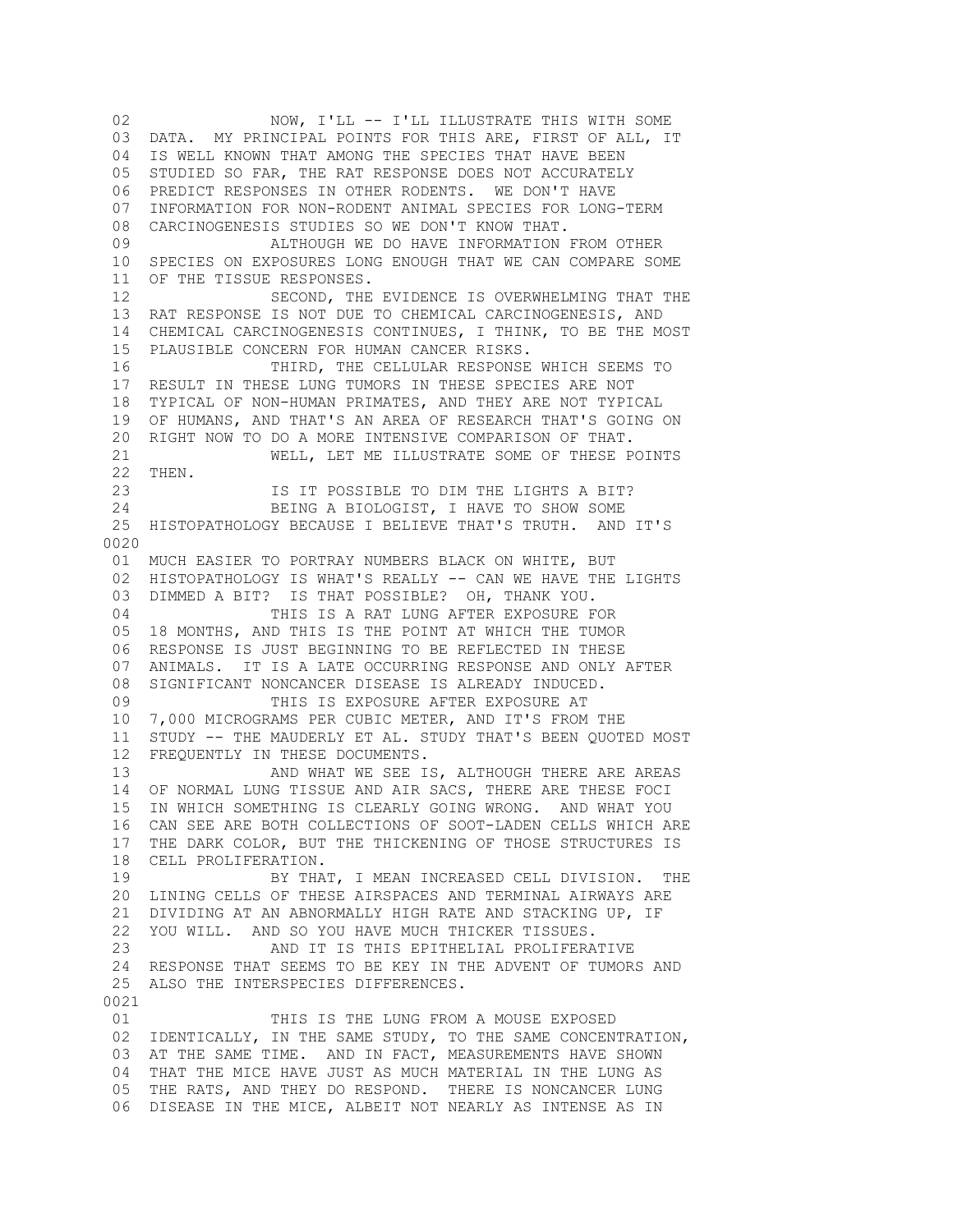02 NOW, I'LL -- I'LL ILLUSTRATE THIS WITH SOME
03 DATA. MY PRINCIPAL POINTS FOR THIS ARE, FIRST OF ALL, IT
04 IS WELL KNOWN THAT AMONG THE SPECIES THAT HAVE BEEN
05 STUDIED SO FAR, THE RAT RESPONSE DOES NOT ACCURATELY
06 PREDICT RESPONSES IN OTHER RODENTS. WE DON'T HAVE
07 INFORMATION FOR NON-RODENT ANIMAL SPECIES FOR LONG-TERM
08 CARCINOGENESIS STUDIES SO WE DON'T KNOW THAT.
09 ALTHOUGH WE DO HAVE INFORMATION FROM OTHER
10 SPECIES ON EXPOSURES LONG ENOUGH THAT WE CAN COMPARE SOME
11 OF THE TISSUE RESPONSES.
12 SECOND, THE EVIDENCE IS OVERWHELMING THAT THE
13 RAT RESPONSE IS NOT DUE TO CHEMICAL CARCINOGENESIS, AND
14 CHEMICAL CARCINOGENESIS CONTINUES, I THINK, TO BE THE MOST
15 PLAUSIBLE CONCERN FOR HUMAN CANCER RISKS.
16 THIRD, THE CELLULAR RESPONSE WHICH SEEMS TO
17 RESULT IN THESE LUNG TUMORS IN THESE SPECIES ARE NOT
18 TYPICAL OF NON-HUMAN PRIMATES, AND THEY ARE NOT TYPICAL
19 OF HUMANS, AND THAT'S AN AREA OF RESEARCH THAT'S GOING ON
20 RIGHT NOW TO DO A MORE INTENSIVE COMPARISON OF THAT.
21 WELL, LET ME ILLUSTRATE SOME OF THESE POINTS
22 THEN.
23 IS IT POSSIBLE TO DIM THE LIGHTS A BIT?
24 BEING A BIOLOGIST, I HAVE TO SHOW SOME
25 HISTOPATHOLOGY BECAUSE I BELIEVE THAT'S TRUTH. AND IT'S

0020

01 MUCH EASIER TO PORTRAY NUMBERS BLACK ON WHITE, BUT
02 HISTOPATHOLOGY IS WHAT'S REALLY -- CAN WE HAVE THE LIGHTS
03 DIMMED A BIT? IS THAT POSSIBLE? OH, THANK YOU.
04 THIS IS A RAT LUNG AFTER EXPOSURE FOR
05 18 MONTHS, AND THIS IS THE POINT AT WHICH THE TUMOR
06 RESPONSE IS JUST BEGINNING TO BE REFLECTED IN THESE
07 ANIMALS. IT IS A LATE OCCURRING RESPONSE AND ONLY AFTER
08 SIGNIFICANT NONCANCER DISEASE IS ALREADY INDUCED.
09 THIS IS EXPOSURE AFTER EXPOSURE AT
10 7,000 MICROGRAMS PER CUBIC METER, AND IT'S FROM THE
11 STUDY -- THE MAUDERLY ET AL. STUDY THAT'S BEEN QUOTED MOST
12 FREQUENTLY IN THESE DOCUMENTS.
13 AND WHAT WE SEE IS, ALTHOUGH THERE ARE AREAS
14 OF NORMAL LUNG TISSUE AND AIR SACS, THERE ARE THESE FOCI
15 IN WHICH SOMETHING IS CLEARLY GOING WRONG. AND WHAT YOU
16 CAN SEE ARE BOTH COLLECTIONS OF SOOT-LADEN CELLS WHICH ARE
17 THE DARK COLOR, BUT THE THICKENING OF THOSE STRUCTURES IS
18 CELL PROLIFERATION.
19 BY THAT, I MEAN INCREASED CELL DIVISION. THE
20 LINING CELLS OF THESE AIRSPACES AND TERMINAL AIRWAYS ARE
21 DIVIDING AT AN ABNORMALLY HIGH RATE AND STACKING UP, IF
22 YOU WILL. AND SO YOU HAVE MUCH THICKER TISSUES.
23 AND IT IS THIS EPITHELIAL PROLIFERATIVE
24 RESPONSE THAT SEEMS TO BE KEY IN THE ADVENT OF TUMORS AND
25 ALSO THE INTERSPECIES DIFFERENCES.

0021

01 THIS IS THE LUNG FROM A MOUSE EXPOSED
02 IDENTICALLY, IN THE SAME STUDY, TO THE SAME CONCENTRATION,
03 AT THE SAME TIME. AND IN FACT, MEASUREMENTS HAVE SHOWN
04 THAT THE MICE HAVE JUST AS MUCH MATERIAL IN THE LUNG AS
05 THE RATS, AND THEY DO RESPOND. THERE IS NONCANCER LUNG
06 DISEASE IN THE MICE, ALBEIT NOT NEARLY AS INTENSE AS IN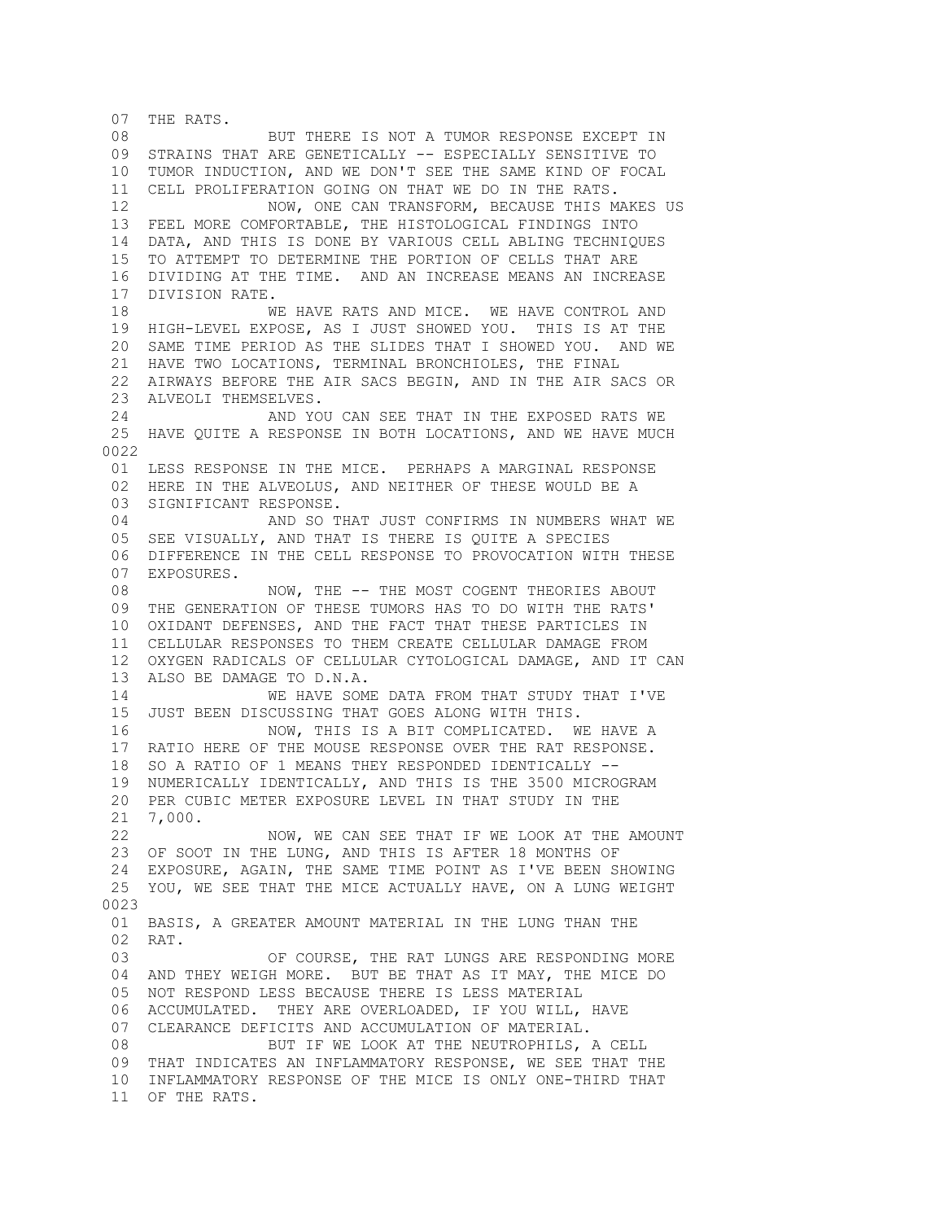07 THE RATS.
08 BUT THERE IS NOT A TUMOR RESPONSE EXCEPT IN
09 STRAINS THAT ARE GENETICALLY -- ESPECIALLY SENSITIVE TO
10 TUMOR INDUCTION, AND WE DON'T SEE THE SAME KIND OF FOCAL
11 CELL PROLIFERATION GOING ON THAT WE DO IN THE RATS.
12 NOW, ONE CAN TRANSFORM, BECAUSE THIS MAKES US
13 FEEL MORE COMFORTABLE, THE HISTOLOGICAL FINDINGS INTO
14 DATA, AND THIS IS DONE BY VARIOUS CELL ABLING TECHNIQUES
15 TO ATTEMPT TO DETERMINE THE PORTION OF CELLS THAT ARE
16 DIVIDING AT THE TIME. AND AN INCREASE MEANS AN INCREASE
17 DIVISION RATE.
18 WE HAVE RATS AND MICE. WE HAVE CONTROL AND
19 HIGH-LEVEL EXPOSE, AS I JUST SHOWED YOU. THIS IS AT THE
20 SAME TIME PERIOD AS THE SLIDES THAT I SHOWED YOU. AND WE
21 HAVE TWO LOCATIONS, TERMINAL BRONCHIOLES, THE FINAL
22 AIRWAYS BEFORE THE AIR SACS BEGIN, AND IN THE AIR SACS OR
23 ALVEOLI THEMSELVES.
24 AND YOU CAN SEE THAT IN THE EXPOSED RATS WE
25 HAVE QUITE A RESPONSE IN BOTH LOCATIONS, AND WE HAVE MUCH

0022

01 LESS RESPONSE IN THE MICE. PERHAPS A MARGINAL RESPONSE
02 HERE IN THE ALVEOLUS, AND NEITHER OF THESE WOULD BE A
03 SIGNIFICANT RESPONSE.
04 AND SO THAT JUST CONFIRMS IN NUMBERS WHAT WE
05 SEE VISUALLY, AND THAT IS THERE IS QUITE A SPECIES
06 DIFFERENCE IN THE CELL RESPONSE TO PROVOCATION WITH THESE
07 EXPOSURES.
08 NOW, THE -- THE MOST COGENT THEORIES ABOUT
09 THE GENERATION OF THESE TUMORS HAS TO DO WITH THE RATS'
10 OXIDANT DEFENSES, AND THE FACT THAT THESE PARTICLES IN
11 CELLULAR RESPONSES TO THEM CREATE CELLULAR DAMAGE FROM
12 OXYGEN RADICALS OF CELLULAR CYTOLOGICAL DAMAGE, AND IT CAN
13 ALSO BE DAMAGE TO D.N.A.
14 WE HAVE SOME DATA FROM THAT STUDY THAT I'VE
15 JUST BEEN DISCUSSING THAT GOES ALONG WITH THIS.
16 NOW, THIS IS A BIT COMPLICATED. WE HAVE A
17 RATIO HERE OF THE MOUSE RESPONSE OVER THE RAT RESPONSE.
18 SO A RATIO OF 1 MEANS THEY RESPONDED IDENTICALLY --
19 NUMERICALLY IDENTICALLY, AND THIS IS THE 3500 MICROGRAM
20 PER CUBIC METER EXPOSURE LEVEL IN THAT STUDY IN THE
21 7,000.
22 NOW, WE CAN SEE THAT IF WE LOOK AT THE AMOUNT
23 OF SOOT IN THE LUNG, AND THIS IS AFTER 18 MONTHS OF
24 EXPOSURE, AGAIN, THE SAME TIME POINT AS I'VE BEEN SHOWING
25 YOU, WE SEE THAT THE MICE ACTUALLY HAVE, ON A LUNG WEIGHT

0023

01 BASIS, A GREATER AMOUNT MATERIAL IN THE LUNG THAN THE
02 RAT.
03 OF COURSE, THE RAT LUNGS ARE RESPONDING MORE
04 AND THEY WEIGH MORE. BUT BE THAT AS IT MAY, THE MICE DO
05 NOT RESPOND LESS BECAUSE THERE IS LESS MATERIAL
06 ACCUMULATED. THEY ARE OVERLOADED, IF YOU WILL, HAVE
07 CLEARANCE DEFICITS AND ACCUMULATION OF MATERIAL.
08 BUT IF WE LOOK AT THE NEUTROPHILS, A CELL
09 THAT INDICATES AN INFLAMMATORY RESPONSE, WE SEE THAT THE
10 INFLAMMATORY RESPONSE OF THE MICE IS ONLY ONE-THIRD THAT
11 OF THE RATS.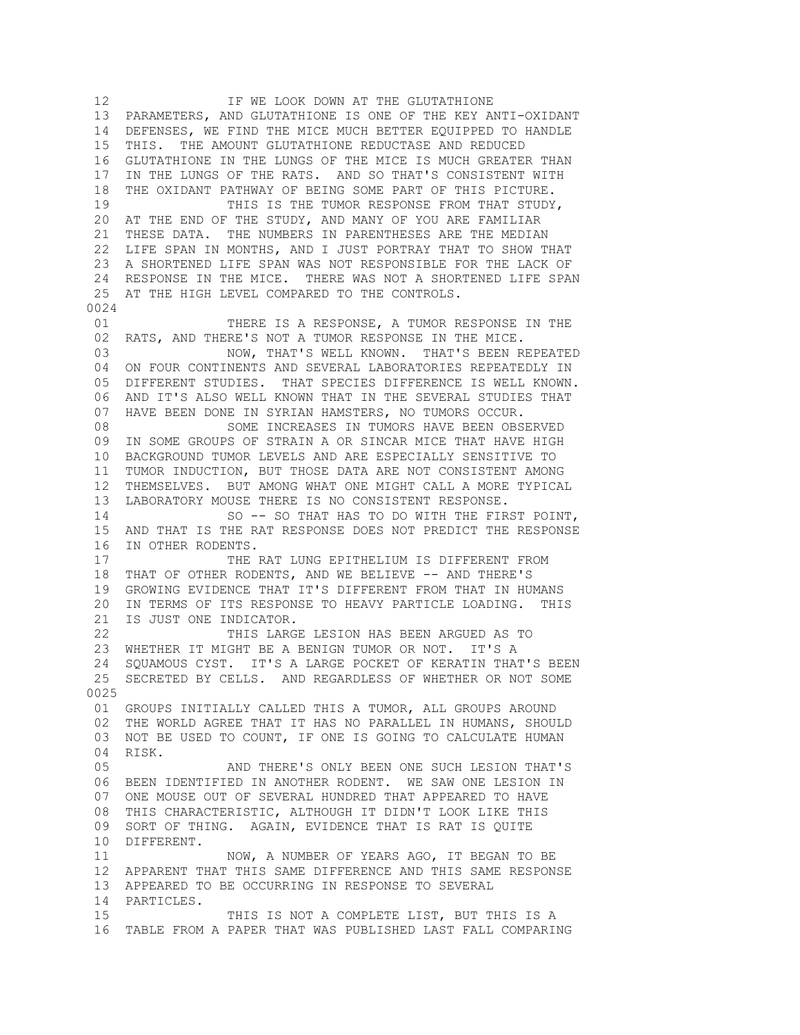12 IF WE LOOK DOWN AT THE GLUTATHIONE
13 PARAMETERS, AND GLUTATHIONE IS ONE OF THE KEY ANTI-OXIDANT
14 DEFENSES, WE FIND THE MICE MUCH BETTER EQUIPPED TO HANDLE
15 THIS. THE AMOUNT GLUTATHIONE REDUCTASE AND REDUCED
16 GLUTATHIONE IN THE LUNGS OF THE MICE IS MUCH GREATER THAN
17 IN THE LUNGS OF THE RATS. AND SO THAT'S CONSISTENT WITH
18 THE OXIDANT PATHWAY OF BEING SOME PART OF THIS PICTURE.
19 THIS IS THE TUMOR RESPONSE FROM THAT STUDY,
20 AT THE END OF THE STUDY, AND MANY OF YOU ARE FAMILIAR
21 THESE DATA. THE NUMBERS IN PARENTHESES ARE THE MEDIAN
22 LIFE SPAN IN MONTHS, AND I JUST PORTRAY THAT TO SHOW THAT
23 A SHORTENED LIFE SPAN WAS NOT RESPONSIBLE FOR THE LACK OF
24 RESPONSE IN THE MICE. THERE WAS NOT A SHORTENED LIFE SPAN
25 AT THE HIGH LEVEL COMPARED TO THE CONTROLS.

0024

01 THERE IS A RESPONSE, A TUMOR RESPONSE IN THE
02 RATS, AND THERE'S NOT A TUMOR RESPONSE IN THE MICE.
03 NOW, THAT'S WELL KNOWN. THAT'S BEEN REPEATED
04 ON FOUR CONTINENTS AND SEVERAL LABORATORIES REPEATEDLY IN
05 DIFFERENT STUDIES. THAT SPECIES DIFFERENCE IS WELL KNOWN.
06 AND IT'S ALSO WELL KNOWN THAT IN THE SEVERAL STUDIES THAT
07 HAVE BEEN DONE IN SYRIAN HAMSTERS, NO TUMORS OCCUR.
08 SOME INCREASES IN TUMORS HAVE BEEN OBSERVED
09 IN SOME GROUPS OF STRAIN A OR SINCAR MICE THAT HAVE HIGH
10 BACKGROUND TUMOR LEVELS AND ARE ESPECIALLY SENSITIVE TO
11 TUMOR INDUCTION, BUT THOSE DATA ARE NOT CONSISTENT AMONG
12 THEMSELVES. BUT AMONG WHAT ONE MIGHT CALL A MORE TYPICAL
13 LABORATORY MOUSE THERE IS NO CONSISTENT RESPONSE.
14 SO -- SO THAT HAS TO DO WITH THE FIRST POINT,
15 AND THAT IS THE RAT RESPONSE DOES NOT PREDICT THE RESPONSE
16 IN OTHER RODENTS.
17 THE RAT LUNG EPITHELIUM IS DIFFERENT FROM
18 THAT OF OTHER RODENTS, AND WE BELIEVE -- AND THERE'S
19 GROWING EVIDENCE THAT IT'S DIFFERENT FROM THAT IN HUMANS
20 IN TERMS OF ITS RESPONSE TO HEAVY PARTICLE LOADING. THIS
21 IS JUST ONE INDICATOR.
22 THIS LARGE LESION HAS BEEN ARGUED AS TO
23 WHETHER IT MIGHT BE A BENIGN TUMOR OR NOT. IT'S A
24 SQUAMOUS CYST. IT'S A LARGE POCKET OF KERATIN THAT'S BEEN
25 SECRETED BY CELLS. AND REGARDLESS OF WHETHER OR NOT SOME

0025

01 GROUPS INITIALLY CALLED THIS A TUMOR, ALL GROUPS AROUND
02 THE WORLD AGREE THAT IT HAS NO PARALLEL IN HUMANS, SHOULD
03 NOT BE USED TO COUNT, IF ONE IS GOING TO CALCULATE HUMAN
04 RISK.
05 AND THERE'S ONLY BEEN ONE SUCH LESION THAT'S
06 BEEN IDENTIFIED IN ANOTHER RODENT. WE SAW ONE LESION IN
07 ONE MOUSE OUT OF SEVERAL HUNDRED THAT APPEARED TO HAVE
08 THIS CHARACTERISTIC, ALTHOUGH IT DIDN'T LOOK LIKE THIS
09 SORT OF THING. AGAIN, EVIDENCE THAT IS RAT IS QUITE
10 DIFFERENT.
11 NOW, A NUMBER OF YEARS AGO, IT BEGAN TO BE
12 APPARENT THAT THIS SAME DIFFERENCE AND THIS SAME RESPONSE
13 APPEARED TO BE OCCURRING IN RESPONSE TO SEVERAL
14 PARTICLES.
15 THIS IS NOT A COMPLETE LIST, BUT THIS IS A
16 TABLE FROM A PAPER THAT WAS PUBLISHED LAST FALL COMPARING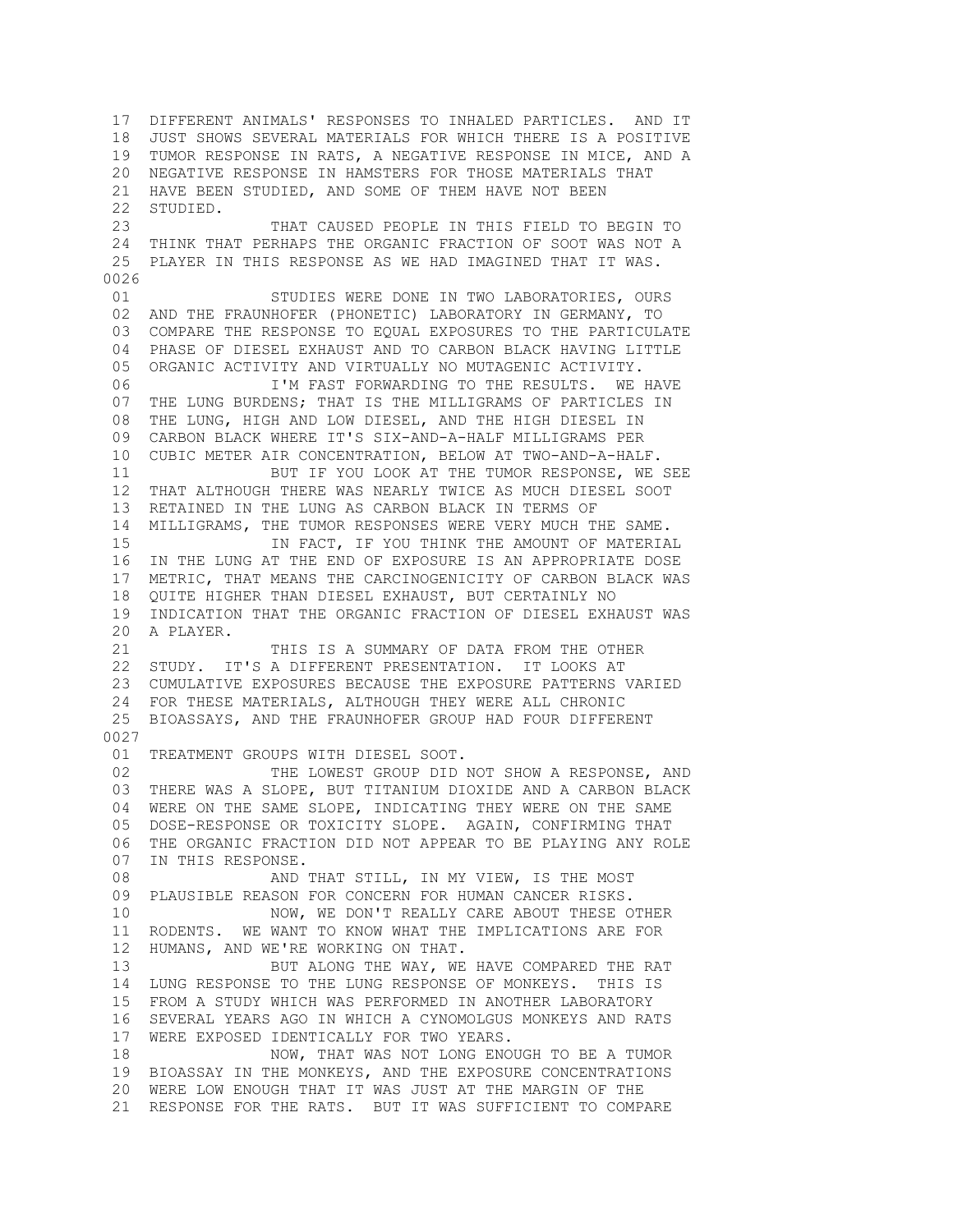17 DIFFERENT ANIMALS' RESPONSES TO INHALED PARTICLES. AND IT
18 JUST SHOWS SEVERAL MATERIALS FOR WHICH THERE IS A POSITIVE
19 TUMOR RESPONSE IN RATS, A NEGATIVE RESPONSE IN MICE, AND A
20 NEGATIVE RESPONSE IN HAMSTERS FOR THOSE MATERIALS THAT
21 HAVE BEEN STUDIED, AND SOME OF THEM HAVE NOT BEEN
22 STUDIED.
23 THAT CAUSED PEOPLE IN THIS FIELD TO BEGIN TO
24 THINK THAT PERHAPS THE ORGANIC FRACTION OF SOOT WAS NOT A
25 PLAYER IN THIS RESPONSE AS WE HAD IMAGINED THAT IT WAS.

0026

01 STUDIES WERE DONE IN TWO LABORATORIES, OURS
02 AND THE FRAUNHOFER (PHONETIC) LABORATORY IN GERMANY, TO
03 COMPARE THE RESPONSE TO EQUAL EXPOSURES TO THE PARTICULATE
04 PHASE OF DIESEL EXHAUST AND TO CARBON BLACK HAVING LITTLE
05 ORGANIC ACTIVITY AND VIRTUALLY NO MUTAGENIC ACTIVITY.
06 I'M FAST FORWARDING TO THE RESULTS. WE HAVE
07 THE LUNG BURDENS; THAT IS THE MILLIGRAMS OF PARTICLES IN
08 THE LUNG, HIGH AND LOW DIESEL, AND THE HIGH DIESEL IN
09 CARBON BLACK WHERE IT'S SIX-AND-A-HALF MILLIGRAMS PER
10 CUBIC METER AIR CONCENTRATION, BELOW AT TWO-AND-A-HALF.
11 BUT IF YOU LOOK AT THE TUMOR RESPONSE, WE SEE
12 THAT ALTHOUGH THERE WAS NEARLY TWICE AS MUCH DIESEL SOOT
13 RETAINED IN THE LUNG AS CARBON BLACK IN TERMS OF
14 MILLIGRAMS, THE TUMOR RESPONSES WERE VERY MUCH THE SAME.
15 IN FACT, IF YOU THINK THE AMOUNT OF MATERIAL
16 IN THE LUNG AT THE END OF EXPOSURE IS AN APPROPRIATE DOSE
17 METRIC, THAT MEANS THE CARCINOGENICITY OF CARBON BLACK WAS
18 QUITE HIGHER THAN DIESEL EXHAUST, BUT CERTAINLY NO
19 INDICATION THAT THE ORGANIC FRACTION OF DIESEL EXHAUST WAS
20 A PLAYER.
21 THIS IS A SUMMARY OF DATA FROM THE OTHER
22 STUDY. IT'S A DIFFERENT PRESENTATION. IT LOOKS AT
23 CUMULATIVE EXPOSURES BECAUSE THE EXPOSURE PATTERNS VARIED
24 FOR THESE MATERIALS, ALTHOUGH THEY WERE ALL CHRONIC
25 BIOASSAYS, AND THE FRAUNHOFER GROUP HAD FOUR DIFFERENT

0027

01 TREATMENT GROUPS WITH DIESEL SOOT.
02 THE LOWEST GROUP DID NOT SHOW A RESPONSE, AND
03 THERE WAS A SLOPE, BUT TITANIUM DIOXIDE AND A CARBON BLACK
04 WERE ON THE SAME SLOPE, INDICATING THEY WERE ON THE SAME
05 DOSE-RESPONSE OR TOXICITY SLOPE. AGAIN, CONFIRMING THAT
06 THE ORGANIC FRACTION DID NOT APPEAR TO BE PLAYING ANY ROLE
07 IN THIS RESPONSE.
08 AND THAT STILL, IN MY VIEW, IS THE MOST
09 PLAUSIBLE REASON FOR CONCERN FOR HUMAN CANCER RISKS.
10 NOW, WE DON'T REALLY CARE ABOUT THESE OTHER
11 RODENTS. WE WANT TO KNOW WHAT THE IMPLICATIONS ARE FOR
12 HUMANS, AND WE'RE WORKING ON THAT.
13 BUT ALONG THE WAY, WE HAVE COMPARED THE RAT
14 LUNG RESPONSE TO THE LUNG RESPONSE OF MONKEYS. THIS IS
15 FROM A STUDY WHICH WAS PERFORMED IN ANOTHER LABORATORY
16 SEVERAL YEARS AGO IN WHICH A CYNOMOLGUS MONKEYS AND RATS
17 WERE EXPOSED IDENTICALLY FOR TWO YEARS.
18 NOW, THAT WAS NOT LONG ENOUGH TO BE A TUMOR
19 BIOASSAY IN THE MONKEYS, AND THE EXPOSURE CONCENTRATIONS
20 WERE LOW ENOUGH THAT IT WAS JUST AT THE MARGIN OF THE
21 RESPONSE FOR THE RATS. BUT IT WAS SUFFICIENT TO COMPARE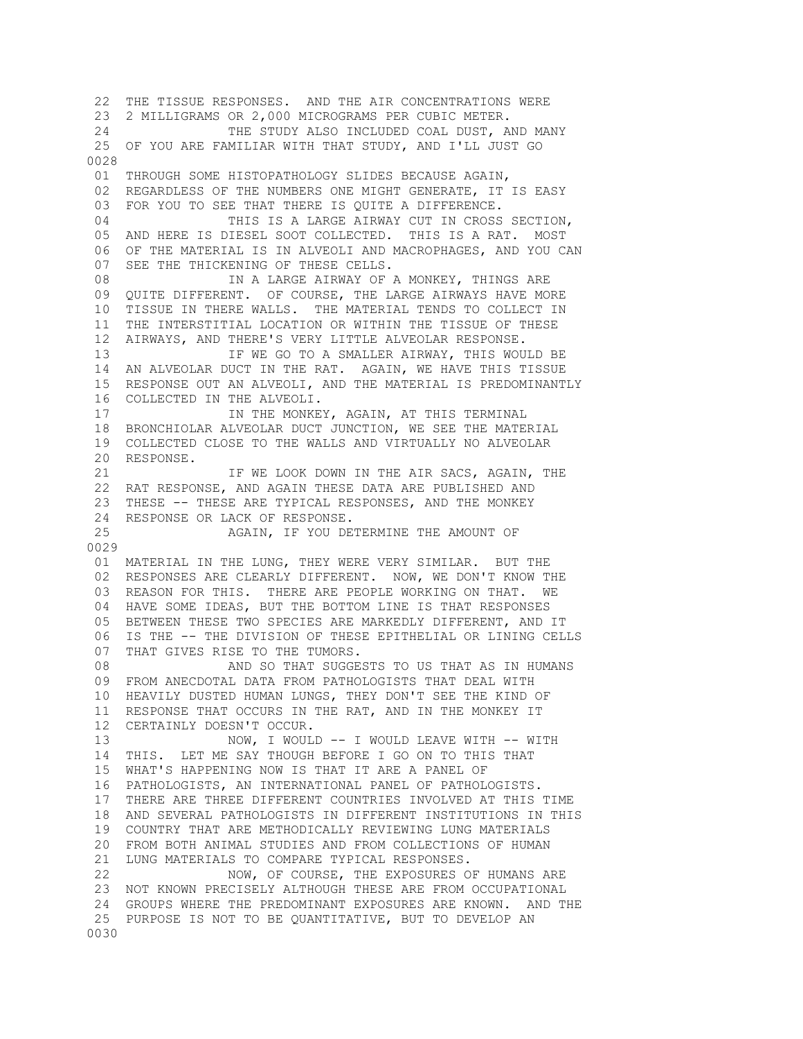22 THE TISSUE RESPONSES. AND THE AIR CONCENTRATIONS WERE
23 2 MILLIGRAMS OR 2,000 MICROGRAMS PER CUBIC METER.
24 THE STUDY ALSO INCLUDED COAL DUST, AND MANY
25 OF YOU ARE FAMILIAR WITH THAT STUDY, AND I'LL JUST GO

0028

01 THROUGH SOME HISTOPATHOLOGY SLIDES BECAUSE AGAIN,
02 REGARDLESS OF THE NUMBERS ONE MIGHT GENERATE, IT IS EASY
03 FOR YOU TO SEE THAT THERE IS QUITE A DIFFERENCE.
04 THIS IS A LARGE AIRWAY CUT IN CROSS SECTION,
05 AND HERE IS DIESEL SOOT COLLECTED. THIS IS A RAT. MOST
06 OF THE MATERIAL IS IN ALVEOLI AND MACROPHAGES, AND YOU CAN
07 SEE THE THICKENING OF THESE CELLS.
08 IN A LARGE AIRWAY OF A MONKEY, THINGS ARE
09 QUITE DIFFERENT. OF COURSE, THE LARGE AIRWAYS HAVE MORE
10 TISSUE IN THERE WALLS. THE MATERIAL TENDS TO COLLECT IN
11 THE INTERSTITIAL LOCATION OR WITHIN THE TISSUE OF THESE
12 AIRWAYS, AND THERE'S VERY LITTLE ALVEOLAR RESPONSE.
13 IF WE GO TO A SMALLER AIRWAY, THIS WOULD BE
14 AN ALVEOLAR DUCT IN THE RAT. AGAIN, WE HAVE THIS TISSUE
15 RESPONSE OUT AN ALVEOLI, AND THE MATERIAL IS PREDOMINANTLY
16 COLLECTED IN THE ALVEOLI.
17 IN THE MONKEY, AGAIN, AT THIS TERMINAL
18 BRONCHIOLAR ALVEOLAR DUCT JUNCTION, WE SEE THE MATERIAL
19 COLLECTED CLOSE TO THE WALLS AND VIRTUALLY NO ALVEOLAR
20 RESPONSE.
21 IF WE LOOK DOWN IN THE AIR SACS, AGAIN, THE
22 RAT RESPONSE, AND AGAIN THESE DATA ARE PUBLISHED AND
23 THESE -- THESE ARE TYPICAL RESPONSES, AND THE MONKEY
24 RESPONSE OR LACK OF RESPONSE.
25 AGAIN, IF YOU DETERMINE THE AMOUNT OF

0029

01 MATERIAL IN THE LUNG, THEY WERE VERY SIMILAR. BUT THE
02 RESPONSES ARE CLEARLY DIFFERENT. NOW, WE DON'T KNOW THE
03 REASON FOR THIS. THERE ARE PEOPLE WORKING ON THAT. WE
04 HAVE SOME IDEAS, BUT THE BOTTOM LINE IS THAT RESPONSES
05 BETWEEN THESE TWO SPECIES ARE MARKEDLY DIFFERENT, AND IT
06 IS THE -- THE DIVISION OF THESE EPITHELIAL OR LINING CELLS
07 THAT GIVES RISE TO THE TUMORS.
08 AND SO THAT SUGGESTS TO US THAT AS IN HUMANS
09 FROM ANECDOTAL DATA FROM PATHOLOGISTS THAT DEAL WITH
10 HEAVILY DUSTED HUMAN LUNGS, THEY DON'T SEE THE KIND OF
11 RESPONSE THAT OCCURS IN THE RAT, AND IN THE MONKEY IT
12 CERTAINLY DOESN'T OCCUR.
13 NOW, I WOULD -- I WOULD LEAVE WITH -- WITH
14 THIS. LET ME SAY THOUGH BEFORE I GO ON TO THIS THAT
15 WHAT'S HAPPENING NOW IS THAT IT ARE A PANEL OF
16 PATHOLOGISTS, AN INTERNATIONAL PANEL OF PATHOLOGISTS.
17 THERE ARE THREE DIFFERENT COUNTRIES INVOLVED AT THIS TIME
18 AND SEVERAL PATHOLOGISTS IN DIFFERENT INSTITUTIONS IN THIS
19 COUNTRY THAT ARE METHODICALLY REVIEWING LUNG MATERIALS
20 FROM BOTH ANIMAL STUDIES AND FROM COLLECTIONS OF HUMAN
21 LUNG MATERIALS TO COMPARE TYPICAL RESPONSES.
22 NOW, OF COURSE, THE EXPOSURES OF HUMANS ARE
23 NOT KNOWN PRECISELY ALTHOUGH THESE ARE FROM OCCUPATIONAL
24 GROUPS WHERE THE PREDOMINANT EXPOSURES ARE KNOWN. AND THE
25 PURPOSE IS NOT TO BE QUANTITATIVE, BUT TO DEVELOP AN

0030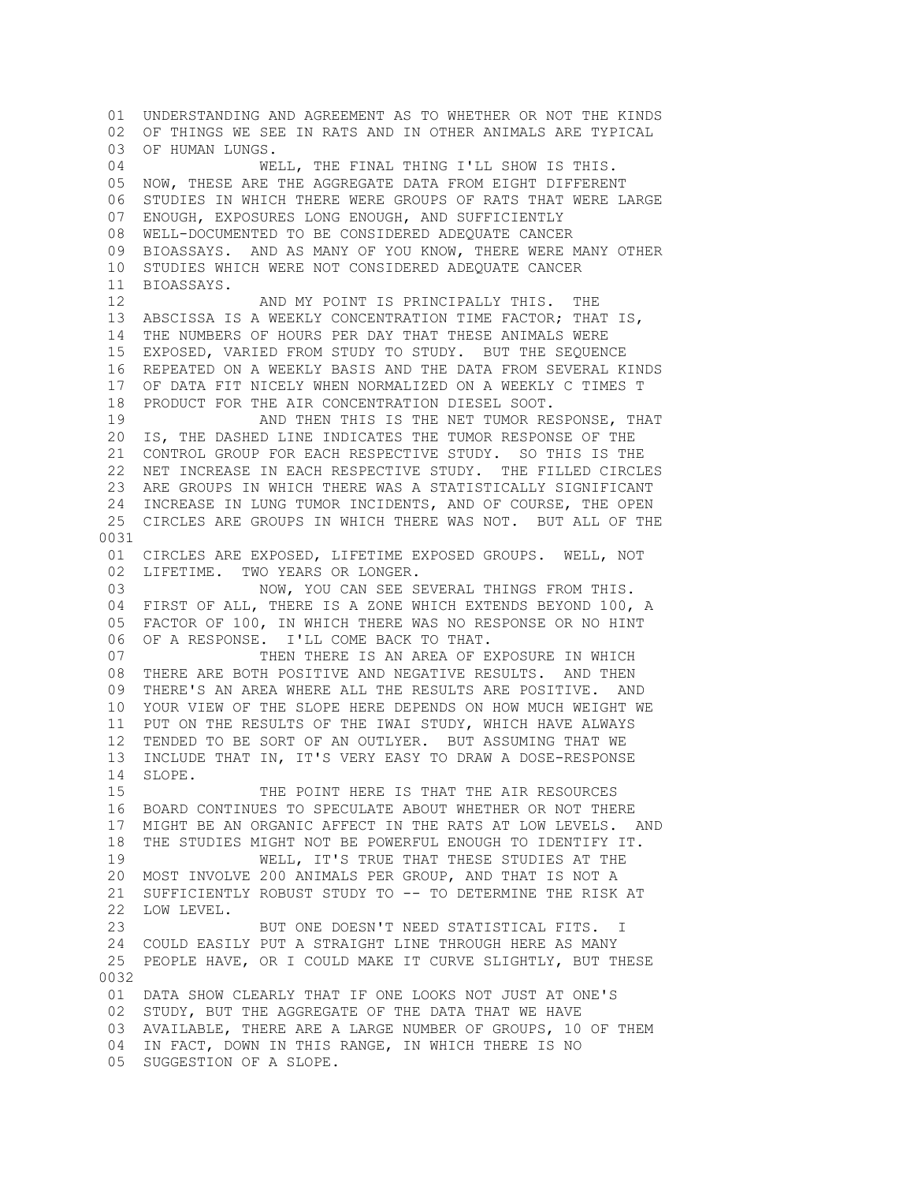01 UNDERSTANDING AND AGREEMENT AS TO WHETHER OR NOT THE KINDS
02 OF THINGS WE SEE IN RATS AND IN OTHER ANIMALS ARE TYPICAL
03 OF HUMAN LUNGS.
04 WELL, THE FINAL THING I'LL SHOW IS THIS.
05 NOW, THESE ARE THE AGGREGATE DATA FROM EIGHT DIFFERENT
06 STUDIES IN WHICH THERE WERE GROUPS OF RATS THAT WERE LARGE
07 ENOUGH, EXPOSURES LONG ENOUGH, AND SUFFICIENTLY
08 WELL-DOCUMENTED TO BE CONSIDERED ADEQUATE CANCER
09 BIOASSAYS. AND AS MANY OF YOU KNOW, THERE WERE MANY OTHER
10 STUDIES WHICH WERE NOT CONSIDERED ADEQUATE CANCER
11 BIOASSAYS.
12 AND MY POINT IS PRINCIPALLY THIS. THE
13 ABSCISSA IS A WEEKLY CONCENTRATION TIME FACTOR; THAT IS,
14 THE NUMBERS OF HOURS PER DAY THAT THESE ANIMALS WERE
15 EXPOSED, VARIED FROM STUDY TO STUDY. BUT THE SEQUENCE
16 REPEATED ON A WEEKLY BASIS AND THE DATA FROM SEVERAL KINDS
17 OF DATA FIT NICELY WHEN NORMALIZED ON A WEEKLY C TIMES T
18 PRODUCT FOR THE AIR CONCENTRATION DIESEL SOOT.
19 AND THEN THIS IS THE NET TUMOR RESPONSE, THAT
20 IS, THE DASHED LINE INDICATES THE TUMOR RESPONSE OF THE
21 CONTROL GROUP FOR EACH RESPECTIVE STUDY. SO THIS IS THE
22 NET INCREASE IN EACH RESPECTIVE STUDY. THE FILLED CIRCLES
23 ARE GROUPS IN WHICH THERE WAS A STATISTICALLY SIGNIFICANT
24 INCREASE IN LUNG TUMOR INCIDENTS, AND OF COURSE, THE OPEN
25 CIRCLES ARE GROUPS IN WHICH THERE WAS NOT. BUT ALL OF THE

0031

01 CIRCLES ARE EXPOSED, LIFETIME EXPOSED GROUPS. WELL, NOT
02 LIFETIME. TWO YEARS OR LONGER.
03 NOW, YOU CAN SEE SEVERAL THINGS FROM THIS.
04 FIRST OF ALL, THERE IS A ZONE WHICH EXTENDS BEYOND 100, A
05 FACTOR OF 100, IN WHICH THERE WAS NO RESPONSE OR NO HINT
06 OF A RESPONSE. I'LL COME BACK TO THAT.
07 THEN THERE IS AN AREA OF EXPOSURE IN WHICH
08 THERE ARE BOTH POSITIVE AND NEGATIVE RESULTS. AND THEN
09 THERE'S AN AREA WHERE ALL THE RESULTS ARE POSITIVE. AND
10 YOUR VIEW OF THE SLOPE HERE DEPENDS ON HOW MUCH WEIGHT WE
11 PUT ON THE RESULTS OF THE IWAI STUDY, WHICH HAVE ALWAYS
12 TENDED TO BE SORT OF AN OUTLYER. BUT ASSUMING THAT WE
13 INCLUDE THAT IN, IT'S VERY EASY TO DRAW A DOSE-RESPONSE
14 SLOPE.
15 THE POINT HERE IS THAT THE AIR RESOURCES
16 BOARD CONTINUES TO SPECULATE ABOUT WHETHER OR NOT THERE
17 MIGHT BE AN ORGANIC AFFECT IN THE RATS AT LOW LEVELS. AND
18 THE STUDIES MIGHT NOT BE POWERFUL ENOUGH TO IDENTIFY IT.
19 WELL, IT'S TRUE THAT THESE STUDIES AT THE
20 MOST INVOLVE 200 ANIMALS PER GROUP, AND THAT IS NOT A
21 SUFFICIENTLY ROBUST STUDY TO -- TO DETERMINE THE RISK AT
22 LOW LEVEL.
23 BUT ONE DOESN'T NEED STATISTICAL FITS. I
24 COULD EASILY PUT A STRAIGHT LINE THROUGH HERE AS MANY
25 PEOPLE HAVE, OR I COULD MAKE IT CURVE SLIGHTLY, BUT THESE

0032

01 DATA SHOW CLEARLY THAT IF ONE LOOKS NOT JUST AT ONE'S
02 STUDY, BUT THE AGGREGATE OF THE DATA THAT WE HAVE
03 AVAILABLE, THERE ARE A LARGE NUMBER OF GROUPS, 10 OF THEM
04 IN FACT, DOWN IN THIS RANGE, IN WHICH THERE IS NO
05 SUGGESTION OF A SLOPE.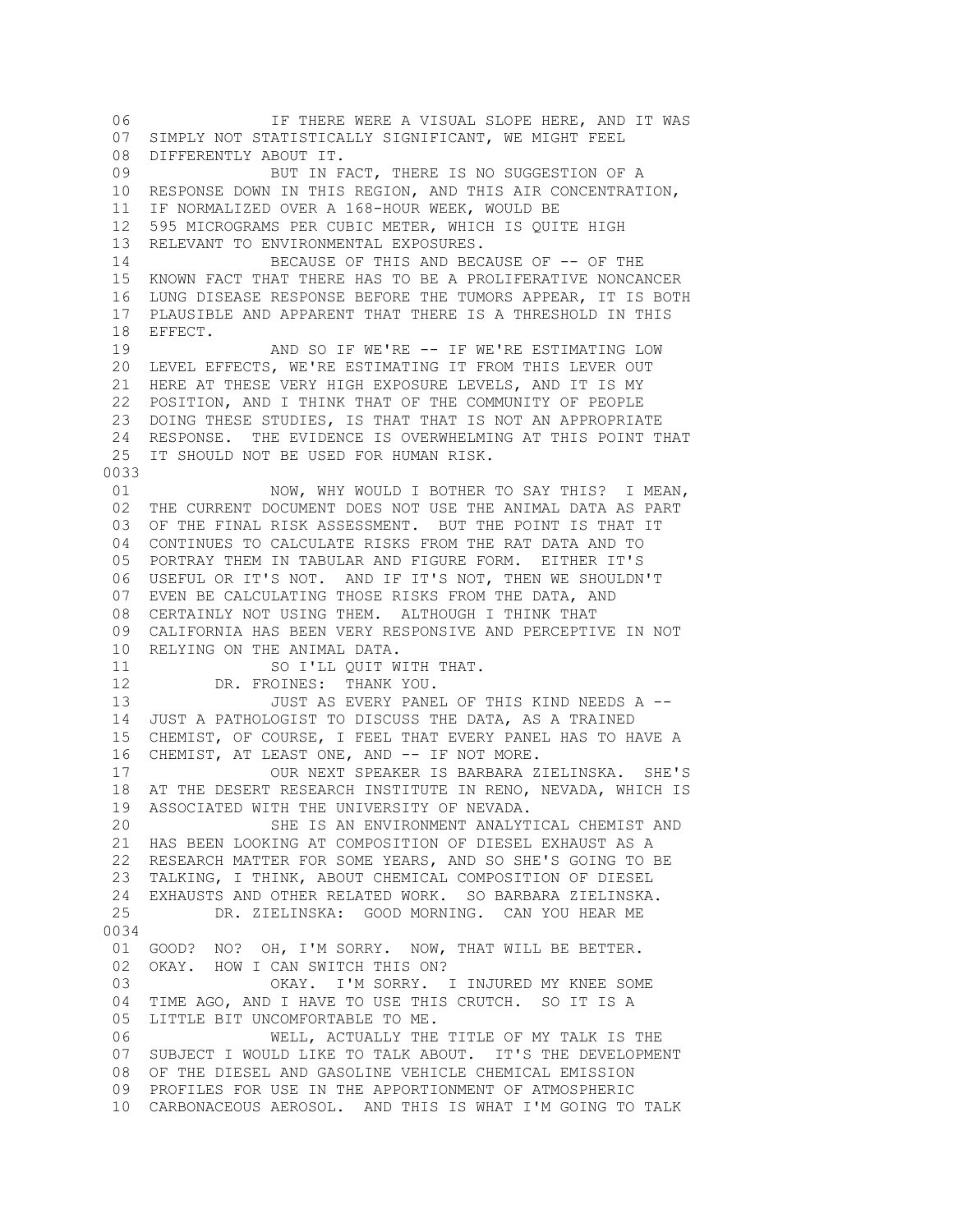06 IF THERE WERE A VISUAL SLOPE HERE, AND IT WAS
07 SIMPLY NOT STATISTICALLY SIGNIFICANT, WE MIGHT FEEL
08 DIFFERENTLY ABOUT IT.
09 BUT IN FACT, THERE IS NO SUGGESTION OF A
10 RESPONSE DOWN IN THIS REGION, AND THIS AIR CONCENTRATION,
11 IF NORMALIZED OVER A 168-HOUR WEEK, WOULD BE
12 595 MICROGRAMS PER CUBIC METER, WHICH IS QUITE HIGH
13 RELEVANT TO ENVIRONMENTAL EXPOSURES.
14 BECAUSE OF THIS AND BECAUSE OF -- OF THE
15 KNOWN FACT THAT THERE HAS TO BE A PROLIFERATIVE NONCANCER
16 LUNG DISEASE RESPONSE BEFORE THE TUMORS APPEAR, IT IS BOTH
17 PLAUSIBLE AND APPARENT THAT THERE IS A THRESHOLD IN THIS
18 EFFECT.
19 AND SO IF WE'RE -- IF WE'RE ESTIMATING LOW
20 LEVEL EFFECTS, WE'RE ESTIMATING IT FROM THIS LEVER OUT
21 HERE AT THESE VERY HIGH EXPOSURE LEVELS, AND IT IS MY
22 POSITION, AND I THINK THAT OF THE COMMUNITY OF PEOPLE
23 DOING THESE STUDIES, IS THAT THAT IS NOT AN APPROPRIATE
24 RESPONSE. THE EVIDENCE IS OVERWHELMING AT THIS POINT THAT
25 IT SHOULD NOT BE USED FOR HUMAN RISK.

0033

01 NOW, WHY WOULD I BOTHER TO SAY THIS? I MEAN,
02 THE CURRENT DOCUMENT DOES NOT USE THE ANIMAL DATA AS PART
03 OF THE FINAL RISK ASSESSMENT. BUT THE POINT IS THAT IT
04 CONTINUES TO CALCULATE RISKS FROM THE RAT DATA AND TO
05 PORTRAY THEM IN TABULAR AND FIGURE FORM. EITHER IT'S
06 USEFUL OR IT'S NOT. AND IF IT'S NOT, THEN WE SHOULDN'T
07 EVEN BE CALCULATING THOSE RISKS FROM THE DATA, AND
08 CERTAINLY NOT USING THEM. ALTHOUGH I THINK THAT
09 CALIFORNIA HAS BEEN VERY RESPONSIVE AND PERCEPTIVE IN NOT
10 RELYING ON THE ANIMAL DATA.
11 SO I'LL QUIT WITH THAT.
12 DR. FROINES: THANK YOU.
13 JUST AS EVERY PANEL OF THIS KIND NEEDS A --
14 JUST A PATHOLOGIST TO DISCUSS THE DATA, AS A TRAINED
15 CHEMIST, OF COURSE, I FEEL THAT EVERY PANEL HAS TO HAVE A
16 CHEMIST, AT LEAST ONE, AND -- IF NOT MORE.
17 OUR NEXT SPEAKER IS BARBARA ZIELINSKA. SHE'S
18 AT THE DESERT RESEARCH INSTITUTE IN RENO, NEVADA, WHICH IS
19 ASSOCIATED WITH THE UNIVERSITY OF NEVADA.
20 SHE IS AN ENVIRONMENT ANALYTICAL CHEMIST AND
21 HAS BEEN LOOKING AT COMPOSITION OF DIESEL EXHAUST AS A
22 RESEARCH MATTER FOR SOME YEARS, AND SO SHE'S GOING TO BE
23 TALKING, I THINK, ABOUT CHEMICAL COMPOSITION OF DIESEL
24 EXHAUSTS AND OTHER RELATED WORK. SO BARBARA ZIELINSKA.
25 DR. ZIELINSKA: GOOD MORNING. CAN YOU HEAR ME

0034

01 GOOD? NO? OH, I'M SORRY. NOW, THAT WILL BE BETTER.
02 OKAY. HOW I CAN SWITCH THIS ON?
03 OKAY. I'M SORRY. I INJURED MY KNEE SOME
04 TIME AGO, AND I HAVE TO USE THIS CRUTCH. SO IT IS A
05 LITTLE BIT UNCOMFORTABLE TO ME.
06 WELL, ACTUALLY THE TITLE OF MY TALK IS THE
07 SUBJECT I WOULD LIKE TO TALK ABOUT. IT'S THE DEVELOPMENT
08 OF THE DIESEL AND GASOLINE VEHICLE CHEMICAL EMISSION
09 PROFILES FOR USE IN THE APPORTIONMENT OF ATMOSPHERIC
10 CARBONACEOUS AEROSOL. AND THIS IS WHAT I'M GOING TO TALK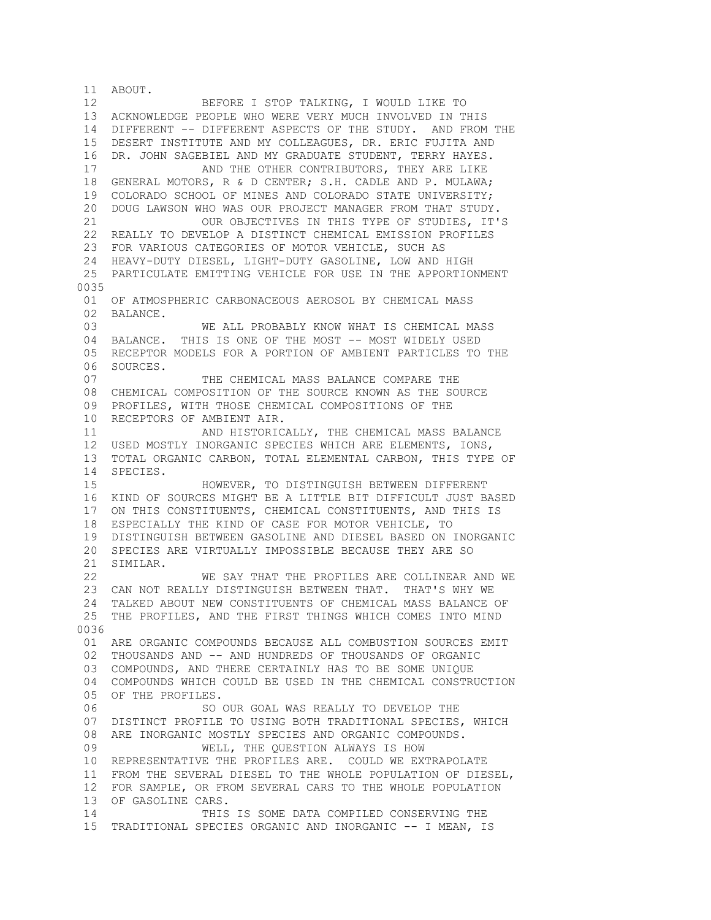11 ABOUT.

12 BEFORE I STOP TALKING, I WOULD LIKE TO
13 ACKNOWLEDGE PEOPLE WHO WERE VERY MUCH INVOLVED IN THIS
14 DIFFERENT -- DIFFERENT ASPECTS OF THE STUDY. AND FROM THE
15 DESERT INSTITUTE AND MY COLLEAGUES, DR. ERIC FUJITA AND
16 DR. JOHN SAGEBIEL AND MY GRADUATE STUDENT, TERRY HAYES.

17 AND THE OTHER CONTRIBUTORS, THEY ARE LIKE
18 GENERAL MOTORS, R & D CENTER; S.H. CADLE AND P. MULAWA;
19 COLORADO SCHOOL OF MINES AND COLORADO STATE UNIVERSITY;
20 DOUG LAWSON WHO WAS OUR PROJECT MANAGER FROM THAT STUDY.

21 OUR OBJECTIVES IN THIS TYPE OF STUDIES, IT'S
22 REALLY TO DEVELOP A DISTINCT CHEMICAL EMISSION PROFILES
23 FOR VARIOUS CATEGORIES OF MOTOR VEHICLE, SUCH AS
24 HEAVY-DUTY DIESEL, LIGHT-DUTY GASOLINE, LOW AND HIGH
25 PARTICULATE EMITTING VEHICLE FOR USE IN THE APPORTIONMENT

0035

01 OF ATMOSPHERIC CARBONACEOUS AEROSOL BY CHEMICAL MASS
02 BALANCE.

03 WE ALL PROBABLY KNOW WHAT IS CHEMICAL MASS
04 BALANCE. THIS IS ONE OF THE MOST -- MOST WIDELY USED
05 RECEPTOR MODELS FOR A PORTION OF AMBIENT PARTICLES TO THE
06 SOURCES.

07 THE CHEMICAL MASS BALANCE COMPARE THE
08 CHEMICAL COMPOSITION OF THE SOURCE KNOWN AS THE SOURCE
09 PROFILES, WITH THOSE CHEMICAL COMPOSITIONS OF THE
10 RECEPTORS OF AMBIENT AIR.

11 AND HISTORICALLY, THE CHEMICAL MASS BALANCE
12 USED MOSTLY INORGANIC SPECIES WHICH ARE ELEMENTS, IONS,
13 TOTAL ORGANIC CARBON, TOTAL ELEMENTAL CARBON, THIS TYPE OF
14 SPECIES.

15 HOWEVER, TO DISTINGUISH BETWEEN DIFFERENT
16 KIND OF SOURCES MIGHT BE A LITTLE BIT DIFFICULT JUST BASED
17 ON THIS CONSTITUENTS, CHEMICAL CONSTITUENTS, AND THIS IS
18 ESPECIALLY THE KIND OF CASE FOR MOTOR VEHICLE, TO
19 DISTINGUISH BETWEEN GASOLINE AND DIESEL BASED ON INORGANIC
20 SPECIES ARE VIRTUALLY IMPOSSIBLE BECAUSE THEY ARE SO
21 SIMILAR.

22 WE SAY THAT THE PROFILES ARE COLLINEAR AND WE
23 CAN NOT REALLY DISTINGUISH BETWEEN THAT. THAT'S WHY WE
24 TALKED ABOUT NEW CONSTITUENTS OF CHEMICAL MASS BALANCE OF
25 THE PROFILES, AND THE FIRST THINGS WHICH COMES INTO MIND

0036

01 ARE ORGANIC COMPOUNDS BECAUSE ALL COMBUSTION SOURCES EMIT
02 THOUSANDS AND -- AND HUNDREDS OF THOUSANDS OF ORGANIC
03 COMPOUNDS, AND THERE CERTAINLY HAS TO BE SOME UNIQUE
04 COMPOUNDS WHICH COULD BE USED IN THE CHEMICAL CONSTRUCTION
05 OF THE PROFILES.

06 SO OUR GOAL WAS REALLY TO DEVELOP THE
07 DISTINCT PROFILE TO USING BOTH TRADITIONAL SPECIES, WHICH
08 ARE INORGANIC MOSTLY SPECIES AND ORGANIC COMPOUNDS.

09 WELL, THE QUESTION ALWAYS IS HOW
10 REPRESENTATIVE THE PROFILES ARE. COULD WE EXTRAPOLATE
11 FROM THE SEVERAL DIESEL TO THE WHOLE POPULATION OF DIESEL,
12 FOR SAMPLE, OR FROM SEVERAL CARS TO THE WHOLE POPULATION
13 OF GASOLINE CARS.

14 THIS IS SOME DATA COMPILED CONSERVING THE
15 TRADITIONAL SPECIES ORGANIC AND INORGANIC -- I MEAN, IS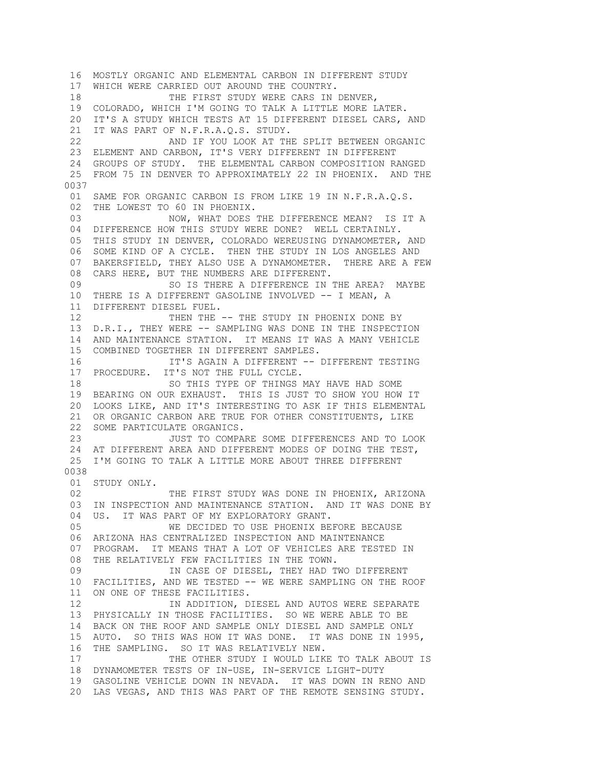16 MOSTLY ORGANIC AND ELEMENTAL CARBON IN DIFFERENT STUDY
17 WHICH WERE CARRIED OUT AROUND THE COUNTRY.
18 THE FIRST STUDY WERE CARS IN DENVER,
19 COLORADO, WHICH I'M GOING TO TALK A LITTLE MORE LATER.
20 IT'S A STUDY WHICH TESTS AT 15 DIFFERENT DIESEL CARS, AND
21 IT WAS PART OF N.F.R.A.Q.S. STUDY.
22 AND IF YOU LOOK AT THE SPLIT BETWEEN ORGANIC
23 ELEMENT AND CARBON, IT'S VERY DIFFERENT IN DIFFERENT
24 GROUPS OF STUDY. THE ELEMENTAL CARBON COMPOSITION RANGED
25 FROM 75 IN DENVER TO APPROXIMATELY 22 IN PHOENIX. AND THE

0037

01 SAME FOR ORGANIC CARBON IS FROM LIKE 19 IN N.F.R.A.Q.S.
02 THE LOWEST TO 60 IN PHOENIX.
03 NOW, WHAT DOES THE DIFFERENCE MEAN? IS IT A
04 DIFFERENCE HOW THIS STUDY WERE DONE? WELL CERTAINLY.
05 THIS STUDY IN DENVER, COLORADO WEREUSING DYNAMOMETER, AND
06 SOME KIND OF A CYCLE. THEN THE STUDY IN LOS ANGELES AND
07 BAKERSFIELD, THEY ALSO USE A DYNAMOMETER. THERE ARE A FEW
08 CARS HERE, BUT THE NUMBERS ARE DIFFERENT.
09 SO IS THERE A DIFFERENCE IN THE AREA? MAYBE
10 THERE IS A DIFFERENT GASOLINE INVOLVED -- I MEAN, A
11 DIFFERENT DIESEL FUEL.
12 THEN THE -- THE STUDY IN PHOENIX DONE BY
13 D.R.I., THEY WERE -- SAMPLING WAS DONE IN THE INSPECTION
14 AND MAINTENANCE STATION. IT MEANS IT WAS A MANY VEHICLE
15 COMBINED TOGETHER IN DIFFERENT SAMPLES.
16 IT'S AGAIN A DIFFERENT -- DIFFERENT TESTING
17 PROCEDURE. IT'S NOT THE FULL CYCLE.
18 SO THIS TYPE OF THINGS MAY HAVE HAD SOME
19 BEARING ON OUR EXHAUST. THIS IS JUST TO SHOW YOU HOW IT
20 LOOKS LIKE, AND IT'S INTERESTING TO ASK IF THIS ELEMENTAL
21 OR ORGANIC CARBON ARE TRUE FOR OTHER CONSTITUENTS, LIKE
22 SOME PARTICULATE ORGANICS.
23 JUST TO COMPARE SOME DIFFERENCES AND TO LOOK
24 AT DIFFERENT AREA AND DIFFERENT MODES OF DOING THE TEST,
25 I'M GOING TO TALK A LITTLE MORE ABOUT THREE DIFFERENT

0038

01 STUDY ONLY.
02 THE FIRST STUDY WAS DONE IN PHOENIX, ARIZONA
03 IN INSPECTION AND MAINTENANCE STATION. AND IT WAS DONE BY
04 US. IT WAS PART OF MY EXPLORATORY GRANT.
05 WE DECIDED TO USE PHOENIX BEFORE BECAUSE
06 ARIZONA HAS CENTRALIZED INSPECTION AND MAINTENANCE
07 PROGRAM. IT MEANS THAT A LOT OF VEHICLES ARE TESTED IN
08 THE RELATIVELY FEW FACILITIES IN THE TOWN.
09 IN CASE OF DIESEL, THEY HAD TWO DIFFERENT
10 FACILITIES, AND WE TESTED -- WE WERE SAMPLING ON THE ROOF
11 ON ONE OF THESE FACILITIES.
12 IN ADDITION, DIESEL AND AUTOS WERE SEPARATE
13 PHYSICALLY IN THOSE FACILITIES. SO WE WERE ABLE TO BE
14 BACK ON THE ROOF AND SAMPLE ONLY DIESEL AND SAMPLE ONLY
15 AUTO. SO THIS WAS HOW IT WAS DONE. IT WAS DONE IN 1995,
16 THE SAMPLING. SO IT WAS RELATIVELY NEW.
17 THE OTHER STUDY I WOULD LIKE TO TALK ABOUT IS
18 DYNAMOMETER TESTS OF IN-USE, IN-SERVICE LIGHT-DUTY
19 GASOLINE VEHICLE DOWN IN NEVADA. IT WAS DOWN IN RENO AND
20 LAS VEGAS, AND THIS WAS PART OF THE REMOTE SENSING STUDY.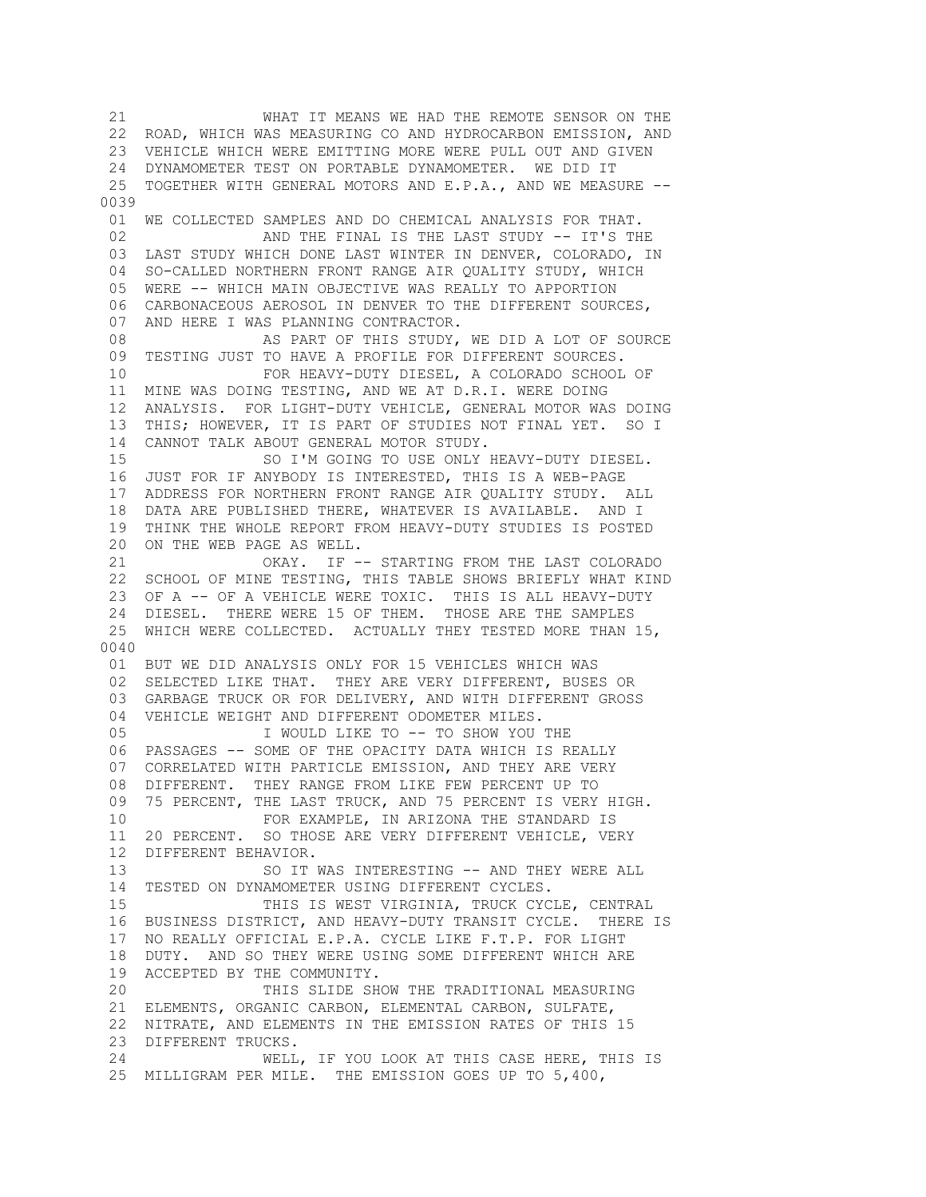21 WHAT IT MEANS WE HAD THE REMOTE SENSOR ON THE
22 ROAD, WHICH WAS MEASURING CO AND HYDROCARBON EMISSION, AND
23 VEHICLE WHICH WERE EMITTING MORE WERE PULL OUT AND GIVEN
24 DYNAMOMETER TEST ON PORTABLE DYNAMOMETER. WE DID IT
25 TOGETHER WITH GENERAL MOTORS AND E.P.A., AND WE MEASURE --
0039
01 WE COLLECTED SAMPLES AND DO CHEMICAL ANALYSIS FOR THAT.
02 AND THE FINAL IS THE LAST STUDY -- IT'S THE
03 LAST STUDY WHICH DONE LAST WINTER IN DENVER, COLORADO, IN
04 SO-CALLED NORTHERN FRONT RANGE AIR QUALITY STUDY, WHICH
05 WERE -- WHICH MAIN OBJECTIVE WAS REALLY TO APPORTION
06 CARBONACEOUS AEROSOL IN DENVER TO THE DIFFERENT SOURCES,
07 AND HERE I WAS PLANNING CONTRACTOR.
08 AS PART OF THIS STUDY, WE DID A LOT OF SOURCE
09 TESTING JUST TO HAVE A PROFILE FOR DIFFERENT SOURCES.
10 FOR HEAVY-DUTY DIESEL, A COLORADO SCHOOL OF
11 MINE WAS DOING TESTING, AND WE AT D.R.I. WERE DOING
12 ANALYSIS. FOR LIGHT-DUTY VEHICLE, GENERAL MOTOR WAS DOING
13 THIS; HOWEVER, IT IS PART OF STUDIES NOT FINAL YET. SO I
14 CANNOT TALK ABOUT GENERAL MOTOR STUDY.
15 SO I'M GOING TO USE ONLY HEAVY-DUTY DIESEL.
16 JUST FOR IF ANYBODY IS INTERESTED, THIS IS A WEB-PAGE
17 ADDRESS FOR NORTHERN FRONT RANGE AIR QUALITY STUDY. ALL
18 DATA ARE PUBLISHED THERE, WHATEVER IS AVAILABLE. AND I
19 THINK THE WHOLE REPORT FROM HEAVY-DUTY STUDIES IS POSTED
20 ON THE WEB PAGE AS WELL.
21 OKAY. IF -- STARTING FROM THE LAST COLORADO
22 SCHOOL OF MINE TESTING, THIS TABLE SHOWS BRIEFLY WHAT KIND
23 OF A -- OF A VEHICLE WERE TOXIC. THIS IS ALL HEAVY-DUTY
24 DIESEL. THERE WERE 15 OF THEM. THOSE ARE THE SAMPLES
25 WHICH WERE COLLECTED. ACTUALLY THEY TESTED MORE THAN 15,
0040
01 BUT WE DID ANALYSIS ONLY FOR 15 VEHICLES WHICH WAS
02 SELECTED LIKE THAT. THEY ARE VERY DIFFERENT, BUSES OR
03 GARBAGE TRUCK OR FOR DELIVERY, AND WITH DIFFERENT GROSS
04 VEHICLE WEIGHT AND DIFFERENT ODOMETER MILES.
05 I WOULD LIKE TO -- TO SHOW YOU THE
06 PASSAGES -- SOME OF THE OPACITY DATA WHICH IS REALLY
07 CORRELATED WITH PARTICLE EMISSION, AND THEY ARE VERY
08 DIFFERENT. THEY RANGE FROM LIKE FEW PERCENT UP TO
09 75 PERCENT, THE LAST TRUCK, AND 75 PERCENT IS VERY HIGH.
10 FOR EXAMPLE, IN ARIZONA THE STANDARD IS
11 20 PERCENT. SO THOSE ARE VERY DIFFERENT VEHICLE, VERY
12 DIFFERENT BEHAVIOR.
13 SO IT WAS INTERESTING -- AND THEY WERE ALL
14 TESTED ON DYNAMOMETER USING DIFFERENT CYCLES.
15 THIS IS WEST VIRGINIA, TRUCK CYCLE, CENTRAL
16 BUSINESS DISTRICT, AND HEAVY-DUTY TRANSIT CYCLE. THERE IS
17 NO REALLY OFFICIAL E.P.A. CYCLE LIKE F.T.P. FOR LIGHT
18 DUTY. AND SO THEY WERE USING SOME DIFFERENT WHICH ARE
19 ACCEPTED BY THE COMMUNITY.
20 THIS SLIDE SHOW THE TRADITIONAL MEASURING
21 ELEMENTS, ORGANIC CARBON, ELEMENTAL CARBON, SULFATE,
22 NITRATE, AND ELEMENTS IN THE EMISSION RATES OF THIS 15
23 DIFFERENT TRUCKS.
24 WELL, IF YOU LOOK AT THIS CASE HERE, THIS IS
25 MILLIGRAM PER MILE. THE EMISSION GOES UP TO 5,400,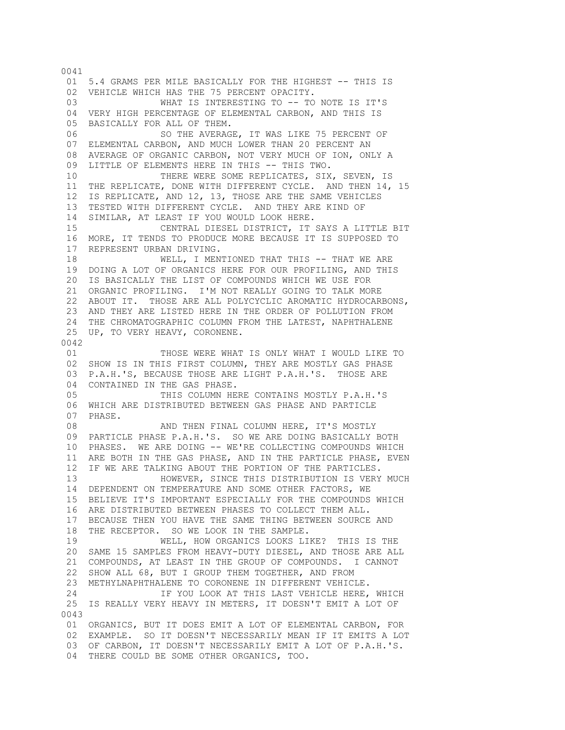0041

01 5.4 GRAMS PER MILE BASICALLY FOR THE HIGHEST -- THIS IS
02 VEHICLE WHICH HAS THE 75 PERCENT OPACITY.
03 WHAT IS INTERESTING TO -- TO NOTE IS IT'S
04 VERY HIGH PERCENTAGE OF ELEMENTAL CARBON, AND THIS IS
05 BASICALLY FOR ALL OF THEM.
06 SO THE AVERAGE, IT WAS LIKE 75 PERCENT OF
07 ELEMENTAL CARBON, AND MUCH LOWER THAN 20 PERCENT AN
08 AVERAGE OF ORGANIC CARBON, NOT VERY MUCH OF ION, ONLY A
09 LITTLE OF ELEMENTS HERE IN THIS -- THIS TWO.
10 THERE WERE SOME REPLICATES, SIX, SEVEN, IS
11 THE REPLICATE, DONE WITH DIFFERENT CYCLE. AND THEN 14, 15
12 IS REPLICATE, AND 12, 13, THOSE ARE THE SAME VEHICLES
13 TESTED WITH DIFFERENT CYCLE. AND THEY ARE KIND OF
14 SIMILAR, AT LEAST IF YOU WOULD LOOK HERE.
15 CENTRAL DIESEL DISTRICT, IT SAYS A LITTLE BIT
16 MORE, IT TENDS TO PRODUCE MORE BECAUSE IT IS SUPPOSED TO
17 REPRESENT URBAN DRIVING.
18 WELL, I MENTIONED THAT THIS -- THAT WE ARE
19 DOING A LOT OF ORGANICS HERE FOR OUR PROFILING, AND THIS
20 IS BASICALLY THE LIST OF COMPOUNDS WHICH WE USE FOR
21 ORGANIC PROFILING. I'M NOT REALLY GOING TO TALK MORE
22 ABOUT IT. THOSE ARE ALL POLYCYCLIC AROMATIC HYDROCARBONS,
23 AND THEY ARE LISTED HERE IN THE ORDER OF POLLUTION FROM
24 THE CHROMATOGRAPHIC COLUMN FROM THE LATEST, NAPHTHALENE
25 UP, TO VERY HEAVY, CORONENE.

0042

01 THOSE WERE WHAT IS ONLY WHAT I WOULD LIKE TO
02 SHOW IS IN THIS FIRST COLUMN, THEY ARE MOSTLY GAS PHASE
03 P.A.H.'S, BECAUSE THOSE ARE LIGHT P.A.H.'S. THOSE ARE
04 CONTAINED IN THE GAS PHASE.
05 THIS COLUMN HERE CONTAINS MOSTLY P.A.H.'S
06 WHICH ARE DISTRIBUTED BETWEEN GAS PHASE AND PARTICLE
07 PHASE.
08 AND THEN FINAL COLUMN HERE, IT'S MOSTLY
09 PARTICLE PHASE P.A.H.'S. SO WE ARE DOING BASICALLY BOTH
10 PHASES. WE ARE DOING -- WE'RE COLLECTING COMPOUNDS WHICH
11 ARE BOTH IN THE GAS PHASE, AND IN THE PARTICLE PHASE, EVEN
12 IF WE ARE TALKING ABOUT THE PORTION OF THE PARTICLES.
13 HOWEVER, SINCE THIS DISTRIBUTION IS VERY MUCH
14 DEPENDENT ON TEMPERATURE AND SOME OTHER FACTORS, WE
15 BELIEVE IT'S IMPORTANT ESPECIALLY FOR THE COMPOUNDS WHICH
16 ARE DISTRIBUTED BETWEEN PHASES TO COLLECT THEM ALL.
17 BECAUSE THEN YOU HAVE THE SAME THING BETWEEN SOURCE AND
18 THE RECEPTOR. SO WE LOOK IN THE SAMPLE.
19 WELL, HOW ORGANICS LOOKS LIKE? THIS IS THE
20 SAME 15 SAMPLES FROM HEAVY-DUTY DIESEL, AND THOSE ARE ALL
21 COMPOUNDS, AT LEAST IN THE GROUP OF COMPOUNDS. I CANNOT
22 SHOW ALL 68, BUT I GROUP THEM TOGETHER, AND FROM
23 METHYLNAPHTHALENE TO CORONENE IN DIFFERENT VEHICLE.
24 IF YOU LOOK AT THIS LAST VEHICLE HERE, WHICH
25 IS REALLY VERY HEAVY IN METERS, IT DOESN'T EMIT A LOT OF

0043

01 ORGANICS, BUT IT DOES EMIT A LOT OF ELEMENTAL CARBON, FOR
02 EXAMPLE. SO IT DOESN'T NECESSARILY MEAN IF IT EMITS A LOT
03 OF CARBON, IT DOESN'T NECESSARILY EMIT A LOT OF P.A.H.'S.
04 THERE COULD BE SOME OTHER ORGANICS, TOO.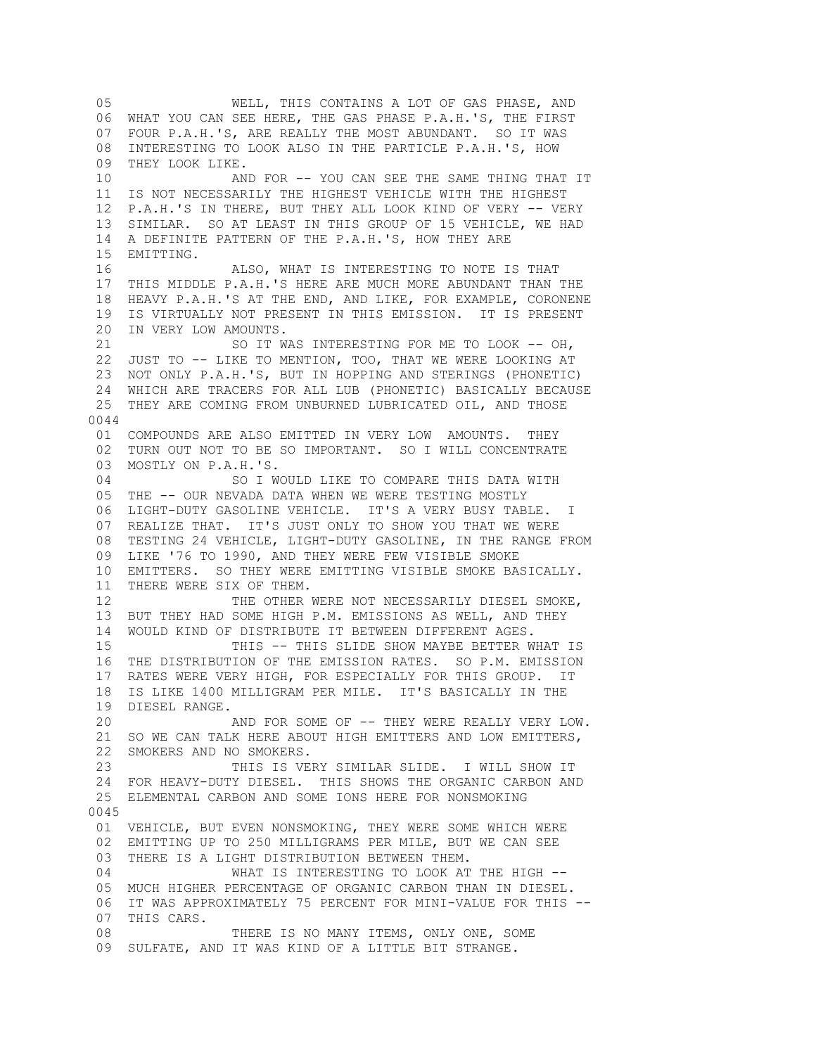05 WELL, THIS CONTAINS A LOT OF GAS PHASE, AND
06 WHAT YOU CAN SEE HERE, THE GAS PHASE P.A.H.'S, THE FIRST
07 FOUR P.A.H.'S, ARE REALLY THE MOST ABUNDANT. SO IT WAS
08 INTERESTING TO LOOK ALSO IN THE PARTICLE P.A.H.'S, HOW
09 THEY LOOK LIKE.
10 AND FOR -- YOU CAN SEE THE SAME THING THAT IT
11 IS NOT NECESSARILY THE HIGHEST VEHICLE WITH THE HIGHEST
12 P.A.H.'S IN THERE, BUT THEY ALL LOOK KIND OF VERY -- VERY
13 SIMILAR. SO AT LEAST IN THIS GROUP OF 15 VEHICLE, WE HAD
14 A DEFINITE PATTERN OF THE P.A.H.'S, HOW THEY ARE
15 EMITTING.
16 ALSO, WHAT IS INTERESTING TO NOTE IS THAT
17 THIS MIDDLE P.A.H.'S HERE ARE MUCH MORE ABUNDANT THAN THE
18 HEAVY P.A.H.'S AT THE END, AND LIKE, FOR EXAMPLE, CORONENE
19 IS VIRTUALLY NOT PRESENT IN THIS EMISSION. IT IS PRESENT
20 IN VERY LOW AMOUNTS.
21 SO IT WAS INTERESTING FOR ME TO LOOK -- OH,
22 JUST TO -- LIKE TO MENTION, TOO, THAT WE WERE LOOKING AT
23 NOT ONLY P.A.H.'S, BUT IN HOPPING AND STERINGS (PHONETIC)
24 WHICH ARE TRACERS FOR ALL LUB (PHONETIC) BASICALLY BECAUSE
25 THEY ARE COMING FROM UNBURNED LUBRICATED OIL, AND THOSE
0044
01 COMPOUNDS ARE ALSO EMITTED IN VERY LOW AMOUNTS. THEY
02 TURN OUT NOT TO BE SO IMPORTANT. SO I WILL CONCENTRATE
03 MOSTLY ON P.A.H.'S.
04 SO I WOULD LIKE TO COMPARE THIS DATA WITH
05 THE -- OUR NEVADA DATA WHEN WE WERE TESTING MOSTLY
06 LIGHT-DUTY GASOLINE VEHICLE. IT'S A VERY BUSY TABLE. I
07 REALIZE THAT. IT'S JUST ONLY TO SHOW YOU THAT WE WERE
08 TESTING 24 VEHICLE, LIGHT-DUTY GASOLINE, IN THE RANGE FROM
09 LIKE '76 TO 1990, AND THEY WERE FEW VISIBLE SMOKE
10 EMITTERS. SO THEY WERE EMITTING VISIBLE SMOKE BASICALLY.
11 THERE WERE SIX OF THEM.
12 THE OTHER WERE NOT NECESSARILY DIESEL SMOKE,
13 BUT THEY HAD SOME HIGH P.M. EMISSIONS AS WELL, AND THEY
14 WOULD KIND OF DISTRIBUTE IT BETWEEN DIFFERENT AGES.
15 THIS -- THIS SLIDE SHOW MAYBE BETTER WHAT IS
16 THE DISTRIBUTION OF THE EMISSION RATES. SO P.M. EMISSION
17 RATES WERE VERY HIGH, FOR ESPECIALLY FOR THIS GROUP. IT
18 IS LIKE 1400 MILLIGRAM PER MILE. IT'S BASICALLY IN THE
19 DIESEL RANGE.
20 AND FOR SOME OF -- THEY WERE REALLY VERY LOW.
21 SO WE CAN TALK HERE ABOUT HIGH EMITTERS AND LOW EMITTERS,
22 SMOKERS AND NO SMOKERS.
23 THIS IS VERY SIMILAR SLIDE. I WILL SHOW IT
24 FOR HEAVY-DUTY DIESEL. THIS SHOWS THE ORGANIC CARBON AND
25 ELEMENTAL CARBON AND SOME IONS HERE FOR NONSMOKING
0045
01 VEHICLE, BUT EVEN NONSMOKING, THEY WERE SOME WHICH WERE
02 EMITTING UP TO 250 MILLIGRAMS PER MILE, BUT WE CAN SEE
03 THERE IS A LIGHT DISTRIBUTION BETWEEN THEM.
04 WHAT IS INTERESTING TO LOOK AT THE HIGH --
05 MUCH HIGHER PERCENTAGE OF ORGANIC CARBON THAN IN DIESEL.
06 IT WAS APPROXIMATELY 75 PERCENT FOR MINI-VALUE FOR THIS --
07 THIS CARS.
08 THERE IS NO MANY ITEMS, ONLY ONE, SOME
09 SULFATE, AND IT WAS KIND OF A LITTLE BIT STRANGE.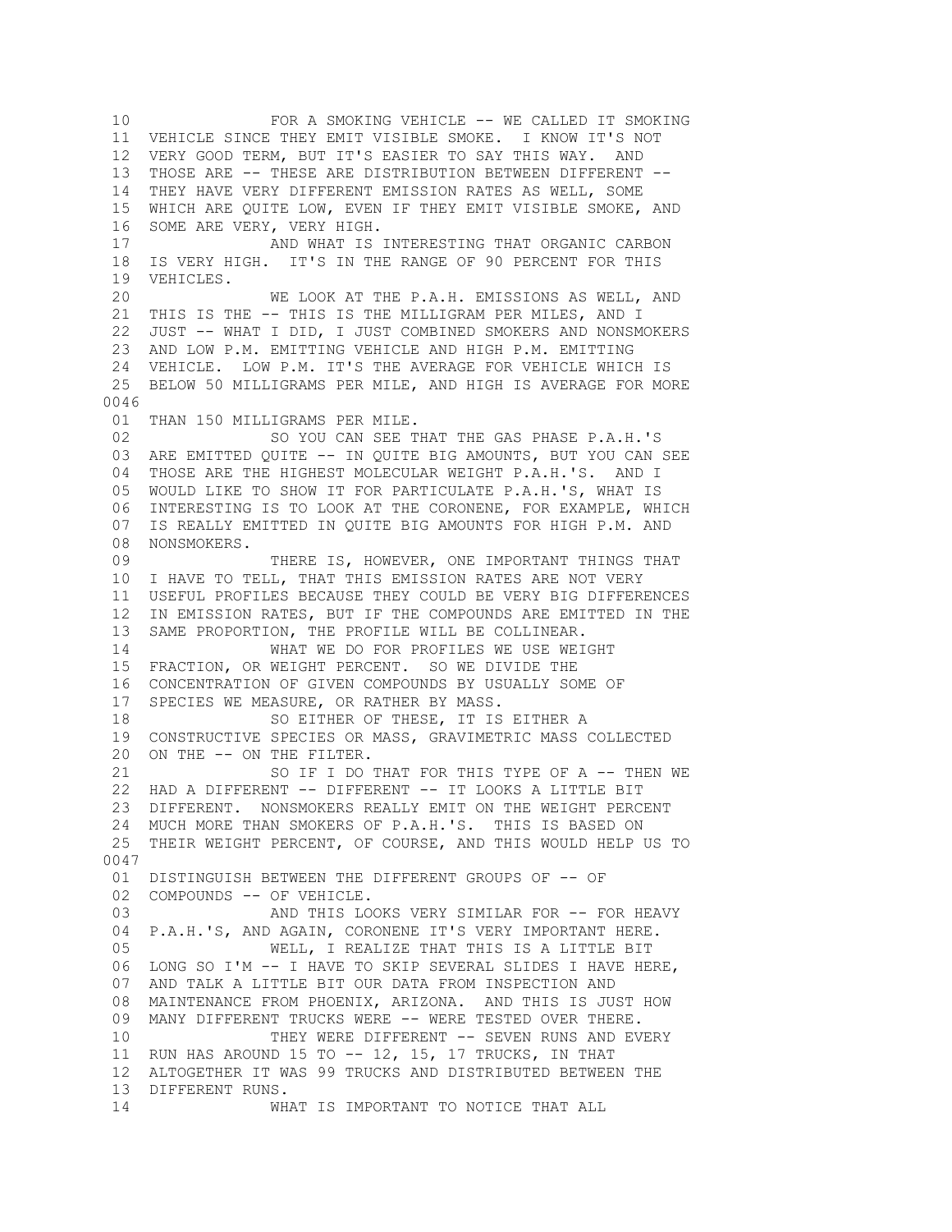10 FOR A SMOKING VEHICLE -- WE CALLED IT SMOKING
11 VEHICLE SINCE THEY EMIT VISIBLE SMOKE. I KNOW IT'S NOT
12 VERY GOOD TERM, BUT IT'S EASIER TO SAY THIS WAY. AND
13 THOSE ARE -- THESE ARE DISTRIBUTION BETWEEN DIFFERENT --
14 THEY HAVE VERY DIFFERENT EMISSION RATES AS WELL, SOME
15 WHICH ARE QUITE LOW, EVEN IF THEY EMIT VISIBLE SMOKE, AND
16 SOME ARE VERY, VERY HIGH.
17 AND WHAT IS INTERESTING THAT ORGANIC CARBON
18 IS VERY HIGH. IT'S IN THE RANGE OF 90 PERCENT FOR THIS
19 VEHICLES.
20 WE LOOK AT THE P.A.H. EMISSIONS AS WELL, AND
21 THIS IS THE -- THIS IS THE MILLIGRAM PER MILES, AND I
22 JUST -- WHAT I DID, I JUST COMBINED SMOKERS AND NONSMOKERS
23 AND LOW P.M. EMITTING VEHICLE AND HIGH P.M. EMITTING
24 VEHICLE. LOW P.M. IT'S THE AVERAGE FOR VEHICLE WHICH IS
25 BELOW 50 MILLIGRAMS PER MILE, AND HIGH IS AVERAGE FOR MORE

0046

01 THAN 150 MILLIGRAMS PER MILE.
02 SO YOU CAN SEE THAT THE GAS PHASE P.A.H.'S
03 ARE EMITTED QUITE -- IN QUITE BIG AMOUNTS, BUT YOU CAN SEE
04 THOSE ARE THE HIGHEST MOLECULAR WEIGHT P.A.H.'S. AND I
05 WOULD LIKE TO SHOW IT FOR PARTICULATE P.A.H.'S, WHAT IS
06 INTERESTING IS TO LOOK AT THE CORONENE, FOR EXAMPLE, WHICH
07 IS REALLY EMITTED IN QUITE BIG AMOUNTS FOR HIGH P.M. AND
08 NONSMOKERS.
09 THERE IS, HOWEVER, ONE IMPORTANT THINGS THAT
10 I HAVE TO TELL, THAT THIS EMISSION RATES ARE NOT VERY
11 USEFUL PROFILES BECAUSE THEY COULD BE VERY BIG DIFFERENCES
12 IN EMISSION RATES, BUT IF THE COMPOUNDS ARE EMITTED IN THE
13 SAME PROPORTION, THE PROFILE WILL BE COLLINEAR.
14 WHAT WE DO FOR PROFILES WE USE WEIGHT
15 FRACTION, OR WEIGHT PERCENT. SO WE DIVIDE THE
16 CONCENTRATION OF GIVEN COMPOUNDS BY USUALLY SOME OF
17 SPECIES WE MEASURE, OR RATHER BY MASS.
18 SO EITHER OF THESE, IT IS EITHER A
19 CONSTRUCTIVE SPECIES OR MASS, GRAVIMETRIC MASS COLLECTED
20 ON THE -- ON THE FILTER.
21 SO IF I DO THAT FOR THIS TYPE OF A -- THEN WE
22 HAD A DIFFERENT -- DIFFERENT -- IT LOOKS A LITTLE BIT
23 DIFFERENT. NONSMOKERS REALLY EMIT ON THE WEIGHT PERCENT
24 MUCH MORE THAN SMOKERS OF P.A.H.'S. THIS IS BASED ON
25 THEIR WEIGHT PERCENT, OF COURSE, AND THIS WOULD HELP US TO

0047

01 DISTINGUISH BETWEEN THE DIFFERENT GROUPS OF -- OF
02 COMPOUNDS -- OF VEHICLE.
03 AND THIS LOOKS VERY SIMILAR FOR -- FOR HEAVY
04 P.A.H.'S, AND AGAIN, CORONENE IT'S VERY IMPORTANT HERE.
05 WELL, I REALIZE THAT THIS IS A LITTLE BIT
06 LONG SO I'M -- I HAVE TO SKIP SEVERAL SLIDES I HAVE HERE,
07 AND TALK A LITTLE BIT OUR DATA FROM INSPECTION AND
08 MAINTENANCE FROM PHOENIX, ARIZONA. AND THIS IS JUST HOW
09 MANY DIFFERENT TRUCKS WERE -- WERE TESTED OVER THERE.
10 THEY WERE DIFFERENT -- SEVEN RUNS AND EVERY
11 RUN HAS AROUND 15 TO -- 12, 15, 17 TRUCKS, IN THAT
12 ALTOGETHER IT WAS 99 TRUCKS AND DISTRIBUTED BETWEEN THE
13 DIFFERENT RUNS.
14 WHAT IS IMPORTANT TO NOTICE THAT ALL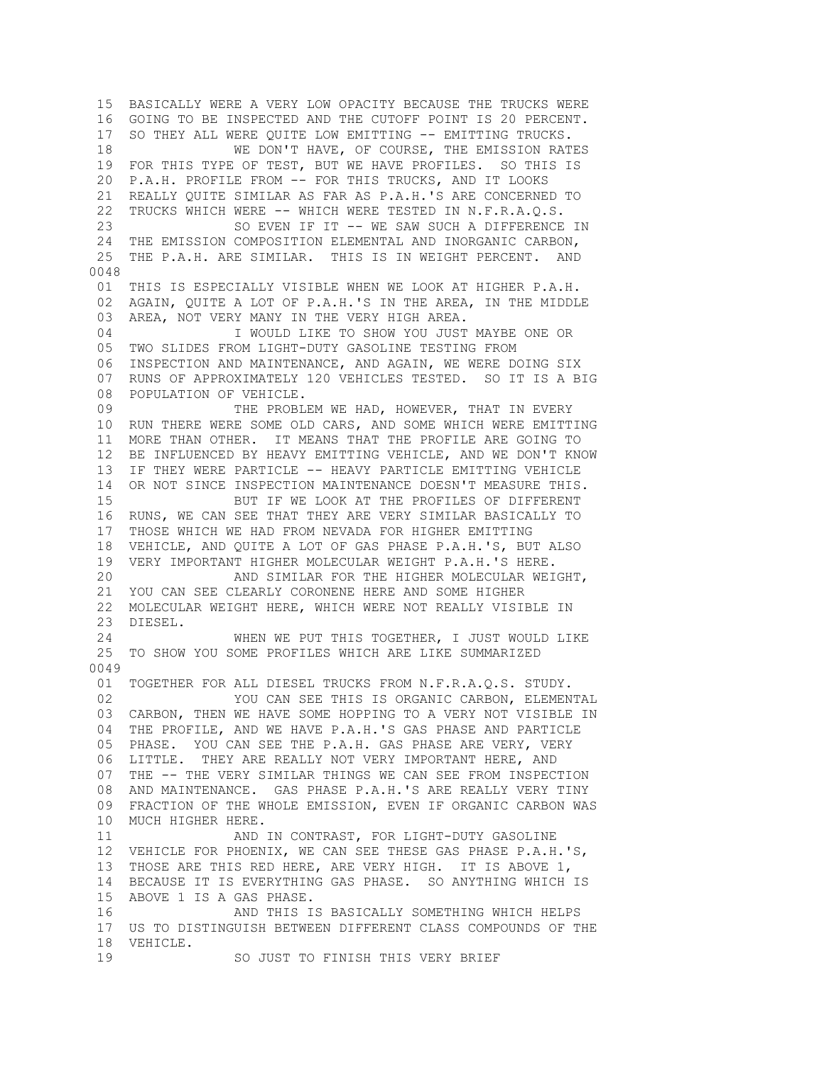15 BASICALLY WERE A VERY LOW OPACITY BECAUSE THE TRUCKS WERE
16 GOING TO BE INSPECTED AND THE CUTOFF POINT IS 20 PERCENT.
17 SO THEY ALL WERE QUITE LOW EMITTING -- EMITTING TRUCKS.
18 WE DON'T HAVE, OF COURSE, THE EMISSION RATES
19 FOR THIS TYPE OF TEST, BUT WE HAVE PROFILES. SO THIS IS
20 P.A.H. PROFILE FROM -- FOR THIS TRUCKS, AND IT LOOKS
21 REALLY QUITE SIMILAR AS FAR AS P.A.H.'S ARE CONCERNED TO
22 TRUCKS WHICH WERE -- WHICH WERE TESTED IN N.F.R.A.Q.S.
23 SO EVEN IF IT -- WE SAW SUCH A DIFFERENCE IN
24 THE EMISSION COMPOSITION ELEMENTAL AND INORGANIC CARBON,
25 THE P.A.H. ARE SIMILAR. THIS IS IN WEIGHT PERCENT. AND

0048

01 THIS IS ESPECIALLY VISIBLE WHEN WE LOOK AT HIGHER P.A.H.
02 AGAIN, QUITE A LOT OF P.A.H.'S IN THE AREA, IN THE MIDDLE
03 AREA, NOT VERY MANY IN THE VERY HIGH AREA.
04 I WOULD LIKE TO SHOW YOU JUST MAYBE ONE OR
05 TWO SLIDES FROM LIGHT-DUTY GASOLINE TESTING FROM
06 INSPECTION AND MAINTENANCE, AND AGAIN, WE WERE DOING SIX
07 RUNS OF APPROXIMATELY 120 VEHICLES TESTED. SO IT IS A BIG
08 POPULATION OF VEHICLE.
09 THE PROBLEM WE HAD, HOWEVER, THAT IN EVERY
10 RUN THERE WERE SOME OLD CARS, AND SOME WHICH WERE EMITTING
11 MORE THAN OTHER. IT MEANS THAT THE PROFILE ARE GOING TO
12 BE INFLUENCED BY HEAVY EMITTING VEHICLE, AND WE DON'T KNOW
13 IF THEY WERE PARTICLE -- HEAVY PARTICLE EMITTING VEHICLE
14 OR NOT SINCE INSPECTION MAINTENANCE DOESN'T MEASURE THIS.
15 BUT IF WE LOOK AT THE PROFILES OF DIFFERENT
16 RUNS, WE CAN SEE THAT THEY ARE VERY SIMILAR BASICALLY TO
17 THOSE WHICH WE HAD FROM NEVADA FOR HIGHER EMITTING
18 VEHICLE, AND QUITE A LOT OF GAS PHASE P.A.H.'S, BUT ALSO
19 VERY IMPORTANT HIGHER MOLECULAR WEIGHT P.A.H.'S HERE.
20 AND SIMILAR FOR THE HIGHER MOLECULAR WEIGHT,
21 YOU CAN SEE CLEARLY CORONENE HERE AND SOME HIGHER
22 MOLECULAR WEIGHT HERE, WHICH WERE NOT REALLY VISIBLE IN
23 DIESEL.
24 WHEN WE PUT THIS TOGETHER, I JUST WOULD LIKE
25 TO SHOW YOU SOME PROFILES WHICH ARE LIKE SUMMARIZED

0049

01 TOGETHER FOR ALL DIESEL TRUCKS FROM N.F.R.A.Q.S. STUDY.
02 YOU CAN SEE THIS IS ORGANIC CARBON, ELEMENTAL
03 CARBON, THEN WE HAVE SOME HOPPING TO A VERY NOT VISIBLE IN
04 THE PROFILE, AND WE HAVE P.A.H.'S GAS PHASE AND PARTICLE
05 PHASE. YOU CAN SEE THE P.A.H. GAS PHASE ARE VERY, VERY
06 LITTLE. THEY ARE REALLY NOT VERY IMPORTANT HERE, AND
07 THE -- THE VERY SIMILAR THINGS WE CAN SEE FROM INSPECTION
08 AND MAINTENANCE. GAS PHASE P.A.H.'S ARE REALLY VERY TINY
09 FRACTION OF THE WHOLE EMISSION, EVEN IF ORGANIC CARBON WAS
10 MUCH HIGHER HERE.
11 AND IN CONTRAST, FOR LIGHT-DUTY GASOLINE
12 VEHICLE FOR PHOENIX, WE CAN SEE THESE GAS PHASE P.A.H.'S,
13 THOSE ARE THIS RED HERE, ARE VERY HIGH. IT IS ABOVE 1,
14 BECAUSE IT IS EVERYTHING GAS PHASE. SO ANYTHING WHICH IS
15 ABOVE 1 IS A GAS PHASE.
16 AND THIS IS BASICALLY SOMETHING WHICH HELPS
17 US TO DISTINGUISH BETWEEN DIFFERENT CLASS COMPOUNDS OF THE
18 VEHICLE.
19 SO JUST TO FINISH THIS VERY BRIEF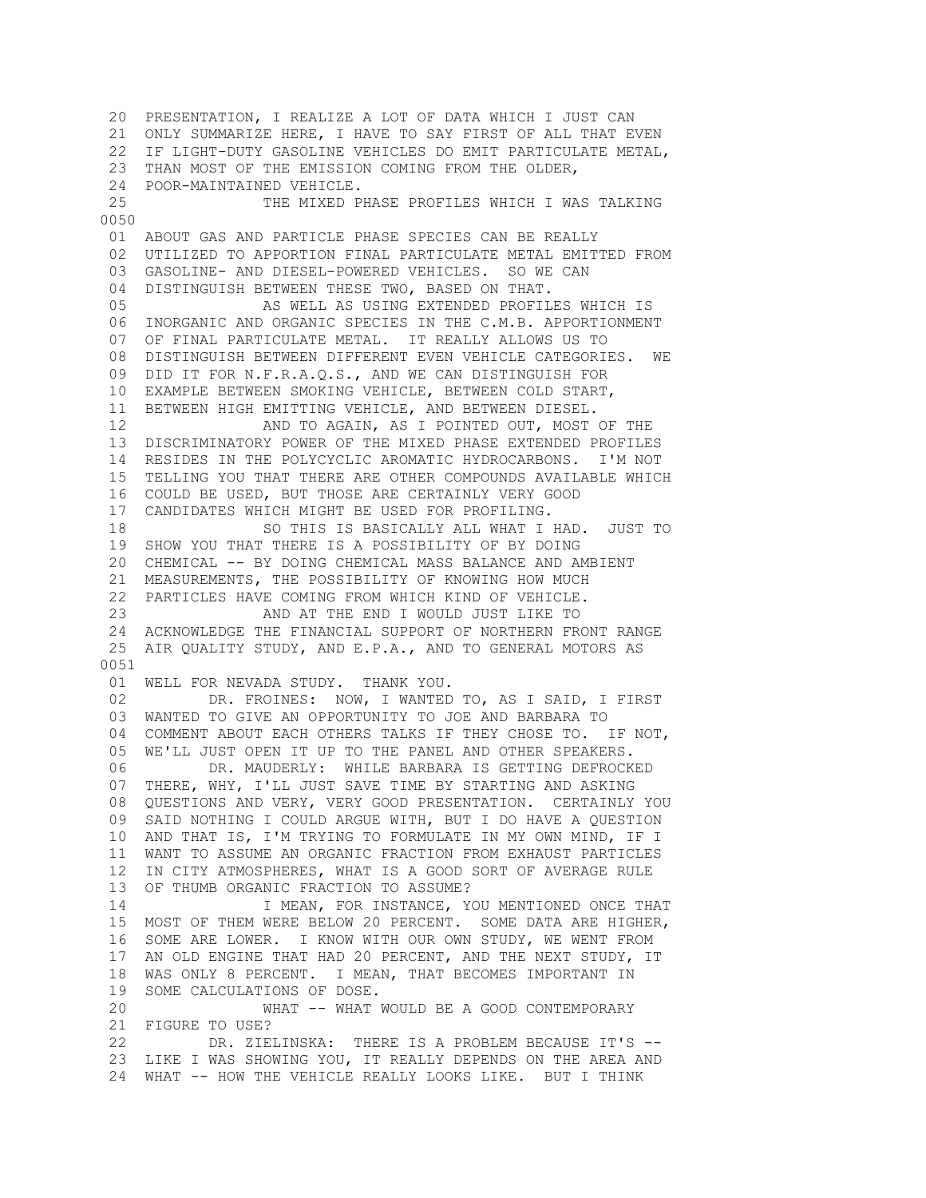PRESENTATION, I REALIZE A LOT OF DATA WHICH I JUST CAN ONLY SUMMARIZE HERE, I HAVE TO SAY FIRST OF ALL THAT EVEN IF LIGHT-DUTY GASOLINE VEHICLES DO EMIT PARTICULATE METAL, THAN MOST OF THE EMISSION COMING FROM THE OLDER, POOR-MAINTAINED VEHICLE.

THE MIXED PHASE PROFILES WHICH I WAS TALKING ABOUT GAS AND PARTICLE PHASE SPECIES CAN BE REALLY UTILIZED TO APPORTION FINAL PARTICULATE METAL EMITTED FROM GASOLINE- AND DIESEL-POWERED VEHICLES. SO WE CAN DISTINGUISH BETWEEN THESE TWO, BASED ON THAT.

AS WELL AS USING EXTENDED PROFILES WHICH IS INORGANIC AND ORGANIC SPECIES IN THE C.M.B. APPORTIONMENT OF FINAL PARTICULATE METAL. IT REALLY ALLOWS US TO DISTINGUISH BETWEEN DIFFERENT EVEN VEHICLE CATEGORIES. WE DID IT FOR N.F.R.A.Q.S., AND WE CAN DISTINGUISH FOR EXAMPLE BETWEEN SMOKING VEHICLE, BETWEEN COLD START, BETWEEN HIGH EMITTING VEHICLE, AND BETWEEN DIESEL.

AND TO AGAIN, AS I POINTED OUT, MOST OF THE DISCRIMINATORY POWER OF THE MIXED PHASE EXTENDED PROFILES RESIDES IN THE POLYCYCLIC AROMATIC HYDROCARBONS. I'M NOT TELLING YOU THAT THERE ARE OTHER COMPOUNDS AVAILABLE WHICH COULD BE USED, BUT THOSE ARE CERTAINLY VERY GOOD CANDIDATES WHICH MIGHT BE USED FOR PROFILING.

SO THIS IS BASICALLY ALL WHAT I HAD. JUST TO SHOW YOU THAT THERE IS A POSSIBILITY OF BY DOING CHEMICAL -- BY DOING CHEMICAL MASS BALANCE AND AMBIENT MEASUREMENTS, THE POSSIBILITY OF KNOWING HOW MUCH PARTICLES HAVE COMING FROM WHICH KIND OF VEHICLE.

AND AT THE END I WOULD JUST LIKE TO ACKNOWLEDGE THE FINANCIAL SUPPORT OF NORTHERN FRONT RANGE AIR QUALITY STUDY, AND E.P.A., AND TO GENERAL MOTORS AS WELL FOR NEVADA STUDY. THANK YOU.

DR. FROINES: NOW, I WANTED TO, AS I SAID, I FIRST WANTED TO GIVE AN OPPORTUNITY TO JOE AND BARBARA TO COMMENT ABOUT EACH OTHERS TALKS IF THEY CHOSE TO. IF NOT, WE'LL JUST OPEN IT UP TO THE PANEL AND OTHER SPEAKERS.

DR. MAUDERLY: WHILE BARBARA IS GETTING DEFROCKED THERE, WHY, I'LL JUST SAVE TIME BY STARTING AND ASKING QUESTIONS AND VERY, VERY GOOD PRESENTATION. CERTAINLY YOU SAID NOTHING I COULD ARGUE WITH, BUT I DO HAVE A QUESTION AND THAT IS, I'M TRYING TO FORMULATE IN MY OWN MIND, IF I WANT TO ASSUME AN ORGANIC FRACTION FROM EXHAUST PARTICLES IN CITY ATMOSPHERES, WHAT IS A GOOD SORT OF AVERAGE RULE OF THUMB ORGANIC FRACTION TO ASSUME?

I MEAN, FOR INSTANCE, YOU MENTIONED ONCE THAT MOST OF THEM WERE BELOW 20 PERCENT. SOME DATA ARE HIGHER, SOME ARE LOWER. I KNOW WITH OUR OWN STUDY, WE WENT FROM AN OLD ENGINE THAT HAD 20 PERCENT, AND THE NEXT STUDY, IT WAS ONLY 8 PERCENT. I MEAN, THAT BECOMES IMPORTANT IN SOME CALCULATIONS OF DOSE.

WHAT -- WHAT WOULD BE A GOOD CONTEMPORARY FIGURE TO USE?

DR. ZIELINSKA: THERE IS A PROBLEM BECAUSE IT'S -- LIKE I WAS SHOWING YOU, IT REALLY DEPENDS ON THE AREA AND WHAT -- HOW THE VEHICLE REALLY LOOKS LIKE. BUT I THINK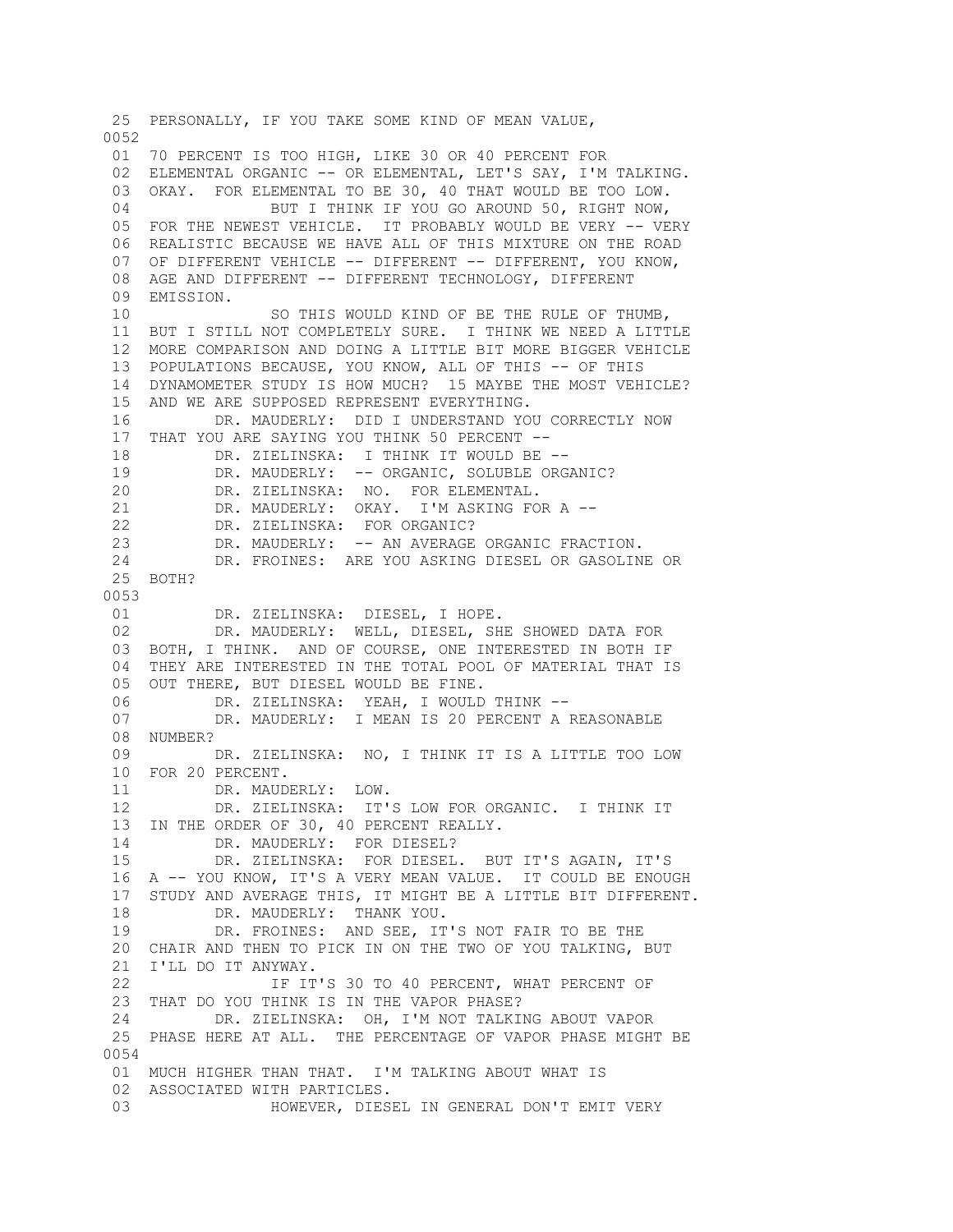25 PERSONALLY, IF YOU TAKE SOME KIND OF MEAN VALUE,
0052
01 70 PERCENT IS TOO HIGH, LIKE 30 OR 40 PERCENT FOR
02 ELEMENTAL ORGANIC -- OR ELEMENTAL, LET'S SAY, I'M TALKING.
03 OKAY. FOR ELEMENTAL TO BE 30, 40 THAT WOULD BE TOO LOW.
04 BUT I THINK IF YOU GO AROUND 50, RIGHT NOW,
05 FOR THE NEWEST VEHICLE. IT PROBABLY WOULD BE VERY -- VERY
06 REALISTIC BECAUSE WE HAVE ALL OF THIS MIXTURE ON THE ROAD
07 OF DIFFERENT VEHICLE -- DIFFERENT -- DIFFERENT, YOU KNOW,
08 AGE AND DIFFERENT -- DIFFERENT TECHNOLOGY, DIFFERENT
09 EMISSION.
10 SO THIS WOULD KIND OF BE THE RULE OF THUMB,
11 BUT I STILL NOT COMPLETELY SURE. I THINK WE NEED A LITTLE
12 MORE COMPARISON AND DOING A LITTLE BIT MORE BIGGER VEHICLE
13 POPULATIONS BECAUSE, YOU KNOW, ALL OF THIS -- OF THIS
14 DYNAMOMETER STUDY IS HOW MUCH? 15 MAYBE THE MOST VEHICLE?
15 AND WE ARE SUPPOSED REPRESENT EVERYTHING.
16 DR. MAUDERLY: DID I UNDERSTAND YOU CORRECTLY NOW
17 THAT YOU ARE SAYING YOU THINK 50 PERCENT --
18 DR. ZIELINSKA: I THINK IT WOULD BE --
19 DR. MAUDERLY: -- ORGANIC, SOLUBLE ORGANIC?
20 DR. ZIELINSKA: NO. FOR ELEMENTAL.
21 DR. MAUDERLY: OKAY. I'M ASKING FOR A --
22 DR. ZIELINSKA: FOR ORGANIC?
23 DR. MAUDERLY: -- AN AVERAGE ORGANIC FRACTION.
24 DR. FROINES: ARE YOU ASKING DIESEL OR GASOLINE OR
25 BOTH?
0053
01 DR. ZIELINSKA: DIESEL, I HOPE.
02 DR. MAUDERLY: WELL, DIESEL, SHE SHOWED DATA FOR
03 BOTH, I THINK. AND OF COURSE, ONE INTERESTED IN BOTH IF
04 THEY ARE INTERESTED IN THE TOTAL POOL OF MATERIAL THAT IS
05 OUT THERE, BUT DIESEL WOULD BE FINE.
06 DR. ZIELINSKA: YEAH, I WOULD THINK --
07 DR. MAUDERLY: I MEAN IS 20 PERCENT A REASONABLE
08 NUMBER?
09 DR. ZIELINSKA: NO, I THINK IT IS A LITTLE TOO LOW
10 FOR 20 PERCENT.
11 DR. MAUDERLY: LOW.
12 DR. ZIELINSKA: IT'S LOW FOR ORGANIC. I THINK IT
13 IN THE ORDER OF 30, 40 PERCENT REALLY.
14 DR. MAUDERLY: FOR DIESEL?
15 DR. ZIELINSKA: FOR DIESEL. BUT IT'S AGAIN, IT'S
16 A -- YOU KNOW, IT'S A VERY MEAN VALUE. IT COULD BE ENOUGH
17 STUDY AND AVERAGE THIS, IT MIGHT BE A LITTLE BIT DIFFERENT.
18 DR. MAUDERLY: THANK YOU.
19 DR. FROINES: AND SEE, IT'S NOT FAIR TO BE THE
20 CHAIR AND THEN TO PICK IN ON THE TWO OF YOU TALKING, BUT
21 I'LL DO IT ANYWAY.
22 IF IT'S 30 TO 40 PERCENT, WHAT PERCENT OF
23 THAT DO YOU THINK IS IN THE VAPOR PHASE?
24 DR. ZIELINSKA: OH, I'M NOT TALKING ABOUT VAPOR
25 PHASE HERE AT ALL. THE PERCENTAGE OF VAPOR PHASE MIGHT BE
0054
01 MUCH HIGHER THAN THAT. I'M TALKING ABOUT WHAT IS
02 ASSOCIATED WITH PARTICLES.
03 HOWEVER, DIESEL IN GENERAL DON'T EMIT VERY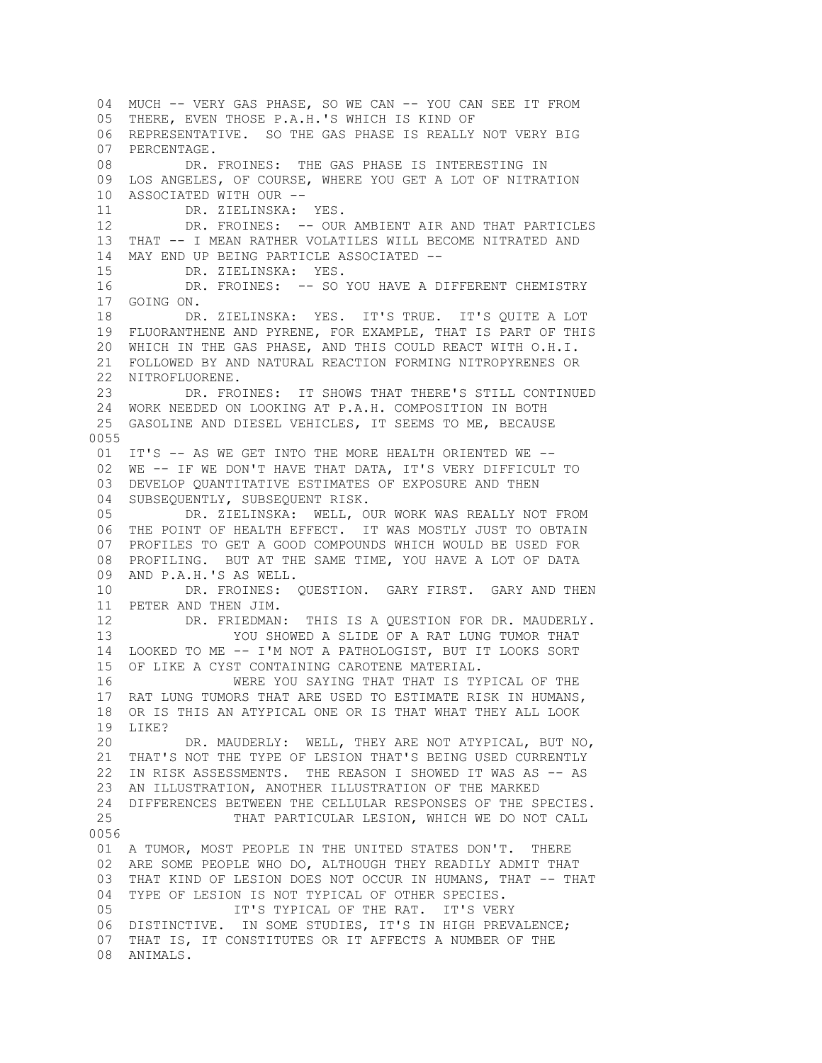04 MUCH -- VERY GAS PHASE, SO WE CAN -- YOU CAN SEE IT FROM
05 THERE, EVEN THOSE P.A.H.'S WHICH IS KIND OF
06 REPRESENTATIVE. SO THE GAS PHASE IS REALLY NOT VERY BIG
07 PERCENTAGE.
08 DR. FROINES: THE GAS PHASE IS INTERESTING IN
09 LOS ANGELES, OF COURSE, WHERE YOU GET A LOT OF NITRATION
10 ASSOCIATED WITH OUR --
11 DR. ZIELINSKA: YES.
12 DR. FROINES: -- OUR AMBIENT AIR AND THAT PARTICLES
13 THAT -- I MEAN RATHER VOLATILES WILL BECOME NITRATED AND
14 MAY END UP BEING PARTICLE ASSOCIATED --
15 DR. ZIELINSKA: YES.
16 DR. FROINES: -- SO YOU HAVE A DIFFERENT CHEMISTRY
17 GOING ON.
18 DR. ZIELINSKA: YES. IT'S TRUE. IT'S QUITE A LOT
19 FLUORANTHENE AND PYRENE, FOR EXAMPLE, THAT IS PART OF THIS
20 WHICH IN THE GAS PHASE, AND THIS COULD REACT WITH O.H.I.
21 FOLLOWED BY AND NATURAL REACTION FORMING NITROPYRENES OR
22 NITROFLUORENE.
23 DR. FROINES: IT SHOWS THAT THERE'S STILL CONTINUED
24 WORK NEEDED ON LOOKING AT P.A.H. COMPOSITION IN BOTH
25 GASOLINE AND DIESEL VEHICLES, IT SEEMS TO ME, BECAUSE

0055

01 IT'S -- AS WE GET INTO THE MORE HEALTH ORIENTED WE --
02 WE -- IF WE DON'T HAVE THAT DATA, IT'S VERY DIFFICULT TO
03 DEVELOP QUANTITATIVE ESTIMATES OF EXPOSURE AND THEN
04 SUBSEQUENTLY, SUBSEQUENT RISK.
05 DR. ZIELINSKA: WELL, OUR WORK WAS REALLY NOT FROM
06 THE POINT OF HEALTH EFFECT. IT WAS MOSTLY JUST TO OBTAIN
07 PROFILES TO GET A GOOD COMPOUNDS WHICH WOULD BE USED FOR
08 PROFILING. BUT AT THE SAME TIME, YOU HAVE A LOT OF DATA
09 AND P.A.H.'S AS WELL.
10 DR. FROINES: QUESTION. GARY FIRST. GARY AND THEN
11 PETER AND THEN JIM.
12 DR. FRIEDMAN: THIS IS A QUESTION FOR DR. MAUDERLY.
13 YOU SHOWED A SLIDE OF A RAT LUNG TUMOR THAT
14 LOOKED TO ME -- I'M NOT A PATHOLOGIST, BUT IT LOOKS SORT
15 OF LIKE A CYST CONTAINING CAROTENE MATERIAL.
16 WERE YOU SAYING THAT THAT IS TYPICAL OF THE
17 RAT LUNG TUMORS THAT ARE USED TO ESTIMATE RISK IN HUMANS,
18 OR IS THIS AN ATYPICAL ONE OR IS THAT WHAT THEY ALL LOOK
19 LIKE?
20 DR. MAUDERLY: WELL, THEY ARE NOT ATYPICAL, BUT NO,
21 THAT'S NOT THE TYPE OF LESION THAT'S BEING USED CURRENTLY
22 IN RISK ASSESSMENTS. THE REASON I SHOWED IT WAS AS -- AS
23 AN ILLUSTRATION, ANOTHER ILLUSTRATION OF THE MARKED
24 DIFFERENCES BETWEEN THE CELLULAR RESPONSES OF THE SPECIES.
25 THAT PARTICULAR LESION, WHICH WE DO NOT CALL

0056

01 A TUMOR, MOST PEOPLE IN THE UNITED STATES DON'T. THERE
02 ARE SOME PEOPLE WHO DO, ALTHOUGH THEY READILY ADMIT THAT
03 THAT KIND OF LESION DOES NOT OCCUR IN HUMANS, THAT -- THAT
04 TYPE OF LESION IS NOT TYPICAL OF OTHER SPECIES.
05 IT'S TYPICAL OF THE RAT. IT'S VERY
06 DISTINCTIVE. IN SOME STUDIES, IT'S IN HIGH PREVALENCE;
07 THAT IS, IT CONSTITUTES OR IT AFFECTS A NUMBER OF THE
08 ANIMALS.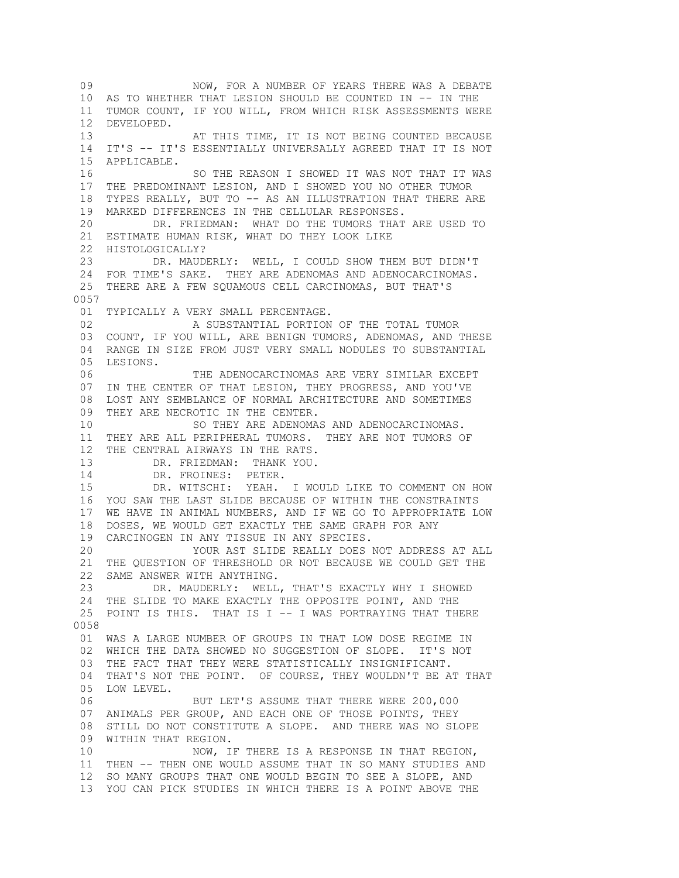09 NOW, FOR A NUMBER OF YEARS THERE WAS A DEBATE
10 AS TO WHETHER THAT LESION SHOULD BE COUNTED IN -- IN THE
11 TUMOR COUNT, IF YOU WILL, FROM WHICH RISK ASSESSMENTS WERE
12 DEVELOPED.
13 AT THIS TIME, IT IS NOT BEING COUNTED BECAUSE
14 IT'S -- IT'S ESSENTIALLY UNIVERSALLY AGREED THAT IT IS NOT
15 APPLICABLE.
16 SO THE REASON I SHOWED IT WAS NOT THAT IT WAS
17 THE PREDOMINANT LESION, AND I SHOWED YOU NO OTHER TUMOR
18 TYPES REALLY, BUT TO -- AS AN ILLUSTRATION THAT THERE ARE
19 MARKED DIFFERENCES IN THE CELLULAR RESPONSES.
20 DR. FRIEDMAN: WHAT DO THE TUMORS THAT ARE USED TO
21 ESTIMATE HUMAN RISK, WHAT DO THEY LOOK LIKE
22 HISTOLOGICALLY?
23 DR. MAUDERLY: WELL, I COULD SHOW THEM BUT DIDN'T
24 FOR TIME'S SAKE. THEY ARE ADENOMAS AND ADENOCARCINOMAS.
25 THERE ARE A FEW SQUAMOUS CELL CARCINOMAS, BUT THAT'S
0057
01 TYPICALLY A VERY SMALL PERCENTAGE.
02 A SUBSTANTIAL PORTION OF THE TOTAL TUMOR
03 COUNT, IF YOU WILL, ARE BENIGN TUMORS, ADENOMAS, AND THESE
04 RANGE IN SIZE FROM JUST VERY SMALL NODULES TO SUBSTANTIAL
05 LESIONS.
06 THE ADENOCARCINOMAS ARE VERY SIMILAR EXCEPT
07 IN THE CENTER OF THAT LESION, THEY PROGRESS, AND YOU'VE
08 LOST ANY SEMBLANCE OF NORMAL ARCHITECTURE AND SOMETIMES
09 THEY ARE NECROTIC IN THE CENTER.
10 SO THEY ARE ADENOMAS AND ADENOCARCINOMAS.
11 THEY ARE ALL PERIPHERAL TUMORS. THEY ARE NOT TUMORS OF
12 THE CENTRAL AIRWAYS IN THE RATS.
13 DR. FRIEDMAN: THANK YOU.
14 DR. FROINES: PETER.
15 DR. WITSCHI: YEAH. I WOULD LIKE TO COMMENT ON HOW
16 YOU SAW THE LAST SLIDE BECAUSE OF WITHIN THE CONSTRAINTS
17 WE HAVE IN ANIMAL NUMBERS, AND IF WE GO TO APPROPRIATE LOW
18 DOSES, WE WOULD GET EXACTLY THE SAME GRAPH FOR ANY
19 CARCINOGEN IN ANY TISSUE IN ANY SPECIES.
20 YOUR AST SLIDE REALLY DOES NOT ADDRESS AT ALL
21 THE QUESTION OF THRESHOLD OR NOT BECAUSE WE COULD GET THE
22 SAME ANSWER WITH ANYTHING.
23 DR. MAUDERLY: WELL, THAT'S EXACTLY WHY I SHOWED
24 THE SLIDE TO MAKE EXACTLY THE OPPOSITE POINT, AND THE
25 POINT IS THIS. THAT IS I -- I WAS PORTRAYING THAT THERE
0058
01 WAS A LARGE NUMBER OF GROUPS IN THAT LOW DOSE REGIME IN
02 WHICH THE DATA SHOWED NO SUGGESTION OF SLOPE. IT'S NOT
03 THE FACT THAT THEY WERE STATISTICALLY INSIGNIFICANT.
04 THAT'S NOT THE POINT. OF COURSE, THEY WOULDN'T BE AT THAT
05 LOW LEVEL.
06 BUT LET'S ASSUME THAT THERE WERE 200,000
07 ANIMALS PER GROUP, AND EACH ONE OF THOSE POINTS, THEY
08 STILL DO NOT CONSTITUTE A SLOPE. AND THERE WAS NO SLOPE
09 WITHIN THAT REGION.
10 NOW, IF THERE IS A RESPONSE IN THAT REGION,
11 THEN -- THEN ONE WOULD ASSUME THAT IN SO MANY STUDIES AND
12 SO MANY GROUPS THAT ONE WOULD BEGIN TO SEE A SLOPE, AND
13 YOU CAN PICK STUDIES IN WHICH THERE IS A POINT ABOVE THE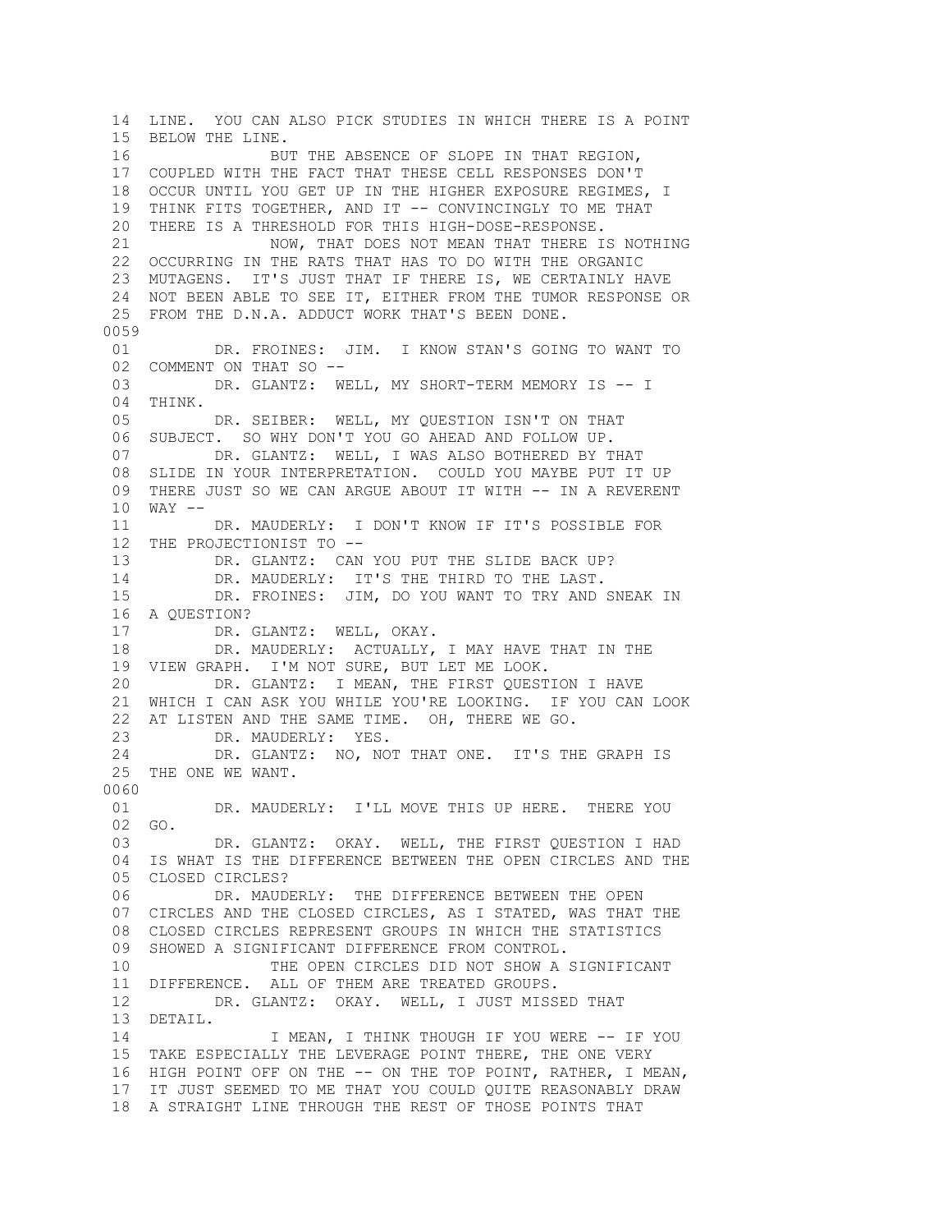14 LINE. YOU CAN ALSO PICK STUDIES IN WHICH THERE IS A POINT
15 BELOW THE LINE.
16 BUT THE ABSENCE OF SLOPE IN THAT REGION,
17 COUPLED WITH THE FACT THAT THESE CELL RESPONSES DON'T
18 OCCUR UNTIL YOU GET UP IN THE HIGHER EXPOSURE REGIMES, I
19 THINK FITS TOGETHER, AND IT -- CONVINCINGLY TO ME THAT
20 THERE IS A THRESHOLD FOR THIS HIGH-DOSE-RESPONSE.
21 NOW, THAT DOES NOT MEAN THAT THERE IS NOTHING
22 OCCURRING IN THE RATS THAT HAS TO DO WITH THE ORGANIC
23 MUTAGENS. IT'S JUST THAT IF THERE IS, WE CERTAINLY HAVE
24 NOT BEEN ABLE TO SEE IT, EITHER FROM THE TUMOR RESPONSE OR
25 FROM THE D.N.A. ADDUCT WORK THAT'S BEEN DONE.

0059

01 DR. FROINES: JIM. I KNOW STAN'S GOING TO WANT TO
02 COMMENT ON THAT SO --
03 DR. GLANTZ: WELL, MY SHORT-TERM MEMORY IS -- I
04 THINK.
05 DR. SEIBER: WELL, MY QUESTION ISN'T ON THAT
06 SUBJECT. SO WHY DON'T YOU GO AHEAD AND FOLLOW UP.
07 DR. GLANTZ: WELL, I WAS ALSO BOTHERED BY THAT
08 SLIDE IN YOUR INTERPRETATION. COULD YOU MAYBE PUT IT UP
09 THERE JUST SO WE CAN ARGUE ABOUT IT WITH -- IN A REVERENT
10 WAY --
11 DR. MAUDERLY: I DON'T KNOW IF IT'S POSSIBLE FOR
12 THE PROJECTIONIST TO --
13 DR. GLANTZ: CAN YOU PUT THE SLIDE BACK UP?
14 DR. MAUDERLY: IT'S THE THIRD TO THE LAST.
15 DR. FROINES: JIM, DO YOU WANT TO TRY AND SNEAK IN
16 A QUESTION?
17 DR. GLANTZ: WELL, OKAY.
18 DR. MAUDERLY: ACTUALLY, I MAY HAVE THAT IN THE
19 VIEW GRAPH. I'M NOT SURE, BUT LET ME LOOK.
20 DR. GLANTZ: I MEAN, THE FIRST QUESTION I HAVE
21 WHICH I CAN ASK YOU WHILE YOU'RE LOOKING. IF YOU CAN LOOK
22 AT LISTEN AND THE SAME TIME. OH, THERE WE GO.
23 DR. MAUDERLY: YES.
24 DR. GLANTZ: NO, NOT THAT ONE. IT'S THE GRAPH IS
25 THE ONE WE WANT.

0060

01 DR. MAUDERLY: I'LL MOVE THIS UP HERE. THERE YOU
02 GO.
03 DR. GLANTZ: OKAY. WELL, THE FIRST QUESTION I HAD
04 IS WHAT IS THE DIFFERENCE BETWEEN THE OPEN CIRCLES AND THE
05 CLOSED CIRCLES?
06 DR. MAUDERLY: THE DIFFERENCE BETWEEN THE OPEN
07 CIRCLES AND THE CLOSED CIRCLES, AS I STATED, WAS THAT THE
08 CLOSED CIRCLES REPRESENT GROUPS IN WHICH THE STATISTICS
09 SHOWED A SIGNIFICANT DIFFERENCE FROM CONTROL.
10 THE OPEN CIRCLES DID NOT SHOW A SIGNIFICANT
11 DIFFERENCE. ALL OF THEM ARE TREATED GROUPS.
12 DR. GLANTZ: OKAY. WELL, I JUST MISSED THAT
13 DETAIL.
14 I MEAN, I THINK THOUGH IF YOU WERE -- IF YOU
15 TAKE ESPECIALLY THE LEVERAGE POINT THERE, THE ONE VERY
16 HIGH POINT OFF ON THE -- ON THE TOP POINT, RATHER, I MEAN,
17 IT JUST SEEMED TO ME THAT YOU COULD QUITE REASONABLY DRAW
18 A STRAIGHT LINE THROUGH THE REST OF THOSE POINTS THAT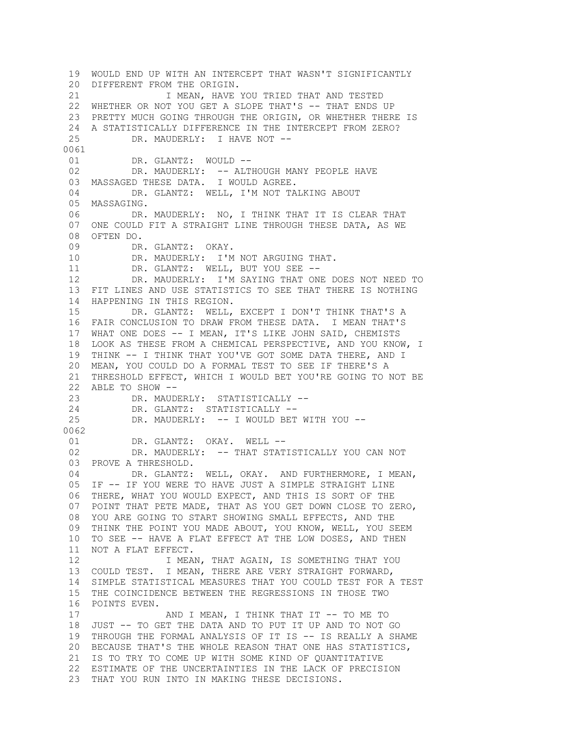19 WOULD END UP WITH AN INTERCEPT THAT WASN'T SIGNIFICANTLY
20 DIFFERENT FROM THE ORIGIN.
21 I MEAN, HAVE YOU TRIED THAT AND TESTED
22 WHETHER OR NOT YOU GET A SLOPE THAT'S -- THAT ENDS UP
23 PRETTY MUCH GOING THROUGH THE ORIGIN, OR WHETHER THERE IS
24 A STATISTICALLY DIFFERENCE IN THE INTERCEPT FROM ZERO?
25 DR. MAUDERLY: I HAVE NOT --
0061
01 DR. GLANTZ: WOULD --
02 DR. MAUDERLY: -- ALTHOUGH MANY PEOPLE HAVE
03 MASSAGED THESE DATA. I WOULD AGREE.
04 DR. GLANTZ: WELL, I'M NOT TALKING ABOUT
05 MASSAGING.
06 DR. MAUDERLY: NO, I THINK THAT IT IS CLEAR THAT
07 ONE COULD FIT A STRAIGHT LINE THROUGH THESE DATA, AS WE
08 OFTEN DO.
09 DR. GLANTZ: OKAY.
10 DR. MAUDERLY: I'M NOT ARGUING THAT.
11 DR. GLANTZ: WELL, BUT YOU SEE --
12 DR. MAUDERLY: I'M SAYING THAT ONE DOES NOT NEED TO
13 FIT LINES AND USE STATISTICS TO SEE THAT THERE IS NOTHING
14 HAPPENING IN THIS REGION.
15 DR. GLANTZ: WELL, EXCEPT I DON'T THINK THAT'S A
16 FAIR CONCLUSION TO DRAW FROM THESE DATA. I MEAN THAT'S
17 WHAT ONE DOES -- I MEAN, IT'S LIKE JOHN SAID, CHEMISTS
18 LOOK AS THESE FROM A CHEMICAL PERSPECTIVE, AND YOU KNOW, I
19 THINK -- I THINK THAT YOU'VE GOT SOME DATA THERE, AND I
20 MEAN, YOU COULD DO A FORMAL TEST TO SEE IF THERE'S A
21 THRESHOLD EFFECT, WHICH I WOULD BET YOU'RE GOING TO NOT BE
22 ABLE TO SHOW --
23 DR. MAUDERLY: STATISTICALLY --
24 DR. GLANTZ: STATISTICALLY --
25 DR. MAUDERLY: -- I WOULD BET WITH YOU --
0062
01 DR. GLANTZ: OKAY. WELL --
02 DR. MAUDERLY: -- THAT STATISTICALLY YOU CAN NOT
03 PROVE A THRESHOLD.
04 DR. GLANTZ: WELL, OKAY. AND FURTHERMORE, I MEAN,
05 IF -- IF YOU WERE TO HAVE JUST A SIMPLE STRAIGHT LINE
06 THERE, WHAT YOU WOULD EXPECT, AND THIS IS SORT OF THE
07 POINT THAT PETE MADE, THAT AS YOU GET DOWN CLOSE TO ZERO,
08 YOU ARE GOING TO START SHOWING SMALL EFFECTS, AND THE
09 THINK THE POINT YOU MADE ABOUT, YOU KNOW, WELL, YOU SEEM
10 TO SEE -- HAVE A FLAT EFFECT AT THE LOW DOSES, AND THEN
11 NOT A FLAT EFFECT.
12 I MEAN, THAT AGAIN, IS SOMETHING THAT YOU
13 COULD TEST. I MEAN, THERE ARE VERY STRAIGHT FORWARD,
14 SIMPLE STATISTICAL MEASURES THAT YOU COULD TEST FOR A TEST
15 THE COINCIDENCE BETWEEN THE REGRESSIONS IN THOSE TWO
16 POINTS EVEN.
17 AND I MEAN, I THINK THAT IT -- TO ME TO
18 JUST -- TO GET THE DATA AND TO PUT IT UP AND TO NOT GO
19 THROUGH THE FORMAL ANALYSIS OF IT IS -- IS REALLY A SHAME
20 BECAUSE THAT'S THE WHOLE REASON THAT ONE HAS STATISTICS,
21 IS TO TRY TO COME UP WITH SOME KIND OF QUANTITATIVE
22 ESTIMATE OF THE UNCERTAINTIES IN THE LACK OF PRECISION
23 THAT YOU RUN INTO IN MAKING THESE DECISIONS.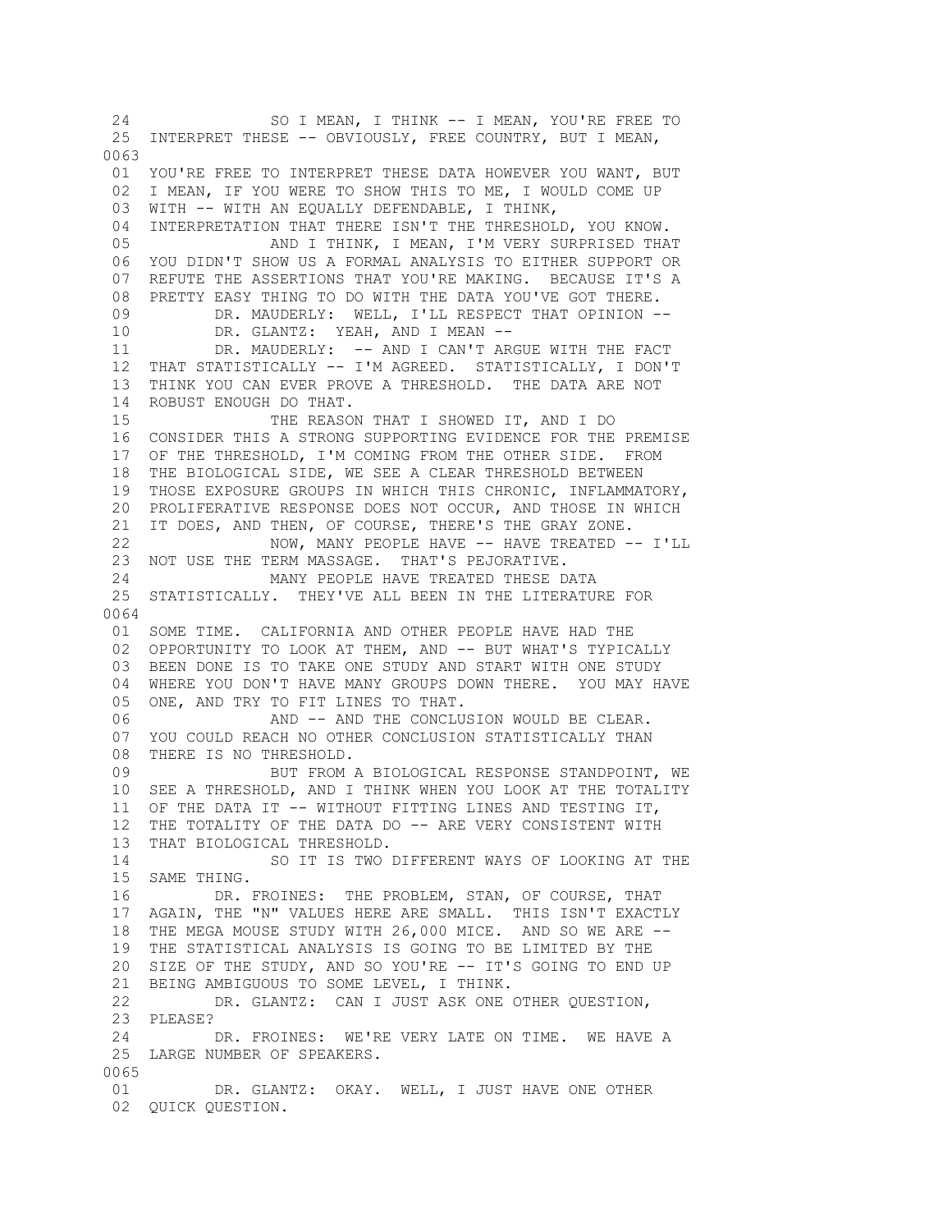24 SO I MEAN, I THINK -- I MEAN, YOU'RE FREE TO
25 INTERPRET THESE -- OBVIOUSLY, FREE COUNTRY, BUT I MEAN,

0063

01 YOU'RE FREE TO INTERPRET THESE DATA HOWEVER YOU WANT, BUT
02 I MEAN, IF YOU WERE TO SHOW THIS TO ME, I WOULD COME UP
03 WITH -- WITH AN EQUALLY DEFENDABLE, I THINK,
04 INTERPRETATION THAT THERE ISN'T THE THRESHOLD, YOU KNOW.
05 AND I THINK, I MEAN, I'M VERY SURPRISED THAT
06 YOU DIDN'T SHOW US A FORMAL ANALYSIS TO EITHER SUPPORT OR
07 REFUTE THE ASSERTIONS THAT YOU'RE MAKING. BECAUSE IT'S A
08 PRETTY EASY THING TO DO WITH THE DATA YOU'VE GOT THERE.
09 DR. MAUDERLY: WELL, I'LL RESPECT THAT OPINION --
10 DR. GLANTZ: YEAH, AND I MEAN --
11 DR. MAUDERLY: -- AND I CAN'T ARGUE WITH THE FACT
12 THAT STATISTICALLY -- I'M AGREED. STATISTICALLY, I DON'T
13 THINK YOU CAN EVER PROVE A THRESHOLD. THE DATA ARE NOT
14 ROBUST ENOUGH DO THAT.
15 THE REASON THAT I SHOWED IT, AND I DO
16 CONSIDER THIS A STRONG SUPPORTING EVIDENCE FOR THE PREMISE
17 OF THE THRESHOLD, I'M COMING FROM THE OTHER SIDE. FROM
18 THE BIOLOGICAL SIDE, WE SEE A CLEAR THRESHOLD BETWEEN
19 THOSE EXPOSURE GROUPS IN WHICH THIS CHRONIC, INFLAMMATORY,
20 PROLIFERATIVE RESPONSE DOES NOT OCCUR, AND THOSE IN WHICH
21 IT DOES, AND THEN, OF COURSE, THERE'S THE GRAY ZONE.
22 NOW, MANY PEOPLE HAVE -- HAVE TREATED -- I'LL
23 NOT USE THE TERM MASSAGE. THAT'S PEJORATIVE.
24 MANY PEOPLE HAVE TREATED THESE DATA
25 STATISTICALLY. THEY'VE ALL BEEN IN THE LITERATURE FOR

0064

01 SOME TIME. CALIFORNIA AND OTHER PEOPLE HAVE HAD THE
02 OPPORTUNITY TO LOOK AT THEM, AND -- BUT WHAT'S TYPICALLY
03 BEEN DONE IS TO TAKE ONE STUDY AND START WITH ONE STUDY
04 WHERE YOU DON'T HAVE MANY GROUPS DOWN THERE. YOU MAY HAVE
05 ONE, AND TRY TO FIT LINES TO THAT.
06 AND -- AND THE CONCLUSION WOULD BE CLEAR.
07 YOU COULD REACH NO OTHER CONCLUSION STATISTICALLY THAN
08 THERE IS NO THRESHOLD.
09 BUT FROM A BIOLOGICAL RESPONSE STANDPOINT, WE
10 SEE A THRESHOLD, AND I THINK WHEN YOU LOOK AT THE TOTALITY
11 OF THE DATA IT -- WITHOUT FITTING LINES AND TESTING IT,
12 THE TOTALITY OF THE DATA DO -- ARE VERY CONSISTENT WITH
13 THAT BIOLOGICAL THRESHOLD.
14 SO IT IS TWO DIFFERENT WAYS OF LOOKING AT THE
15 SAME THING.
16 DR. FROINES: THE PROBLEM, STAN, OF COURSE, THAT
17 AGAIN, THE "N" VALUES HERE ARE SMALL. THIS ISN'T EXACTLY
18 THE MEGA MOUSE STUDY WITH 26,000 MICE. AND SO WE ARE --
19 THE STATISTICAL ANALYSIS IS GOING TO BE LIMITED BY THE
20 SIZE OF THE STUDY, AND SO YOU'RE -- IT'S GOING TO END UP
21 BEING AMBIGUOUS TO SOME LEVEL, I THINK.
22 DR. GLANTZ: CAN I JUST ASK ONE OTHER QUESTION,
23 PLEASE?
24 DR. FROINES: WE'RE VERY LATE ON TIME. WE HAVE A
25 LARGE NUMBER OF SPEAKERS.

0065

01 DR. GLANTZ: OKAY. WELL, I JUST HAVE ONE OTHER
02 QUICK QUESTION.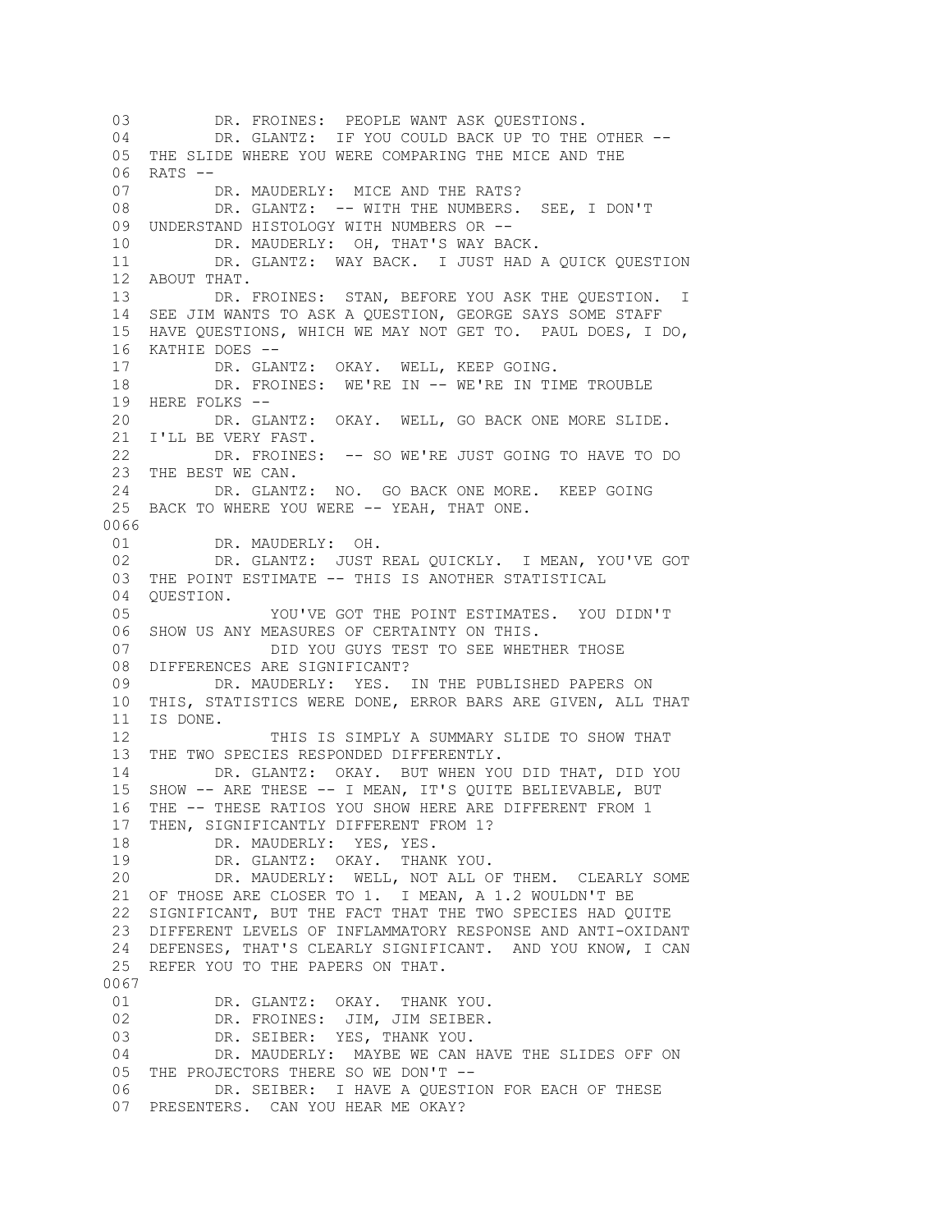03 DR. FROINES: PEOPLE WANT ASK QUESTIONS.
04 DR. GLANTZ: IF YOU COULD BACK UP TO THE OTHER --
05 THE SLIDE WHERE YOU WERE COMPARING THE MICE AND THE
06 RATS --
07 DR. MAUDERLY: MICE AND THE RATS?
08 DR. GLANTZ: -- WITH THE NUMBERS. SEE, I DON'T
09 UNDERSTAND HISTOLOGY WITH NUMBERS OR --
10 DR. MAUDERLY: OH, THAT'S WAY BACK.
11 DR. GLANTZ: WAY BACK. I JUST HAD A QUICK QUESTION
12 ABOUT THAT.
13 DR. FROINES: STAN, BEFORE YOU ASK THE QUESTION. I
14 SEE JIM WANTS TO ASK A QUESTION, GEORGE SAYS SOME STAFF
15 HAVE QUESTIONS, WHICH WE MAY NOT GET TO. PAUL DOES, I DO,
16 KATHIE DOES --
17 DR. GLANTZ: OKAY. WELL, KEEP GOING.
18 DR. FROINES: WE'RE IN -- WE'RE IN TIME TROUBLE
19 HERE FOLKS --
20 DR. GLANTZ: OKAY. WELL, GO BACK ONE MORE SLIDE.
21 I'LL BE VERY FAST.
22 DR. FROINES: -- SO WE'RE JUST GOING TO HAVE TO DO
23 THE BEST WE CAN.
24 DR. GLANTZ: NO. GO BACK ONE MORE. KEEP GOING
25 BACK TO WHERE YOU WERE -- YEAH, THAT ONE.

0066

01 DR. MAUDERLY: OH.
02 DR. GLANTZ: JUST REAL QUICKLY. I MEAN, YOU'VE GOT
03 THE POINT ESTIMATE -- THIS IS ANOTHER STATISTICAL
04 QUESTION.
05 YOU'VE GOT THE POINT ESTIMATES. YOU DIDN'T
06 SHOW US ANY MEASURES OF CERTAINTY ON THIS.
07 DID YOU GUYS TEST TO SEE WHETHER THOSE
08 DIFFERENCES ARE SIGNIFICANT?
09 DR. MAUDERLY: YES. IN THE PUBLISHED PAPERS ON
10 THIS, STATISTICS WERE DONE, ERROR BARS ARE GIVEN, ALL THAT
11 IS DONE.
12 THIS IS SIMPLY A SUMMARY SLIDE TO SHOW THAT
13 THE TWO SPECIES RESPONDED DIFFERENTLY.
14 DR. GLANTZ: OKAY. BUT WHEN YOU DID THAT, DID YOU
15 SHOW -- ARE THESE -- I MEAN, IT'S QUITE BELIEVABLE, BUT
16 THE -- THESE RATIOS YOU SHOW HERE ARE DIFFERENT FROM 1
17 THEN, SIGNIFICANTLY DIFFERENT FROM 1?
18 DR. MAUDERLY: YES, YES.
19 DR. GLANTZ: OKAY. THANK YOU.
20 DR. MAUDERLY: WELL, NOT ALL OF THEM. CLEARLY SOME
21 OF THOSE ARE CLOSER TO 1. I MEAN, A 1.2 WOULDN'T BE
22 SIGNIFICANT, BUT THE FACT THAT THE TWO SPECIES HAD QUITE
23 DIFFERENT LEVELS OF INFLAMMATORY RESPONSE AND ANTI-OXIDANT
24 DEFENSES, THAT'S CLEARLY SIGNIFICANT. AND YOU KNOW, I CAN
25 REFER YOU TO THE PAPERS ON THAT.

0067

01 DR. GLANTZ: OKAY. THANK YOU.
02 DR. FROINES: JIM, JIM SEIBER.
03 DR. SEIBER: YES, THANK YOU.
04 DR. MAUDERLY: MAYBE WE CAN HAVE THE SLIDES OFF ON
05 THE PROJECTORS THERE SO WE DON'T --
06 DR. SEIBER: I HAVE A QUESTION FOR EACH OF THESE
07 PRESENTERS. CAN YOU HEAR ME OKAY?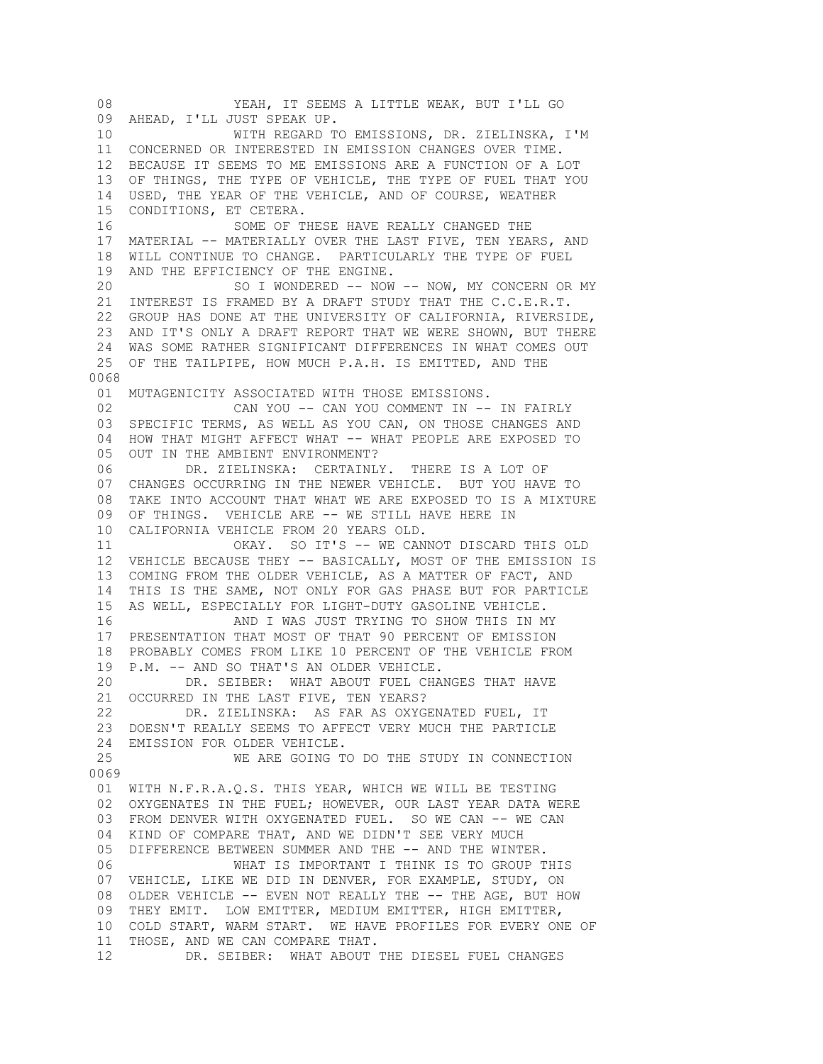08 YEAH, IT SEEMS A LITTLE WEAK, BUT I'LL GO
09 AHEAD, I'LL JUST SPEAK UP.
10 WITH REGARD TO EMISSIONS, DR. ZIELINSKA, I'M
11 CONCERNED OR INTERESTED IN EMISSION CHANGES OVER TIME.
12 BECAUSE IT SEEMS TO ME EMISSIONS ARE A FUNCTION OF A LOT
13 OF THINGS, THE TYPE OF VEHICLE, THE TYPE OF FUEL THAT YOU
14 USED, THE YEAR OF THE VEHICLE, AND OF COURSE, WEATHER
15 CONDITIONS, ET CETERA.
16 SOME OF THESE HAVE REALLY CHANGED THE
17 MATERIAL -- MATERIALLY OVER THE LAST FIVE, TEN YEARS, AND
18 WILL CONTINUE TO CHANGE. PARTICULARLY THE TYPE OF FUEL
19 AND THE EFFICIENCY OF THE ENGINE.
20 SO I WONDERED -- NOW -- NOW, MY CONCERN OR MY
21 INTEREST IS FRAMED BY A DRAFT STUDY THAT THE C.C.E.R.T.
22 GROUP HAS DONE AT THE UNIVERSITY OF CALIFORNIA, RIVERSIDE,
23 AND IT'S ONLY A DRAFT REPORT THAT WE WERE SHOWN, BUT THERE
24 WAS SOME RATHER SIGNIFICANT DIFFERENCES IN WHAT COMES OUT
25 OF THE TAILPIPE, HOW MUCH P.A.H. IS EMITTED, AND THE

0068

01 MUTAGENICITY ASSOCIATED WITH THOSE EMISSIONS.
02 CAN YOU -- CAN YOU COMMENT IN -- IN FAIRLY
03 SPECIFIC TERMS, AS WELL AS YOU CAN, ON THOSE CHANGES AND
04 HOW THAT MIGHT AFFECT WHAT -- WHAT PEOPLE ARE EXPOSED TO
05 OUT IN THE AMBIENT ENVIRONMENT?
06 DR. ZIELINSKA: CERTAINLY. THERE IS A LOT OF
07 CHANGES OCCURRING IN THE NEWER VEHICLE. BUT YOU HAVE TO
08 TAKE INTO ACCOUNT THAT WHAT WE ARE EXPOSED TO IS A MIXTURE
09 OF THINGS. VEHICLE ARE -- WE STILL HAVE HERE IN
10 CALIFORNIA VEHICLE FROM 20 YEARS OLD.
11 OKAY. SO IT'S -- WE CANNOT DISCARD THIS OLD
12 VEHICLE BECAUSE THEY -- BASICALLY, MOST OF THE EMISSION IS
13 COMING FROM THE OLDER VEHICLE, AS A MATTER OF FACT, AND
14 THIS IS THE SAME, NOT ONLY FOR GAS PHASE BUT FOR PARTICLE
15 AS WELL, ESPECIALLY FOR LIGHT-DUTY GASOLINE VEHICLE.
16 AND I WAS JUST TRYING TO SHOW THIS IN MY
17 PRESENTATION THAT MOST OF THAT 90 PERCENT OF EMISSION
18 PROBABLY COMES FROM LIKE 10 PERCENT OF THE VEHICLE FROM
19 P.M. -- AND SO THAT'S AN OLDER VEHICLE.
20 DR. SEIBER: WHAT ABOUT FUEL CHANGES THAT HAVE
21 OCCURRED IN THE LAST FIVE, TEN YEARS?
22 DR. ZIELINSKA: AS FAR AS OXYGENATED FUEL, IT
23 DOESN'T REALLY SEEMS TO AFFECT VERY MUCH THE PARTICLE
24 EMISSION FOR OLDER VEHICLE.
25 WE ARE GOING TO DO THE STUDY IN CONNECTION

0069

01 WITH N.F.R.A.Q.S. THIS YEAR, WHICH WE WILL BE TESTING
02 OXYGENATES IN THE FUEL; HOWEVER, OUR LAST YEAR DATA WERE
03 FROM DENVER WITH OXYGENATED FUEL. SO WE CAN -- WE CAN
04 KIND OF COMPARE THAT, AND WE DIDN'T SEE VERY MUCH
05 DIFFERENCE BETWEEN SUMMER AND THE -- AND THE WINTER.
06 WHAT IS IMPORTANT I THINK IS TO GROUP THIS
07 VEHICLE, LIKE WE DID IN DENVER, FOR EXAMPLE, STUDY, ON
08 OLDER VEHICLE -- EVEN NOT REALLY THE -- THE AGE, BUT HOW
09 THEY EMIT. LOW EMITTER, MEDIUM EMITTER, HIGH EMITTER,
10 COLD START, WARM START. WE HAVE PROFILES FOR EVERY ONE OF
11 THOSE, AND WE CAN COMPARE THAT.
12 DR. SEIBER: WHAT ABOUT THE DIESEL FUEL CHANGES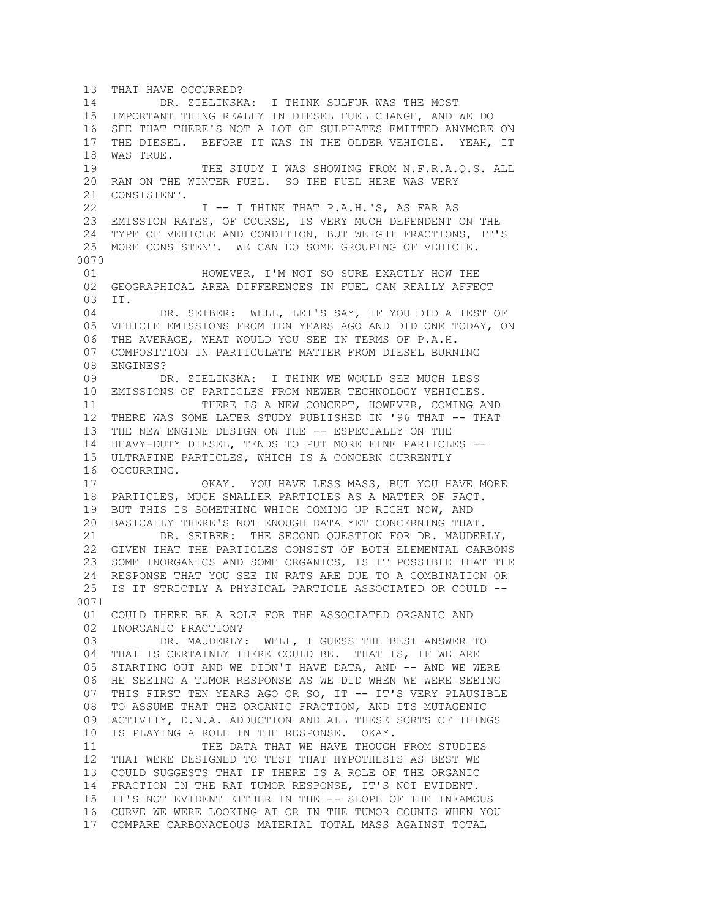13 THAT HAVE OCCURRED?
14 DR. ZIELINSKA: I THINK SULFUR WAS THE MOST
15 IMPORTANT THING REALLY IN DIESEL FUEL CHANGE, AND WE DO
16 SEE THAT THERE'S NOT A LOT OF SULPHATES EMITTED ANYMORE ON
17 THE DIESEL. BEFORE IT WAS IN THE OLDER VEHICLE. YEAH, IT
18 WAS TRUE.
19 THE STUDY I WAS SHOWING FROM N.F.R.A.Q.S. ALL
20 RAN ON THE WINTER FUEL. SO THE FUEL HERE WAS VERY
21 CONSISTENT.
22 I -- I THINK THAT P.A.H.'S, AS FAR AS
23 EMISSION RATES, OF COURSE, IS VERY MUCH DEPENDENT ON THE
24 TYPE OF VEHICLE AND CONDITION, BUT WEIGHT FRACTIONS, IT'S
25 MORE CONSISTENT. WE CAN DO SOME GROUPING OF VEHICLE.
0070
01 HOWEVER, I'M NOT SO SURE EXACTLY HOW THE
02 GEOGRAPHICAL AREA DIFFERENCES IN FUEL CAN REALLY AFFECT
03 IT.
04 DR. SEIBER: WELL, LET'S SAY, IF YOU DID A TEST OF
05 VEHICLE EMISSIONS FROM TEN YEARS AGO AND DID ONE TODAY, ON
06 THE AVERAGE, WHAT WOULD YOU SEE IN TERMS OF P.A.H.
07 COMPOSITION IN PARTICULATE MATTER FROM DIESEL BURNING
08 ENGINES?
09 DR. ZIELINSKA: I THINK WE WOULD SEE MUCH LESS
10 EMISSIONS OF PARTICLES FROM NEWER TECHNOLOGY VEHICLES.
11 THERE IS A NEW CONCEPT, HOWEVER, COMING AND
12 THERE WAS SOME LATER STUDY PUBLISHED IN '96 THAT -- THAT
13 THE NEW ENGINE DESIGN ON THE -- ESPECIALLY ON THE
14 HEAVY-DUTY DIESEL, TENDS TO PUT MORE FINE PARTICLES --
15 ULTRAFINE PARTICLES, WHICH IS A CONCERN CURRENTLY
16 OCCURRING.
17 OKAY. YOU HAVE LESS MASS, BUT YOU HAVE MORE
18 PARTICLES, MUCH SMALLER PARTICLES AS A MATTER OF FACT.
19 BUT THIS IS SOMETHING WHICH COMING UP RIGHT NOW, AND
20 BASICALLY THERE'S NOT ENOUGH DATA YET CONCERNING THAT.
21 DR. SEIBER: THE SECOND QUESTION FOR DR. MAUDERLY,
22 GIVEN THAT THE PARTICLES CONSIST OF BOTH ELEMENTAL CARBONS
23 SOME INORGANICS AND SOME ORGANICS, IS IT POSSIBLE THAT THE
24 RESPONSE THAT YOU SEE IN RATS ARE DUE TO A COMBINATION OR
25 IS IT STRICTLY A PHYSICAL PARTICLE ASSOCIATED OR COULD --
0071
01 COULD THERE BE A ROLE FOR THE ASSOCIATED ORGANIC AND
02 INORGANIC FRACTION?
03 DR. MAUDERLY: WELL, I GUESS THE BEST ANSWER TO
04 THAT IS CERTAINLY THERE COULD BE. THAT IS, IF WE ARE
05 STARTING OUT AND WE DIDN'T HAVE DATA, AND -- AND WE WERE
06 HE SEEING A TUMOR RESPONSE AS WE DID WHEN WE WERE SEEING
07 THIS FIRST TEN YEARS AGO OR SO, IT -- IT'S VERY PLAUSIBLE
08 TO ASSUME THAT THE ORGANIC FRACTION, AND ITS MUTAGENIC
09 ACTIVITY, D.N.A. ADDUCTION AND ALL THESE SORTS OF THINGS
10 IS PLAYING A ROLE IN THE RESPONSE. OKAY.
11 THE DATA THAT WE HAVE THOUGH FROM STUDIES
12 THAT WERE DESIGNED TO TEST THAT HYPOTHESIS AS BEST WE
13 COULD SUGGESTS THAT IF THERE IS A ROLE OF THE ORGANIC
14 FRACTION IN THE RAT TUMOR RESPONSE, IT'S NOT EVIDENT.
15 IT'S NOT EVIDENT EITHER IN THE -- SLOPE OF THE INFAMOUS
16 CURVE WE WERE LOOKING AT OR IN THE TUMOR COUNTS WHEN YOU
17 COMPARE CARBONACEOUS MATERIAL TOTAL MASS AGAINST TOTAL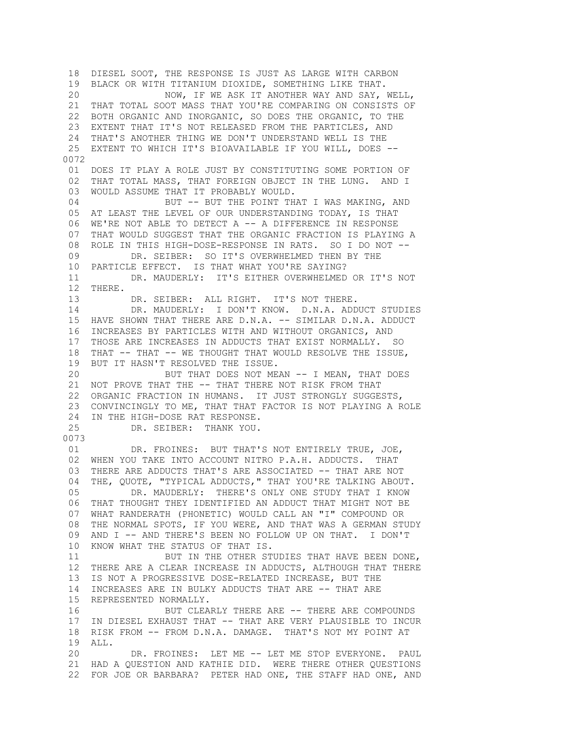18 DIESEL SOOT, THE RESPONSE IS JUST AS LARGE WITH CARBON
19 BLACK OR WITH TITANIUM DIOXIDE, SOMETHING LIKE THAT.
20 NOW, IF WE ASK IT ANOTHER WAY AND SAY, WELL,
21 THAT TOTAL SOOT MASS THAT YOU'RE COMPARING ON CONSISTS OF
22 BOTH ORGANIC AND INORGANIC, SO DOES THE ORGANIC, TO THE
23 EXTENT THAT IT'S NOT RELEASED FROM THE PARTICLES, AND
24 THAT'S ANOTHER THING WE DON'T UNDERSTAND WELL IS THE
25 EXTENT TO WHICH IT'S BIOAVAILABLE IF YOU WILL, DOES --

0072

01 DOES IT PLAY A ROLE JUST BY CONSTITUTING SOME PORTION OF
02 THAT TOTAL MASS, THAT FOREIGN OBJECT IN THE LUNG. AND I
03 WOULD ASSUME THAT IT PROBABLY WOULD.
04 BUT -- BUT THE POINT THAT I WAS MAKING, AND
05 AT LEAST THE LEVEL OF OUR UNDERSTANDING TODAY, IS THAT
06 WE'RE NOT ABLE TO DETECT A -- A DIFFERENCE IN RESPONSE
07 THAT WOULD SUGGEST THAT THE ORGANIC FRACTION IS PLAYING A
08 ROLE IN THIS HIGH-DOSE-RESPONSE IN RATS. SO I DO NOT --
09 DR. SEIBER: SO IT'S OVERWHELMED THEN BY THE
10 PARTICLE EFFECT. IS THAT WHAT YOU'RE SAYING?
11 DR. MAUDERLY: IT'S EITHER OVERWHELMED OR IT'S NOT
12 THERE.
13 DR. SEIBER: ALL RIGHT. IT'S NOT THERE.
14 DR. MAUDERLY: I DON'T KNOW. D.N.A. ADDUCT STUDIES
15 HAVE SHOWN THAT THERE ARE D.N.A. -- SIMILAR D.N.A. ADDUCT
16 INCREASES BY PARTICLES WITH AND WITHOUT ORGANICS, AND
17 THOSE ARE INCREASES IN ADDUCTS THAT EXIST NORMALLY. SO
18 THAT -- THAT -- WE THOUGHT THAT WOULD RESOLVE THE ISSUE,
19 BUT IT HASN'T RESOLVED THE ISSUE.
20 BUT THAT DOES NOT MEAN -- I MEAN, THAT DOES
21 NOT PROVE THAT THE -- THAT THERE NOT RISK FROM THAT
22 ORGANIC FRACTION IN HUMANS. IT JUST STRONGLY SUGGESTS,
23 CONVINCINGLY TO ME, THAT THAT FACTOR IS NOT PLAYING A ROLE
24 IN THE HIGH-DOSE RAT RESPONSE.
25 DR. SEIBER: THANK YOU.

0073

01 DR. FROINES: BUT THAT'S NOT ENTIRELY TRUE, JOE,
02 WHEN YOU TAKE INTO ACCOUNT NITRO P.A.H. ADDUCTS. THAT
03 THERE ARE ADDUCTS THAT'S ARE ASSOCIATED -- THAT ARE NOT
04 THE, QUOTE, "TYPICAL ADDUCTS," THAT YOU'RE TALKING ABOUT.
05 DR. MAUDERLY: THERE'S ONLY ONE STUDY THAT I KNOW
06 THAT THOUGHT THEY IDENTIFIED AN ADDUCT THAT MIGHT NOT BE
07 WHAT RANDERATH (PHONETIC) WOULD CALL AN "I" COMPOUND OR
08 THE NORMAL SPOTS, IF YOU WERE, AND THAT WAS A GERMAN STUDY
09 AND I -- AND THERE'S BEEN NO FOLLOW UP ON THAT. I DON'T
10 KNOW WHAT THE STATUS OF THAT IS.
11 BUT IN THE OTHER STUDIES THAT HAVE BEEN DONE,
12 THERE ARE A CLEAR INCREASE IN ADDUCTS, ALTHOUGH THAT THERE
13 IS NOT A PROGRESSIVE DOSE-RELATED INCREASE, BUT THE
14 INCREASES ARE IN BULKY ADDUCTS THAT ARE -- THAT ARE
15 REPRESENTED NORMALLY.
16 BUT CLEARLY THERE ARE -- THERE ARE COMPOUNDS
17 IN DIESEL EXHAUST THAT -- THAT ARE VERY PLAUSIBLE TO INCUR
18 RISK FROM -- FROM D.N.A. DAMAGE. THAT'S NOT MY POINT AT
19 ALL.
20 DR. FROINES: LET ME -- LET ME STOP EVERYONE. PAUL
21 HAD A QUESTION AND KATHIE DID. WERE THERE OTHER QUESTIONS
22 FOR JOE OR BARBARA? PETER HAD ONE, THE STAFF HAD ONE, AND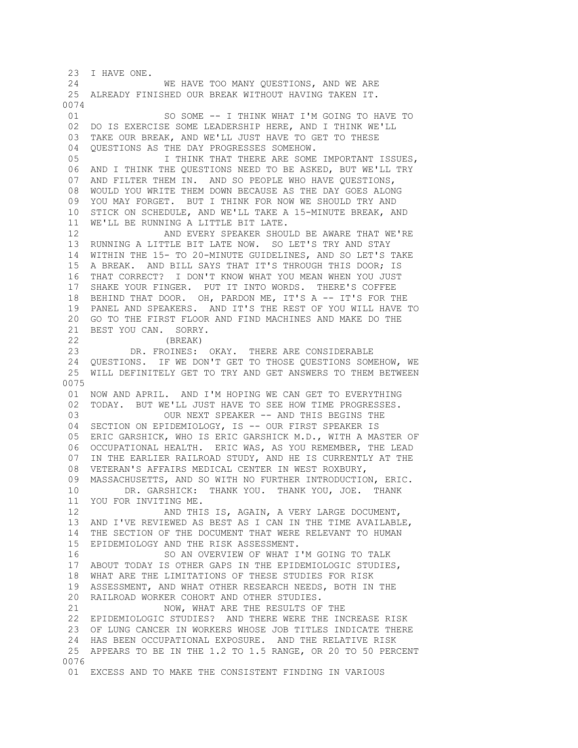23 I HAVE ONE.
24 WE HAVE TOO MANY QUESTIONS, AND WE ARE
25 ALREADY FINISHED OUR BREAK WITHOUT HAVING TAKEN IT.
0074
01 SO SOME -- I THINK WHAT I'M GOING TO HAVE TO
02 DO IS EXERCISE SOME LEADERSHIP HERE, AND I THINK WE'LL
03 TAKE OUR BREAK, AND WE'LL JUST HAVE TO GET TO THESE
04 QUESTIONS AS THE DAY PROGRESSES SOMEHOW.
05 I THINK THAT THERE ARE SOME IMPORTANT ISSUES,
06 AND I THINK THE QUESTIONS NEED TO BE ASKED, BUT WE'LL TRY
07 AND FILTER THEM IN. AND SO PEOPLE WHO HAVE QUESTIONS,
08 WOULD YOU WRITE THEM DOWN BECAUSE AS THE DAY GOES ALONG
09 YOU MAY FORGET. BUT I THINK FOR NOW WE SHOULD TRY AND
10 STICK ON SCHEDULE, AND WE'LL TAKE A 15-MINUTE BREAK, AND
11 WE'LL BE RUNNING A LITTLE BIT LATE.
12 AND EVERY SPEAKER SHOULD BE AWARE THAT WE'RE
13 RUNNING A LITTLE BIT LATE NOW. SO LET'S TRY AND STAY
14 WITHIN THE 15- TO 20-MINUTE GUIDELINES, AND SO LET'S TAKE
15 A BREAK. AND BILL SAYS THAT IT'S THROUGH THIS DOOR; IS
16 THAT CORRECT? I DON'T KNOW WHAT YOU MEAN WHEN YOU JUST
17 SHAKE YOUR FINGER. PUT IT INTO WORDS. THERE'S COFFEE
18 BEHIND THAT DOOR. OH, PARDON ME, IT'S A -- IT'S FOR THE
19 PANEL AND SPEAKERS. AND IT'S THE REST OF YOU WILL HAVE TO
20 GO TO THE FIRST FLOOR AND FIND MACHINES AND MAKE DO THE
21 BEST YOU CAN. SORRY.
22 (BREAK)
23 DR. FROINES: OKAY. THERE ARE CONSIDERABLE
24 QUESTIONS. IF WE DON'T GET TO THOSE QUESTIONS SOMEHOW, WE
25 WILL DEFINITELY GET TO TRY AND GET ANSWERS TO THEM BETWEEN
0075
01 NOW AND APRIL. AND I'M HOPING WE CAN GET TO EVERYTHING
02 TODAY. BUT WE'LL JUST HAVE TO SEE HOW TIME PROGRESSES.
03 OUR NEXT SPEAKER -- AND THIS BEGINS THE
04 SECTION ON EPIDEMIOLOGY, IS -- OUR FIRST SPEAKER IS
05 ERIC GARSHICK, WHO IS ERIC GARSHICK M.D., WITH A MASTER OF
06 OCCUPATIONAL HEALTH. ERIC WAS, AS YOU REMEMBER, THE LEAD
07 IN THE EARLIER RAILROAD STUDY, AND HE IS CURRENTLY AT THE
08 VETERAN'S AFFAIRS MEDICAL CENTER IN WEST ROXBURY,
09 MASSACHUSETTS, AND SO WITH NO FURTHER INTRODUCTION, ERIC.
10 DR. GARSHICK: THANK YOU. THANK YOU, JOE. THANK
11 YOU FOR INVITING ME.
12 AND THIS IS, AGAIN, A VERY LARGE DOCUMENT,
13 AND I'VE REVIEWED AS BEST AS I CAN IN THE TIME AVAILABLE,
14 THE SECTION OF THE DOCUMENT THAT WERE RELEVANT TO HUMAN
15 EPIDEMIOLOGY AND THE RISK ASSESSMENT.
16 SO AN OVERVIEW OF WHAT I'M GOING TO TALK
17 ABOUT TODAY IS OTHER GAPS IN THE EPIDEMIOLOGIC STUDIES,
18 WHAT ARE THE LIMITATIONS OF THESE STUDIES FOR RISK
19 ASSESSMENT, AND WHAT OTHER RESEARCH NEEDS, BOTH IN THE
20 RAILROAD WORKER COHORT AND OTHER STUDIES.
21 NOW, WHAT ARE THE RESULTS OF THE
22 EPIDEMIOLOGIC STUDIES? AND THERE WERE THE INCREASE RISK
23 OF LUNG CANCER IN WORKERS WHOSE JOB TITLES INDICATE THERE
24 HAS BEEN OCCUPATIONAL EXPOSURE. AND THE RELATIVE RISK
25 APPEARS TO BE IN THE 1.2 TO 1.5 RANGE, OR 20 TO 50 PERCENT
0076
01 EXCESS AND TO MAKE THE CONSISTENT FINDING IN VARIOUS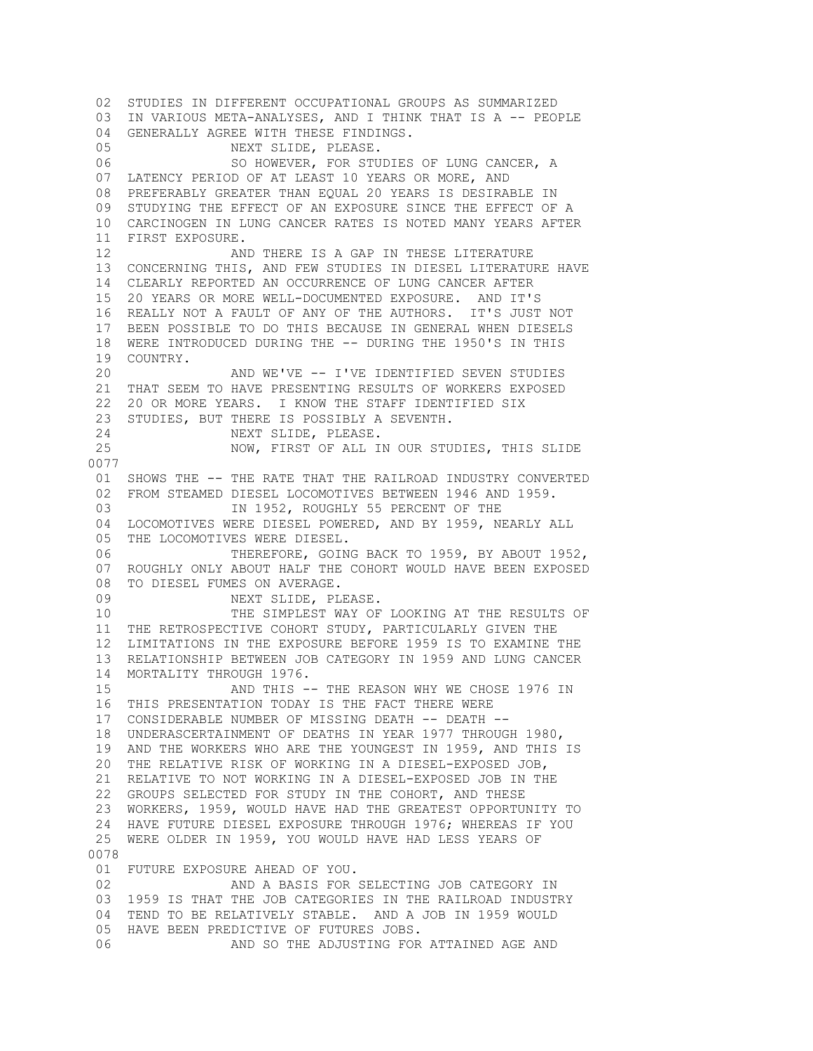02 STUDIES IN DIFFERENT OCCUPATIONAL GROUPS AS SUMMARIZED
03 IN VARIOUS META-ANALYSES, AND I THINK THAT IS A -- PEOPLE
04 GENERALLY AGREE WITH THESE FINDINGS.
05 NEXT SLIDE, PLEASE.
06 SO HOWEVER, FOR STUDIES OF LUNG CANCER, A
07 LATENCY PERIOD OF AT LEAST 10 YEARS OR MORE, AND
08 PREFERABLY GREATER THAN EQUAL 20 YEARS IS DESIRABLE IN
09 STUDYING THE EFFECT OF AN EXPOSURE SINCE THE EFFECT OF A
10 CARCINOGEN IN LUNG CANCER RATES IS NOTED MANY YEARS AFTER
11 FIRST EXPOSURE.
12 AND THERE IS A GAP IN THESE LITERATURE
13 CONCERNING THIS, AND FEW STUDIES IN DIESEL LITERATURE HAVE
14 CLEARLY REPORTED AN OCCURRENCE OF LUNG CANCER AFTER
15 20 YEARS OR MORE WELL-DOCUMENTED EXPOSURE. AND IT'S
16 REALLY NOT A FAULT OF ANY OF THE AUTHORS. IT'S JUST NOT
17 BEEN POSSIBLE TO DO THIS BECAUSE IN GENERAL WHEN DIESELS
18 WERE INTRODUCED DURING THE -- DURING THE 1950'S IN THIS
19 COUNTRY.
20 AND WE'VE -- I'VE IDENTIFIED SEVEN STUDIES
21 THAT SEEM TO HAVE PRESENTING RESULTS OF WORKERS EXPOSED
22 20 OR MORE YEARS. I KNOW THE STAFF IDENTIFIED SIX
23 STUDIES, BUT THERE IS POSSIBLY A SEVENTH.
24 NEXT SLIDE, PLEASE.
25 NOW, FIRST OF ALL IN OUR STUDIES, THIS SLIDE

0077

01 SHOWS THE -- THE RATE THAT THE RAILROAD INDUSTRY CONVERTED
02 FROM STEAMED DIESEL LOCOMOTIVES BETWEEN 1946 AND 1959.
03 IN 1952, ROUGHLY 55 PERCENT OF THE
04 LOCOMOTIVES WERE DIESEL POWERED, AND BY 1959, NEARLY ALL
05 THE LOCOMOTIVES WERE DIESEL.
06 THEREFORE, GOING BACK TO 1959, BY ABOUT 1952,
07 ROUGHLY ONLY ABOUT HALF THE COHORT WOULD HAVE BEEN EXPOSED
08 TO DIESEL FUMES ON AVERAGE.
09 NEXT SLIDE, PLEASE.
10 THE SIMPLEST WAY OF LOOKING AT THE RESULTS OF
11 THE RETROSPECTIVE COHORT STUDY, PARTICULARLY GIVEN THE
12 LIMITATIONS IN THE EXPOSURE BEFORE 1959 IS TO EXAMINE THE
13 RELATIONSHIP BETWEEN JOB CATEGORY IN 1959 AND LUNG CANCER
14 MORTALITY THROUGH 1976.
15 AND THIS -- THE REASON WHY WE CHOSE 1976 IN
16 THIS PRESENTATION TODAY IS THE FACT THERE WERE
17 CONSIDERABLE NUMBER OF MISSING DEATH -- DEATH --
18 UNDERASCERTAINMENT OF DEATHS IN YEAR 1977 THROUGH 1980,
19 AND THE WORKERS WHO ARE THE YOUNGEST IN 1959, AND THIS IS
20 THE RELATIVE RISK OF WORKING IN A DIESEL-EXPOSED JOB,
21 RELATIVE TO NOT WORKING IN A DIESEL-EXPOSED JOB IN THE
22 GROUPS SELECTED FOR STUDY IN THE COHORT, AND THESE
23 WORKERS, 1959, WOULD HAVE HAD THE GREATEST OPPORTUNITY TO
24 HAVE FUTURE DIESEL EXPOSURE THROUGH 1976; WHEREAS IF YOU
25 WERE OLDER IN 1959, YOU WOULD HAVE HAD LESS YEARS OF

0078

01 FUTURE EXPOSURE AHEAD OF YOU.
02 AND A BASIS FOR SELECTING JOB CATEGORY IN
03 1959 IS THAT THE JOB CATEGORIES IN THE RAILROAD INDUSTRY
04 TEND TO BE RELATIVELY STABLE. AND A JOB IN 1959 WOULD
05 HAVE BEEN PREDICTIVE OF FUTURES JOBS.
06 AND SO THE ADJUSTING FOR ATTAINED AGE AND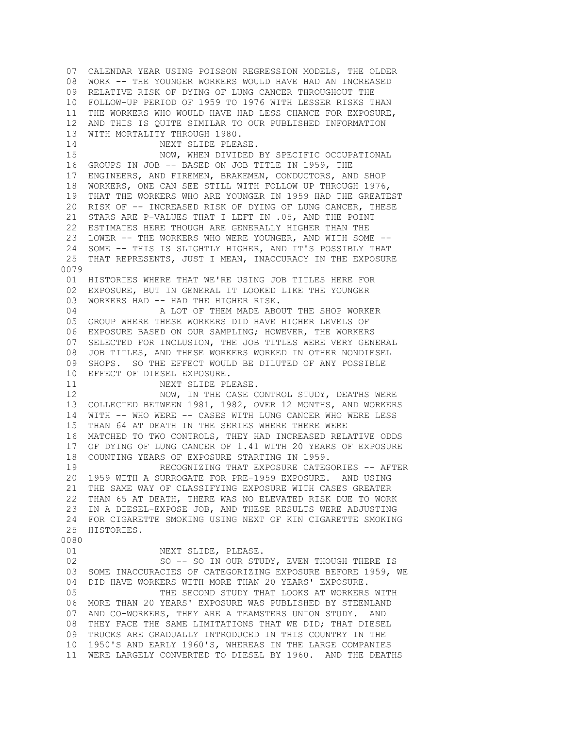07 CALENDAR YEAR USING POISSON REGRESSION MODELS, THE OLDER
08 WORK -- THE YOUNGER WORKERS WOULD HAVE HAD AN INCREASED
09 RELATIVE RISK OF DYING OF LUNG CANCER THROUGHOUT THE
10 FOLLOW-UP PERIOD OF 1959 TO 1976 WITH LESSER RISKS THAN
11 THE WORKERS WHO WOULD HAVE HAD LESS CHANCE FOR EXPOSURE,
12 AND THIS IS QUITE SIMILAR TO OUR PUBLISHED INFORMATION
13 WITH MORTALITY THROUGH 1980.
14 NEXT SLIDE PLEASE.
15 NOW, WHEN DIVIDED BY SPECIFIC OCCUPATIONAL
16 GROUPS IN JOB -- BASED ON JOB TITLE IN 1959, THE
17 ENGINEERS, AND FIREMEN, BRAKEMEN, CONDUCTORS, AND SHOP
18 WORKERS, ONE CAN SEE STILL WITH FOLLOW UP THROUGH 1976,
19 THAT THE WORKERS WHO ARE YOUNGER IN 1959 HAD THE GREATEST
20 RISK OF -- INCREASED RISK OF DYING OF LUNG CANCER, THESE
21 STARS ARE P-VALUES THAT I LEFT IN .05, AND THE POINT
22 ESTIMATES HERE THOUGH ARE GENERALLY HIGHER THAN THE
23 LOWER -- THE WORKERS WHO WERE YOUNGER, AND WITH SOME --
24 SOME -- THIS IS SLIGHTLY HIGHER, AND IT'S POSSIBLY THAT
25 THAT REPRESENTS, JUST I MEAN, INACCURACY IN THE EXPOSURE
0079
01 HISTORIES WHERE THAT WE'RE USING JOB TITLES HERE FOR
02 EXPOSURE, BUT IN GENERAL IT LOOKED LIKE THE YOUNGER
03 WORKERS HAD -- HAD THE HIGHER RISK.
04 A LOT OF THEM MADE ABOUT THE SHOP WORKER
05 GROUP WHERE THESE WORKERS DID HAVE HIGHER LEVELS OF
06 EXPOSURE BASED ON OUR SAMPLING; HOWEVER, THE WORKERS
07 SELECTED FOR INCLUSION, THE JOB TITLES WERE VERY GENERAL
08 JOB TITLES, AND THESE WORKERS WORKED IN OTHER NONDIESEL
09 SHOPS. SO THE EFFECT WOULD BE DILUTED OF ANY POSSIBLE
10 EFFECT OF DIESEL EXPOSURE.
11 NEXT SLIDE PLEASE.
12 NOW, IN THE CASE CONTROL STUDY, DEATHS WERE
13 COLLECTED BETWEEN 1981, 1982, OVER 12 MONTHS, AND WORKERS
14 WITH -- WHO WERE -- CASES WITH LUNG CANCER WHO WERE LESS
15 THAN 64 AT DEATH IN THE SERIES WHERE THERE WERE
16 MATCHED TO TWO CONTROLS, THEY HAD INCREASED RELATIVE ODDS
17 OF DYING OF LUNG CANCER OF 1.41 WITH 20 YEARS OF EXPOSURE
18 COUNTING YEARS OF EXPOSURE STARTING IN 1959.
19 RECOGNIZING THAT EXPOSURE CATEGORIES -- AFTER
20 1959 WITH A SURROGATE FOR PRE-1959 EXPOSURE. AND USING
21 THE SAME WAY OF CLASSIFYING EXPOSURE WITH CASES GREATER
22 THAN 65 AT DEATH, THERE WAS NO ELEVATED RISK DUE TO WORK
23 IN A DIESEL-EXPOSE JOB, AND THESE RESULTS WERE ADJUSTING
24 FOR CIGARETTE SMOKING USING NEXT OF KIN CIGARETTE SMOKING
25 HISTORIES.
0080
01 NEXT SLIDE, PLEASE.
02 SO -- SO IN OUR STUDY, EVEN THOUGH THERE IS
03 SOME INACCURACIES OF CATEGORIZING EXPOSURE BEFORE 1959, WE
04 DID HAVE WORKERS WITH MORE THAN 20 YEARS' EXPOSURE.
05 THE SECOND STUDY THAT LOOKS AT WORKERS WITH
06 MORE THAN 20 YEARS' EXPOSURE WAS PUBLISHED BY STEENLAND
07 AND CO-WORKERS, THEY ARE A TEAMSTERS UNION STUDY. AND
08 THEY FACE THE SAME LIMITATIONS THAT WE DID; THAT DIESEL
09 TRUCKS ARE GRADUALLY INTRODUCED IN THIS COUNTRY IN THE
10 1950'S AND EARLY 1960'S, WHEREAS IN THE LARGE COMPANIES
11 WERE LARGELY CONVERTED TO DIESEL BY 1960. AND THE DEATHS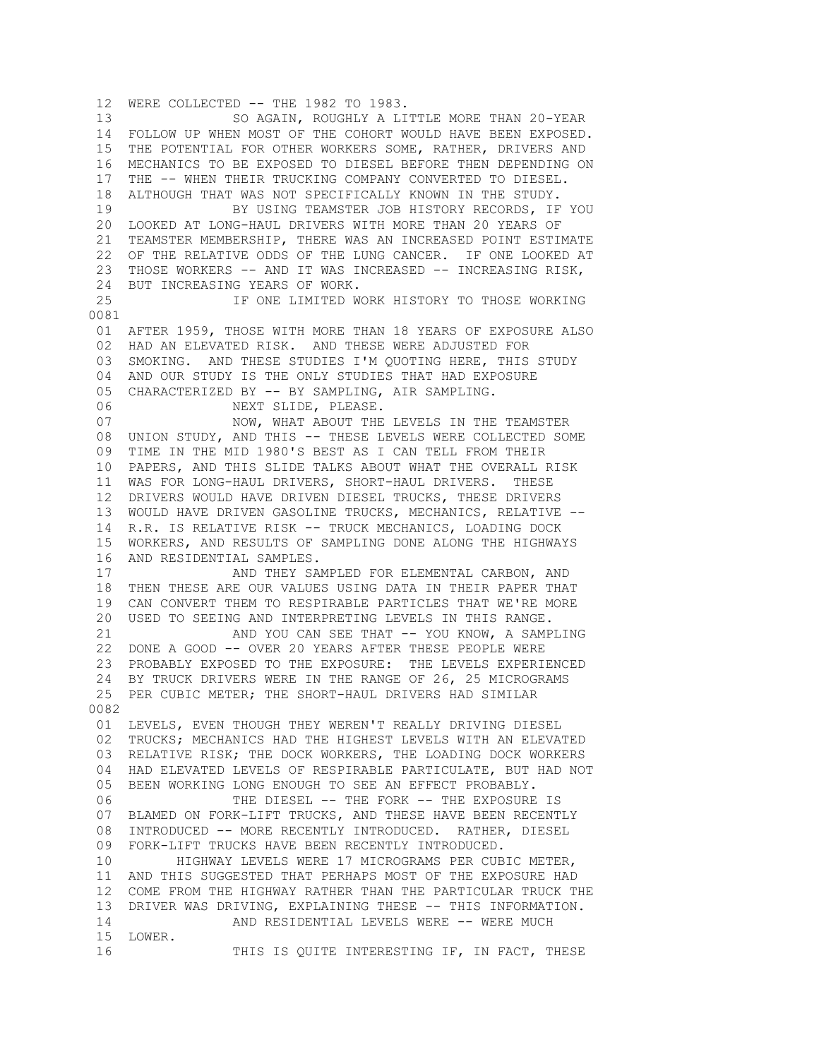12 WERE COLLECTED -- THE 1982 TO 1983.
13 SO AGAIN, ROUGHLY A LITTLE MORE THAN 20-YEAR
14 FOLLOW UP WHEN MOST OF THE COHORT WOULD HAVE BEEN EXPOSED.
15 THE POTENTIAL FOR OTHER WORKERS SOME, RATHER, DRIVERS AND
16 MECHANICS TO BE EXPOSED TO DIESEL BEFORE THEN DEPENDING ON
17 THE -- WHEN THEIR TRUCKING COMPANY CONVERTED TO DIESEL.
18 ALTHOUGH THAT WAS NOT SPECIFICALLY KNOWN IN THE STUDY.
19 BY USING TEAMSTER JOB HISTORY RECORDS, IF YOU
20 LOOKED AT LONG-HAUL DRIVERS WITH MORE THAN 20 YEARS OF
21 TEAMSTER MEMBERSHIP, THERE WAS AN INCREASED POINT ESTIMATE
22 OF THE RELATIVE ODDS OF THE LUNG CANCER. IF ONE LOOKED AT
23 THOSE WORKERS -- AND IT WAS INCREASED -- INCREASING RISK,
24 BUT INCREASING YEARS OF WORK.
25 IF ONE LIMITED WORK HISTORY TO THOSE WORKING
0081
01 AFTER 1959, THOSE WITH MORE THAN 18 YEARS OF EXPOSURE ALSO
02 HAD AN ELEVATED RISK. AND THESE WERE ADJUSTED FOR
03 SMOKING. AND THESE STUDIES I'M QUOTING HERE, THIS STUDY
04 AND OUR STUDY IS THE ONLY STUDIES THAT HAD EXPOSURE
05 CHARACTERIZED BY -- BY SAMPLING, AIR SAMPLING.
06 NEXT SLIDE, PLEASE.
07 NOW, WHAT ABOUT THE LEVELS IN THE TEAMSTER
08 UNION STUDY, AND THIS -- THESE LEVELS WERE COLLECTED SOME
09 TIME IN THE MID 1980'S BEST AS I CAN TELL FROM THEIR
10 PAPERS, AND THIS SLIDE TALKS ABOUT WHAT THE OVERALL RISK
11 WAS FOR LONG-HAUL DRIVERS, SHORT-HAUL DRIVERS. THESE
12 DRIVERS WOULD HAVE DRIVEN DIESEL TRUCKS, THESE DRIVERS
13 WOULD HAVE DRIVEN GASOLINE TRUCKS, MECHANICS, RELATIVE --
14 R.R. IS RELATIVE RISK -- TRUCK MECHANICS, LOADING DOCK
15 WORKERS, AND RESULTS OF SAMPLING DONE ALONG THE HIGHWAYS
16 AND RESIDENTIAL SAMPLES.
17 AND THEY SAMPLED FOR ELEMENTAL CARBON, AND
18 THEN THESE ARE OUR VALUES USING DATA IN THEIR PAPER THAT
19 CAN CONVERT THEM TO RESPIRABLE PARTICLES THAT WE'RE MORE
20 USED TO SEEING AND INTERPRETING LEVELS IN THIS RANGE.
21 AND YOU CAN SEE THAT -- YOU KNOW, A SAMPLING
22 DONE A GOOD -- OVER 20 YEARS AFTER THESE PEOPLE WERE
23 PROBABLY EXPOSED TO THE EXPOSURE: THE LEVELS EXPERIENCED
24 BY TRUCK DRIVERS WERE IN THE RANGE OF 26, 25 MICROGRAMS
25 PER CUBIC METER; THE SHORT-HAUL DRIVERS HAD SIMILAR
0082
01 LEVELS, EVEN THOUGH THEY WEREN'T REALLY DRIVING DIESEL
02 TRUCKS; MECHANICS HAD THE HIGHEST LEVELS WITH AN ELEVATED
03 RELATIVE RISK; THE DOCK WORKERS, THE LOADING DOCK WORKERS
04 HAD ELEVATED LEVELS OF RESPIRABLE PARTICULATE, BUT HAD NOT
05 BEEN WORKING LONG ENOUGH TO SEE AN EFFECT PROBABLY.
06 THE DIESEL -- THE FORK -- THE EXPOSURE IS
07 BLAMED ON FORK-LIFT TRUCKS, AND THESE HAVE BEEN RECENTLY
08 INTRODUCED -- MORE RECENTLY INTRODUCED. RATHER, DIESEL
09 FORK-LIFT TRUCKS HAVE BEEN RECENTLY INTRODUCED.
10 HIGHWAY LEVELS WERE 17 MICROGRAMS PER CUBIC METER,
11 AND THIS SUGGESTED THAT PERHAPS MOST OF THE EXPOSURE HAD
12 COME FROM THE HIGHWAY RATHER THAN THE PARTICULAR TRUCK THE
13 DRIVER WAS DRIVING, EXPLAINING THESE -- THIS INFORMATION.
14 AND RESIDENTIAL LEVELS WERE -- WERE MUCH
15 LOWER.
16 THIS IS QUITE INTERESTING IF, IN FACT, THESE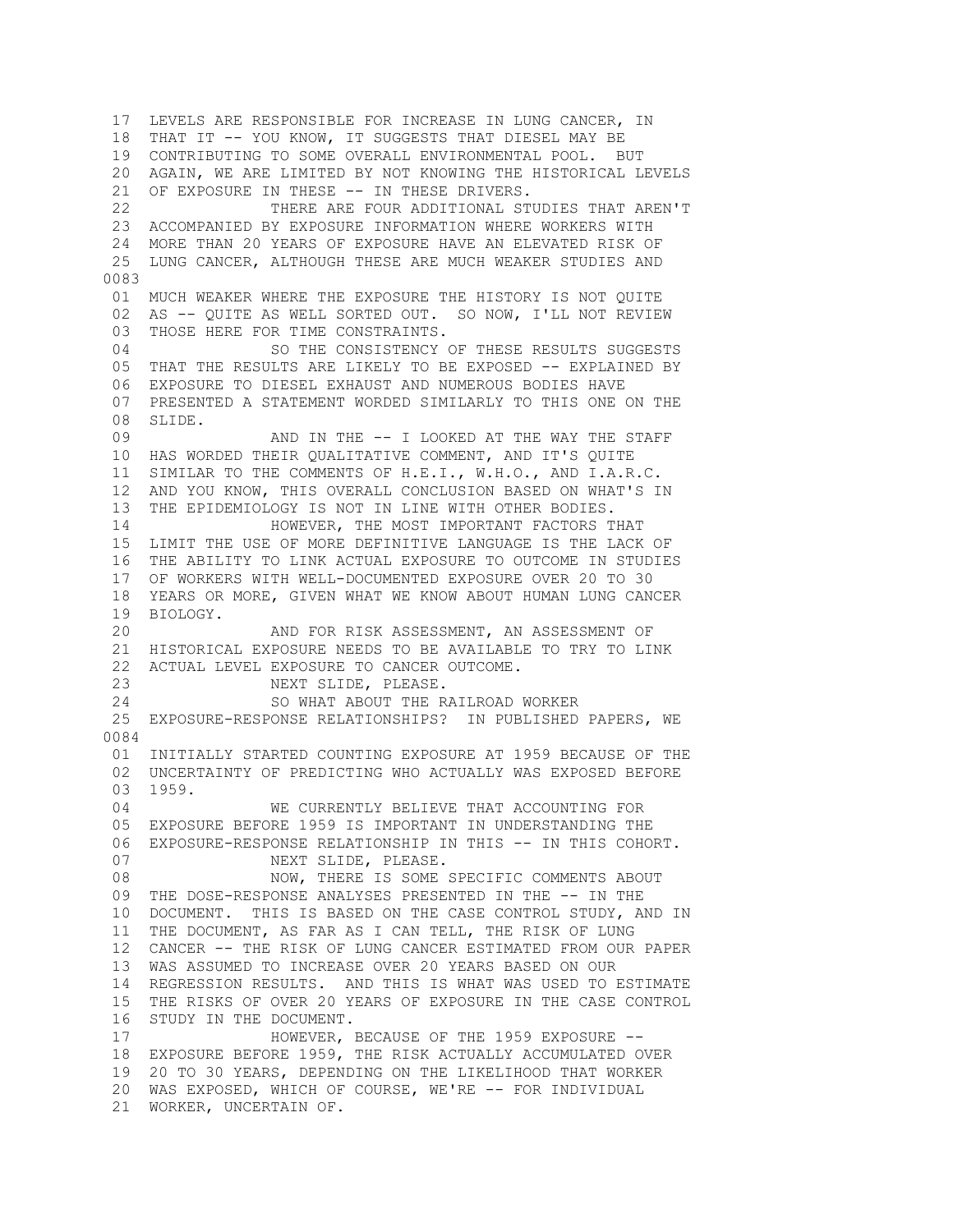17 LEVELS ARE RESPONSIBLE FOR INCREASE IN LUNG CANCER, IN
18 THAT IT -- YOU KNOW, IT SUGGESTS THAT DIESEL MAY BE
19 CONTRIBUTING TO SOME OVERALL ENVIRONMENTAL POOL. BUT
20 AGAIN, WE ARE LIMITED BY NOT KNOWING THE HISTORICAL LEVELS
21 OF EXPOSURE IN THESE -- IN THESE DRIVERS.
22 THERE ARE FOUR ADDITIONAL STUDIES THAT AREN'T
23 ACCOMPANIED BY EXPOSURE INFORMATION WHERE WORKERS WITH
24 MORE THAN 20 YEARS OF EXPOSURE HAVE AN ELEVATED RISK OF
25 LUNG CANCER, ALTHOUGH THESE ARE MUCH WEAKER STUDIES AND

0083

01 MUCH WEAKER WHERE THE EXPOSURE THE HISTORY IS NOT QUITE
02 AS -- QUITE AS WELL SORTED OUT. SO NOW, I'LL NOT REVIEW
03 THOSE HERE FOR TIME CONSTRAINTS.
04 SO THE CONSISTENCY OF THESE RESULTS SUGGESTS
05 THAT THE RESULTS ARE LIKELY TO BE EXPOSED -- EXPLAINED BY
06 EXPOSURE TO DIESEL EXHAUST AND NUMEROUS BODIES HAVE
07 PRESENTED A STATEMENT WORDED SIMILARLY TO THIS ONE ON THE
08 SLIDE.
09 AND IN THE -- I LOOKED AT THE WAY THE STAFF
10 HAS WORDED THEIR QUALITATIVE COMMENT, AND IT'S QUITE
11 SIMILAR TO THE COMMENTS OF H.E.I., W.H.O., AND I.A.R.C.
12 AND YOU KNOW, THIS OVERALL CONCLUSION BASED ON WHAT'S IN
13 THE EPIDEMIOLOGY IS NOT IN LINE WITH OTHER BODIES.
14 HOWEVER, THE MOST IMPORTANT FACTORS THAT
15 LIMIT THE USE OF MORE DEFINITIVE LANGUAGE IS THE LACK OF
16 THE ABILITY TO LINK ACTUAL EXPOSURE TO OUTCOME IN STUDIES
17 OF WORKERS WITH WELL-DOCUMENTED EXPOSURE OVER 20 TO 30
18 YEARS OR MORE, GIVEN WHAT WE KNOW ABOUT HUMAN LUNG CANCER
19 BIOLOGY.
20 AND FOR RISK ASSESSMENT, AN ASSESSMENT OF
21 HISTORICAL EXPOSURE NEEDS TO BE AVAILABLE TO TRY TO LINK
22 ACTUAL LEVEL EXPOSURE TO CANCER OUTCOME.
23 NEXT SLIDE, PLEASE.
24 SO WHAT ABOUT THE RAILROAD WORKER
25 EXPOSURE-RESPONSE RELATIONSHIPS? IN PUBLISHED PAPERS, WE

0084

01 INITIALLY STARTED COUNTING EXPOSURE AT 1959 BECAUSE OF THE
02 UNCERTAINTY OF PREDICTING WHO ACTUALLY WAS EXPOSED BEFORE
03 1959.
04 WE CURRENTLY BELIEVE THAT ACCOUNTING FOR
05 EXPOSURE BEFORE 1959 IS IMPORTANT IN UNDERSTANDING THE
06 EXPOSURE-RESPONSE RELATIONSHIP IN THIS -- IN THIS COHORT.
07 NEXT SLIDE, PLEASE.
08 NOW, THERE IS SOME SPECIFIC COMMENTS ABOUT
09 THE DOSE-RESPONSE ANALYSES PRESENTED IN THE -- IN THE
10 DOCUMENT. THIS IS BASED ON THE CASE CONTROL STUDY, AND IN
11 THE DOCUMENT, AS FAR AS I CAN TELL, THE RISK OF LUNG
12 CANCER -- THE RISK OF LUNG CANCER ESTIMATED FROM OUR PAPER
13 WAS ASSUMED TO INCREASE OVER 20 YEARS BASED ON OUR
14 REGRESSION RESULTS. AND THIS IS WHAT WAS USED TO ESTIMATE
15 THE RISKS OF OVER 20 YEARS OF EXPOSURE IN THE CASE CONTROL
16 STUDY IN THE DOCUMENT.
17 HOWEVER, BECAUSE OF THE 1959 EXPOSURE --
18 EXPOSURE BEFORE 1959, THE RISK ACTUALLY ACCUMULATED OVER
19 20 TO 30 YEARS, DEPENDING ON THE LIKELIHOOD THAT WORKER
20 WAS EXPOSED, WHICH OF COURSE, WE'RE -- FOR INDIVIDUAL
21 WORKER, UNCERTAIN OF.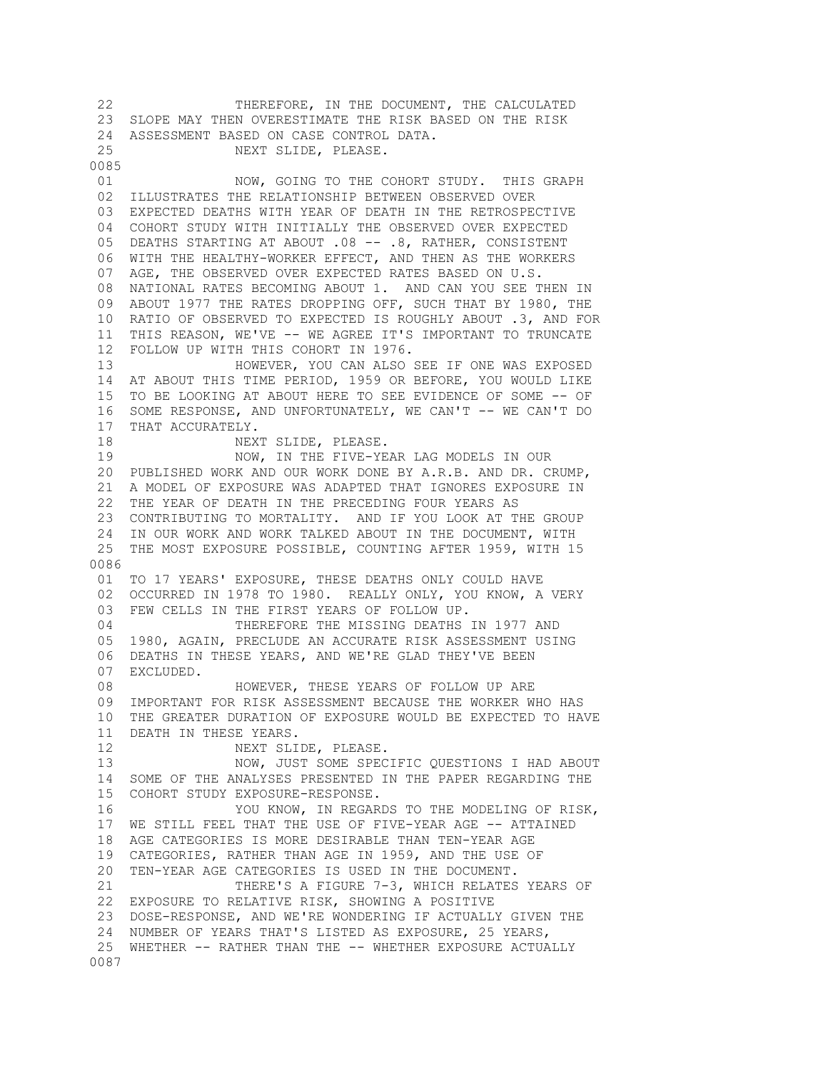22 THEREFORE, IN THE DOCUMENT, THE CALCULATED
23 SLOPE MAY THEN OVERESTIMATE THE RISK BASED ON THE RISK
24 ASSESSMENT BASED ON CASE CONTROL DATA.
25 NEXT SLIDE, PLEASE.

0085

01 NOW, GOING TO THE COHORT STUDY. THIS GRAPH
02 ILLUSTRATES THE RELATIONSHIP BETWEEN OBSERVED OVER
03 EXPECTED DEATHS WITH YEAR OF DEATH IN THE RETROSPECTIVE
04 COHORT STUDY WITH INITIALLY THE OBSERVED OVER EXPECTED
05 DEATHS STARTING AT ABOUT .08 -- .8, RATHER, CONSISTENT
06 WITH THE HEALTHY-WORKER EFFECT, AND THEN AS THE WORKERS
07 AGE, THE OBSERVED OVER EXPECTED RATES BASED ON U.S.
08 NATIONAL RATES BECOMING ABOUT 1. AND CAN YOU SEE THEN IN
09 ABOUT 1977 THE RATES DROPPING OFF, SUCH THAT BY 1980, THE
10 RATIO OF OBSERVED TO EXPECTED IS ROUGHLY ABOUT .3, AND FOR
11 THIS REASON, WE'VE -- WE AGREE IT'S IMPORTANT TO TRUNCATE
12 FOLLOW UP WITH THIS COHORT IN 1976.
13 HOWEVER, YOU CAN ALSO SEE IF ONE WAS EXPOSED
14 AT ABOUT THIS TIME PERIOD, 1959 OR BEFORE, YOU WOULD LIKE
15 TO BE LOOKING AT ABOUT HERE TO SEE EVIDENCE OF SOME -- OF
16 SOME RESPONSE, AND UNFORTUNATELY, WE CAN'T -- WE CAN'T DO
17 THAT ACCURATELY.
18 NEXT SLIDE, PLEASE.
19 NOW, IN THE FIVE-YEAR LAG MODELS IN OUR
20 PUBLISHED WORK AND OUR WORK DONE BY A.R.B. AND DR. CRUMP,
21 A MODEL OF EXPOSURE WAS ADAPTED THAT IGNORES EXPOSURE IN
22 THE YEAR OF DEATH IN THE PRECEDING FOUR YEARS AS
23 CONTRIBUTING TO MORTALITY. AND IF YOU LOOK AT THE GROUP
24 IN OUR WORK AND WORK TALKED ABOUT IN THE DOCUMENT, WITH
25 THE MOST EXPOSURE POSSIBLE, COUNTING AFTER 1959, WITH 15

0086

01 TO 17 YEARS' EXPOSURE, THESE DEATHS ONLY COULD HAVE
02 OCCURRED IN 1978 TO 1980. REALLY ONLY, YOU KNOW, A VERY
03 FEW CELLS IN THE FIRST YEARS OF FOLLOW UP.
04 THEREFORE THE MISSING DEATHS IN 1977 AND
05 1980, AGAIN, PRECLUDE AN ACCURATE RISK ASSESSMENT USING
06 DEATHS IN THESE YEARS, AND WE'RE GLAD THEY'VE BEEN
07 EXCLUDED.
08 HOWEVER, THESE YEARS OF FOLLOW UP ARE
09 IMPORTANT FOR RISK ASSESSMENT BECAUSE THE WORKER WHO HAS
10 THE GREATER DURATION OF EXPOSURE WOULD BE EXPECTED TO HAVE
11 DEATH IN THESE YEARS.
12 NEXT SLIDE, PLEASE.
13 NOW, JUST SOME SPECIFIC QUESTIONS I HAD ABOUT
14 SOME OF THE ANALYSES PRESENTED IN THE PAPER REGARDING THE
15 COHORT STUDY EXPOSURE-RESPONSE.
16 YOU KNOW, IN REGARDS TO THE MODELING OF RISK,
17 WE STILL FEEL THAT THE USE OF FIVE-YEAR AGE -- ATTAINED
18 AGE CATEGORIES IS MORE DESIRABLE THAN TEN-YEAR AGE
19 CATEGORIES, RATHER THAN AGE IN 1959, AND THE USE OF
20 TEN-YEAR AGE CATEGORIES IS USED IN THE DOCUMENT.
21 THERE'S A FIGURE 7-3, WHICH RELATES YEARS OF
22 EXPOSURE TO RELATIVE RISK, SHOWING A POSITIVE
23 DOSE-RESPONSE, AND WE'RE WONDERING IF ACTUALLY GIVEN THE
24 NUMBER OF YEARS THAT'S LISTED AS EXPOSURE, 25 YEARS,
25 WHETHER -- RATHER THAN THE -- WHETHER EXPOSURE ACTUALLY

0087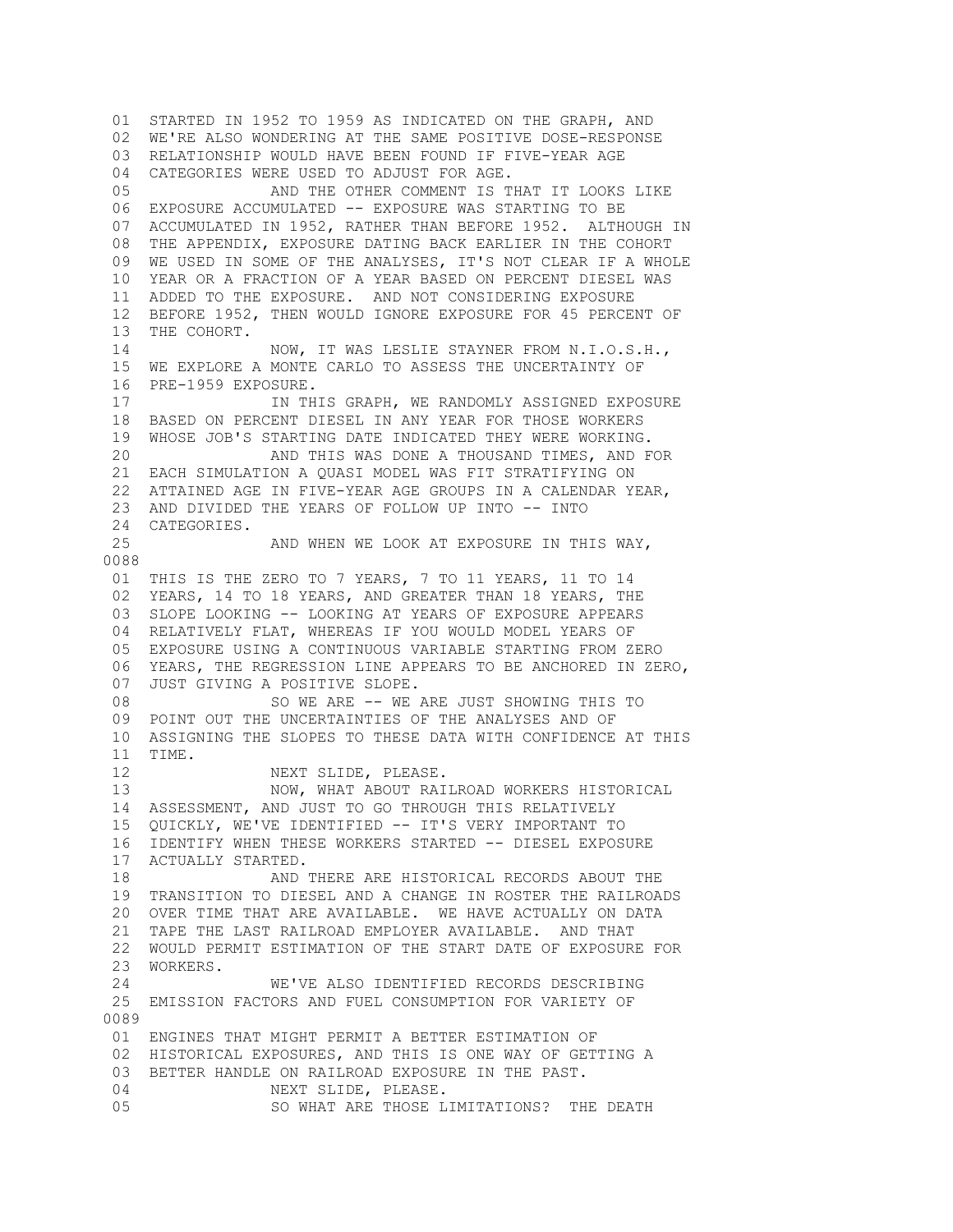01 STARTED IN 1952 TO 1959 AS INDICATED ON THE GRAPH, AND
02 WE'RE ALSO WONDERING AT THE SAME POSITIVE DOSE-RESPONSE
03 RELATIONSHIP WOULD HAVE BEEN FOUND IF FIVE-YEAR AGE
04 CATEGORIES WERE USED TO ADJUST FOR AGE.
05 AND THE OTHER COMMENT IS THAT IT LOOKS LIKE
06 EXPOSURE ACCUMULATED -- EXPOSURE WAS STARTING TO BE
07 ACCUMULATED IN 1952, RATHER THAN BEFORE 1952. ALTHOUGH IN
08 THE APPENDIX, EXPOSURE DATING BACK EARLIER IN THE COHORT
09 WE USED IN SOME OF THE ANALYSES, IT'S NOT CLEAR IF A WHOLE
10 YEAR OR A FRACTION OF A YEAR BASED ON PERCENT DIESEL WAS
11 ADDED TO THE EXPOSURE. AND NOT CONSIDERING EXPOSURE
12 BEFORE 1952, THEN WOULD IGNORE EXPOSURE FOR 45 PERCENT OF
13 THE COHORT.
14 NOW, IT WAS LESLIE STAYNER FROM N.I.O.S.H.,
15 WE EXPLORE A MONTE CARLO TO ASSESS THE UNCERTAINTY OF
16 PRE-1959 EXPOSURE.
17 IN THIS GRAPH, WE RANDOMLY ASSIGNED EXPOSURE
18 BASED ON PERCENT DIESEL IN ANY YEAR FOR THOSE WORKERS
19 WHOSE JOB'S STARTING DATE INDICATED THEY WERE WORKING.
20 AND THIS WAS DONE A THOUSAND TIMES, AND FOR
21 EACH SIMULATION A QUASI MODEL WAS FIT STRATIFYING ON
22 ATTAINED AGE IN FIVE-YEAR AGE GROUPS IN A CALENDAR YEAR,
23 AND DIVIDED THE YEARS OF FOLLOW UP INTO -- INTO
24 CATEGORIES.
25 AND WHEN WE LOOK AT EXPOSURE IN THIS WAY,

0088

01 THIS IS THE ZERO TO 7 YEARS, 7 TO 11 YEARS, 11 TO 14
02 YEARS, 14 TO 18 YEARS, AND GREATER THAN 18 YEARS, THE
03 SLOPE LOOKING -- LOOKING AT YEARS OF EXPOSURE APPEARS
04 RELATIVELY FLAT, WHEREAS IF YOU WOULD MODEL YEARS OF
05 EXPOSURE USING A CONTINUOUS VARIABLE STARTING FROM ZERO
06 YEARS, THE REGRESSION LINE APPEARS TO BE ANCHORED IN ZERO,
07 JUST GIVING A POSITIVE SLOPE.
08 SO WE ARE -- WE ARE JUST SHOWING THIS TO
09 POINT OUT THE UNCERTAINTIES OF THE ANALYSES AND OF
10 ASSIGNING THE SLOPES TO THESE DATA WITH CONFIDENCE AT THIS
11 TIME.
12 NEXT SLIDE, PLEASE.
13 NOW, WHAT ABOUT RAILROAD WORKERS HISTORICAL
14 ASSESSMENT, AND JUST TO GO THROUGH THIS RELATIVELY
15 QUICKLY, WE'VE IDENTIFIED -- IT'S VERY IMPORTANT TO
16 IDENTIFY WHEN THESE WORKERS STARTED -- DIESEL EXPOSURE
17 ACTUALLY STARTED.
18 AND THERE ARE HISTORICAL RECORDS ABOUT THE
19 TRANSITION TO DIESEL AND A CHANGE IN ROSTER THE RAILROADS
20 OVER TIME THAT ARE AVAILABLE. WE HAVE ACTUALLY ON DATA
21 TAPE THE LAST RAILROAD EMPLOYER AVAILABLE. AND THAT
22 WOULD PERMIT ESTIMATION OF THE START DATE OF EXPOSURE FOR
23 WORKERS.
24 WE'VE ALSO IDENTIFIED RECORDS DESCRIBING
25 EMISSION FACTORS AND FUEL CONSUMPTION FOR VARIETY OF

0089

01 ENGINES THAT MIGHT PERMIT A BETTER ESTIMATION OF
02 HISTORICAL EXPOSURES, AND THIS IS ONE WAY OF GETTING A
03 BETTER HANDLE ON RAILROAD EXPOSURE IN THE PAST.
04 NEXT SLIDE, PLEASE.
05 SO WHAT ARE THOSE LIMITATIONS? THE DEATH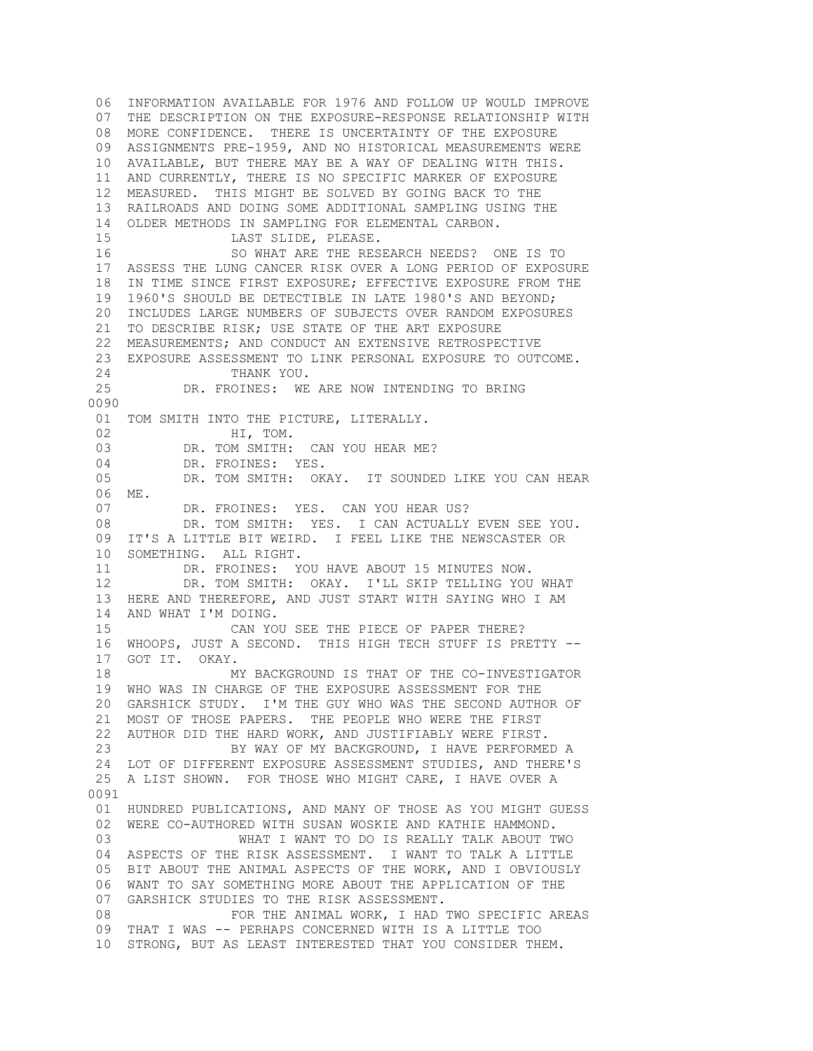06 INFORMATION AVAILABLE FOR 1976 AND FOLLOW UP WOULD IMPROVE
07 THE DESCRIPTION ON THE EXPOSURE-RESPONSE RELATIONSHIP WITH
08 MORE CONFIDENCE. THERE IS UNCERTAINTY OF THE EXPOSURE
09 ASSIGNMENTS PRE-1959, AND NO HISTORICAL MEASUREMENTS WERE
10 AVAILABLE, BUT THERE MAY BE A WAY OF DEALING WITH THIS.
11 AND CURRENTLY, THERE IS NO SPECIFIC MARKER OF EXPOSURE
12 MEASURED. THIS MIGHT BE SOLVED BY GOING BACK TO THE
13 RAILROADS AND DOING SOME ADDITIONAL SAMPLING USING THE
14 OLDER METHODS IN SAMPLING FOR ELEMENTAL CARBON.
15 LAST SLIDE, PLEASE.
16 SO WHAT ARE THE RESEARCH NEEDS? ONE IS TO
17 ASSESS THE LUNG CANCER RISK OVER A LONG PERIOD OF EXPOSURE
18 IN TIME SINCE FIRST EXPOSURE; EFFECTIVE EXPOSURE FROM THE
19 1960'S SHOULD BE DETECTIBLE IN LATE 1980'S AND BEYOND;
20 INCLUDES LARGE NUMBERS OF SUBJECTS OVER RANDOM EXPOSURES
21 TO DESCRIBE RISK; USE STATE OF THE ART EXPOSURE
22 MEASUREMENTS; AND CONDUCT AN EXTENSIVE RETROSPECTIVE
23 EXPOSURE ASSESSMENT TO LINK PERSONAL EXPOSURE TO OUTCOME.
24 THANK YOU.
25 DR. FROINES: WE ARE NOW INTENDING TO BRING

0090

01 TOM SMITH INTO THE PICTURE, LITERALLY.
02 HI, TOM.
03 DR. TOM SMITH: CAN YOU HEAR ME?
04 DR. FROINES: YES.
05 DR. TOM SMITH: OKAY. IT SOUNDED LIKE YOU CAN HEAR
06 ME.
07 DR. FROINES: YES. CAN YOU HEAR US?
08 DR. TOM SMITH: YES. I CAN ACTUALLY EVEN SEE YOU.
09 IT'S A LITTLE BIT WEIRD. I FEEL LIKE THE NEWSCASTER OR
10 SOMETHING. ALL RIGHT.
11 DR. FROINES: YOU HAVE ABOUT 15 MINUTES NOW.
12 DR. TOM SMITH: OKAY. I'LL SKIP TELLING YOU WHAT
13 HERE AND THEREFORE, AND JUST START WITH SAYING WHO I AM
14 AND WHAT I'M DOING.
15 CAN YOU SEE THE PIECE OF PAPER THERE?
16 WHOOPS, JUST A SECOND. THIS HIGH TECH STUFF IS PRETTY --
17 GOT IT. OKAY.
18 MY BACKGROUND IS THAT OF THE CO-INVESTIGATOR
19 WHO WAS IN CHARGE OF THE EXPOSURE ASSESSMENT FOR THE
20 GARSHICK STUDY. I'M THE GUY WHO WAS THE SECOND AUTHOR OF
21 MOST OF THOSE PAPERS. THE PEOPLE WHO WERE THE FIRST
22 AUTHOR DID THE HARD WORK, AND JUSTIFIABLY WERE FIRST.
23 BY WAY OF MY BACKGROUND, I HAVE PERFORMED A
24 LOT OF DIFFERENT EXPOSURE ASSESSMENT STUDIES, AND THERE'S
25 A LIST SHOWN. FOR THOSE WHO MIGHT CARE, I HAVE OVER A

0091

01 HUNDRED PUBLICATIONS, AND MANY OF THOSE AS YOU MIGHT GUESS
02 WERE CO-AUTHORED WITH SUSAN WOSKIE AND KATHIE HAMMOND.
03 WHAT I WANT TO DO IS REALLY TALK ABOUT TWO
04 ASPECTS OF THE RISK ASSESSMENT. I WANT TO TALK A LITTLE
05 BIT ABOUT THE ANIMAL ASPECTS OF THE WORK, AND I OBVIOUSLY
06 WANT TO SAY SOMETHING MORE ABOUT THE APPLICATION OF THE
07 GARSHICK STUDIES TO THE RISK ASSESSMENT.
08 FOR THE ANIMAL WORK, I HAD TWO SPECIFIC AREAS
09 THAT I WAS -- PERHAPS CONCERNED WITH IS A LITTLE TOO
10 STRONG, BUT AS LEAST INTERESTED THAT YOU CONSIDER THEM.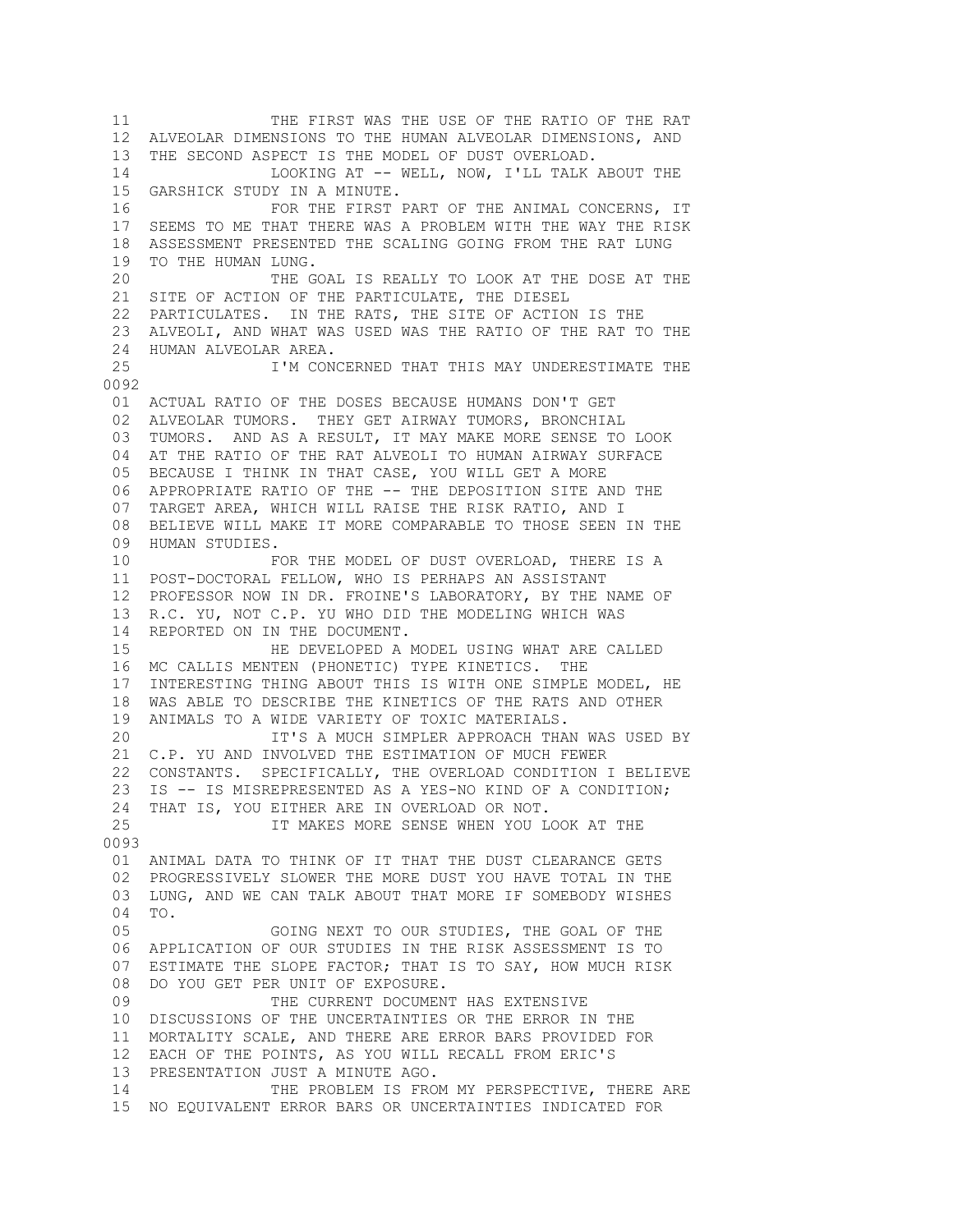11 THE FIRST WAS THE USE OF THE RATIO OF THE RAT
12 ALVEOLAR DIMENSIONS TO THE HUMAN ALVEOLAR DIMENSIONS, AND
13 THE SECOND ASPECT IS THE MODEL OF DUST OVERLOAD.
14 LOOKING AT -- WELL, NOW, I'LL TALK ABOUT THE
15 GARSHICK STUDY IN A MINUTE.
16 FOR THE FIRST PART OF THE ANIMAL CONCERNS, IT
17 SEEMS TO ME THAT THERE WAS A PROBLEM WITH THE WAY THE RISK
18 ASSESSMENT PRESENTED THE SCALING GOING FROM THE RAT LUNG
19 TO THE HUMAN LUNG.
20 THE GOAL IS REALLY TO LOOK AT THE DOSE AT THE
21 SITE OF ACTION OF THE PARTICULATE, THE DIESEL
22 PARTICULATES. IN THE RATS, THE SITE OF ACTION IS THE
23 ALVEOLI, AND WHAT WAS USED WAS THE RATIO OF THE RAT TO THE
24 HUMAN ALVEOLAR AREA.
25 I'M CONCERNED THAT THIS MAY UNDERESTIMATE THE

0092

01 ACTUAL RATIO OF THE DOSES BECAUSE HUMANS DON'T GET
02 ALVEOLAR TUMORS. THEY GET AIRWAY TUMORS, BRONCHIAL
03 TUMORS. AND AS A RESULT, IT MAY MAKE MORE SENSE TO LOOK
04 AT THE RATIO OF THE RAT ALVEOLI TO HUMAN AIRWAY SURFACE
05 BECAUSE I THINK IN THAT CASE, YOU WILL GET A MORE
06 APPROPRIATE RATIO OF THE -- THE DEPOSITION SITE AND THE
07 TARGET AREA, WHICH WILL RAISE THE RISK RATIO, AND I
08 BELIEVE WILL MAKE IT MORE COMPARABLE TO THOSE SEEN IN THE
09 HUMAN STUDIES.
10 FOR THE MODEL OF DUST OVERLOAD, THERE IS A
11 POST-DOCTORAL FELLOW, WHO IS PERHAPS AN ASSISTANT
12 PROFESSOR NOW IN DR. FROINE'S LABORATORY, BY THE NAME OF
13 R.C. YU, NOT C.P. YU WHO DID THE MODELING WHICH WAS
14 REPORTED ON IN THE DOCUMENT.
15 HE DEVELOPED A MODEL USING WHAT ARE CALLED
16 MC CALLIS MENTEN (PHONETIC) TYPE KINETICS. THE
17 INTERESTING THING ABOUT THIS IS WITH ONE SIMPLE MODEL, HE
18 WAS ABLE TO DESCRIBE THE KINETICS OF THE RATS AND OTHER
19 ANIMALS TO A WIDE VARIETY OF TOXIC MATERIALS.
20 IT'S A MUCH SIMPLER APPROACH THAN WAS USED BY
21 C.P. YU AND INVOLVED THE ESTIMATION OF MUCH FEWER
22 CONSTANTS. SPECIFICALLY, THE OVERLOAD CONDITION I BELIEVE
23 IS -- IS MISREPRESENTED AS A YES-NO KIND OF A CONDITION;
24 THAT IS, YOU EITHER ARE IN OVERLOAD OR NOT.
25 IT MAKES MORE SENSE WHEN YOU LOOK AT THE

0093

01 ANIMAL DATA TO THINK OF IT THAT THE DUST CLEARANCE GETS
02 PROGRESSIVELY SLOWER THE MORE DUST YOU HAVE TOTAL IN THE
03 LUNG, AND WE CAN TALK ABOUT THAT MORE IF SOMEBODY WISHES
04 TO.
05 GOING NEXT TO OUR STUDIES, THE GOAL OF THE
06 APPLICATION OF OUR STUDIES IN THE RISK ASSESSMENT IS TO
07 ESTIMATE THE SLOPE FACTOR; THAT IS TO SAY, HOW MUCH RISK
08 DO YOU GET PER UNIT OF EXPOSURE.
09 THE CURRENT DOCUMENT HAS EXTENSIVE
10 DISCUSSIONS OF THE UNCERTAINTIES OR THE ERROR IN THE
11 MORTALITY SCALE, AND THERE ARE ERROR BARS PROVIDED FOR
12 EACH OF THE POINTS, AS YOU WILL RECALL FROM ERIC'S
13 PRESENTATION JUST A MINUTE AGO.
14 THE PROBLEM IS FROM MY PERSPECTIVE, THERE ARE
15 NO EQUIVALENT ERROR BARS OR UNCERTAINTIES INDICATED FOR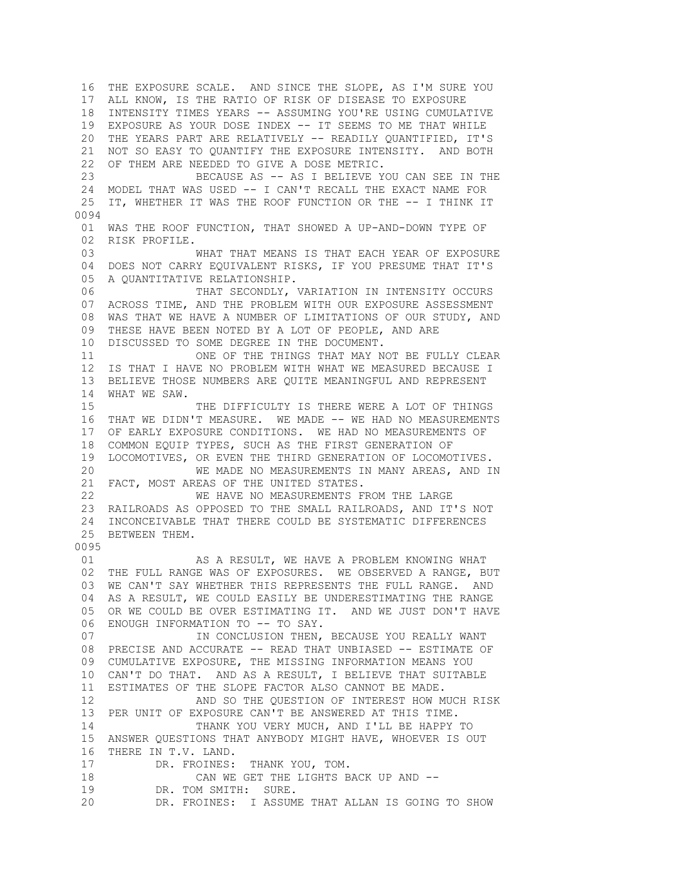16 THE EXPOSURE SCALE. AND SINCE THE SLOPE, AS I'M SURE YOU
17 ALL KNOW, IS THE RATIO OF RISK OF DISEASE TO EXPOSURE
18 INTENSITY TIMES YEARS -- ASSUMING YOU'RE USING CUMULATIVE
19 EXPOSURE AS YOUR DOSE INDEX -- IT SEEMS TO ME THAT WHILE
20 THE YEARS PART ARE RELATIVELY -- READILY QUANTIFIED, IT'S
21 NOT SO EASY TO QUANTIFY THE EXPOSURE INTENSITY. AND BOTH
22 OF THEM ARE NEEDED TO GIVE A DOSE METRIC.
23 BECAUSE AS -- AS I BELIEVE YOU CAN SEE IN THE
24 MODEL THAT WAS USED -- I CAN'T RECALL THE EXACT NAME FOR
25 IT, WHETHER IT WAS THE ROOF FUNCTION OR THE -- I THINK IT

0094

01 WAS THE ROOF FUNCTION, THAT SHOWED A UP-AND-DOWN TYPE OF
02 RISK PROFILE.
03 WHAT THAT MEANS IS THAT EACH YEAR OF EXPOSURE
04 DOES NOT CARRY EQUIVALENT RISKS, IF YOU PRESUME THAT IT'S
05 A QUANTITATIVE RELATIONSHIP.
06 THAT SECONDLY, VARIATION IN INTENSITY OCCURS
07 ACROSS TIME, AND THE PROBLEM WITH OUR EXPOSURE ASSESSMENT
08 WAS THAT WE HAVE A NUMBER OF LIMITATIONS OF OUR STUDY, AND
09 THESE HAVE BEEN NOTED BY A LOT OF PEOPLE, AND ARE
10 DISCUSSED TO SOME DEGREE IN THE DOCUMENT.
11 ONE OF THE THINGS THAT MAY NOT BE FULLY CLEAR
12 IS THAT I HAVE NO PROBLEM WITH WHAT WE MEASURED BECAUSE I
13 BELIEVE THOSE NUMBERS ARE QUITE MEANINGFUL AND REPRESENT
14 WHAT WE SAW.
15 THE DIFFICULTY IS THERE WERE A LOT OF THINGS
16 THAT WE DIDN'T MEASURE. WE MADE -- WE HAD NO MEASUREMENTS
17 OF EARLY EXPOSURE CONDITIONS. WE HAD NO MEASUREMENTS OF
18 COMMON EQUIP TYPES, SUCH AS THE FIRST GENERATION OF
19 LOCOMOTIVES, OR EVEN THE THIRD GENERATION OF LOCOMOTIVES.
20 WE MADE NO MEASUREMENTS IN MANY AREAS, AND IN
21 FACT, MOST AREAS OF THE UNITED STATES.
22 WE HAVE NO MEASUREMENTS FROM THE LARGE
23 RAILROADS AS OPPOSED TO THE SMALL RAILROADS, AND IT'S NOT
24 INCONCEIVABLE THAT THERE COULD BE SYSTEMATIC DIFFERENCES
25 BETWEEN THEM.

0095

01 AS A RESULT, WE HAVE A PROBLEM KNOWING WHAT
02 THE FULL RANGE WAS OF EXPOSURES. WE OBSERVED A RANGE, BUT
03 WE CAN'T SAY WHETHER THIS REPRESENTS THE FULL RANGE. AND
04 AS A RESULT, WE COULD EASILY BE UNDERESTIMATING THE RANGE
05 OR WE COULD BE OVER ESTIMATING IT. AND WE JUST DON'T HAVE
06 ENOUGH INFORMATION TO -- TO SAY.
07 IN CONCLUSION THEN, BECAUSE YOU REALLY WANT
08 PRECISE AND ACCURATE -- READ THAT UNBIASED -- ESTIMATE OF
09 CUMULATIVE EXPOSURE, THE MISSING INFORMATION MEANS YOU
10 CAN'T DO THAT. AND AS A RESULT, I BELIEVE THAT SUITABLE
11 ESTIMATES OF THE SLOPE FACTOR ALSO CANNOT BE MADE.
12 AND SO THE QUESTION OF INTEREST HOW MUCH RISK
13 PER UNIT OF EXPOSURE CAN'T BE ANSWERED AT THIS TIME.
14 THANK YOU VERY MUCH, AND I'LL BE HAPPY TO
15 ANSWER QUESTIONS THAT ANYBODY MIGHT HAVE, WHOEVER IS OUT
16 THERE IN T.V. LAND.
17 DR. FROINES: THANK YOU, TOM.
18 CAN WE GET THE LIGHTS BACK UP AND --
19 DR. TOM SMITH: SURE.
20 DR. FROINES: I ASSUME THAT ALLAN IS GOING TO SHOW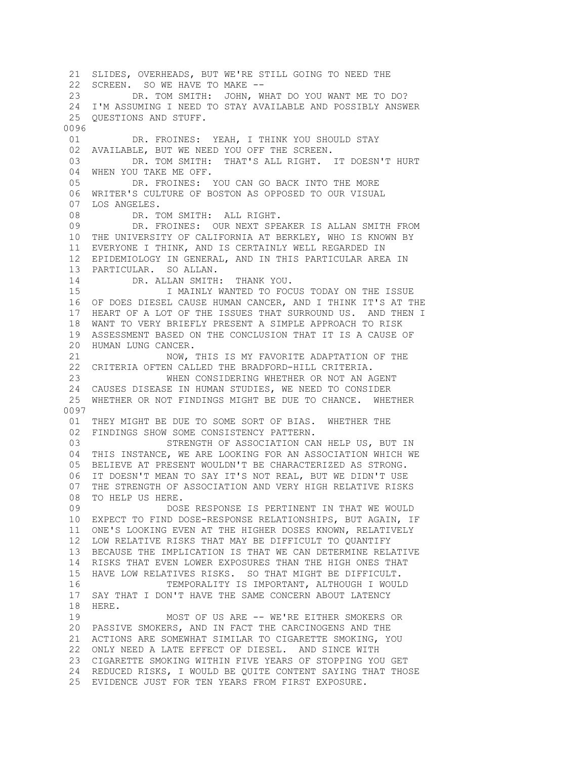21 SLIDES, OVERHEADS, BUT WE'RE STILL GOING TO NEED THE
22 SCREEN. SO WE HAVE TO MAKE --
23 DR. TOM SMITH: JOHN, WHAT DO YOU WANT ME TO DO?
24 I'M ASSUMING I NEED TO STAY AVAILABLE AND POSSIBLY ANSWER
25 QUESTIONS AND STUFF.

0096

01 DR. FROINES: YEAH, I THINK YOU SHOULD STAY
02 AVAILABLE, BUT WE NEED YOU OFF THE SCREEN.
03 DR. TOM SMITH: THAT'S ALL RIGHT. IT DOESN'T HURT
04 WHEN YOU TAKE ME OFF.
05 DR. FROINES: YOU CAN GO BACK INTO THE MORE
06 WRITER'S CULTURE OF BOSTON AS OPPOSED TO OUR VISUAL
07 LOS ANGELES.
08 DR. TOM SMITH: ALL RIGHT.
09 DR. FROINES: OUR NEXT SPEAKER IS ALLAN SMITH FROM
10 THE UNIVERSITY OF CALIFORNIA AT BERKLEY, WHO IS KNOWN BY
11 EVERYONE I THINK, AND IS CERTAINLY WELL REGARDED IN
12 EPIDEMIOLOGY IN GENERAL, AND IN THIS PARTICULAR AREA IN
13 PARTICULAR. SO ALLAN.
14 DR. ALLAN SMITH: THANK YOU.
15 I MAINLY WANTED TO FOCUS TODAY ON THE ISSUE
16 OF DOES DIESEL CAUSE HUMAN CANCER, AND I THINK IT'S AT THE
17 HEART OF A LOT OF THE ISSUES THAT SURROUND US. AND THEN I
18 WANT TO VERY BRIEFLY PRESENT A SIMPLE APPROACH TO RISK
19 ASSESSMENT BASED ON THE CONCLUSION THAT IT IS A CAUSE OF
20 HUMAN LUNG CANCER.
21 NOW, THIS IS MY FAVORITE ADAPTATION OF THE
22 CRITERIA OFTEN CALLED THE BRADFORD-HILL CRITERIA.
23 WHEN CONSIDERING WHETHER OR NOT AN AGENT
24 CAUSES DISEASE IN HUMAN STUDIES, WE NEED TO CONSIDER
25 WHETHER OR NOT FINDINGS MIGHT BE DUE TO CHANCE. WHETHER

0097

01 THEY MIGHT BE DUE TO SOME SORT OF BIAS. WHETHER THE
02 FINDINGS SHOW SOME CONSISTENCY PATTERN.
03 STRENGTH OF ASSOCIATION CAN HELP US, BUT IN
04 THIS INSTANCE, WE ARE LOOKING FOR AN ASSOCIATION WHICH WE
05 BELIEVE AT PRESENT WOULDN'T BE CHARACTERIZED AS STRONG.
06 IT DOESN'T MEAN TO SAY IT'S NOT REAL, BUT WE DIDN'T USE
07 THE STRENGTH OF ASSOCIATION AND VERY HIGH RELATIVE RISKS
08 TO HELP US HERE.
09 DOSE RESPONSE IS PERTINENT IN THAT WE WOULD
10 EXPECT TO FIND DOSE-RESPONSE RELATIONSHIPS, BUT AGAIN, IF
11 ONE'S LOOKING EVEN AT THE HIGHER DOSES KNOWN, RELATIVELY
12 LOW RELATIVE RISKS THAT MAY BE DIFFICULT TO QUANTIFY
13 BECAUSE THE IMPLICATION IS THAT WE CAN DETERMINE RELATIVE
14 RISKS THAT EVEN LOWER EXPOSURES THAN THE HIGH ONES THAT
15 HAVE LOW RELATIVES RISKS. SO THAT MIGHT BE DIFFICULT.
16 TEMPORALITY IS IMPORTANT, ALTHOUGH I WOULD
17 SAY THAT I DON'T HAVE THE SAME CONCERN ABOUT LATENCY
18 HERE.
19 MOST OF US ARE -- WE'RE EITHER SMOKERS OR
20 PASSIVE SMOKERS, AND IN FACT THE CARCINOGENS AND THE
21 ACTIONS ARE SOMEWHAT SIMILAR TO CIGARETTE SMOKING, YOU
22 ONLY NEED A LATE EFFECT OF DIESEL. AND SINCE WITH
23 CIGARETTE SMOKING WITHIN FIVE YEARS OF STOPPING YOU GET
24 REDUCED RISKS, I WOULD BE QUITE CONTENT SAYING THAT THOSE
25 EVIDENCE JUST FOR TEN YEARS FROM FIRST EXPOSURE.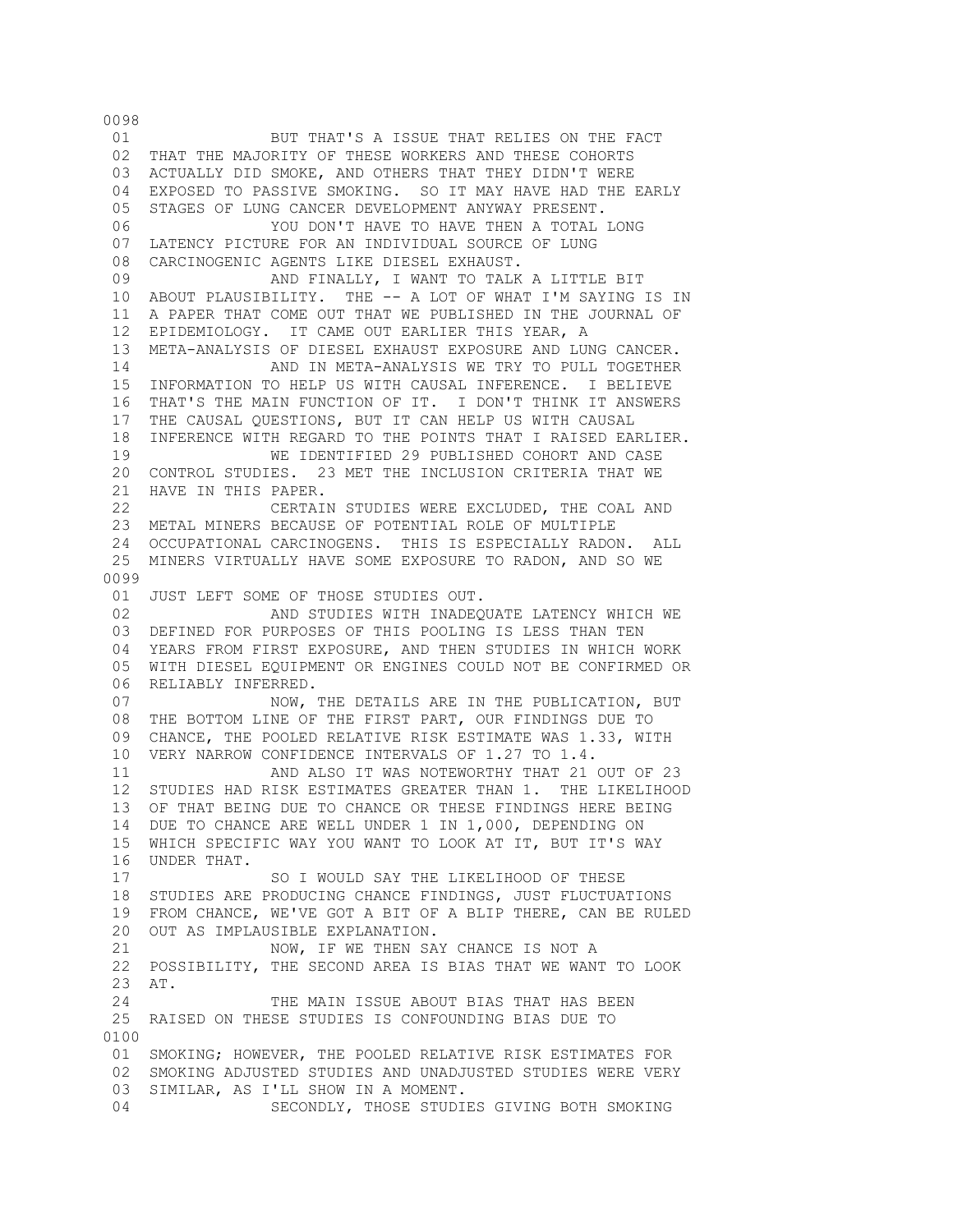0098

01 BUT THAT'S A ISSUE THAT RELIES ON THE FACT
02 THAT THE MAJORITY OF THESE WORKERS AND THESE COHORTS
03 ACTUALLY DID SMOKE, AND OTHERS THAT THEY DIDN'T WERE
04 EXPOSED TO PASSIVE SMOKING. SO IT MAY HAVE HAD THE EARLY
05 STAGES OF LUNG CANCER DEVELOPMENT ANYWAY PRESENT.
06 YOU DON'T HAVE TO HAVE THEN A TOTAL LONG
07 LATENCY PICTURE FOR AN INDIVIDUAL SOURCE OF LUNG
08 CARCINOGENIC AGENTS LIKE DIESEL EXHAUST.
09 AND FINALLY, I WANT TO TALK A LITTLE BIT
10 ABOUT PLAUSIBILITY. THE -- A LOT OF WHAT I'M SAYING IS IN
11 A PAPER THAT COME OUT THAT WE PUBLISHED IN THE JOURNAL OF
12 EPIDEMIOLOGY. IT CAME OUT EARLIER THIS YEAR, A
13 META-ANALYSIS OF DIESEL EXHAUST EXPOSURE AND LUNG CANCER.
14 AND IN META-ANALYSIS WE TRY TO PULL TOGETHER
15 INFORMATION TO HELP US WITH CAUSAL INFERENCE. I BELIEVE
16 THAT'S THE MAIN FUNCTION OF IT. I DON'T THINK IT ANSWERS
17 THE CAUSAL QUESTIONS, BUT IT CAN HELP US WITH CAUSAL
18 INFERENCE WITH REGARD TO THE POINTS THAT I RAISED EARLIER.
19 WE IDENTIFIED 29 PUBLISHED COHORT AND CASE
20 CONTROL STUDIES. 23 MET THE INCLUSION CRITERIA THAT WE
21 HAVE IN THIS PAPER.
22 CERTAIN STUDIES WERE EXCLUDED, THE COAL AND
23 METAL MINERS BECAUSE OF POTENTIAL ROLE OF MULTIPLE
24 OCCUPATIONAL CARCINOGENS. THIS IS ESPECIALLY RADON. ALL
25 MINERS VIRTUALLY HAVE SOME EXPOSURE TO RADON, AND SO WE

0099

01 JUST LEFT SOME OF THOSE STUDIES OUT.
02 AND STUDIES WITH INADEQUATE LATENCY WHICH WE
03 DEFINED FOR PURPOSES OF THIS POOLING IS LESS THAN TEN
04 YEARS FROM FIRST EXPOSURE, AND THEN STUDIES IN WHICH WORK
05 WITH DIESEL EQUIPMENT OR ENGINES COULD NOT BE CONFIRMED OR
06 RELIABLY INFERRED.
07 NOW, THE DETAILS ARE IN THE PUBLICATION, BUT
08 THE BOTTOM LINE OF THE FIRST PART, OUR FINDINGS DUE TO
09 CHANCE, THE POOLED RELATIVE RISK ESTIMATE WAS 1.33, WITH
10 VERY NARROW CONFIDENCE INTERVALS OF 1.27 TO 1.4.
11 AND ALSO IT WAS NOTEWORTHY THAT 21 OUT OF 23
12 STUDIES HAD RISK ESTIMATES GREATER THAN 1. THE LIKELIHOOD
13 OF THAT BEING DUE TO CHANCE OR THESE FINDINGS HERE BEING
14 DUE TO CHANCE ARE WELL UNDER 1 IN 1,000, DEPENDING ON
15 WHICH SPECIFIC WAY YOU WANT TO LOOK AT IT, BUT IT'S WAY
16 UNDER THAT.
17 SO I WOULD SAY THE LIKELIHOOD OF THESE
18 STUDIES ARE PRODUCING CHANCE FINDINGS, JUST FLUCTUATIONS
19 FROM CHANCE, WE'VE GOT A BIT OF A BLIP THERE, CAN BE RULED
20 OUT AS IMPLAUSIBLE EXPLANATION.
21 NOW, IF WE THEN SAY CHANCE IS NOT A
22 POSSIBILITY, THE SECOND AREA IS BIAS THAT WE WANT TO LOOK
23 AT.
24 THE MAIN ISSUE ABOUT BIAS THAT HAS BEEN
25 RAISED ON THESE STUDIES IS CONFOUNDING BIAS DUE TO

0100

01 SMOKING; HOWEVER, THE POOLED RELATIVE RISK ESTIMATES FOR
02 SMOKING ADJUSTED STUDIES AND UNADJUSTED STUDIES WERE VERY
03 SIMILAR, AS I'LL SHOW IN A MOMENT.
04 SECONDLY, THOSE STUDIES GIVING BOTH SMOKING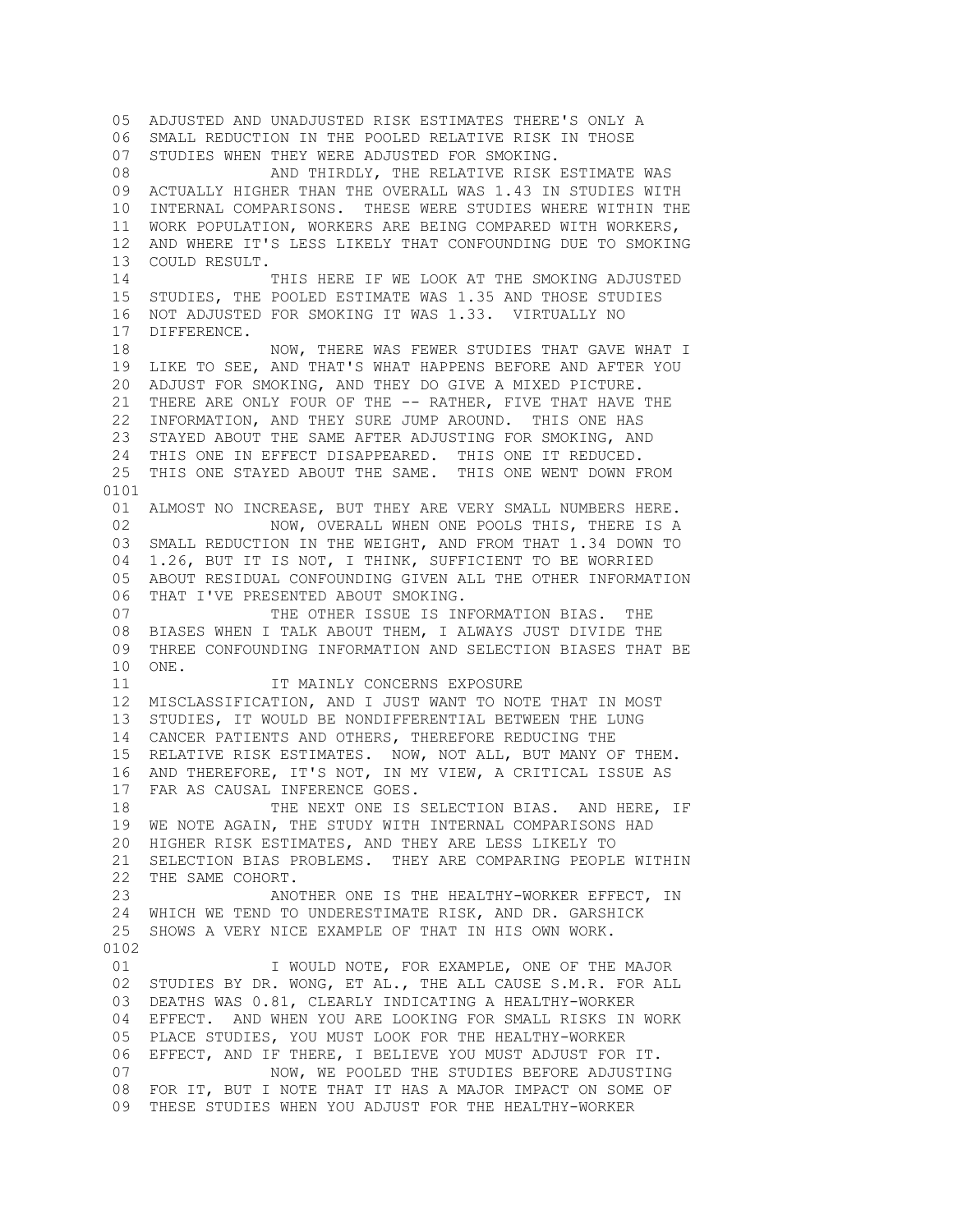05 ADJUSTED AND UNADJUSTED RISK ESTIMATES THERE'S ONLY A
06 SMALL REDUCTION IN THE POOLED RELATIVE RISK IN THOSE
07 STUDIES WHEN THEY WERE ADJUSTED FOR SMOKING.
08 AND THIRDLY, THE RELATIVE RISK ESTIMATE WAS
09 ACTUALLY HIGHER THAN THE OVERALL WAS 1.43 IN STUDIES WITH
10 INTERNAL COMPARISONS. THESE WERE STUDIES WHERE WITHIN THE
11 WORK POPULATION, WORKERS ARE BEING COMPARED WITH WORKERS,
12 AND WHERE IT'S LESS LIKELY THAT CONFOUNDING DUE TO SMOKING
13 COULD RESULT.
14 THIS HERE IF WE LOOK AT THE SMOKING ADJUSTED
15 STUDIES, THE POOLED ESTIMATE WAS 1.35 AND THOSE STUDIES
16 NOT ADJUSTED FOR SMOKING IT WAS 1.33. VIRTUALLY NO
17 DIFFERENCE.
18 NOW, THERE WAS FEWER STUDIES THAT GAVE WHAT I
19 LIKE TO SEE, AND THAT'S WHAT HAPPENS BEFORE AND AFTER YOU
20 ADJUST FOR SMOKING, AND THEY DO GIVE A MIXED PICTURE.
21 THERE ARE ONLY FOUR OF THE -- RATHER, FIVE THAT HAVE THE
22 INFORMATION, AND THEY SURE JUMP AROUND. THIS ONE HAS
23 STAYED ABOUT THE SAME AFTER ADJUSTING FOR SMOKING, AND
24 THIS ONE IN EFFECT DISAPPEARED. THIS ONE IT REDUCED.
25 THIS ONE STAYED ABOUT THE SAME. THIS ONE WENT DOWN FROM

0101

01 ALMOST NO INCREASE, BUT THEY ARE VERY SMALL NUMBERS HERE.
02 NOW, OVERALL WHEN ONE POOLS THIS, THERE IS A
03 SMALL REDUCTION IN THE WEIGHT, AND FROM THAT 1.34 DOWN TO
04 1.26, BUT IT IS NOT, I THINK, SUFFICIENT TO BE WORRIED
05 ABOUT RESIDUAL CONFOUNDING GIVEN ALL THE OTHER INFORMATION
06 THAT I'VE PRESENTED ABOUT SMOKING.
07 THE OTHER ISSUE IS INFORMATION BIAS. THE
08 BIASES WHEN I TALK ABOUT THEM, I ALWAYS JUST DIVIDE THE
09 THREE CONFOUNDING INFORMATION AND SELECTION BIASES THAT BE
10 ONE.
11 IT MAINLY CONCERNS EXPOSURE
12 MISCLASSIFICATION, AND I JUST WANT TO NOTE THAT IN MOST
13 STUDIES, IT WOULD BE NONDIFFERENTIAL BETWEEN THE LUNG
14 CANCER PATIENTS AND OTHERS, THEREFORE REDUCING THE
15 RELATIVE RISK ESTIMATES. NOW, NOT ALL, BUT MANY OF THEM.
16 AND THEREFORE, IT'S NOT, IN MY VIEW, A CRITICAL ISSUE AS
17 FAR AS CAUSAL INFERENCE GOES.
18 THE NEXT ONE IS SELECTION BIAS. AND HERE, IF
19 WE NOTE AGAIN, THE STUDY WITH INTERNAL COMPARISONS HAD
20 HIGHER RISK ESTIMATES, AND THEY ARE LESS LIKELY TO
21 SELECTION BIAS PROBLEMS. THEY ARE COMPARING PEOPLE WITHIN
22 THE SAME COHORT.
23 ANOTHER ONE IS THE HEALTHY-WORKER EFFECT, IN
24 WHICH WE TEND TO UNDERESTIMATE RISK, AND DR. GARSHICK
25 SHOWS A VERY NICE EXAMPLE OF THAT IN HIS OWN WORK.

0102

01 I WOULD NOTE, FOR EXAMPLE, ONE OF THE MAJOR
02 STUDIES BY DR. WONG, ET AL., THE ALL CAUSE S.M.R. FOR ALL
03 DEATHS WAS 0.81, CLEARLY INDICATING A HEALTHY-WORKER
04 EFFECT. AND WHEN YOU ARE LOOKING FOR SMALL RISKS IN WORK
05 PLACE STUDIES, YOU MUST LOOK FOR THE HEALTHY-WORKER
06 EFFECT, AND IF THERE, I BELIEVE YOU MUST ADJUST FOR IT.
07 NOW, WE POOLED THE STUDIES BEFORE ADJUSTING
08 FOR IT, BUT I NOTE THAT IT HAS A MAJOR IMPACT ON SOME OF
09 THESE STUDIES WHEN YOU ADJUST FOR THE HEALTHY-WORKER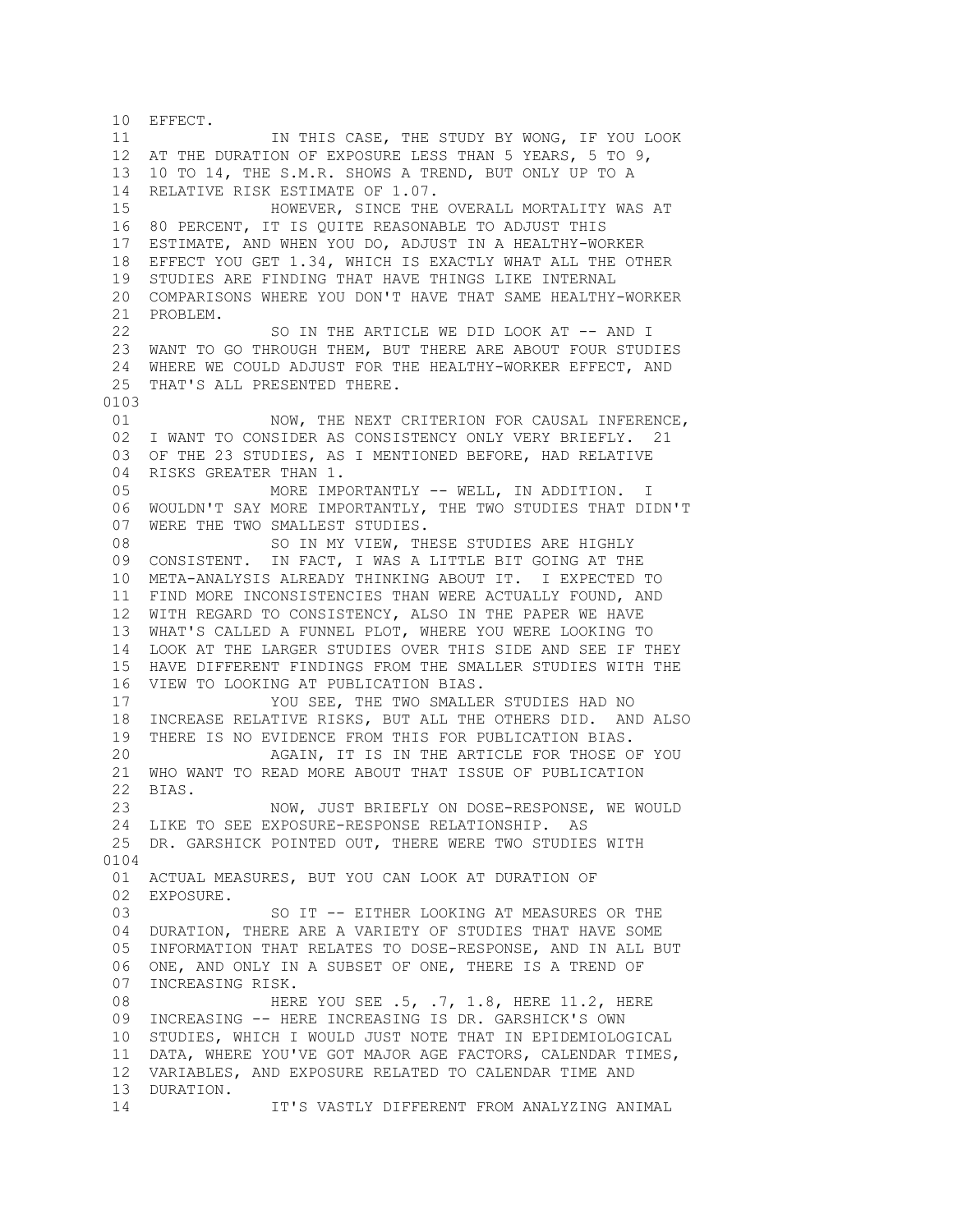10 EFFECT.

11 IN THIS CASE, THE STUDY BY WONG, IF YOU LOOK
12 AT THE DURATION OF EXPOSURE LESS THAN 5 YEARS, 5 TO 9,
13 10 TO 14, THE S.M.R. SHOWS A TREND, BUT ONLY UP TO A
14 RELATIVE RISK ESTIMATE OF 1.07.

15 HOWEVER, SINCE THE OVERALL MORTALITY WAS AT
16 80 PERCENT, IT IS QUITE REASONABLE TO ADJUST THIS
17 ESTIMATE, AND WHEN YOU DO, ADJUST IN A HEALTHY-WORKER
18 EFFECT YOU GET 1.34, WHICH IS EXACTLY WHAT ALL THE OTHER
19 STUDIES ARE FINDING THAT HAVE THINGS LIKE INTERNAL
20 COMPARISONS WHERE YOU DON'T HAVE THAT SAME HEALTHY-WORKER
21 PROBLEM.

22 SO IN THE ARTICLE WE DID LOOK AT -- AND I
23 WANT TO GO THROUGH THEM, BUT THERE ARE ABOUT FOUR STUDIES
24 WHERE WE COULD ADJUST FOR THE HEALTHY-WORKER EFFECT, AND
25 THAT'S ALL PRESENTED THERE.

0103

01 NOW, THE NEXT CRITERION FOR CAUSAL INFERENCE,
02 I WANT TO CONSIDER AS CONSISTENCY ONLY VERY BRIEFLY. 21
03 OF THE 23 STUDIES, AS I MENTIONED BEFORE, HAD RELATIVE
04 RISKS GREATER THAN 1.

05 MORE IMPORTANTLY -- WELL, IN ADDITION. I
06 WOULDN'T SAY MORE IMPORTANTLY, THE TWO STUDIES THAT DIDN'T
07 WERE THE TWO SMALLEST STUDIES.

08 SO IN MY VIEW, THESE STUDIES ARE HIGHLY
09 CONSISTENT. IN FACT, I WAS A LITTLE BIT GOING AT THE
10 META-ANALYSIS ALREADY THINKING ABOUT IT. I EXPECTED TO
11 FIND MORE INCONSISTENCIES THAN WERE ACTUALLY FOUND, AND
12 WITH REGARD TO CONSISTENCY, ALSO IN THE PAPER WE HAVE
13 WHAT'S CALLED A FUNNEL PLOT, WHERE YOU WERE LOOKING TO
14 LOOK AT THE LARGER STUDIES OVER THIS SIDE AND SEE IF THEY
15 HAVE DIFFERENT FINDINGS FROM THE SMALLER STUDIES WITH THE
16 VIEW TO LOOKING AT PUBLICATION BIAS.

17 YOU SEE, THE TWO SMALLER STUDIES HAD NO
18 INCREASE RELATIVE RISKS, BUT ALL THE OTHERS DID. AND ALSO
19 THERE IS NO EVIDENCE FROM THIS FOR PUBLICATION BIAS.

20 AGAIN, IT IS IN THE ARTICLE FOR THOSE OF YOU
21 WHO WANT TO READ MORE ABOUT THAT ISSUE OF PUBLICATION
22 BIAS.

23 NOW, JUST BRIEFLY ON DOSE-RESPONSE, WE WOULD
24 LIKE TO SEE EXPOSURE-RESPONSE RELATIONSHIP. AS
25 DR. GARSHICK POINTED OUT, THERE WERE TWO STUDIES WITH

0104

01 ACTUAL MEASURES, BUT YOU CAN LOOK AT DURATION OF
02 EXPOSURE.

03 SO IT -- EITHER LOOKING AT MEASURES OR THE
04 DURATION, THERE ARE A VARIETY OF STUDIES THAT HAVE SOME
05 INFORMATION THAT RELATES TO DOSE-RESPONSE, AND IN ALL BUT
06 ONE, AND ONLY IN A SUBSET OF ONE, THERE IS A TREND OF
07 INCREASING RISK.

08 HERE YOU SEE .5, .7, 1.8, HERE 11.2, HERE
09 INCREASING -- HERE INCREASING IS DR. GARSHICK'S OWN
10 STUDIES, WHICH I WOULD JUST NOTE THAT IN EPIDEMIOLOGICAL
11 DATA, WHERE YOU'VE GOT MAJOR AGE FACTORS, CALENDAR TIMES,
12 VARIABLES, AND EXPOSURE RELATED TO CALENDAR TIME AND
13 DURATION.

14 IT'S VASTLY DIFFERENT FROM ANALYZING ANIMAL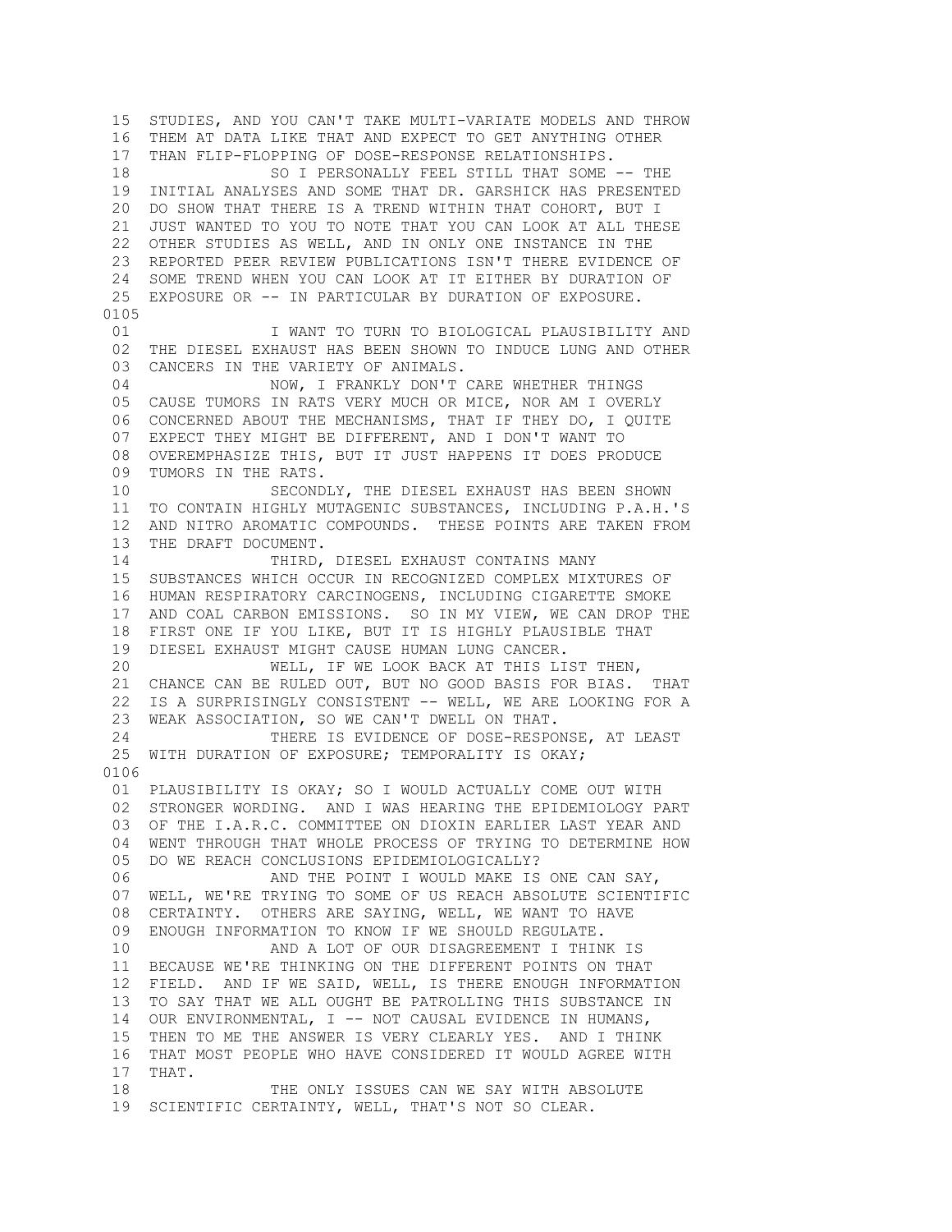```
 15  STUDIES, AND YOU CAN'T TAKE MULTI-VARIATE MODELS AND THROW
 16  THEM AT DATA LIKE THAT AND EXPECT TO GET ANYTHING OTHER
 17  THAN FLIP-FLOPPING OF DOSE-RESPONSE RELATIONSHIPS.
 18              SO I PERSONALLY FEEL STILL THAT SOME -- THE
 19  INITIAL ANALYSES AND SOME THAT DR. GARSHICK HAS PRESENTED
 20  DO SHOW THAT THERE IS A TREND WITHIN THAT COHORT, BUT I
 21  JUST WANTED TO YOU TO NOTE THAT YOU CAN LOOK AT ALL THESE
 22  OTHER STUDIES AS WELL, AND IN ONLY ONE INSTANCE IN THE
 23  REPORTED PEER REVIEW PUBLICATIONS ISN'T THERE EVIDENCE OF
 24  SOME TREND WHEN YOU CAN LOOK AT IT EITHER BY DURATION OF
 25  EXPOSURE OR -- IN PARTICULAR BY DURATION OF EXPOSURE.
0105
 01              I WANT TO TURN TO BIOLOGICAL PLAUSIBILITY AND
 02  THE DIESEL EXHAUST HAS BEEN SHOWN TO INDUCE LUNG AND OTHER
 03  CANCERS IN THE VARIETY OF ANIMALS.
 04              NOW, I FRANKLY DON'T CARE WHETHER THINGS
 05  CAUSE TUMORS IN RATS VERY MUCH OR MICE, NOR AM I OVERLY
 06  CONCERNED ABOUT THE MECHANISMS, THAT IF THEY DO, I QUITE
 07  EXPECT THEY MIGHT BE DIFFERENT, AND I DON'T WANT TO
 08  OVEREMPHASIZE THIS, BUT IT JUST HAPPENS IT DOES PRODUCE
 09  TUMORS IN THE RATS.
 10              SECONDLY, THE DIESEL EXHAUST HAS BEEN SHOWN
 11  TO CONTAIN HIGHLY MUTAGENIC SUBSTANCES, INCLUDING P.A.H.'S
 12  AND NITRO AROMATIC COMPOUNDS.  THESE POINTS ARE TAKEN FROM
 13  THE DRAFT DOCUMENT.
 14              THIRD, DIESEL EXHAUST CONTAINS MANY
 15  SUBSTANCES WHICH OCCUR IN RECOGNIZED COMPLEX MIXTURES OF
 16  HUMAN RESPIRATORY CARCINOGENS, INCLUDING CIGARETTE SMOKE
 17  AND COAL CARBON EMISSIONS.  SO IN MY VIEW, WE CAN DROP THE
 18  FIRST ONE IF YOU LIKE, BUT IT IS HIGHLY PLAUSIBLE THAT
 19  DIESEL EXHAUST MIGHT CAUSE HUMAN LUNG CANCER.
 20              WELL, IF WE LOOK BACK AT THIS LIST THEN,
 21  CHANCE CAN BE RULED OUT, BUT NO GOOD BASIS FOR BIAS.  THAT
 22  IS A SURPRISINGLY CONSISTENT -- WELL, WE ARE LOOKING FOR A
 23  WEAK ASSOCIATION, SO WE CAN'T DWELL ON THAT.
 24              THERE IS EVIDENCE OF DOSE-RESPONSE, AT LEAST
 25  WITH DURATION OF EXPOSURE; TEMPORALITY IS OKAY;
0106
 01  PLAUSIBILITY IS OKAY; SO I WOULD ACTUALLY COME OUT WITH
 02  STRONGER WORDING.  AND I WAS HEARING THE EPIDEMIOLOGY PART
 03  OF THE I.A.R.C. COMMITTEE ON DIOXIN EARLIER LAST YEAR AND
 04  WENT THROUGH THAT WHOLE PROCESS OF TRYING TO DETERMINE HOW
 05  DO WE REACH CONCLUSIONS EPIDEMIOLOGICALLY?
 06              AND THE POINT I WOULD MAKE IS ONE CAN SAY,
 07  WELL, WE'RE TRYING TO SOME OF US REACH ABSOLUTE SCIENTIFIC
 08  CERTAINTY.  OTHERS ARE SAYING, WELL, WE WANT TO HAVE
 09  ENOUGH INFORMATION TO KNOW IF WE SHOULD REGULATE.
 10              AND A LOT OF OUR DISAGREEMENT I THINK IS
 11  BECAUSE WE'RE THINKING ON THE DIFFERENT POINTS ON THAT
 12  FIELD.  AND IF WE SAID, WELL, IS THERE ENOUGH INFORMATION
 13  TO SAY THAT WE ALL OUGHT BE PATROLLING THIS SUBSTANCE IN
 14  OUR ENVIRONMENTAL, I -- NOT CAUSAL EVIDENCE IN HUMANS,
 15  THEN TO ME THE ANSWER IS VERY CLEARLY YES.  AND I THINK
 16  THAT MOST PEOPLE WHO HAVE CONSIDERED IT WOULD AGREE WITH
 17  THAT.
 18              THE ONLY ISSUES CAN WE SAY WITH ABSOLUTE
 19  SCIENTIFIC CERTAINTY, WELL, THAT'S NOT SO CLEAR.
```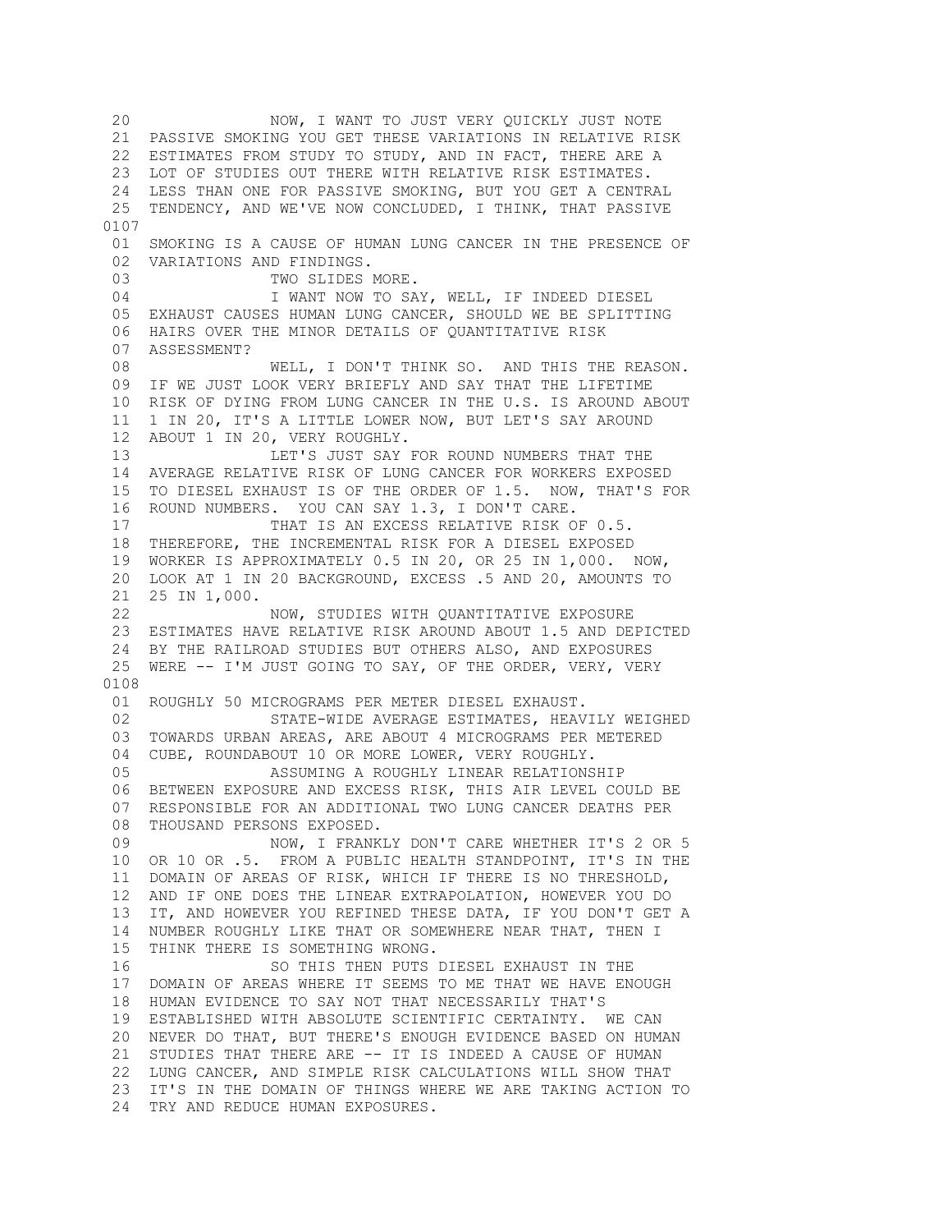20 NOW, I WANT TO JUST VERY QUICKLY JUST NOTE
21 PASSIVE SMOKING YOU GET THESE VARIATIONS IN RELATIVE RISK
22 ESTIMATES FROM STUDY TO STUDY, AND IN FACT, THERE ARE A
23 LOT OF STUDIES OUT THERE WITH RELATIVE RISK ESTIMATES.
24 LESS THAN ONE FOR PASSIVE SMOKING, BUT YOU GET A CENTRAL
25 TENDENCY, AND WE'VE NOW CONCLUDED, I THINK, THAT PASSIVE

0107

01 SMOKING IS A CAUSE OF HUMAN LUNG CANCER IN THE PRESENCE OF
02 VARIATIONS AND FINDINGS.
03 TWO SLIDES MORE.
04 I WANT NOW TO SAY, WELL, IF INDEED DIESEL
05 EXHAUST CAUSES HUMAN LUNG CANCER, SHOULD WE BE SPLITTING
06 HAIRS OVER THE MINOR DETAILS OF QUANTITATIVE RISK
07 ASSESSMENT?
08 WELL, I DON'T THINK SO. AND THIS THE REASON.
09 IF WE JUST LOOK VERY BRIEFLY AND SAY THAT THE LIFETIME
10 RISK OF DYING FROM LUNG CANCER IN THE U.S. IS AROUND ABOUT
11 1 IN 20, IT'S A LITTLE LOWER NOW, BUT LET'S SAY AROUND
12 ABOUT 1 IN 20, VERY ROUGHLY.
13 LET'S JUST SAY FOR ROUND NUMBERS THAT THE
14 AVERAGE RELATIVE RISK OF LUNG CANCER FOR WORKERS EXPOSED
15 TO DIESEL EXHAUST IS OF THE ORDER OF 1.5. NOW, THAT'S FOR
16 ROUND NUMBERS. YOU CAN SAY 1.3, I DON'T CARE.
17 THAT IS AN EXCESS RELATIVE RISK OF 0.5.
18 THEREFORE, THE INCREMENTAL RISK FOR A DIESEL EXPOSED
19 WORKER IS APPROXIMATELY 0.5 IN 20, OR 25 IN 1,000. NOW,
20 LOOK AT 1 IN 20 BACKGROUND, EXCESS .5 AND 20, AMOUNTS TO
21 25 IN 1,000.
22 NOW, STUDIES WITH QUANTITATIVE EXPOSURE
23 ESTIMATES HAVE RELATIVE RISK AROUND ABOUT 1.5 AND DEPICTED
24 BY THE RAILROAD STUDIES BUT OTHERS ALSO, AND EXPOSURES
25 WERE -- I'M JUST GOING TO SAY, OF THE ORDER, VERY, VERY

0108

01 ROUGHLY 50 MICROGRAMS PER METER DIESEL EXHAUST.
02 STATE-WIDE AVERAGE ESTIMATES, HEAVILY WEIGHED
03 TOWARDS URBAN AREAS, ARE ABOUT 4 MICROGRAMS PER METERED
04 CUBE, ROUNDABOUT 10 OR MORE LOWER, VERY ROUGHLY.
05 ASSUMING A ROUGHLY LINEAR RELATIONSHIP
06 BETWEEN EXPOSURE AND EXCESS RISK, THIS AIR LEVEL COULD BE
07 RESPONSIBLE FOR AN ADDITIONAL TWO LUNG CANCER DEATHS PER
08 THOUSAND PERSONS EXPOSED.
09 NOW, I FRANKLY DON'T CARE WHETHER IT'S 2 OR 5
10 OR 10 OR .5. FROM A PUBLIC HEALTH STANDPOINT, IT'S IN THE
11 DOMAIN OF AREAS OF RISK, WHICH IF THERE IS NO THRESHOLD,
12 AND IF ONE DOES THE LINEAR EXTRAPOLATION, HOWEVER YOU DO
13 IT, AND HOWEVER YOU REFINED THESE DATA, IF YOU DON'T GET A
14 NUMBER ROUGHLY LIKE THAT OR SOMEWHERE NEAR THAT, THEN I
15 THINK THERE IS SOMETHING WRONG.
16 SO THIS THEN PUTS DIESEL EXHAUST IN THE
17 DOMAIN OF AREAS WHERE IT SEEMS TO ME THAT WE HAVE ENOUGH
18 HUMAN EVIDENCE TO SAY NOT THAT NECESSARILY THAT'S
19 ESTABLISHED WITH ABSOLUTE SCIENTIFIC CERTAINTY. WE CAN
20 NEVER DO THAT, BUT THERE'S ENOUGH EVIDENCE BASED ON HUMAN
21 STUDIES THAT THERE ARE -- IT IS INDEED A CAUSE OF HUMAN
22 LUNG CANCER, AND SIMPLE RISK CALCULATIONS WILL SHOW THAT
23 IT'S IN THE DOMAIN OF THINGS WHERE WE ARE TAKING ACTION TO
24 TRY AND REDUCE HUMAN EXPOSURES.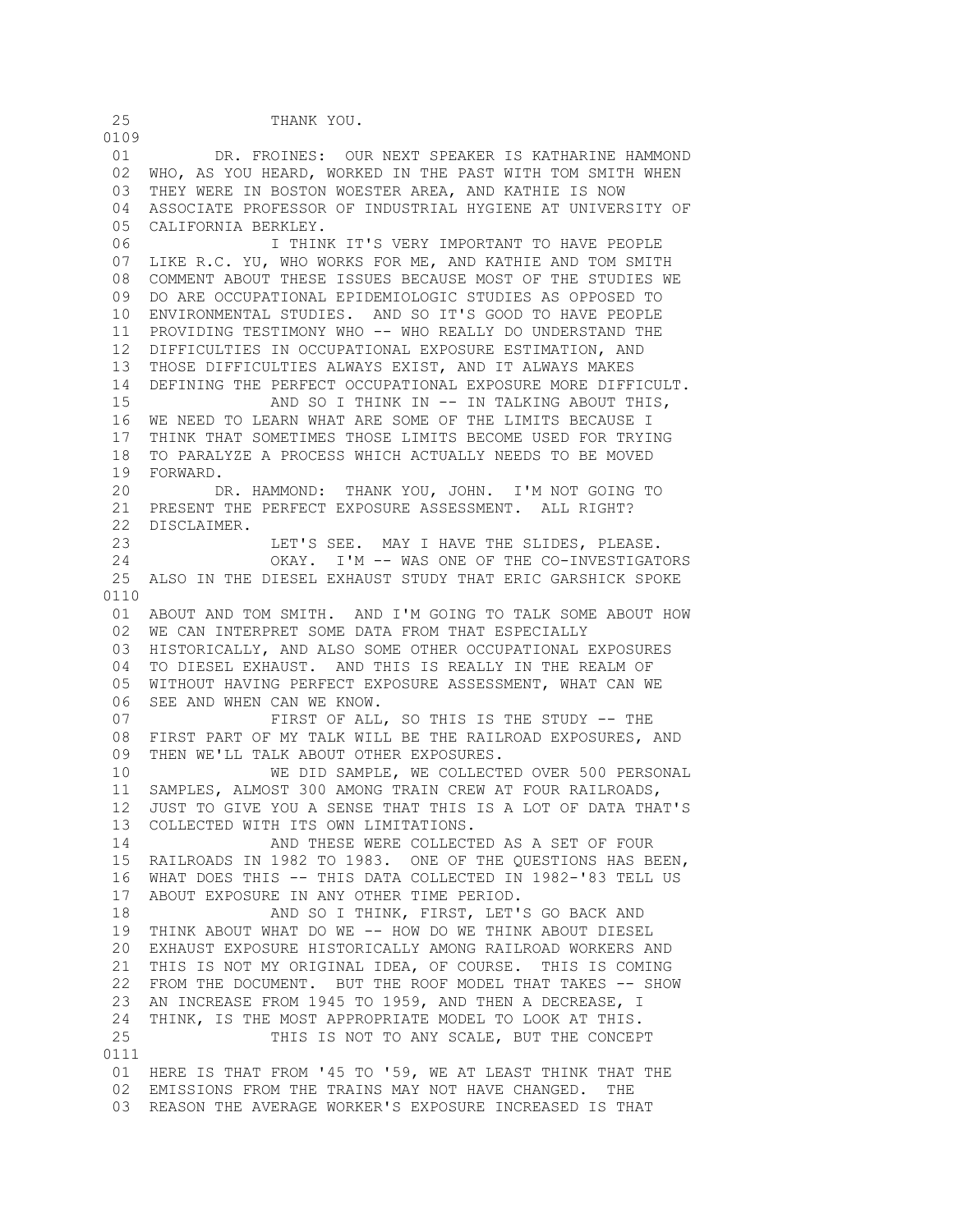25 THANK YOU.

0109

01 DR. FROINES: OUR NEXT SPEAKER IS KATHARINE HAMMOND
02 WHO, AS YOU HEARD, WORKED IN THE PAST WITH TOM SMITH WHEN
03 THEY WERE IN BOSTON WOESTER AREA, AND KATHIE IS NOW
04 ASSOCIATE PROFESSOR OF INDUSTRIAL HYGIENE AT UNIVERSITY OF
05 CALIFORNIA BERKLEY.
06 I THINK IT'S VERY IMPORTANT TO HAVE PEOPLE
07 LIKE R.C. YU, WHO WORKS FOR ME, AND KATHIE AND TOM SMITH
08 COMMENT ABOUT THESE ISSUES BECAUSE MOST OF THE STUDIES WE
09 DO ARE OCCUPATIONAL EPIDEMIOLOGIC STUDIES AS OPPOSED TO
10 ENVIRONMENTAL STUDIES. AND SO IT'S GOOD TO HAVE PEOPLE
11 PROVIDING TESTIMONY WHO -- WHO REALLY DO UNDERSTAND THE
12 DIFFICULTIES IN OCCUPATIONAL EXPOSURE ESTIMATION, AND
13 THOSE DIFFICULTIES ALWAYS EXIST, AND IT ALWAYS MAKES
14 DEFINING THE PERFECT OCCUPATIONAL EXPOSURE MORE DIFFICULT.
15 AND SO I THINK IN -- IN TALKING ABOUT THIS,
16 WE NEED TO LEARN WHAT ARE SOME OF THE LIMITS BECAUSE I
17 THINK THAT SOMETIMES THOSE LIMITS BECOME USED FOR TRYING
18 TO PARALYZE A PROCESS WHICH ACTUALLY NEEDS TO BE MOVED
19 FORWARD.
20 DR. HAMMOND: THANK YOU, JOHN. I'M NOT GOING TO
21 PRESENT THE PERFECT EXPOSURE ASSESSMENT. ALL RIGHT?
22 DISCLAIMER.
23 LET'S SEE. MAY I HAVE THE SLIDES, PLEASE.
24 OKAY. I'M -- WAS ONE OF THE CO-INVESTIGATORS
25 ALSO IN THE DIESEL EXHAUST STUDY THAT ERIC GARSHICK SPOKE

0110

01 ABOUT AND TOM SMITH. AND I'M GOING TO TALK SOME ABOUT HOW
02 WE CAN INTERPRET SOME DATA FROM THAT ESPECIALLY
03 HISTORICALLY, AND ALSO SOME OTHER OCCUPATIONAL EXPOSURES
04 TO DIESEL EXHAUST. AND THIS IS REALLY IN THE REALM OF
05 WITHOUT HAVING PERFECT EXPOSURE ASSESSMENT, WHAT CAN WE
06 SEE AND WHEN CAN WE KNOW.
07 FIRST OF ALL, SO THIS IS THE STUDY -- THE
08 FIRST PART OF MY TALK WILL BE THE RAILROAD EXPOSURES, AND
09 THEN WE'LL TALK ABOUT OTHER EXPOSURES.
10 WE DID SAMPLE, WE COLLECTED OVER 500 PERSONAL
11 SAMPLES, ALMOST 300 AMONG TRAIN CREW AT FOUR RAILROADS,
12 JUST TO GIVE YOU A SENSE THAT THIS IS A LOT OF DATA THAT'S
13 COLLECTED WITH ITS OWN LIMITATIONS.
14 AND THESE WERE COLLECTED AS A SET OF FOUR
15 RAILROADS IN 1982 TO 1983. ONE OF THE QUESTIONS HAS BEEN,
16 WHAT DOES THIS -- THIS DATA COLLECTED IN 1982-'83 TELL US
17 ABOUT EXPOSURE IN ANY OTHER TIME PERIOD.
18 AND SO I THINK, FIRST, LET'S GO BACK AND
19 THINK ABOUT WHAT DO WE -- HOW DO WE THINK ABOUT DIESEL
20 EXHAUST EXPOSURE HISTORICALLY AMONG RAILROAD WORKERS AND
21 THIS IS NOT MY ORIGINAL IDEA, OF COURSE. THIS IS COMING
22 FROM THE DOCUMENT. BUT THE ROOF MODEL THAT TAKES -- SHOW
23 AN INCREASE FROM 1945 TO 1959, AND THEN A DECREASE, I
24 THINK, IS THE MOST APPROPRIATE MODEL TO LOOK AT THIS.
25 THIS IS NOT TO ANY SCALE, BUT THE CONCEPT

0111

01 HERE IS THAT FROM '45 TO '59, WE AT LEAST THINK THAT THE
02 EMISSIONS FROM THE TRAINS MAY NOT HAVE CHANGED. THE
03 REASON THE AVERAGE WORKER'S EXPOSURE INCREASED IS THAT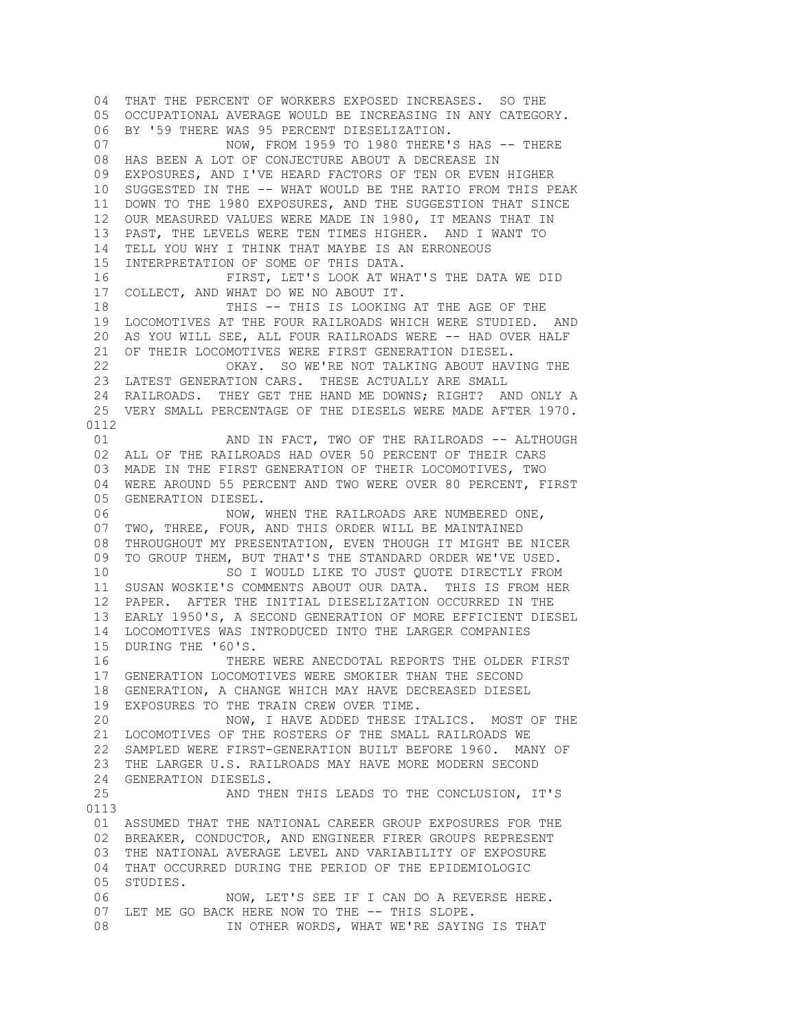04 THAT THE PERCENT OF WORKERS EXPOSED INCREASES. SO THE
05 OCCUPATIONAL AVERAGE WOULD BE INCREASING IN ANY CATEGORY.
06 BY '59 THERE WAS 95 PERCENT DIESELIZATION.
07 NOW, FROM 1959 TO 1980 THERE'S HAS -- THERE
08 HAS BEEN A LOT OF CONJECTURE ABOUT A DECREASE IN
09 EXPOSURES, AND I'VE HEARD FACTORS OF TEN OR EVEN HIGHER
10 SUGGESTED IN THE -- WHAT WOULD BE THE RATIO FROM THIS PEAK
11 DOWN TO THE 1980 EXPOSURES, AND THE SUGGESTION THAT SINCE
12 OUR MEASURED VALUES WERE MADE IN 1980, IT MEANS THAT IN
13 PAST, THE LEVELS WERE TEN TIMES HIGHER. AND I WANT TO
14 TELL YOU WHY I THINK THAT MAYBE IS AN ERRONEOUS
15 INTERPRETATION OF SOME OF THIS DATA.
16 FIRST, LET'S LOOK AT WHAT'S THE DATA WE DID
17 COLLECT, AND WHAT DO WE NO ABOUT IT.
18 THIS -- THIS IS LOOKING AT THE AGE OF THE
19 LOCOMOTIVES AT THE FOUR RAILROADS WHICH WERE STUDIED. AND
20 AS YOU WILL SEE, ALL FOUR RAILROADS WERE -- HAD OVER HALF
21 OF THEIR LOCOMOTIVES WERE FIRST GENERATION DIESEL.
22 OKAY. SO WE'RE NOT TALKING ABOUT HAVING THE
23 LATEST GENERATION CARS. THESE ACTUALLY ARE SMALL
24 RAILROADS. THEY GET THE HAND ME DOWNS; RIGHT? AND ONLY A
25 VERY SMALL PERCENTAGE OF THE DIESELS WERE MADE AFTER 1970.
0112
01 AND IN FACT, TWO OF THE RAILROADS -- ALTHOUGH
02 ALL OF THE RAILROADS HAD OVER 50 PERCENT OF THEIR CARS
03 MADE IN THE FIRST GENERATION OF THEIR LOCOMOTIVES, TWO
04 WERE AROUND 55 PERCENT AND TWO WERE OVER 80 PERCENT, FIRST
05 GENERATION DIESEL.
06 NOW, WHEN THE RAILROADS ARE NUMBERED ONE,
07 TWO, THREE, FOUR, AND THIS ORDER WILL BE MAINTAINED
08 THROUGHOUT MY PRESENTATION, EVEN THOUGH IT MIGHT BE NICER
09 TO GROUP THEM, BUT THAT'S THE STANDARD ORDER WE'VE USED.
10 SO I WOULD LIKE TO JUST QUOTE DIRECTLY FROM
11 SUSAN WOSKIE'S COMMENTS ABOUT OUR DATA. THIS IS FROM HER
12 PAPER. AFTER THE INITIAL DIESELIZATION OCCURRED IN THE
13 EARLY 1950'S, A SECOND GENERATION OF MORE EFFICIENT DIESEL
14 LOCOMOTIVES WAS INTRODUCED INTO THE LARGER COMPANIES
15 DURING THE '60'S.
16 THERE WERE ANECDOTAL REPORTS THE OLDER FIRST
17 GENERATION LOCOMOTIVES WERE SMOKIER THAN THE SECOND
18 GENERATION, A CHANGE WHICH MAY HAVE DECREASED DIESEL
19 EXPOSURES TO THE TRAIN CREW OVER TIME.
20 NOW, I HAVE ADDED THESE ITALICS. MOST OF THE
21 LOCOMOTIVES OF THE ROSTERS OF THE SMALL RAILROADS WE
22 SAMPLED WERE FIRST-GENERATION BUILT BEFORE 1960. MANY OF
23 THE LARGER U.S. RAILROADS MAY HAVE MORE MODERN SECOND
24 GENERATION DIESELS.
25 AND THEN THIS LEADS TO THE CONCLUSION, IT'S
0113
01 ASSUMED THAT THE NATIONAL CAREER GROUP EXPOSURES FOR THE
02 BREAKER, CONDUCTOR, AND ENGINEER FIRER GROUPS REPRESENT
03 THE NATIONAL AVERAGE LEVEL AND VARIABILITY OF EXPOSURE
04 THAT OCCURRED DURING THE PERIOD OF THE EPIDEMIOLOGIC
05 STUDIES.
06 NOW, LET'S SEE IF I CAN DO A REVERSE HERE.
07 LET ME GO BACK HERE NOW TO THE -- THIS SLOPE.
08 IN OTHER WORDS, WHAT WE'RE SAYING IS THAT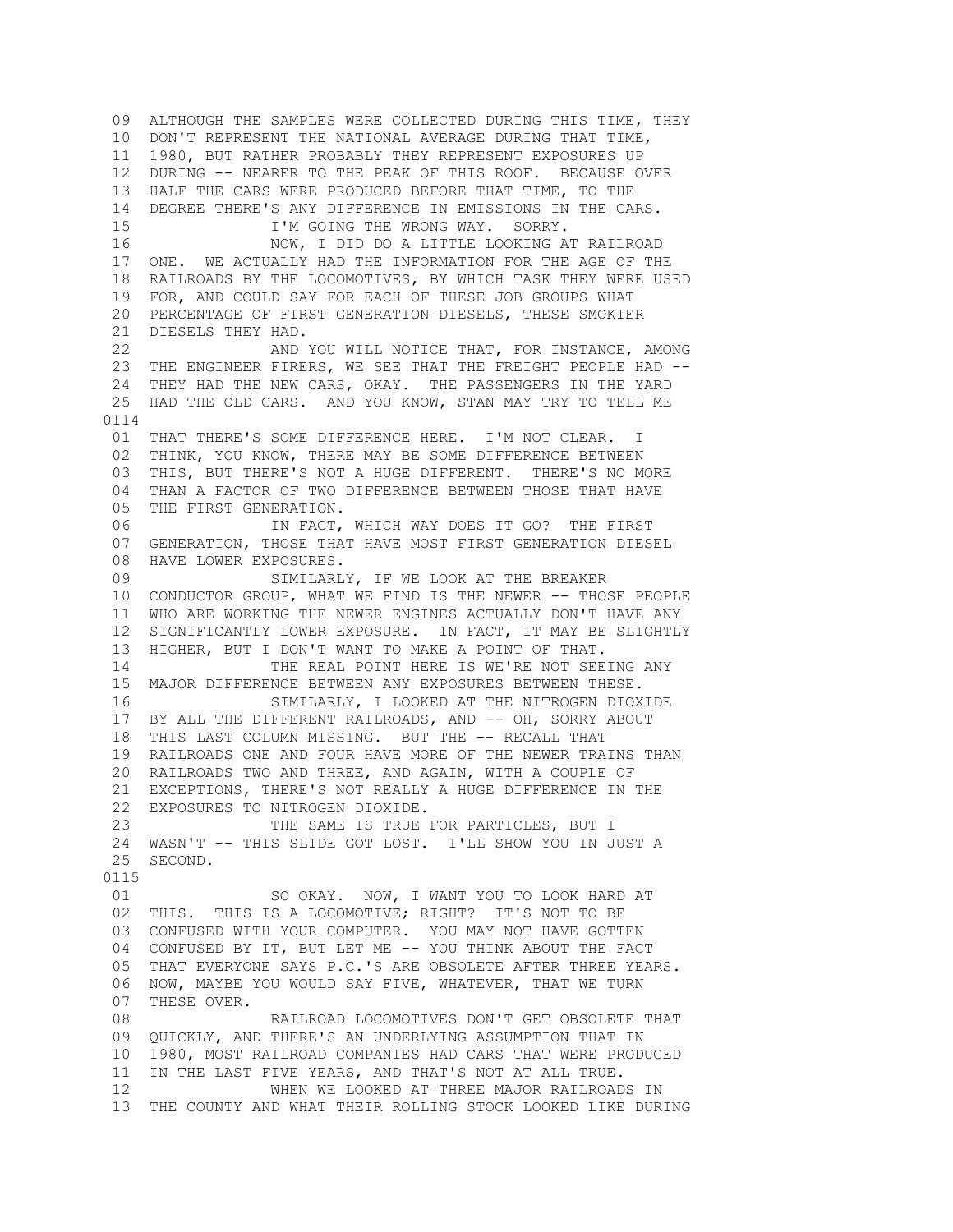09 ALTHOUGH THE SAMPLES WERE COLLECTED DURING THIS TIME, THEY
10 DON'T REPRESENT THE NATIONAL AVERAGE DURING THAT TIME,
11 1980, BUT RATHER PROBABLY THEY REPRESENT EXPOSURES UP
12 DURING -- NEARER TO THE PEAK OF THIS ROOF. BECAUSE OVER
13 HALF THE CARS WERE PRODUCED BEFORE THAT TIME, TO THE
14 DEGREE THERE'S ANY DIFFERENCE IN EMISSIONS IN THE CARS.
15 I'M GOING THE WRONG WAY. SORRY.
16 NOW, I DID DO A LITTLE LOOKING AT RAILROAD
17 ONE. WE ACTUALLY HAD THE INFORMATION FOR THE AGE OF THE
18 RAILROADS BY THE LOCOMOTIVES, BY WHICH TASK THEY WERE USED
19 FOR, AND COULD SAY FOR EACH OF THESE JOB GROUPS WHAT
20 PERCENTAGE OF FIRST GENERATION DIESELS, THESE SMOKIER
21 DIESELS THEY HAD.
22 AND YOU WILL NOTICE THAT, FOR INSTANCE, AMONG
23 THE ENGINEER FIRERS, WE SEE THAT THE FREIGHT PEOPLE HAD --
24 THEY HAD THE NEW CARS, OKAY. THE PASSENGERS IN THE YARD
25 HAD THE OLD CARS. AND YOU KNOW, STAN MAY TRY TO TELL ME

0114

01 THAT THERE'S SOME DIFFERENCE HERE. I'M NOT CLEAR. I
02 THINK, YOU KNOW, THERE MAY BE SOME DIFFERENCE BETWEEN
03 THIS, BUT THERE'S NOT A HUGE DIFFERENT. THERE'S NO MORE
04 THAN A FACTOR OF TWO DIFFERENCE BETWEEN THOSE THAT HAVE
05 THE FIRST GENERATION.
06 IN FACT, WHICH WAY DOES IT GO? THE FIRST
07 GENERATION, THOSE THAT HAVE MOST FIRST GENERATION DIESEL
08 HAVE LOWER EXPOSURES.
09 SIMILARLY, IF WE LOOK AT THE BREAKER
10 CONDUCTOR GROUP, WHAT WE FIND IS THE NEWER -- THOSE PEOPLE
11 WHO ARE WORKING THE NEWER ENGINES ACTUALLY DON'T HAVE ANY
12 SIGNIFICANTLY LOWER EXPOSURE. IN FACT, IT MAY BE SLIGHTLY
13 HIGHER, BUT I DON'T WANT TO MAKE A POINT OF THAT.
14 THE REAL POINT HERE IS WE'RE NOT SEEING ANY
15 MAJOR DIFFERENCE BETWEEN ANY EXPOSURES BETWEEN THESE.
16 SIMILARLY, I LOOKED AT THE NITROGEN DIOXIDE
17 BY ALL THE DIFFERENT RAILROADS, AND -- OH, SORRY ABOUT
18 THIS LAST COLUMN MISSING. BUT THE -- RECALL THAT
19 RAILROADS ONE AND FOUR HAVE MORE OF THE NEWER TRAINS THAN
20 RAILROADS TWO AND THREE, AND AGAIN, WITH A COUPLE OF
21 EXCEPTIONS, THERE'S NOT REALLY A HUGE DIFFERENCE IN THE
22 EXPOSURES TO NITROGEN DIOXIDE.
23 THE SAME IS TRUE FOR PARTICLES, BUT I
24 WASN'T -- THIS SLIDE GOT LOST. I'LL SHOW YOU IN JUST A
25 SECOND.

0115

01 SO OKAY. NOW, I WANT YOU TO LOOK HARD AT
02 THIS. THIS IS A LOCOMOTIVE; RIGHT? IT'S NOT TO BE
03 CONFUSED WITH YOUR COMPUTER. YOU MAY NOT HAVE GOTTEN
04 CONFUSED BY IT, BUT LET ME -- YOU THINK ABOUT THE FACT
05 THAT EVERYONE SAYS P.C.'S ARE OBSOLETE AFTER THREE YEARS.
06 NOW, MAYBE YOU WOULD SAY FIVE, WHATEVER, THAT WE TURN
07 THESE OVER.
08 RAILROAD LOCOMOTIVES DON'T GET OBSOLETE THAT
09 QUICKLY, AND THERE'S AN UNDERLYING ASSUMPTION THAT IN
10 1980, MOST RAILROAD COMPANIES HAD CARS THAT WERE PRODUCED
11 IN THE LAST FIVE YEARS, AND THAT'S NOT AT ALL TRUE.
12 WHEN WE LOOKED AT THREE MAJOR RAILROADS IN
13 THE COUNTY AND WHAT THEIR ROLLING STOCK LOOKED LIKE DURING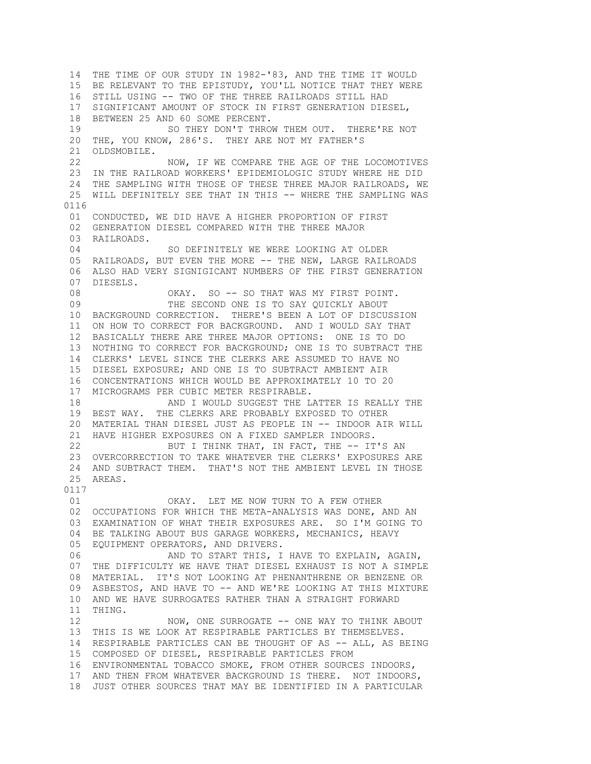14 THE TIME OF OUR STUDY IN 1982-'83, AND THE TIME IT WOULD
15 BE RELEVANT TO THE EPISTUDY, YOU'LL NOTICE THAT THEY WERE
16 STILL USING -- TWO OF THE THREE RAILROADS STILL HAD
17 SIGNIFICANT AMOUNT OF STOCK IN FIRST GENERATION DIESEL,
18 BETWEEN 25 AND 60 SOME PERCENT.
19 SO THEY DON'T THROW THEM OUT. THERE'RE NOT
20 THE, YOU KNOW, 286'S. THEY ARE NOT MY FATHER'S
21 OLDSMOBILE.
22 NOW, IF WE COMPARE THE AGE OF THE LOCOMOTIVES
23 IN THE RAILROAD WORKERS' EPIDEMIOLOGIC STUDY WHERE HE DID
24 THE SAMPLING WITH THOSE OF THESE THREE MAJOR RAILROADS, WE
25 WILL DEFINITELY SEE THAT IN THIS -- WHERE THE SAMPLING WAS
0116
01 CONDUCTED, WE DID HAVE A HIGHER PROPORTION OF FIRST
02 GENERATION DIESEL COMPARED WITH THE THREE MAJOR
03 RAILROADS.
04 SO DEFINITELY WE WERE LOOKING AT OLDER
05 RAILROADS, BUT EVEN THE MORE -- THE NEW, LARGE RAILROADS
06 ALSO HAD VERY SIGNIGICANT NUMBERS OF THE FIRST GENERATION
07 DIESELS.
08 OKAY. SO -- SO THAT WAS MY FIRST POINT.
09 THE SECOND ONE IS TO SAY QUICKLY ABOUT
10 BACKGROUND CORRECTION. THERE'S BEEN A LOT OF DISCUSSION
11 ON HOW TO CORRECT FOR BACKGROUND. AND I WOULD SAY THAT
12 BASICALLY THERE ARE THREE MAJOR OPTIONS: ONE IS TO DO
13 NOTHING TO CORRECT FOR BACKGROUND; ONE IS TO SUBTRACT THE
14 CLERKS' LEVEL SINCE THE CLERKS ARE ASSUMED TO HAVE NO
15 DIESEL EXPOSURE; AND ONE IS TO SUBTRACT AMBIENT AIR
16 CONCENTRATIONS WHICH WOULD BE APPROXIMATELY 10 TO 20
17 MICROGRAMS PER CUBIC METER RESPIRABLE.
18 AND I WOULD SUGGEST THE LATTER IS REALLY THE
19 BEST WAY. THE CLERKS ARE PROBABLY EXPOSED TO OTHER
20 MATERIAL THAN DIESEL JUST AS PEOPLE IN -- INDOOR AIR WILL
21 HAVE HIGHER EXPOSURES ON A FIXED SAMPLER INDOORS.
22 BUT I THINK THAT, IN FACT, THE -- IT'S AN
23 OVERCORRECTION TO TAKE WHATEVER THE CLERKS' EXPOSURES ARE
24 AND SUBTRACT THEM. THAT'S NOT THE AMBIENT LEVEL IN THOSE
25 AREAS.
0117
01 OKAY. LET ME NOW TURN TO A FEW OTHER
02 OCCUPATIONS FOR WHICH THE META-ANALYSIS WAS DONE, AND AN
03 EXAMINATION OF WHAT THEIR EXPOSURES ARE. SO I'M GOING TO
04 BE TALKING ABOUT BUS GARAGE WORKERS, MECHANICS, HEAVY
05 EQUIPMENT OPERATORS, AND DRIVERS.
06 AND TO START THIS, I HAVE TO EXPLAIN, AGAIN,
07 THE DIFFICULTY WE HAVE THAT DIESEL EXHAUST IS NOT A SIMPLE
08 MATERIAL. IT'S NOT LOOKING AT PHENANTHRENE OR BENZENE OR
09 ASBESTOS, AND HAVE TO -- AND WE'RE LOOKING AT THIS MIXTURE
10 AND WE HAVE SURROGATES RATHER THAN A STRAIGHT FORWARD
11 THING.
12 NOW, ONE SURROGATE -- ONE WAY TO THINK ABOUT
13 THIS IS WE LOOK AT RESPIRABLE PARTICLES BY THEMSELVES.
14 RESPIRABLE PARTICLES CAN BE THOUGHT OF AS -- ALL, AS BEING
15 COMPOSED OF DIESEL, RESPIRABLE PARTICLES FROM
16 ENVIRONMENTAL TOBACCO SMOKE, FROM OTHER SOURCES INDOORS,
17 AND THEN FROM WHATEVER BACKGROUND IS THERE. NOT INDOORS,
18 JUST OTHER SOURCES THAT MAY BE IDENTIFIED IN A PARTICULAR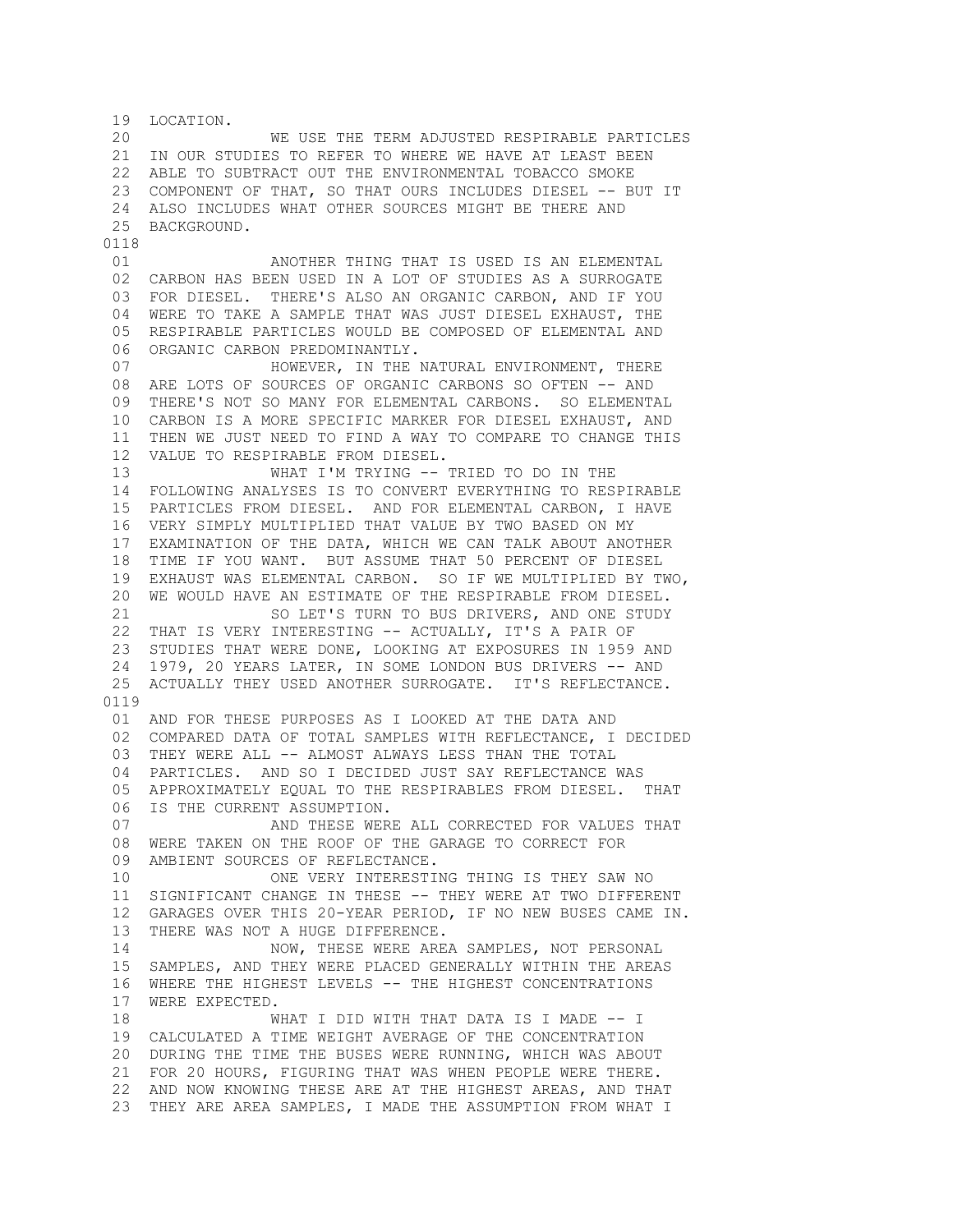19 LOCATION.
20 WE USE THE TERM ADJUSTED RESPIRABLE PARTICLES
21 IN OUR STUDIES TO REFER TO WHERE WE HAVE AT LEAST BEEN
22 ABLE TO SUBTRACT OUT THE ENVIRONMENTAL TOBACCO SMOKE
23 COMPONENT OF THAT, SO THAT OURS INCLUDES DIESEL -- BUT IT
24 ALSO INCLUDES WHAT OTHER SOURCES MIGHT BE THERE AND
25 BACKGROUND.

0118

01 ANOTHER THING THAT IS USED IS AN ELEMENTAL
02 CARBON HAS BEEN USED IN A LOT OF STUDIES AS A SURROGATE
03 FOR DIESEL. THERE'S ALSO AN ORGANIC CARBON, AND IF YOU
04 WERE TO TAKE A SAMPLE THAT WAS JUST DIESEL EXHAUST, THE
05 RESPIRABLE PARTICLES WOULD BE COMPOSED OF ELEMENTAL AND
06 ORGANIC CARBON PREDOMINANTLY.
07 HOWEVER, IN THE NATURAL ENVIRONMENT, THERE
08 ARE LOTS OF SOURCES OF ORGANIC CARBONS SO OFTEN -- AND
09 THERE'S NOT SO MANY FOR ELEMENTAL CARBONS. SO ELEMENTAL
10 CARBON IS A MORE SPECIFIC MARKER FOR DIESEL EXHAUST, AND
11 THEN WE JUST NEED TO FIND A WAY TO COMPARE TO CHANGE THIS
12 VALUE TO RESPIRABLE FROM DIESEL.
13 WHAT I'M TRYING -- TRIED TO DO IN THE
14 FOLLOWING ANALYSES IS TO CONVERT EVERYTHING TO RESPIRABLE
15 PARTICLES FROM DIESEL. AND FOR ELEMENTAL CARBON, I HAVE
16 VERY SIMPLY MULTIPLIED THAT VALUE BY TWO BASED ON MY
17 EXAMINATION OF THE DATA, WHICH WE CAN TALK ABOUT ANOTHER
18 TIME IF YOU WANT. BUT ASSUME THAT 50 PERCENT OF DIESEL
19 EXHAUST WAS ELEMENTAL CARBON. SO IF WE MULTIPLIED BY TWO,
20 WE WOULD HAVE AN ESTIMATE OF THE RESPIRABLE FROM DIESEL.
21 SO LET'S TURN TO BUS DRIVERS, AND ONE STUDY
22 THAT IS VERY INTERESTING -- ACTUALLY, IT'S A PAIR OF
23 STUDIES THAT WERE DONE, LOOKING AT EXPOSURES IN 1959 AND
24 1979, 20 YEARS LATER, IN SOME LONDON BUS DRIVERS -- AND
25 ACTUALLY THEY USED ANOTHER SURROGATE. IT'S REFLECTANCE.

0119

01 AND FOR THESE PURPOSES AS I LOOKED AT THE DATA AND
02 COMPARED DATA OF TOTAL SAMPLES WITH REFLECTANCE, I DECIDED
03 THEY WERE ALL -- ALMOST ALWAYS LESS THAN THE TOTAL
04 PARTICLES. AND SO I DECIDED JUST SAY REFLECTANCE WAS
05 APPROXIMATELY EQUAL TO THE RESPIRABLES FROM DIESEL. THAT
06 IS THE CURRENT ASSUMPTION.
07 AND THESE WERE ALL CORRECTED FOR VALUES THAT
08 WERE TAKEN ON THE ROOF OF THE GARAGE TO CORRECT FOR
09 AMBIENT SOURCES OF REFLECTANCE.
10 ONE VERY INTERESTING THING IS THEY SAW NO
11 SIGNIFICANT CHANGE IN THESE -- THEY WERE AT TWO DIFFERENT
12 GARAGES OVER THIS 20-YEAR PERIOD, IF NO NEW BUSES CAME IN.
13 THERE WAS NOT A HUGE DIFFERENCE.
14 NOW, THESE WERE AREA SAMPLES, NOT PERSONAL
15 SAMPLES, AND THEY WERE PLACED GENERALLY WITHIN THE AREAS
16 WHERE THE HIGHEST LEVELS -- THE HIGHEST CONCENTRATIONS
17 WERE EXPECTED.
18 WHAT I DID WITH THAT DATA IS I MADE -- I
19 CALCULATED A TIME WEIGHT AVERAGE OF THE CONCENTRATION
20 DURING THE TIME THE BUSES WERE RUNNING, WHICH WAS ABOUT
21 FOR 20 HOURS, FIGURING THAT WAS WHEN PEOPLE WERE THERE.
22 AND NOW KNOWING THESE ARE AT THE HIGHEST AREAS, AND THAT
23 THEY ARE AREA SAMPLES, I MADE THE ASSUMPTION FROM WHAT I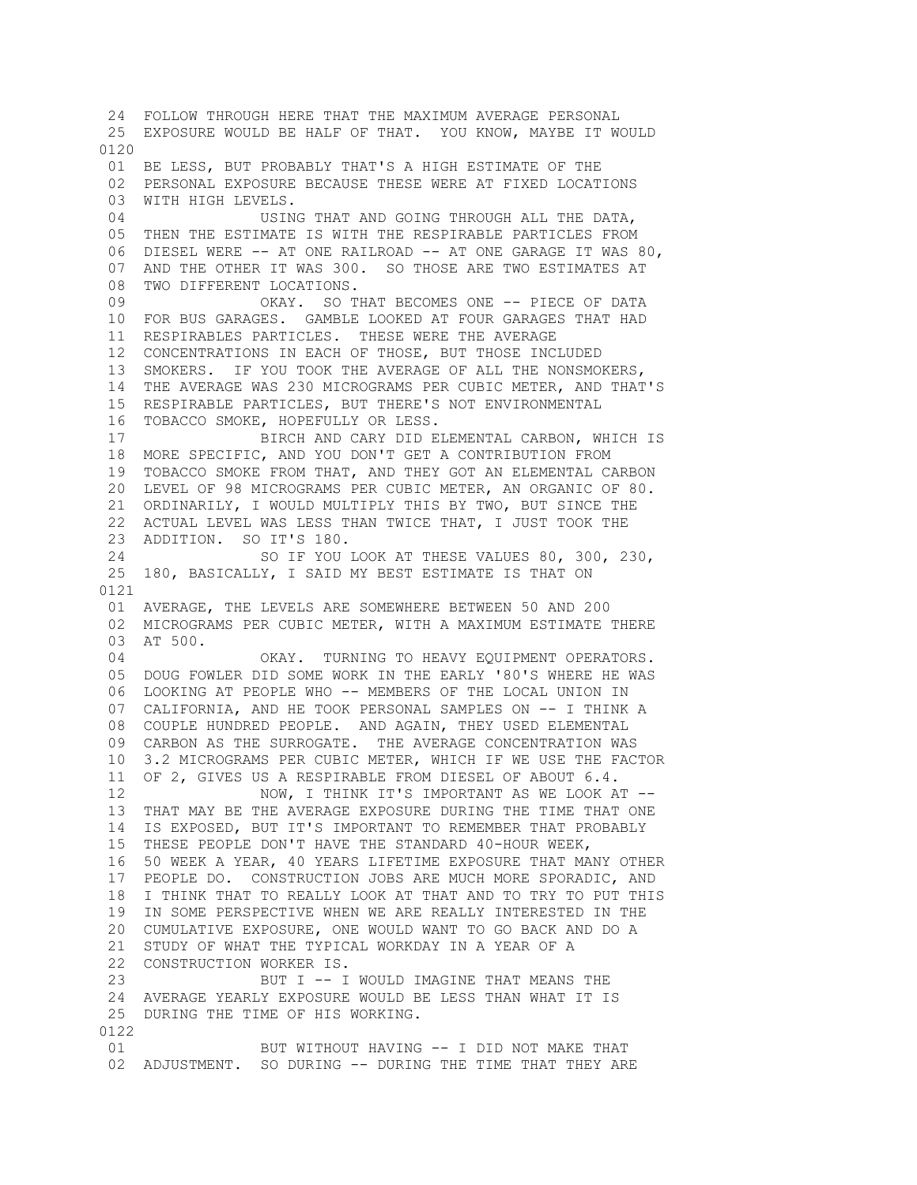```
 24  FOLLOW THROUGH HERE THAT THE MAXIMUM AVERAGE PERSONAL
 25  EXPOSURE WOULD BE HALF OF THAT.  YOU KNOW, MAYBE IT WOULD
0120
 01  BE LESS, BUT PROBABLY THAT'S A HIGH ESTIMATE OF THE
 02  PERSONAL EXPOSURE BECAUSE THESE WERE AT FIXED LOCATIONS
 03  WITH HIGH LEVELS.
 04              USING THAT AND GOING THROUGH ALL THE DATA,
 05  THEN THE ESTIMATE IS WITH THE RESPIRABLE PARTICLES FROM
 06  DIESEL WERE -- AT ONE RAILROAD -- AT ONE GARAGE IT WAS 80,
 07  AND THE OTHER IT WAS 300.  SO THOSE ARE TWO ESTIMATES AT
 08  TWO DIFFERENT LOCATIONS.
 09              OKAY.  SO THAT BECOMES ONE -- PIECE OF DATA
 10  FOR BUS GARAGES.  GAMBLE LOOKED AT FOUR GARAGES THAT HAD
 11  RESPIRABLES PARTICLES.  THESE WERE THE AVERAGE
 12  CONCENTRATIONS IN EACH OF THOSE, BUT THOSE INCLUDED
 13  SMOKERS.  IF YOU TOOK THE AVERAGE OF ALL THE NONSMOKERS,
 14  THE AVERAGE WAS 230 MICROGRAMS PER CUBIC METER, AND THAT'S
 15  RESPIRABLE PARTICLES, BUT THERE'S NOT ENVIRONMENTAL
 16  TOBACCO SMOKE, HOPEFULLY OR LESS.
 17              BIRCH AND CARY DID ELEMENTAL CARBON, WHICH IS
 18  MORE SPECIFIC, AND YOU DON'T GET A CONTRIBUTION FROM
 19  TOBACCO SMOKE FROM THAT, AND THEY GOT AN ELEMENTAL CARBON
 20  LEVEL OF 98 MICROGRAMS PER CUBIC METER, AN ORGANIC OF 80.
 21  ORDINARILY, I WOULD MULTIPLY THIS BY TWO, BUT SINCE THE
 22  ACTUAL LEVEL WAS LESS THAN TWICE THAT, I JUST TOOK THE
 23  ADDITION.  SO IT'S 180.
 24              SO IF YOU LOOK AT THESE VALUES 80, 300, 230,
 25  180, BASICALLY, I SAID MY BEST ESTIMATE IS THAT ON
0121
 01  AVERAGE, THE LEVELS ARE SOMEWHERE BETWEEN 50 AND 200
 02  MICROGRAMS PER CUBIC METER, WITH A MAXIMUM ESTIMATE THERE
 03  AT 500.
 04              OKAY.  TURNING TO HEAVY EQUIPMENT OPERATORS.
 05  DOUG FOWLER DID SOME WORK IN THE EARLY '80'S WHERE HE WAS
 06  LOOKING AT PEOPLE WHO -- MEMBERS OF THE LOCAL UNION IN
 07  CALIFORNIA, AND HE TOOK PERSONAL SAMPLES ON -- I THINK A
 08  COUPLE HUNDRED PEOPLE.  AND AGAIN, THEY USED ELEMENTAL
 09  CARBON AS THE SURROGATE.  THE AVERAGE CONCENTRATION WAS
 10  3.2 MICROGRAMS PER CUBIC METER, WHICH IF WE USE THE FACTOR
 11  OF 2, GIVES US A RESPIRABLE FROM DIESEL OF ABOUT 6.4.
 12              NOW, I THINK IT'S IMPORTANT AS WE LOOK AT --
 13  THAT MAY BE THE AVERAGE EXPOSURE DURING THE TIME THAT ONE
 14  IS EXPOSED, BUT IT'S IMPORTANT TO REMEMBER THAT PROBABLY
 15  THESE PEOPLE DON'T HAVE THE STANDARD 40-HOUR WEEK,
 16  50 WEEK A YEAR, 40 YEARS LIFETIME EXPOSURE THAT MANY OTHER
 17  PEOPLE DO.  CONSTRUCTION JOBS ARE MUCH MORE SPORADIC, AND
 18  I THINK THAT TO REALLY LOOK AT THAT AND TO TRY TO PUT THIS
 19  IN SOME PERSPECTIVE WHEN WE ARE REALLY INTERESTED IN THE
 20  CUMULATIVE EXPOSURE, ONE WOULD WANT TO GO BACK AND DO A
 21  STUDY OF WHAT THE TYPICAL WORKDAY IN A YEAR OF A
 22  CONSTRUCTION WORKER IS.
 23              BUT I -- I WOULD IMAGINE THAT MEANS THE
 24  AVERAGE YEARLY EXPOSURE WOULD BE LESS THAN WHAT IT IS
 25  DURING THE TIME OF HIS WORKING.
0122
 01              BUT WITHOUT HAVING -- I DID NOT MAKE THAT
 02  ADJUSTMENT.  SO DURING -- DURING THE TIME THAT THEY ARE
```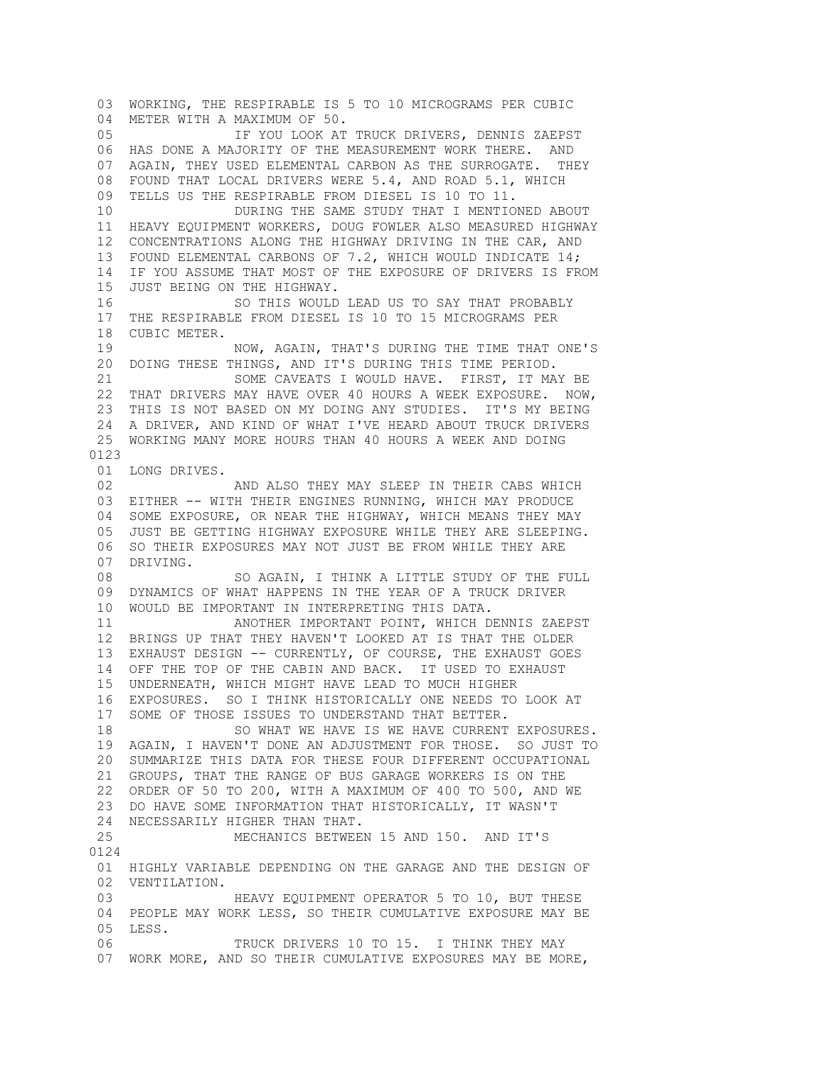03 WORKING, THE RESPIRABLE IS 5 TO 10 MICROGRAMS PER CUBIC
04 METER WITH A MAXIMUM OF 50.
05 IF YOU LOOK AT TRUCK DRIVERS, DENNIS ZAEPST
06 HAS DONE A MAJORITY OF THE MEASUREMENT WORK THERE. AND
07 AGAIN, THEY USED ELEMENTAL CARBON AS THE SURROGATE. THEY
08 FOUND THAT LOCAL DRIVERS WERE 5.4, AND ROAD 5.1, WHICH
09 TELLS US THE RESPIRABLE FROM DIESEL IS 10 TO 11.
10 DURING THE SAME STUDY THAT I MENTIONED ABOUT
11 HEAVY EQUIPMENT WORKERS, DOUG FOWLER ALSO MEASURED HIGHWAY
12 CONCENTRATIONS ALONG THE HIGHWAY DRIVING IN THE CAR, AND
13 FOUND ELEMENTAL CARBONS OF 7.2, WHICH WOULD INDICATE 14;
14 IF YOU ASSUME THAT MOST OF THE EXPOSURE OF DRIVERS IS FROM
15 JUST BEING ON THE HIGHWAY.
16 SO THIS WOULD LEAD US TO SAY THAT PROBABLY
17 THE RESPIRABLE FROM DIESEL IS 10 TO 15 MICROGRAMS PER
18 CUBIC METER.
19 NOW, AGAIN, THAT'S DURING THE TIME THAT ONE'S
20 DOING THESE THINGS, AND IT'S DURING THIS TIME PERIOD.
21 SOME CAVEATS I WOULD HAVE. FIRST, IT MAY BE
22 THAT DRIVERS MAY HAVE OVER 40 HOURS A WEEK EXPOSURE. NOW,
23 THIS IS NOT BASED ON MY DOING ANY STUDIES. IT'S MY BEING
24 A DRIVER, AND KIND OF WHAT I'VE HEARD ABOUT TRUCK DRIVERS
25 WORKING MANY MORE HOURS THAN 40 HOURS A WEEK AND DOING

0123

01 LONG DRIVES.
02 AND ALSO THEY MAY SLEEP IN THEIR CABS WHICH
03 EITHER -- WITH THEIR ENGINES RUNNING, WHICH MAY PRODUCE
04 SOME EXPOSURE, OR NEAR THE HIGHWAY, WHICH MEANS THEY MAY
05 JUST BE GETTING HIGHWAY EXPOSURE WHILE THEY ARE SLEEPING.
06 SO THEIR EXPOSURES MAY NOT JUST BE FROM WHILE THEY ARE
07 DRIVING.
08 SO AGAIN, I THINK A LITTLE STUDY OF THE FULL
09 DYNAMICS OF WHAT HAPPENS IN THE YEAR OF A TRUCK DRIVER
10 WOULD BE IMPORTANT IN INTERPRETING THIS DATA.
11 ANOTHER IMPORTANT POINT, WHICH DENNIS ZAEPST
12 BRINGS UP THAT THEY HAVEN'T LOOKED AT IS THAT THE OLDER
13 EXHAUST DESIGN -- CURRENTLY, OF COURSE, THE EXHAUST GOES
14 OFF THE TOP OF THE CABIN AND BACK. IT USED TO EXHAUST
15 UNDERNEATH, WHICH MIGHT HAVE LEAD TO MUCH HIGHER
16 EXPOSURES. SO I THINK HISTORICALLY ONE NEEDS TO LOOK AT
17 SOME OF THOSE ISSUES TO UNDERSTAND THAT BETTER.
18 SO WHAT WE HAVE IS WE HAVE CURRENT EXPOSURES.
19 AGAIN, I HAVEN'T DONE AN ADJUSTMENT FOR THOSE. SO JUST TO
20 SUMMARIZE THIS DATA FOR THESE FOUR DIFFERENT OCCUPATIONAL
21 GROUPS, THAT THE RANGE OF BUS GARAGE WORKERS IS ON THE
22 ORDER OF 50 TO 200, WITH A MAXIMUM OF 400 TO 500, AND WE
23 DO HAVE SOME INFORMATION THAT HISTORICALLY, IT WASN'T
24 NECESSARILY HIGHER THAN THAT.
25 MECHANICS BETWEEN 15 AND 150. AND IT'S

0124

01 HIGHLY VARIABLE DEPENDING ON THE GARAGE AND THE DESIGN OF
02 VENTILATION.
03 HEAVY EQUIPMENT OPERATOR 5 TO 10, BUT THESE
04 PEOPLE MAY WORK LESS, SO THEIR CUMULATIVE EXPOSURE MAY BE
05 LESS.
06 TRUCK DRIVERS 10 TO 15. I THINK THEY MAY
07 WORK MORE, AND SO THEIR CUMULATIVE EXPOSURES MAY BE MORE,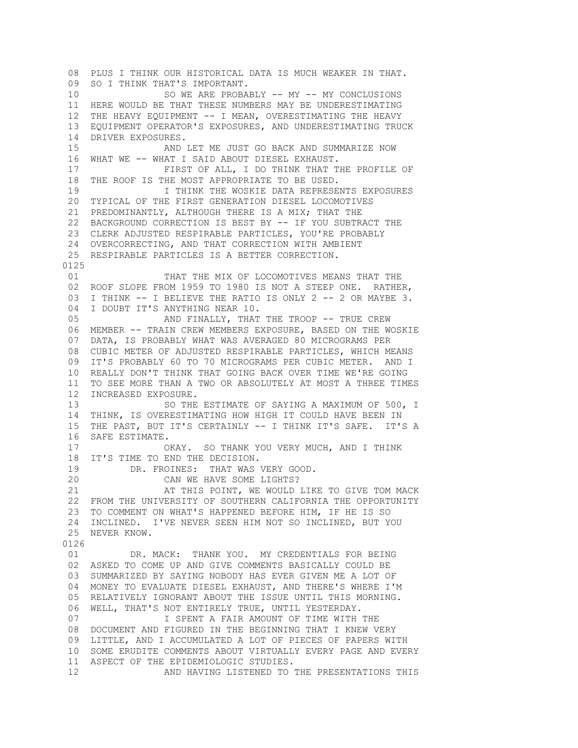```
 08  PLUS I THINK OUR HISTORICAL DATA IS MUCH WEAKER IN THAT.
 09  SO I THINK THAT'S IMPORTANT.
 10               SO WE ARE PROBABLY -- MY -- MY CONCLUSIONS
 11  HERE WOULD BE THAT THESE NUMBERS MAY BE UNDERESTIMATING
 12  THE HEAVY EQUIPMENT -- I MEAN, OVERESTIMATING THE HEAVY
 13  EQUIPMENT OPERATOR'S EXPOSURES, AND UNDERESTIMATING TRUCK
 14  DRIVER EXPOSURES.
 15               AND LET ME JUST GO BACK AND SUMMARIZE NOW
 16  WHAT WE -- WHAT I SAID ABOUT DIESEL EXHAUST.
 17               FIRST OF ALL, I DO THINK THAT THE PROFILE OF
 18  THE ROOF IS THE MOST APPROPRIATE TO BE USED.
 19               I THINK THE WOSKIE DATA REPRESENTS EXPOSURES
 20  TYPICAL OF THE FIRST GENERATION DIESEL LOCOMOTIVES
 21  PREDOMINANTLY, ALTHOUGH THERE IS A MIX; THAT THE
 22  BACKGROUND CORRECTION IS BEST BY -- IF YOU SUBTRACT THE
 23  CLERK ADJUSTED RESPIRABLE PARTICLES, YOU'RE PROBABLY
 24  OVERCORRECTING, AND THAT CORRECTION WITH AMBIENT
 25  RESPIRABLE PARTICLES IS A BETTER CORRECTION.
0125
 01               THAT THE MIX OF LOCOMOTIVES MEANS THAT THE
 02  ROOF SLOPE FROM 1959 TO 1980 IS NOT A STEEP ONE.  RATHER,
 03  I THINK -- I BELIEVE THE RATIO IS ONLY 2 -- 2 OR MAYBE 3.
 04  I DOUBT IT'S ANYTHING NEAR 10.
 05               AND FINALLY, THAT THE TROOP -- TRUE CREW
 06  MEMBER -- TRAIN CREW MEMBERS EXPOSURE, BASED ON THE WOSKIE
 07  DATA, IS PROBABLY WHAT WAS AVERAGED 80 MICROGRAMS PER
 08  CUBIC METER OF ADJUSTED RESPIRABLE PARTICLES, WHICH MEANS
 09  IT'S PROBABLY 60 TO 70 MICROGRAMS PER CUBIC METER.  AND I
 10  REALLY DON'T THINK THAT GOING BACK OVER TIME WE'RE GOING
 11  TO SEE MORE THAN A TWO OR ABSOLUTELY AT MOST A THREE TIMES
 12  INCREASED EXPOSURE.
 13               SO THE ESTIMATE OF SAYING A MAXIMUM OF 500, I
 14  THINK, IS OVERESTIMATING HOW HIGH IT COULD HAVE BEEN IN
 15  THE PAST, BUT IT'S CERTAINLY -- I THINK IT'S SAFE.  IT'S A
 16  SAFE ESTIMATE.
 17               OKAY.  SO THANK YOU VERY MUCH, AND I THINK
 18  IT'S TIME TO END THE DECISION.
 19         DR. FROINES:  THAT WAS VERY GOOD.
 20               CAN WE HAVE SOME LIGHTS?
 21               AT THIS POINT, WE WOULD LIKE TO GIVE TOM MACK
 22  FROM THE UNIVERSITY OF SOUTHERN CALIFORNIA THE OPPORTUNITY
 23  TO COMMENT ON WHAT'S HAPPENED BEFORE HIM, IF HE IS SO
 24  INCLINED.  I'VE NEVER SEEN HIM NOT SO INCLINED, BUT YOU
 25  NEVER KNOW.
0126
 01         DR. MACK:  THANK YOU.  MY CREDENTIALS FOR BEING
 02  ASKED TO COME UP AND GIVE COMMENTS BASICALLY COULD BE
 03  SUMMARIZED BY SAYING NOBODY HAS EVER GIVEN ME A LOT OF
 04  MONEY TO EVALUATE DIESEL EXHAUST, AND THERE'S WHERE I'M
 05  RELATIVELY IGNORANT ABOUT THE ISSUE UNTIL THIS MORNING.
 06  WELL, THAT'S NOT ENTIRELY TRUE, UNTIL YESTERDAY.
 07               I SPENT A FAIR AMOUNT OF TIME WITH THE
 08  DOCUMENT AND FIGURED IN THE BEGINNING THAT I KNEW VERY
 09  LITTLE, AND I ACCUMULATED A LOT OF PIECES OF PAPERS WITH
 10  SOME ERUDITE COMMENTS ABOUT VIRTUALLY EVERY PAGE AND EVERY
 11  ASPECT OF THE EPIDEMIOLOGIC STUDIES.
 12               AND HAVING LISTENED TO THE PRESENTATIONS THIS
```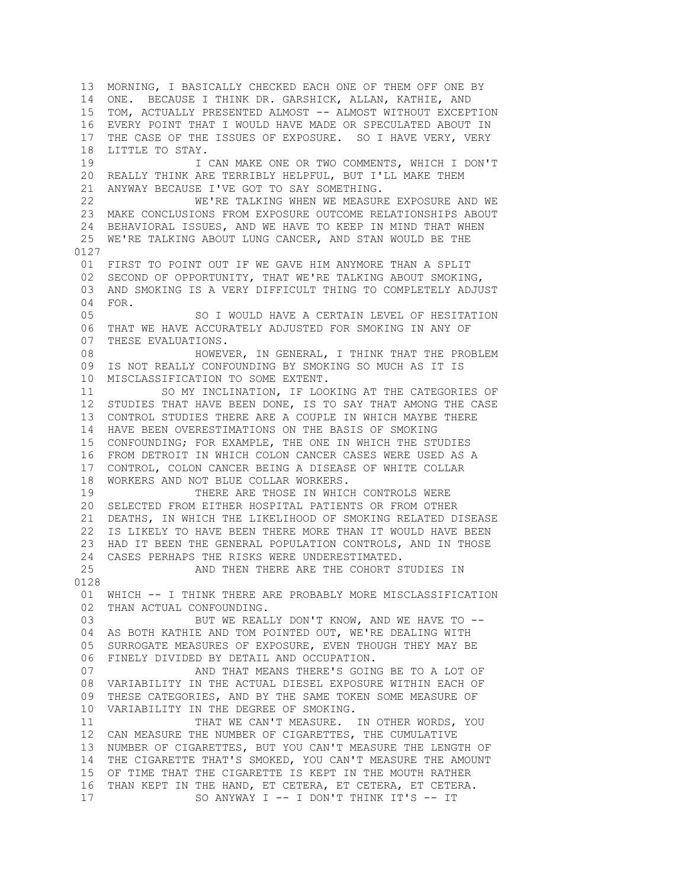13 MORNING, I BASICALLY CHECKED EACH ONE OF THEM OFF ONE BY
14 ONE. BECAUSE I THINK DR. GARSHICK, ALLAN, KATHIE, AND
15 TOM, ACTUALLY PRESENTED ALMOST -- ALMOST WITHOUT EXCEPTION
16 EVERY POINT THAT I WOULD HAVE MADE OR SPECULATED ABOUT IN
17 THE CASE OF THE ISSUES OF EXPOSURE. SO I HAVE VERY, VERY
18 LITTLE TO STAY.
19 I CAN MAKE ONE OR TWO COMMENTS, WHICH I DON'T
20 REALLY THINK ARE TERRIBLY HELPFUL, BUT I'LL MAKE THEM
21 ANYWAY BECAUSE I'VE GOT TO SAY SOMETHING.
22 WE'RE TALKING WHEN WE MEASURE EXPOSURE AND WE
23 MAKE CONCLUSIONS FROM EXPOSURE OUTCOME RELATIONSHIPS ABOUT
24 BEHAVIORAL ISSUES, AND WE HAVE TO KEEP IN MIND THAT WHEN
25 WE'RE TALKING ABOUT LUNG CANCER, AND STAN WOULD BE THE

0127

01 FIRST TO POINT OUT IF WE GAVE HIM ANYMORE THAN A SPLIT
02 SECOND OF OPPORTUNITY, THAT WE'RE TALKING ABOUT SMOKING,
03 AND SMOKING IS A VERY DIFFICULT THING TO COMPLETELY ADJUST
04 FOR.
05 SO I WOULD HAVE A CERTAIN LEVEL OF HESITATION
06 THAT WE HAVE ACCURATELY ADJUSTED FOR SMOKING IN ANY OF
07 THESE EVALUATIONS.
08 HOWEVER, IN GENERAL, I THINK THAT THE PROBLEM
09 IS NOT REALLY CONFOUNDING BY SMOKING SO MUCH AS IT IS
10 MISCLASSIFICATION TO SOME EXTENT.
11 SO MY INCLINATION, IF LOOKING AT THE CATEGORIES OF
12 STUDIES THAT HAVE BEEN DONE, IS TO SAY THAT AMONG THE CASE
13 CONTROL STUDIES THERE ARE A COUPLE IN WHICH MAYBE THERE
14 HAVE BEEN OVERESTIMATIONS ON THE BASIS OF SMOKING
15 CONFOUNDING; FOR EXAMPLE, THE ONE IN WHICH THE STUDIES
16 FROM DETROIT IN WHICH COLON CANCER CASES WERE USED AS A
17 CONTROL, COLON CANCER BEING A DISEASE OF WHITE COLLAR
18 WORKERS AND NOT BLUE COLLAR WORKERS.
19 THERE ARE THOSE IN WHICH CONTROLS WERE
20 SELECTED FROM EITHER HOSPITAL PATIENTS OR FROM OTHER
21 DEATHS, IN WHICH THE LIKELIHOOD OF SMOKING RELATED DISEASE
22 IS LIKELY TO HAVE BEEN THERE MORE THAN IT WOULD HAVE BEEN
23 HAD IT BEEN THE GENERAL POPULATION CONTROLS, AND IN THOSE
24 CASES PERHAPS THE RISKS WERE UNDERESTIMATED.
25 AND THEN THERE ARE THE COHORT STUDIES IN

0128

01 WHICH -- I THINK THERE ARE PROBABLY MORE MISCLASSIFICATION
02 THAN ACTUAL CONFOUNDING.
03 BUT WE REALLY DON'T KNOW, AND WE HAVE TO --
04 AS BOTH KATHIE AND TOM POINTED OUT, WE'RE DEALING WITH
05 SURROGATE MEASURES OF EXPOSURE, EVEN THOUGH THEY MAY BE
06 FINELY DIVIDED BY DETAIL AND OCCUPATION.
07 AND THAT MEANS THERE'S GOING BE TO A LOT OF
08 VARIABILITY IN THE ACTUAL DIESEL EXPOSURE WITHIN EACH OF
09 THESE CATEGORIES, AND BY THE SAME TOKEN SOME MEASURE OF
10 VARIABILITY IN THE DEGREE OF SMOKING.
11 THAT WE CAN'T MEASURE. IN OTHER WORDS, YOU
12 CAN MEASURE THE NUMBER OF CIGARETTES, THE CUMULATIVE
13 NUMBER OF CIGARETTES, BUT YOU CAN'T MEASURE THE LENGTH OF
14 THE CIGARETTE THAT'S SMOKED, YOU CAN'T MEASURE THE AMOUNT
15 OF TIME THAT THE CIGARETTE IS KEPT IN THE MOUTH RATHER
16 THAN KEPT IN THE HAND, ET CETERA, ET CETERA, ET CETERA.
17 SO ANYWAY I -- I DON'T THINK IT'S -- IT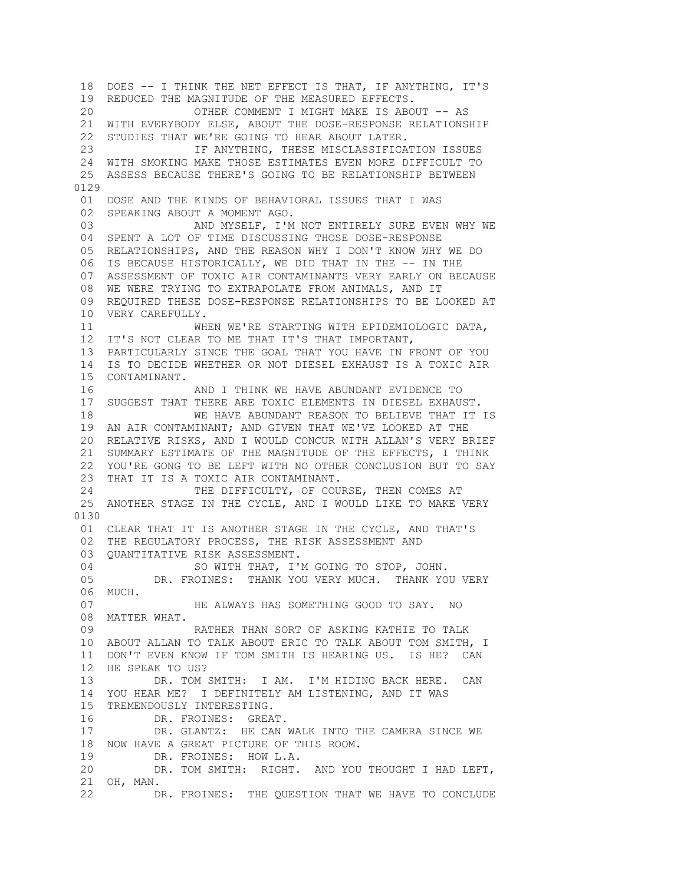18 DOES -- I THINK THE NET EFFECT IS THAT, IF ANYTHING, IT'S
19 REDUCED THE MAGNITUDE OF THE MEASURED EFFECTS.
20 OTHER COMMENT I MIGHT MAKE IS ABOUT -- AS
21 WITH EVERYBODY ELSE, ABOUT THE DOSE-RESPONSE RELATIONSHIP
22 STUDIES THAT WE'RE GOING TO HEAR ABOUT LATER.
23 IF ANYTHING, THESE MISCLASSIFICATION ISSUES
24 WITH SMOKING MAKE THOSE ESTIMATES EVEN MORE DIFFICULT TO
25 ASSESS BECAUSE THERE'S GOING TO BE RELATIONSHIP BETWEEN

0129

01 DOSE AND THE KINDS OF BEHAVIORAL ISSUES THAT I WAS
02 SPEAKING ABOUT A MOMENT AGO.
03 AND MYSELF, I'M NOT ENTIRELY SURE EVEN WHY WE
04 SPENT A LOT OF TIME DISCUSSING THOSE DOSE-RESPONSE
05 RELATIONSHIPS, AND THE REASON WHY I DON'T KNOW WHY WE DO
06 IS BECAUSE HISTORICALLY, WE DID THAT IN THE -- IN THE
07 ASSESSMENT OF TOXIC AIR CONTAMINANTS VERY EARLY ON BECAUSE
08 WE WERE TRYING TO EXTRAPOLATE FROM ANIMALS, AND IT
09 REQUIRED THESE DOSE-RESPONSE RELATIONSHIPS TO BE LOOKED AT
10 VERY CAREFULLY.
11 WHEN WE'RE STARTING WITH EPIDEMIOLOGIC DATA,
12 IT'S NOT CLEAR TO ME THAT IT'S THAT IMPORTANT,
13 PARTICULARLY SINCE THE GOAL THAT YOU HAVE IN FRONT OF YOU
14 IS TO DECIDE WHETHER OR NOT DIESEL EXHAUST IS A TOXIC AIR
15 CONTAMINANT.
16 AND I THINK WE HAVE ABUNDANT EVIDENCE TO
17 SUGGEST THAT THERE ARE TOXIC ELEMENTS IN DIESEL EXHAUST.
18 WE HAVE ABUNDANT REASON TO BELIEVE THAT IT IS
19 AN AIR CONTAMINANT; AND GIVEN THAT WE'VE LOOKED AT THE
20 RELATIVE RISKS, AND I WOULD CONCUR WITH ALLAN'S VERY BRIEF
21 SUMMARY ESTIMATE OF THE MAGNITUDE OF THE EFFECTS, I THINK
22 YOU'RE GONG TO BE LEFT WITH NO OTHER CONCLUSION BUT TO SAY
23 THAT IT IS A TOXIC AIR CONTAMINANT.
24 THE DIFFICULTY, OF COURSE, THEN COMES AT
25 ANOTHER STAGE IN THE CYCLE, AND I WOULD LIKE TO MAKE VERY

0130

01 CLEAR THAT IT IS ANOTHER STAGE IN THE CYCLE, AND THAT'S
02 THE REGULATORY PROCESS, THE RISK ASSESSMENT AND
03 QUANTITATIVE RISK ASSESSMENT.
04 SO WITH THAT, I'M GOING TO STOP, JOHN.
05 DR. FROINES: THANK YOU VERY MUCH. THANK YOU VERY
06 MUCH.
07 HE ALWAYS HAS SOMETHING GOOD TO SAY. NO
08 MATTER WHAT.
09 RATHER THAN SORT OF ASKING KATHIE TO TALK
10 ABOUT ALLAN TO TALK ABOUT ERIC TO TALK ABOUT TOM SMITH, I
11 DON'T EVEN KNOW IF TOM SMITH IS HEARING US. IS HE? CAN
12 HE SPEAK TO US?
13 DR. TOM SMITH: I AM. I'M HIDING BACK HERE. CAN
14 YOU HEAR ME? I DEFINITELY AM LISTENING, AND IT WAS
15 TREMENDOUSLY INTERESTING.
16 DR. FROINES: GREAT.
17 DR. GLANTZ: HE CAN WALK INTO THE CAMERA SINCE WE
18 NOW HAVE A GREAT PICTURE OF THIS ROOM.
19 DR. FROINES: HOW L.A.
20 DR. TOM SMITH: RIGHT. AND YOU THOUGHT I HAD LEFT,
21 OH, MAN.
22 DR. FROINES: THE QUESTION THAT WE HAVE TO CONCLUDE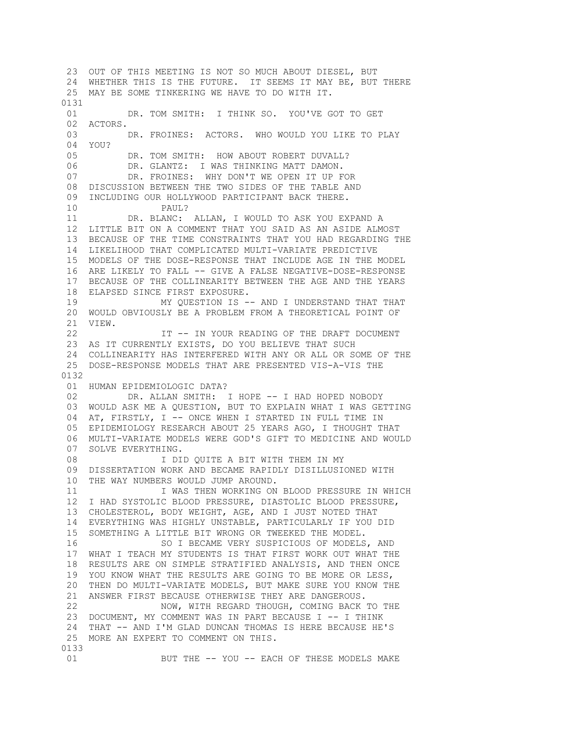23 OUT OF THIS MEETING IS NOT SO MUCH ABOUT DIESEL, BUT
24 WHETHER THIS IS THE FUTURE. IT SEEMS IT MAY BE, BUT THERE
25 MAY BE SOME TINKERING WE HAVE TO DO WITH IT.

0131

01 DR. TOM SMITH: I THINK SO. YOU'VE GOT TO GET
02 ACTORS.
03 DR. FROINES: ACTORS. WHO WOULD YOU LIKE TO PLAY
04 YOU?
05 DR. TOM SMITH: HOW ABOUT ROBERT DUVALL?
06 DR. GLANTZ: I WAS THINKING MATT DAMON.
07 DR. FROINES: WHY DON'T WE OPEN IT UP FOR
08 DISCUSSION BETWEEN THE TWO SIDES OF THE TABLE AND
09 INCLUDING OUR HOLLYWOOD PARTICIPANT BACK THERE.
10 PAUL?
11 DR. BLANC: ALLAN, I WOULD TO ASK YOU EXPAND A
12 LITTLE BIT ON A COMMENT THAT YOU SAID AS AN ASIDE ALMOST
13 BECAUSE OF THE TIME CONSTRAINTS THAT YOU HAD REGARDING THE
14 LIKELIHOOD THAT COMPLICATED MULTI-VARIATE PREDICTIVE
15 MODELS OF THE DOSE-RESPONSE THAT INCLUDE AGE IN THE MODEL
16 ARE LIKELY TO FALL -- GIVE A FALSE NEGATIVE-DOSE-RESPONSE
17 BECAUSE OF THE COLLINEARITY BETWEEN THE AGE AND THE YEARS
18 ELAPSED SINCE FIRST EXPOSURE.
19 MY QUESTION IS -- AND I UNDERSTAND THAT THAT
20 WOULD OBVIOUSLY BE A PROBLEM FROM A THEORETICAL POINT OF
21 VIEW.
22 IT -- IN YOUR READING OF THE DRAFT DOCUMENT
23 AS IT CURRENTLY EXISTS, DO YOU BELIEVE THAT SUCH
24 COLLINEARITY HAS INTERFERED WITH ANY OR ALL OR SOME OF THE
25 DOSE-RESPONSE MODELS THAT ARE PRESENTED VIS-A-VIS THE

0132

01 HUMAN EPIDEMIOLOGIC DATA?
02 DR. ALLAN SMITH: I HOPE -- I HAD HOPED NOBODY
03 WOULD ASK ME A QUESTION, BUT TO EXPLAIN WHAT I WAS GETTING
04 AT, FIRSTLY, I -- ONCE WHEN I STARTED IN FULL TIME IN
05 EPIDEMIOLOGY RESEARCH ABOUT 25 YEARS AGO, I THOUGHT THAT
06 MULTI-VARIATE MODELS WERE GOD'S GIFT TO MEDICINE AND WOULD
07 SOLVE EVERYTHING.
08 I DID QUITE A BIT WITH THEM IN MY
09 DISSERTATION WORK AND BECAME RAPIDLY DISILLUSIONED WITH
10 THE WAY NUMBERS WOULD JUMP AROUND.
11 I WAS THEN WORKING ON BLOOD PRESSURE IN WHICH
12 I HAD SYSTOLIC BLOOD PRESSURE, DIASTOLIC BLOOD PRESSURE,
13 CHOLESTEROL, BODY WEIGHT, AGE, AND I JUST NOTED THAT
14 EVERYTHING WAS HIGHLY UNSTABLE, PARTICULARLY IF YOU DID
15 SOMETHING A LITTLE BIT WRONG OR TWEEKED THE MODEL.
16 SO I BECAME VERY SUSPICIOUS OF MODELS, AND
17 WHAT I TEACH MY STUDENTS IS THAT FIRST WORK OUT WHAT THE
18 RESULTS ARE ON SIMPLE STRATIFIED ANALYSIS, AND THEN ONCE
19 YOU KNOW WHAT THE RESULTS ARE GOING TO BE MORE OR LESS,
20 THEN DO MULTI-VARIATE MODELS, BUT MAKE SURE YOU KNOW THE
21 ANSWER FIRST BECAUSE OTHERWISE THEY ARE DANGEROUS.
22 NOW, WITH REGARD THOUGH, COMING BACK TO THE
23 DOCUMENT, MY COMMENT WAS IN PART BECAUSE I -- I THINK
24 THAT -- AND I'M GLAD DUNCAN THOMAS IS HERE BECAUSE HE'S
25 MORE AN EXPERT TO COMMENT ON THIS.

0133

01 BUT THE -- YOU -- EACH OF THESE MODELS MAKE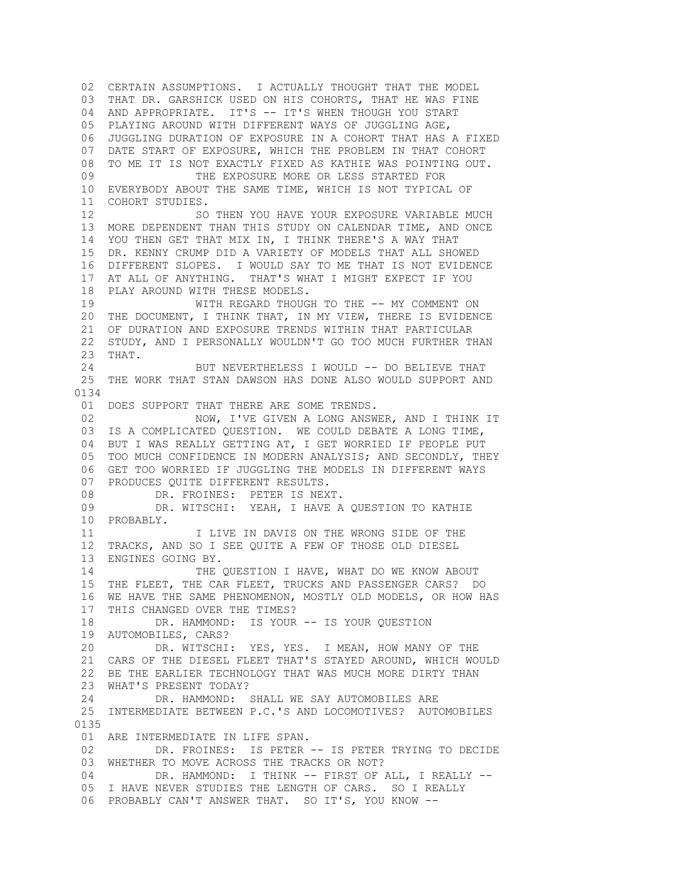02 CERTAIN ASSUMPTIONS. I ACTUALLY THOUGHT THAT THE MODEL
03 THAT DR. GARSHICK USED ON HIS COHORTS, THAT HE WAS FINE
04 AND APPROPRIATE. IT'S -- IT'S WHEN THOUGH YOU START
05 PLAYING AROUND WITH DIFFERENT WAYS OF JUGGLING AGE,
06 JUGGLING DURATION OF EXPOSURE IN A COHORT THAT HAS A FIXED
07 DATE START OF EXPOSURE, WHICH THE PROBLEM IN THAT COHORT
08 TO ME IT IS NOT EXACTLY FIXED AS KATHIE WAS POINTING OUT.
09 THE EXPOSURE MORE OR LESS STARTED FOR
10 EVERYBODY ABOUT THE SAME TIME, WHICH IS NOT TYPICAL OF
11 COHORT STUDIES.
12 SO THEN YOU HAVE YOUR EXPOSURE VARIABLE MUCH
13 MORE DEPENDENT THAN THIS STUDY ON CALENDAR TIME, AND ONCE
14 YOU THEN GET THAT MIX IN, I THINK THERE'S A WAY THAT
15 DR. KENNY CRUMP DID A VARIETY OF MODELS THAT ALL SHOWED
16 DIFFERENT SLOPES. I WOULD SAY TO ME THAT IS NOT EVIDENCE
17 AT ALL OF ANYTHING. THAT'S WHAT I MIGHT EXPECT IF YOU
18 PLAY AROUND WITH THESE MODELS.
19 WITH REGARD THOUGH TO THE -- MY COMMENT ON
20 THE DOCUMENT, I THINK THAT, IN MY VIEW, THERE IS EVIDENCE
21 OF DURATION AND EXPOSURE TRENDS WITHIN THAT PARTICULAR
22 STUDY, AND I PERSONALLY WOULDN'T GO TOO MUCH FURTHER THAN
23 THAT.
24 BUT NEVERTHELESS I WOULD -- DO BELIEVE THAT
25 THE WORK THAT STAN DAWSON HAS DONE ALSO WOULD SUPPORT AND

0134

01 DOES SUPPORT THAT THERE ARE SOME TRENDS.
02 NOW, I'VE GIVEN A LONG ANSWER, AND I THINK IT
03 IS A COMPLICATED QUESTION. WE COULD DEBATE A LONG TIME,
04 BUT I WAS REALLY GETTING AT, I GET WORRIED IF PEOPLE PUT
05 TOO MUCH CONFIDENCE IN MODERN ANALYSIS; AND SECONDLY, THEY
06 GET TOO WORRIED IF JUGGLING THE MODELS IN DIFFERENT WAYS
07 PRODUCES QUITE DIFFERENT RESULTS.
08 DR. FROINES: PETER IS NEXT.
09 DR. WITSCHI: YEAH, I HAVE A QUESTION TO KATHIE
10 PROBABLY.
11 I LIVE IN DAVIS ON THE WRONG SIDE OF THE
12 TRACKS, AND SO I SEE QUITE A FEW OF THOSE OLD DIESEL
13 ENGINES GOING BY.
14 THE QUESTION I HAVE, WHAT DO WE KNOW ABOUT
15 THE FLEET, THE CAR FLEET, TRUCKS AND PASSENGER CARS? DO
16 WE HAVE THE SAME PHENOMENON, MOSTLY OLD MODELS, OR HOW HAS
17 THIS CHANGED OVER THE TIMES?
18 DR. HAMMOND: IS YOUR -- IS YOUR QUESTION
19 AUTOMOBILES, CARS?
20 DR. WITSCHI: YES, YES. I MEAN, HOW MANY OF THE
21 CARS OF THE DIESEL FLEET THAT'S STAYED AROUND, WHICH WOULD
22 BE THE EARLIER TECHNOLOGY THAT WAS MUCH MORE DIRTY THAN
23 WHAT'S PRESENT TODAY?
24 DR. HAMMOND: SHALL WE SAY AUTOMOBILES ARE
25 INTERMEDIATE BETWEEN P.C.'S AND LOCOMOTIVES? AUTOMOBILES

0135

01 ARE INTERMEDIATE IN LIFE SPAN.
02 DR. FROINES: IS PETER -- IS PETER TRYING TO DECIDE
03 WHETHER TO MOVE ACROSS THE TRACKS OR NOT?
04 DR. HAMMOND: I THINK -- FIRST OF ALL, I REALLY --
05 I HAVE NEVER STUDIES THE LENGTH OF CARS. SO I REALLY
06 PROBABLY CAN'T ANSWER THAT. SO IT'S, YOU KNOW --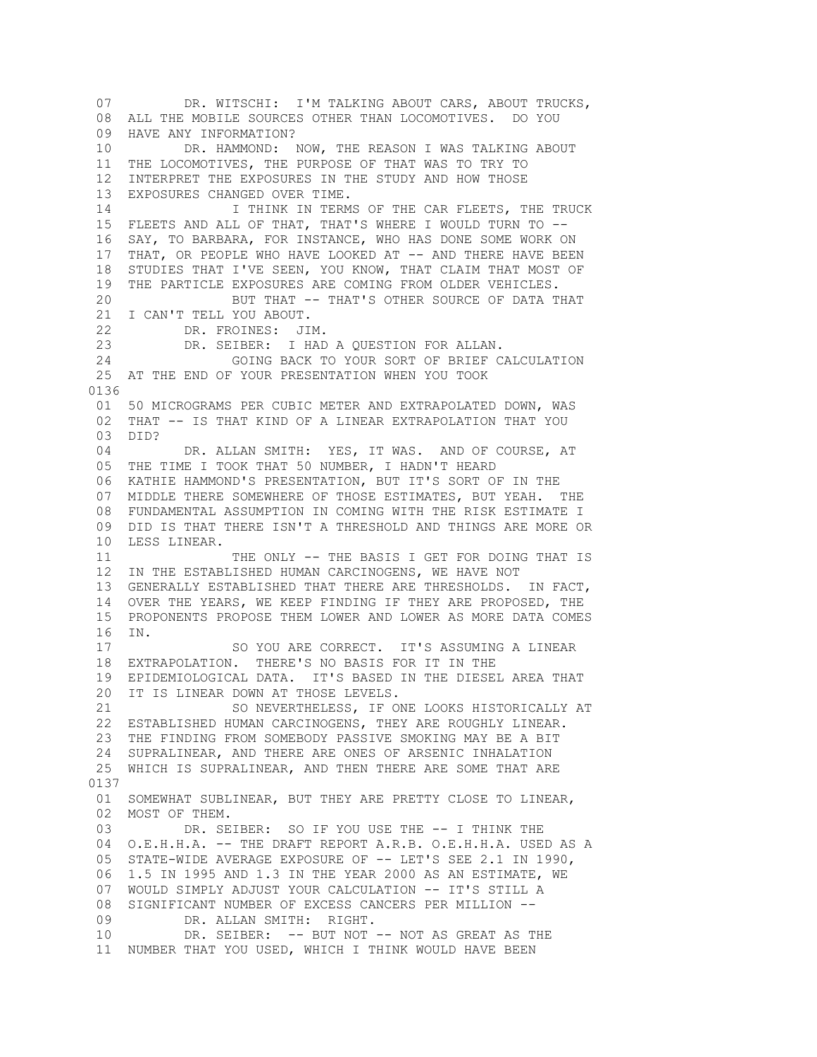07 DR. WITSCHI: I'M TALKING ABOUT CARS, ABOUT TRUCKS,
08 ALL THE MOBILE SOURCES OTHER THAN LOCOMOTIVES. DO YOU
09 HAVE ANY INFORMATION?
10 DR. HAMMOND: NOW, THE REASON I WAS TALKING ABOUT
11 THE LOCOMOTIVES, THE PURPOSE OF THAT WAS TO TRY TO
12 INTERPRET THE EXPOSURES IN THE STUDY AND HOW THOSE
13 EXPOSURES CHANGED OVER TIME.
14 I THINK IN TERMS OF THE CAR FLEETS, THE TRUCK
15 FLEETS AND ALL OF THAT, THAT'S WHERE I WOULD TURN TO --
16 SAY, TO BARBARA, FOR INSTANCE, WHO HAS DONE SOME WORK ON
17 THAT, OR PEOPLE WHO HAVE LOOKED AT -- AND THERE HAVE BEEN
18 STUDIES THAT I'VE SEEN, YOU KNOW, THAT CLAIM THAT MOST OF
19 THE PARTICLE EXPOSURES ARE COMING FROM OLDER VEHICLES.
20 BUT THAT -- THAT'S OTHER SOURCE OF DATA THAT
21 I CAN'T TELL YOU ABOUT.
22 DR. FROINES: JIM.
23 DR. SEIBER: I HAD A QUESTION FOR ALLAN.
24 GOING BACK TO YOUR SORT OF BRIEF CALCULATION
25 AT THE END OF YOUR PRESENTATION WHEN YOU TOOK
0136
01 50 MICROGRAMS PER CUBIC METER AND EXTRAPOLATED DOWN, WAS
02 THAT -- IS THAT KIND OF A LINEAR EXTRAPOLATION THAT YOU
03 DID?
04 DR. ALLAN SMITH: YES, IT WAS. AND OF COURSE, AT
05 THE TIME I TOOK THAT 50 NUMBER, I HADN'T HEARD
06 KATHIE HAMMOND'S PRESENTATION, BUT IT'S SORT OF IN THE
07 MIDDLE THERE SOMEWHERE OF THOSE ESTIMATES, BUT YEAH. THE
08 FUNDAMENTAL ASSUMPTION IN COMING WITH THE RISK ESTIMATE I
09 DID IS THAT THERE ISN'T A THRESHOLD AND THINGS ARE MORE OR
10 LESS LINEAR.
11 THE ONLY -- THE BASIS I GET FOR DOING THAT IS
12 IN THE ESTABLISHED HUMAN CARCINOGENS, WE HAVE NOT
13 GENERALLY ESTABLISHED THAT THERE ARE THRESHOLDS. IN FACT,
14 OVER THE YEARS, WE KEEP FINDING IF THEY ARE PROPOSED, THE
15 PROPONENTS PROPOSE THEM LOWER AND LOWER AS MORE DATA COMES
16 IN.
17 SO YOU ARE CORRECT. IT'S ASSUMING A LINEAR
18 EXTRAPOLATION. THERE'S NO BASIS FOR IT IN THE
19 EPIDEMIOLOGICAL DATA. IT'S BASED IN THE DIESEL AREA THAT
20 IT IS LINEAR DOWN AT THOSE LEVELS.
21 SO NEVERTHELESS, IF ONE LOOKS HISTORICALLY AT
22 ESTABLISHED HUMAN CARCINOGENS, THEY ARE ROUGHLY LINEAR.
23 THE FINDING FROM SOMEBODY PASSIVE SMOKING MAY BE A BIT
24 SUPRALINEAR, AND THERE ARE ONES OF ARSENIC INHALATION
25 WHICH IS SUPRALINEAR, AND THEN THERE ARE SOME THAT ARE
0137
01 SOMEWHAT SUBLINEAR, BUT THEY ARE PRETTY CLOSE TO LINEAR,
02 MOST OF THEM.
03 DR. SEIBER: SO IF YOU USE THE -- I THINK THE
04 O.E.H.H.A. -- THE DRAFT REPORT A.R.B. O.E.H.H.A. USED AS A
05 STATE-WIDE AVERAGE EXPOSURE OF -- LET'S SEE 2.1 IN 1990,
06 1.5 IN 1995 AND 1.3 IN THE YEAR 2000 AS AN ESTIMATE, WE
07 WOULD SIMPLY ADJUST YOUR CALCULATION -- IT'S STILL A
08 SIGNIFICANT NUMBER OF EXCESS CANCERS PER MILLION --
09 DR. ALLAN SMITH: RIGHT.
10 DR. SEIBER: -- BUT NOT -- NOT AS GREAT AS THE
11 NUMBER THAT YOU USED, WHICH I THINK WOULD HAVE BEEN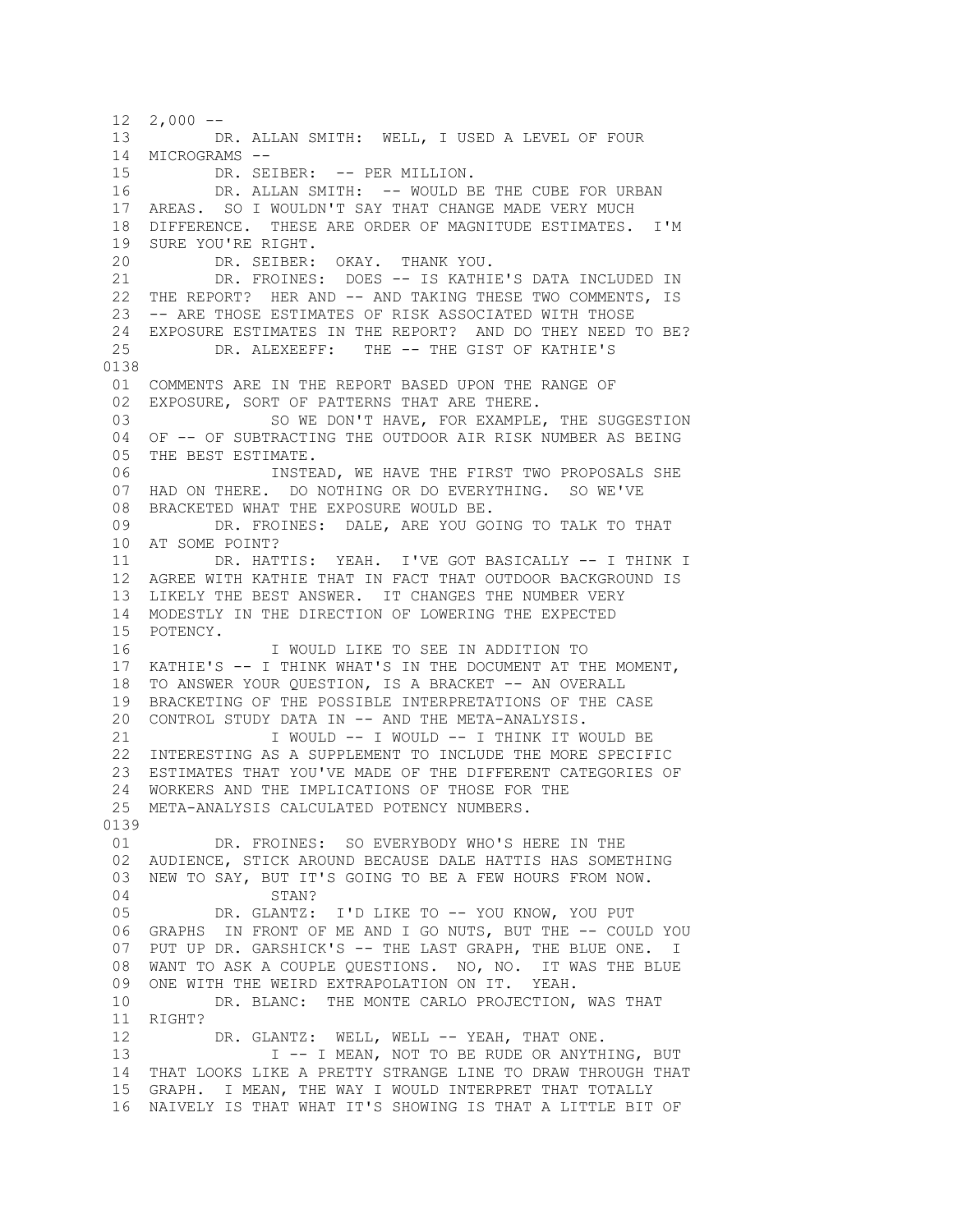```
 12  2,000 --
 13          DR. ALLAN SMITH:  WELL, I USED A LEVEL OF FOUR
 14  MICROGRAMS --
 15          DR. SEIBER:  -- PER MILLION.
 16          DR. ALLAN SMITH:  -- WOULD BE THE CUBE FOR URBAN
 17  AREAS.  SO I WOULDN'T SAY THAT CHANGE MADE VERY MUCH
 18  DIFFERENCE.  THESE ARE ORDER OF MAGNITUDE ESTIMATES.  I'M
 19  SURE YOU'RE RIGHT.
 20          DR. SEIBER:  OKAY.  THANK YOU.
 21          DR. FROINES:  DOES -- IS KATHIE'S DATA INCLUDED IN
 22  THE REPORT?  HER AND -- AND TAKING THESE TWO COMMENTS, IS
 23  -- ARE THOSE ESTIMATES OF RISK ASSOCIATED WITH THOSE
 24  EXPOSURE ESTIMATES IN THE REPORT?  AND DO THEY NEED TO BE?
 25          DR. ALEXEEFF:   THE -- THE GIST OF KATHIE'S
0138
 01  COMMENTS ARE IN THE REPORT BASED UPON THE RANGE OF
 02  EXPOSURE, SORT OF PATTERNS THAT ARE THERE.
 03               SO WE DON'T HAVE, FOR EXAMPLE, THE SUGGESTION
 04  OF -- OF SUBTRACTING THE OUTDOOR AIR RISK NUMBER AS BEING
 05  THE BEST ESTIMATE.
 06               INSTEAD, WE HAVE THE FIRST TWO PROPOSALS SHE
 07  HAD ON THERE.  DO NOTHING OR DO EVERYTHING.  SO WE'VE
 08  BRACKETED WHAT THE EXPOSURE WOULD BE.
 09          DR. FROINES:  DALE, ARE YOU GOING TO TALK TO THAT
 10  AT SOME POINT?
 11          DR. HATTIS:  YEAH.  I'VE GOT BASICALLY -- I THINK I
 12  AGREE WITH KATHIE THAT IN FACT THAT OUTDOOR BACKGROUND IS
 13  LIKELY THE BEST ANSWER.  IT CHANGES THE NUMBER VERY
 14  MODESTLY IN THE DIRECTION OF LOWERING THE EXPECTED
 15  POTENCY.
 16               I WOULD LIKE TO SEE IN ADDITION TO
 17  KATHIE'S -- I THINK WHAT'S IN THE DOCUMENT AT THE MOMENT,
 18  TO ANSWER YOUR QUESTION, IS A BRACKET -- AN OVERALL
 19  BRACKETING OF THE POSSIBLE INTERPRETATIONS OF THE CASE
 20  CONTROL STUDY DATA IN -- AND THE META-ANALYSIS.
 21               I WOULD -- I WOULD -- I THINK IT WOULD BE
 22  INTERESTING AS A SUPPLEMENT TO INCLUDE THE MORE SPECIFIC
 23  ESTIMATES THAT YOU'VE MADE OF THE DIFFERENT CATEGORIES OF
 24  WORKERS AND THE IMPLICATIONS OF THOSE FOR THE
 25  META-ANALYSIS CALCULATED POTENCY NUMBERS.
0139
 01          DR. FROINES:  SO EVERYBODY WHO'S HERE IN THE
 02  AUDIENCE, STICK AROUND BECAUSE DALE HATTIS HAS SOMETHING
 03  NEW TO SAY, BUT IT'S GOING TO BE A FEW HOURS FROM NOW.
 04               STAN?
 05          DR. GLANTZ:  I'D LIKE TO -- YOU KNOW, YOU PUT
 06  GRAPHS  IN FRONT OF ME AND I GO NUTS, BUT THE -- COULD YOU
 07  PUT UP DR. GARSHICK'S -- THE LAST GRAPH, THE BLUE ONE.  I
 08  WANT TO ASK A COUPLE QUESTIONS.  NO, NO.  IT WAS THE BLUE
 09  ONE WITH THE WEIRD EXTRAPOLATION ON IT.  YEAH.
 10          DR. BLANC:  THE MONTE CARLO PROJECTION, WAS THAT
 11  RIGHT?
 12          DR. GLANTZ:  WELL, WELL -- YEAH, THAT ONE.
 13               I -- I MEAN, NOT TO BE RUDE OR ANYTHING, BUT
 14  THAT LOOKS LIKE A PRETTY STRANGE LINE TO DRAW THROUGH THAT
 15  GRAPH.  I MEAN, THE WAY I WOULD INTERPRET THAT TOTALLY
 16  NAIVELY IS THAT WHAT IT'S SHOWING IS THAT A LITTLE BIT OF
```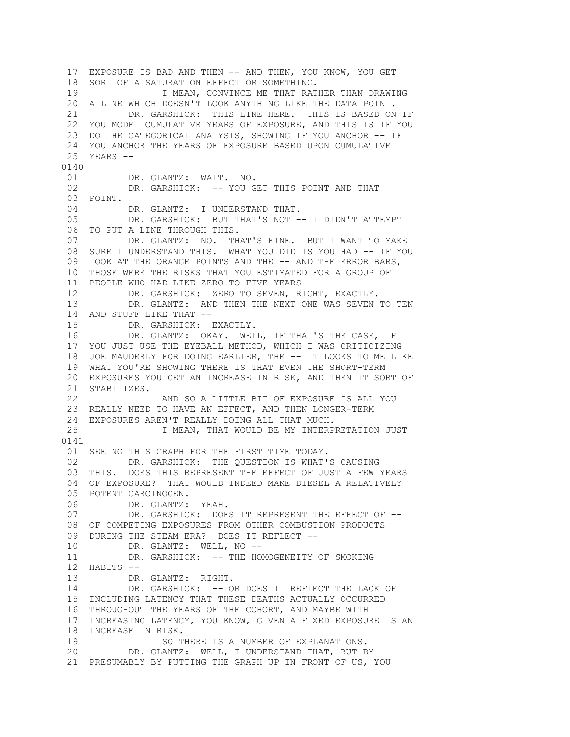17 EXPOSURE IS BAD AND THEN -- AND THEN, YOU KNOW, YOU GET
18 SORT OF A SATURATION EFFECT OR SOMETHING.
19 I MEAN, CONVINCE ME THAT RATHER THAN DRAWING
20 A LINE WHICH DOESN'T LOOK ANYTHING LIKE THE DATA POINT.
21 DR. GARSHICK: THIS LINE HERE. THIS IS BASED ON IF
22 YOU MODEL CUMULATIVE YEARS OF EXPOSURE, AND THIS IS IF YOU
23 DO THE CATEGORICAL ANALYSIS, SHOWING IF YOU ANCHOR -- IF
24 YOU ANCHOR THE YEARS OF EXPOSURE BASED UPON CUMULATIVE
25 YEARS --

0140

01 DR. GLANTZ: WAIT. NO.
02 DR. GARSHICK: -- YOU GET THIS POINT AND THAT
03 POINT.
04 DR. GLANTZ: I UNDERSTAND THAT.
05 DR. GARSHICK: BUT THAT'S NOT -- I DIDN'T ATTEMPT
06 TO PUT A LINE THROUGH THIS.
07 DR. GLANTZ: NO. THAT'S FINE. BUT I WANT TO MAKE
08 SURE I UNDERSTAND THIS. WHAT YOU DID IS YOU HAD -- IF YOU
09 LOOK AT THE ORANGE POINTS AND THE -- AND THE ERROR BARS,
10 THOSE WERE THE RISKS THAT YOU ESTIMATED FOR A GROUP OF
11 PEOPLE WHO HAD LIKE ZERO TO FIVE YEARS --
12 DR. GARSHICK: ZERO TO SEVEN, RIGHT, EXACTLY.
13 DR. GLANTZ: AND THEN THE NEXT ONE WAS SEVEN TO TEN
14 AND STUFF LIKE THAT --
15 DR. GARSHICK: EXACTLY.
16 DR. GLANTZ: OKAY. WELL, IF THAT'S THE CASE, IF
17 YOU JUST USE THE EYEBALL METHOD, WHICH I WAS CRITICIZING
18 JOE MAUDERLY FOR DOING EARLIER, THE -- IT LOOKS TO ME LIKE
19 WHAT YOU'RE SHOWING THERE IS THAT EVEN THE SHORT-TERM
20 EXPOSURES YOU GET AN INCREASE IN RISK, AND THEN IT SORT OF
21 STABILIZES.
22 AND SO A LITTLE BIT OF EXPOSURE IS ALL YOU
23 REALLY NEED TO HAVE AN EFFECT, AND THEN LONGER-TERM
24 EXPOSURES AREN'T REALLY DOING ALL THAT MUCH.
25 I MEAN, THAT WOULD BE MY INTERPRETATION JUST

0141

01 SEEING THIS GRAPH FOR THE FIRST TIME TODAY.
02 DR. GARSHICK: THE QUESTION IS WHAT'S CAUSING
03 THIS. DOES THIS REPRESENT THE EFFECT OF JUST A FEW YEARS
04 OF EXPOSURE? THAT WOULD INDEED MAKE DIESEL A RELATIVELY
05 POTENT CARCINOGEN.
06 DR. GLANTZ: YEAH.
07 DR. GARSHICK: DOES IT REPRESENT THE EFFECT OF --
08 OF COMPETING EXPOSURES FROM OTHER COMBUSTION PRODUCTS
09 DURING THE STEAM ERA? DOES IT REFLECT --
10 DR. GLANTZ: WELL, NO --
11 DR. GARSHICK: -- THE HOMOGENEITY OF SMOKING
12 HABITS --
13 DR. GLANTZ: RIGHT.
14 DR. GARSHICK: -- OR DOES IT REFLECT THE LACK OF
15 INCLUDING LATENCY THAT THESE DEATHS ACTUALLY OCCURRED
16 THROUGHOUT THE YEARS OF THE COHORT, AND MAYBE WITH
17 INCREASING LATENCY, YOU KNOW, GIVEN A FIXED EXPOSURE IS AN
18 INCREASE IN RISK.
19 SO THERE IS A NUMBER OF EXPLANATIONS.
20 DR. GLANTZ: WELL, I UNDERSTAND THAT, BUT BY
21 PRESUMABLY BY PUTTING THE GRAPH UP IN FRONT OF US, YOU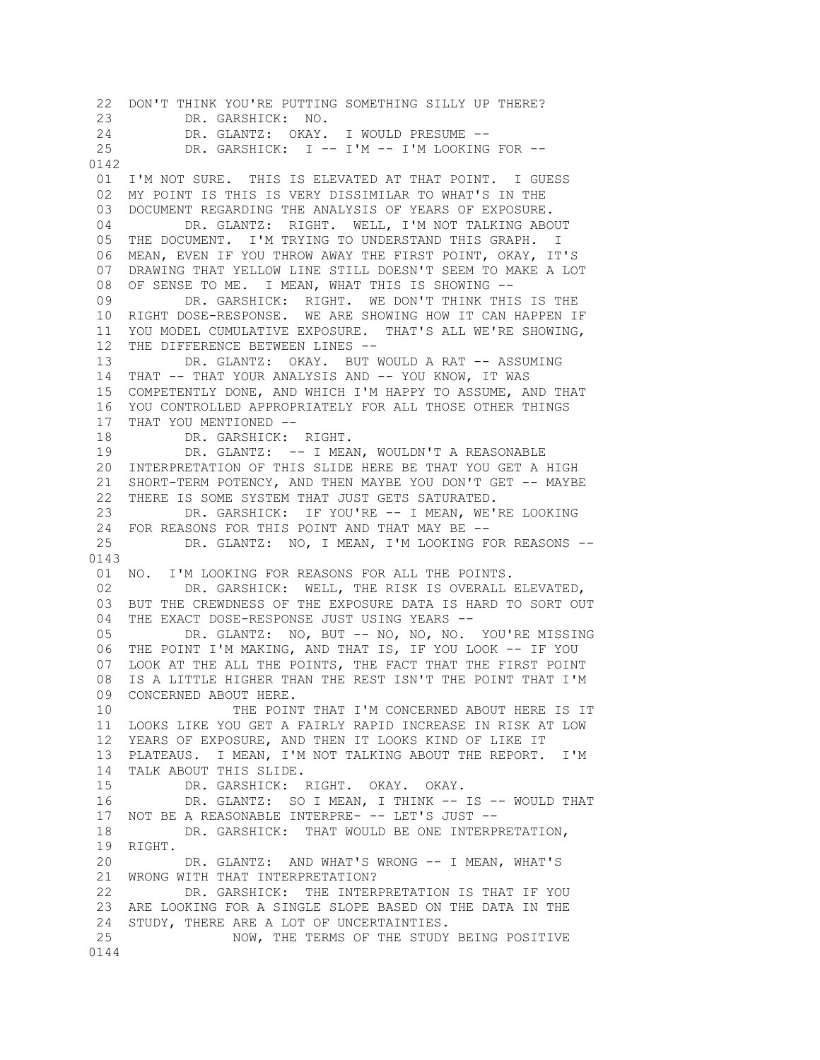22 DON'T THINK YOU'RE PUTTING SOMETHING SILLY UP THERE?
23 DR. GARSHICK: NO.
24 DR. GLANTZ: OKAY. I WOULD PRESUME --
25 DR. GARSHICK: I -- I'M -- I'M LOOKING FOR --

0142

01 I'M NOT SURE. THIS IS ELEVATED AT THAT POINT. I GUESS
02 MY POINT IS THIS IS VERY DISSIMILAR TO WHAT'S IN THE
03 DOCUMENT REGARDING THE ANALYSIS OF YEARS OF EXPOSURE.
04 DR. GLANTZ: RIGHT. WELL, I'M NOT TALKING ABOUT
05 THE DOCUMENT. I'M TRYING TO UNDERSTAND THIS GRAPH. I
06 MEAN, EVEN IF YOU THROW AWAY THE FIRST POINT, OKAY, IT'S
07 DRAWING THAT YELLOW LINE STILL DOESN'T SEEM TO MAKE A LOT
08 OF SENSE TO ME. I MEAN, WHAT THIS IS SHOWING --
09 DR. GARSHICK: RIGHT. WE DON'T THINK THIS IS THE
10 RIGHT DOSE-RESPONSE. WE ARE SHOWING HOW IT CAN HAPPEN IF
11 YOU MODEL CUMULATIVE EXPOSURE. THAT'S ALL WE'RE SHOWING,
12 THE DIFFERENCE BETWEEN LINES --
13 DR. GLANTZ: OKAY. BUT WOULD A RAT -- ASSUMING
14 THAT -- THAT YOUR ANALYSIS AND -- YOU KNOW, IT WAS
15 COMPETENTLY DONE, AND WHICH I'M HAPPY TO ASSUME, AND THAT
16 YOU CONTROLLED APPROPRIATELY FOR ALL THOSE OTHER THINGS
17 THAT YOU MENTIONED --
18 DR. GARSHICK: RIGHT.
19 DR. GLANTZ: -- I MEAN, WOULDN'T A REASONABLE
20 INTERPRETATION OF THIS SLIDE HERE BE THAT YOU GET A HIGH
21 SHORT-TERM POTENCY, AND THEN MAYBE YOU DON'T GET -- MAYBE
22 THERE IS SOME SYSTEM THAT JUST GETS SATURATED.
23 DR. GARSHICK: IF YOU'RE -- I MEAN, WE'RE LOOKING
24 FOR REASONS FOR THIS POINT AND THAT MAY BE --
25 DR. GLANTZ: NO, I MEAN, I'M LOOKING FOR REASONS --

0143

01 NO. I'M LOOKING FOR REASONS FOR ALL THE POINTS.
02 DR. GARSHICK: WELL, THE RISK IS OVERALL ELEVATED,
03 BUT THE CREWDNESS OF THE EXPOSURE DATA IS HARD TO SORT OUT
04 THE EXACT DOSE-RESPONSE JUST USING YEARS --
05 DR. GLANTZ: NO, BUT -- NO, NO, NO. YOU'RE MISSING
06 THE POINT I'M MAKING, AND THAT IS, IF YOU LOOK -- IF YOU
07 LOOK AT THE ALL THE POINTS, THE FACT THAT THE FIRST POINT
08 IS A LITTLE HIGHER THAN THE REST ISN'T THE POINT THAT I'M
09 CONCERNED ABOUT HERE.
10 THE POINT THAT I'M CONCERNED ABOUT HERE IS IT
11 LOOKS LIKE YOU GET A FAIRLY RAPID INCREASE IN RISK AT LOW
12 YEARS OF EXPOSURE, AND THEN IT LOOKS KIND OF LIKE IT
13 PLATEAUS. I MEAN, I'M NOT TALKING ABOUT THE REPORT. I'M
14 TALK ABOUT THIS SLIDE.
15 DR. GARSHICK: RIGHT. OKAY. OKAY.
16 DR. GLANTZ: SO I MEAN, I THINK -- IS -- WOULD THAT
17 NOT BE A REASONABLE INTERPRE- -- LET'S JUST --
18 DR. GARSHICK: THAT WOULD BE ONE INTERPRETATION,
19 RIGHT.
20 DR. GLANTZ: AND WHAT'S WRONG -- I MEAN, WHAT'S
21 WRONG WITH THAT INTERPRETATION?
22 DR. GARSHICK: THE INTERPRETATION IS THAT IF YOU
23 ARE LOOKING FOR A SINGLE SLOPE BASED ON THE DATA IN THE
24 STUDY, THERE ARE A LOT OF UNCERTAINTIES.
25 NOW, THE TERMS OF THE STUDY BEING POSITIVE

0144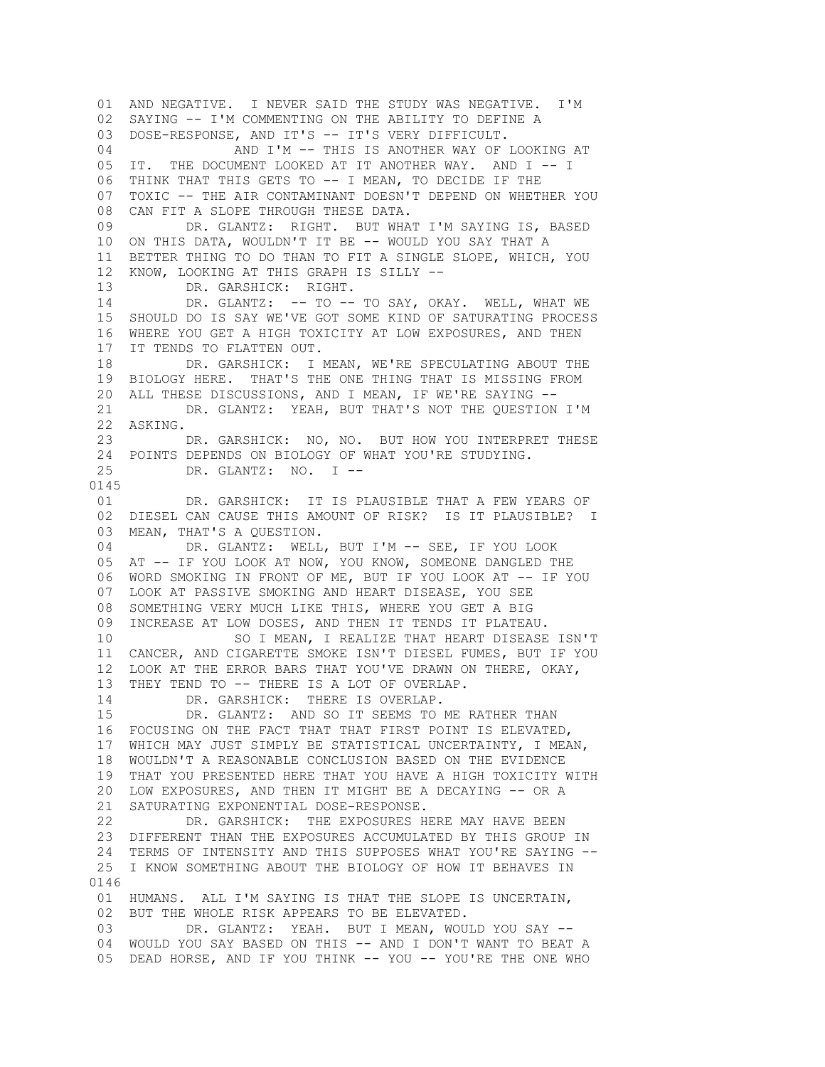01 AND NEGATIVE. I NEVER SAID THE STUDY WAS NEGATIVE. I'M
02 SAYING -- I'M COMMENTING ON THE ABILITY TO DEFINE A
03 DOSE-RESPONSE, AND IT'S -- IT'S VERY DIFFICULT.
04 AND I'M -- THIS IS ANOTHER WAY OF LOOKING AT
05 IT. THE DOCUMENT LOOKED AT IT ANOTHER WAY. AND I -- I
06 THINK THAT THIS GETS TO -- I MEAN, TO DECIDE IF THE
07 TOXIC -- THE AIR CONTAMINANT DOESN'T DEPEND ON WHETHER YOU
08 CAN FIT A SLOPE THROUGH THESE DATA.
09 DR. GLANTZ: RIGHT. BUT WHAT I'M SAYING IS, BASED
10 ON THIS DATA, WOULDN'T IT BE -- WOULD YOU SAY THAT A
11 BETTER THING TO DO THAN TO FIT A SINGLE SLOPE, WHICH, YOU
12 KNOW, LOOKING AT THIS GRAPH IS SILLY --
13 DR. GARSHICK: RIGHT.
14 DR. GLANTZ: -- TO -- TO SAY, OKAY. WELL, WHAT WE
15 SHOULD DO IS SAY WE'VE GOT SOME KIND OF SATURATING PROCESS
16 WHERE YOU GET A HIGH TOXICITY AT LOW EXPOSURES, AND THEN
17 IT TENDS TO FLATTEN OUT.
18 DR. GARSHICK: I MEAN, WE'RE SPECULATING ABOUT THE
19 BIOLOGY HERE. THAT'S THE ONE THING THAT IS MISSING FROM
20 ALL THESE DISCUSSIONS, AND I MEAN, IF WE'RE SAYING --
21 DR. GLANTZ: YEAH, BUT THAT'S NOT THE QUESTION I'M
22 ASKING.
23 DR. GARSHICK: NO, NO. BUT HOW YOU INTERPRET THESE
24 POINTS DEPENDS ON BIOLOGY OF WHAT YOU'RE STUDYING.
25 DR. GLANTZ: NO. I --

0145

01 DR. GARSHICK: IT IS PLAUSIBLE THAT A FEW YEARS OF
02 DIESEL CAN CAUSE THIS AMOUNT OF RISK? IS IT PLAUSIBLE? I
03 MEAN, THAT'S A QUESTION.
04 DR. GLANTZ: WELL, BUT I'M -- SEE, IF YOU LOOK
05 AT -- IF YOU LOOK AT NOW, YOU KNOW, SOMEONE DANGLED THE
06 WORD SMOKING IN FRONT OF ME, BUT IF YOU LOOK AT -- IF YOU
07 LOOK AT PASSIVE SMOKING AND HEART DISEASE, YOU SEE
08 SOMETHING VERY MUCH LIKE THIS, WHERE YOU GET A BIG
09 INCREASE AT LOW DOSES, AND THEN IT TENDS IT PLATEAU.
10 SO I MEAN, I REALIZE THAT HEART DISEASE ISN'T
11 CANCER, AND CIGARETTE SMOKE ISN'T DIESEL FUMES, BUT IF YOU
12 LOOK AT THE ERROR BARS THAT YOU'VE DRAWN ON THERE, OKAY,
13 THEY TEND TO -- THERE IS A LOT OF OVERLAP.
14 DR. GARSHICK: THERE IS OVERLAP.
15 DR. GLANTZ: AND SO IT SEEMS TO ME RATHER THAN
16 FOCUSING ON THE FACT THAT THAT FIRST POINT IS ELEVATED,
17 WHICH MAY JUST SIMPLY BE STATISTICAL UNCERTAINTY, I MEAN,
18 WOULDN'T A REASONABLE CONCLUSION BASED ON THE EVIDENCE
19 THAT YOU PRESENTED HERE THAT YOU HAVE A HIGH TOXICITY WITH
20 LOW EXPOSURES, AND THEN IT MIGHT BE A DECAYING -- OR A
21 SATURATING EXPONENTIAL DOSE-RESPONSE.
22 DR. GARSHICK: THE EXPOSURES HERE MAY HAVE BEEN
23 DIFFERENT THAN THE EXPOSURES ACCUMULATED BY THIS GROUP IN
24 TERMS OF INTENSITY AND THIS SUPPOSES WHAT YOU'RE SAYING --
25 I KNOW SOMETHING ABOUT THE BIOLOGY OF HOW IT BEHAVES IN

0146

01 HUMANS. ALL I'M SAYING IS THAT THE SLOPE IS UNCERTAIN,
02 BUT THE WHOLE RISK APPEARS TO BE ELEVATED.
03 DR. GLANTZ: YEAH. BUT I MEAN, WOULD YOU SAY --
04 WOULD YOU SAY BASED ON THIS -- AND I DON'T WANT TO BEAT A
05 DEAD HORSE, AND IF YOU THINK -- YOU -- YOU'RE THE ONE WHO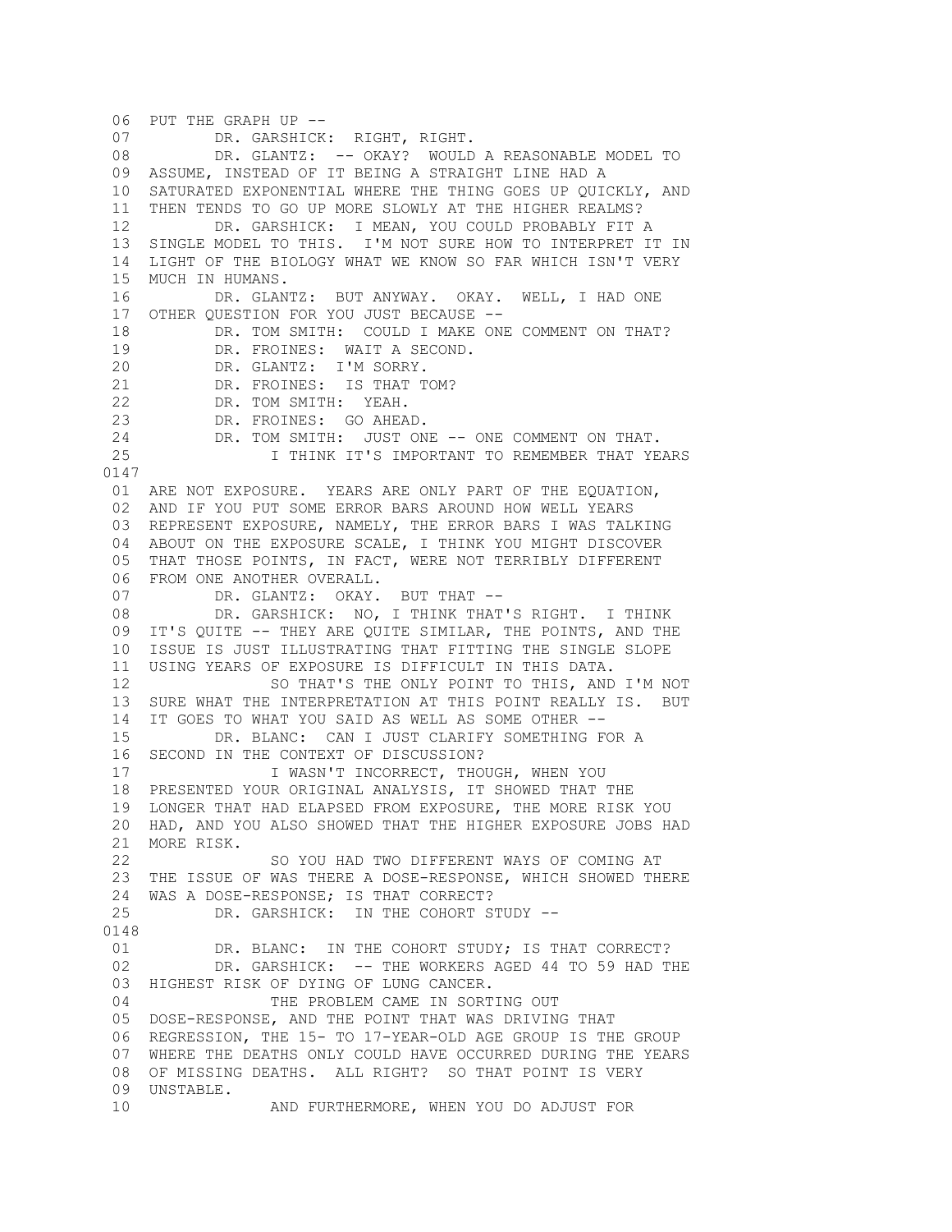06 PUT THE GRAPH UP --
07 DR. GARSHICK: RIGHT, RIGHT.
08 DR. GLANTZ: -- OKAY? WOULD A REASONABLE MODEL TO
09 ASSUME, INSTEAD OF IT BEING A STRAIGHT LINE HAD A
10 SATURATED EXPONENTIAL WHERE THE THING GOES UP QUICKLY, AND
11 THEN TENDS TO GO UP MORE SLOWLY AT THE HIGHER REALMS?
12 DR. GARSHICK: I MEAN, YOU COULD PROBABLY FIT A
13 SINGLE MODEL TO THIS. I'M NOT SURE HOW TO INTERPRET IT IN
14 LIGHT OF THE BIOLOGY WHAT WE KNOW SO FAR WHICH ISN'T VERY
15 MUCH IN HUMANS.
16 DR. GLANTZ: BUT ANYWAY. OKAY. WELL, I HAD ONE
17 OTHER QUESTION FOR YOU JUST BECAUSE --
18 DR. TOM SMITH: COULD I MAKE ONE COMMENT ON THAT?
19 DR. FROINES: WAIT A SECOND.
20 DR. GLANTZ: I'M SORRY.
21 DR. FROINES: IS THAT TOM?
22 DR. TOM SMITH: YEAH.
23 DR. FROINES: GO AHEAD.
24 DR. TOM SMITH: JUST ONE -- ONE COMMENT ON THAT.
25 I THINK IT'S IMPORTANT TO REMEMBER THAT YEARS

0147

01 ARE NOT EXPOSURE. YEARS ARE ONLY PART OF THE EQUATION,
02 AND IF YOU PUT SOME ERROR BARS AROUND HOW WELL YEARS
03 REPRESENT EXPOSURE, NAMELY, THE ERROR BARS I WAS TALKING
04 ABOUT ON THE EXPOSURE SCALE, I THINK YOU MIGHT DISCOVER
05 THAT THOSE POINTS, IN FACT, WERE NOT TERRIBLY DIFFERENT
06 FROM ONE ANOTHER OVERALL.
07 DR. GLANTZ: OKAY. BUT THAT --
08 DR. GARSHICK: NO, I THINK THAT'S RIGHT. I THINK
09 IT'S QUITE -- THEY ARE QUITE SIMILAR, THE POINTS, AND THE
10 ISSUE IS JUST ILLUSTRATING THAT FITTING THE SINGLE SLOPE
11 USING YEARS OF EXPOSURE IS DIFFICULT IN THIS DATA.
12 SO THAT'S THE ONLY POINT TO THIS, AND I'M NOT
13 SURE WHAT THE INTERPRETATION AT THIS POINT REALLY IS. BUT
14 IT GOES TO WHAT YOU SAID AS WELL AS SOME OTHER --
15 DR. BLANC: CAN I JUST CLARIFY SOMETHING FOR A
16 SECOND IN THE CONTEXT OF DISCUSSION?
17 I WASN'T INCORRECT, THOUGH, WHEN YOU
18 PRESENTED YOUR ORIGINAL ANALYSIS, IT SHOWED THAT THE
19 LONGER THAT HAD ELAPSED FROM EXPOSURE, THE MORE RISK YOU
20 HAD, AND YOU ALSO SHOWED THAT THE HIGHER EXPOSURE JOBS HAD
21 MORE RISK.
22 SO YOU HAD TWO DIFFERENT WAYS OF COMING AT
23 THE ISSUE OF WAS THERE A DOSE-RESPONSE, WHICH SHOWED THERE
24 WAS A DOSE-RESPONSE; IS THAT CORRECT?
25 DR. GARSHICK: IN THE COHORT STUDY --

0148

01 DR. BLANC: IN THE COHORT STUDY; IS THAT CORRECT?
02 DR. GARSHICK: -- THE WORKERS AGED 44 TO 59 HAD THE
03 HIGHEST RISK OF DYING OF LUNG CANCER.
04 THE PROBLEM CAME IN SORTING OUT
05 DOSE-RESPONSE, AND THE POINT THAT WAS DRIVING THAT
06 REGRESSION, THE 15- TO 17-YEAR-OLD AGE GROUP IS THE GROUP
07 WHERE THE DEATHS ONLY COULD HAVE OCCURRED DURING THE YEARS
08 OF MISSING DEATHS. ALL RIGHT? SO THAT POINT IS VERY
09 UNSTABLE.
10 AND FURTHERMORE, WHEN YOU DO ADJUST FOR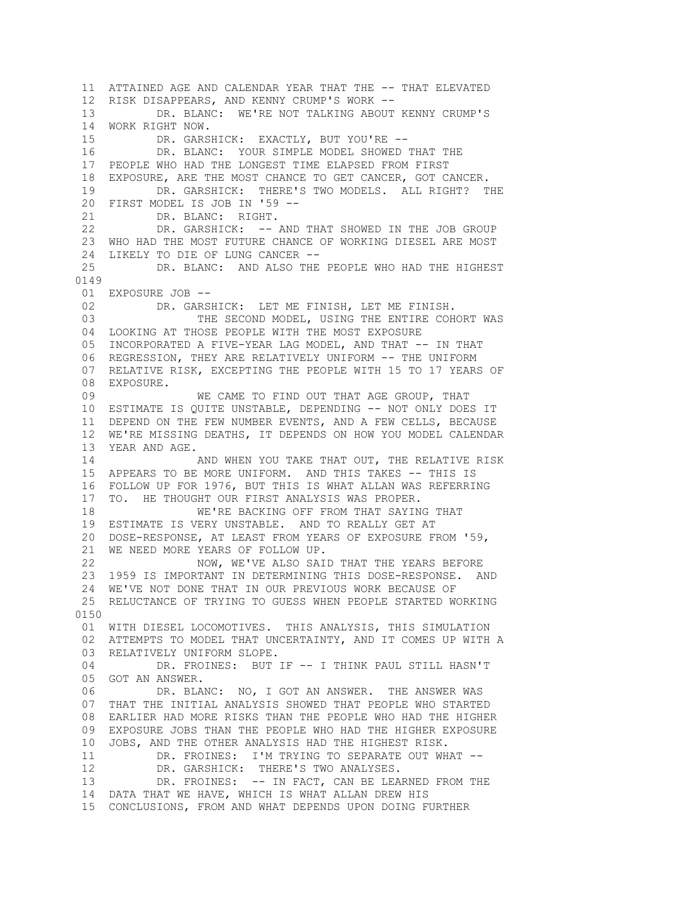11 ATTAINED AGE AND CALENDAR YEAR THAT THE -- THAT ELEVATED
12 RISK DISAPPEARS, AND KENNY CRUMP'S WORK --
13 DR. BLANC: WE'RE NOT TALKING ABOUT KENNY CRUMP'S
14 WORK RIGHT NOW.
15 DR. GARSHICK: EXACTLY, BUT YOU'RE --
16 DR. BLANC: YOUR SIMPLE MODEL SHOWED THAT THE
17 PEOPLE WHO HAD THE LONGEST TIME ELAPSED FROM FIRST
18 EXPOSURE, ARE THE MOST CHANCE TO GET CANCER, GOT CANCER.
19 DR. GARSHICK: THERE'S TWO MODELS. ALL RIGHT? THE
20 FIRST MODEL IS JOB IN '59 --
21 DR. BLANC: RIGHT.
22 DR. GARSHICK: -- AND THAT SHOWED IN THE JOB GROUP
23 WHO HAD THE MOST FUTURE CHANCE OF WORKING DIESEL ARE MOST
24 LIKELY TO DIE OF LUNG CANCER --
25 DR. BLANC: AND ALSO THE PEOPLE WHO HAD THE HIGHEST

0149

01 EXPOSURE JOB --
02 DR. GARSHICK: LET ME FINISH, LET ME FINISH.
03 THE SECOND MODEL, USING THE ENTIRE COHORT WAS
04 LOOKING AT THOSE PEOPLE WITH THE MOST EXPOSURE
05 INCORPORATED A FIVE-YEAR LAG MODEL, AND THAT -- IN THAT
06 REGRESSION, THEY ARE RELATIVELY UNIFORM -- THE UNIFORM
07 RELATIVE RISK, EXCEPTING THE PEOPLE WITH 15 TO 17 YEARS OF
08 EXPOSURE.
09 WE CAME TO FIND OUT THAT AGE GROUP, THAT
10 ESTIMATE IS QUITE UNSTABLE, DEPENDING -- NOT ONLY DOES IT
11 DEPEND ON THE FEW NUMBER EVENTS, AND A FEW CELLS, BECAUSE
12 WE'RE MISSING DEATHS, IT DEPENDS ON HOW YOU MODEL CALENDAR
13 YEAR AND AGE.
14 AND WHEN YOU TAKE THAT OUT, THE RELATIVE RISK
15 APPEARS TO BE MORE UNIFORM. AND THIS TAKES -- THIS IS
16 FOLLOW UP FOR 1976, BUT THIS IS WHAT ALLAN WAS REFERRING
17 TO. HE THOUGHT OUR FIRST ANALYSIS WAS PROPER.
18 WE'RE BACKING OFF FROM THAT SAYING THAT
19 ESTIMATE IS VERY UNSTABLE. AND TO REALLY GET AT
20 DOSE-RESPONSE, AT LEAST FROM YEARS OF EXPOSURE FROM '59,
21 WE NEED MORE YEARS OF FOLLOW UP.
22 NOW, WE'VE ALSO SAID THAT THE YEARS BEFORE
23 1959 IS IMPORTANT IN DETERMINING THIS DOSE-RESPONSE. AND
24 WE'VE NOT DONE THAT IN OUR PREVIOUS WORK BECAUSE OF
25 RELUCTANCE OF TRYING TO GUESS WHEN PEOPLE STARTED WORKING

0150

01 WITH DIESEL LOCOMOTIVES. THIS ANALYSIS, THIS SIMULATION
02 ATTEMPTS TO MODEL THAT UNCERTAINTY, AND IT COMES UP WITH A
03 RELATIVELY UNIFORM SLOPE.
04 DR. FROINES: BUT IF -- I THINK PAUL STILL HASN'T
05 GOT AN ANSWER.
06 DR. BLANC: NO, I GOT AN ANSWER. THE ANSWER WAS
07 THAT THE INITIAL ANALYSIS SHOWED THAT PEOPLE WHO STARTED
08 EARLIER HAD MORE RISKS THAN THE PEOPLE WHO HAD THE HIGHER
09 EXPOSURE JOBS THAN THE PEOPLE WHO HAD THE HIGHER EXPOSURE
10 JOBS, AND THE OTHER ANALYSIS HAD THE HIGHEST RISK.
11 DR. FROINES: I'M TRYING TO SEPARATE OUT WHAT --
12 DR. GARSHICK: THERE'S TWO ANALYSES.
13 DR. FROINES: -- IN FACT, CAN BE LEARNED FROM THE
14 DATA THAT WE HAVE, WHICH IS WHAT ALLAN DREW HIS
15 CONCLUSIONS, FROM AND WHAT DEPENDS UPON DOING FURTHER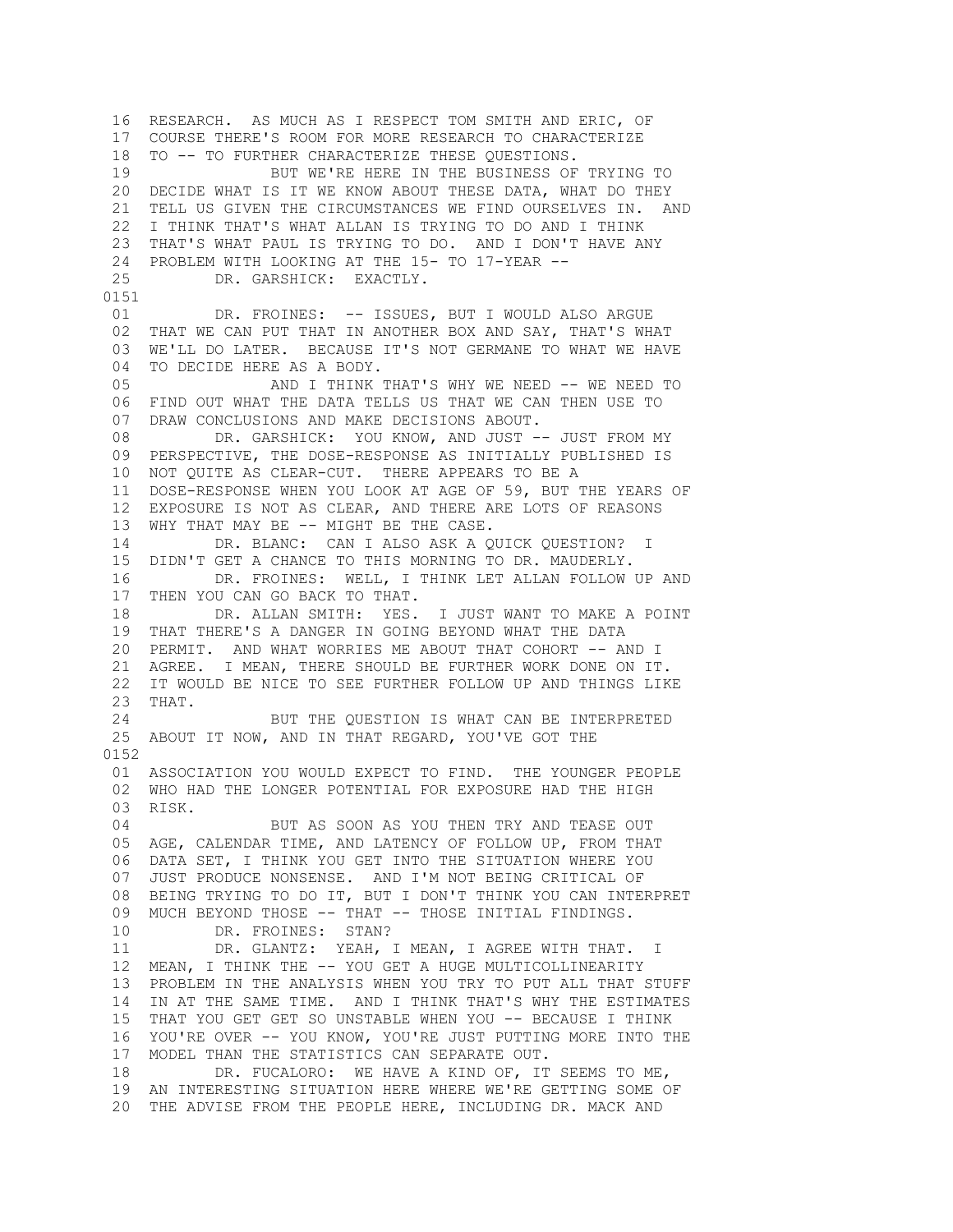16 RESEARCH. AS MUCH AS I RESPECT TOM SMITH AND ERIC, OF
17 COURSE THERE'S ROOM FOR MORE RESEARCH TO CHARACTERIZE
18 TO -- TO FURTHER CHARACTERIZE THESE QUESTIONS.
19 BUT WE'RE HERE IN THE BUSINESS OF TRYING TO
20 DECIDE WHAT IS IT WE KNOW ABOUT THESE DATA, WHAT DO THEY
21 TELL US GIVEN THE CIRCUMSTANCES WE FIND OURSELVES IN. AND
22 I THINK THAT'S WHAT ALLAN IS TRYING TO DO AND I THINK
23 THAT'S WHAT PAUL IS TRYING TO DO. AND I DON'T HAVE ANY
24 PROBLEM WITH LOOKING AT THE 15- TO 17-YEAR --
25 DR. GARSHICK: EXACTLY.

0151

01 DR. FROINES: -- ISSUES, BUT I WOULD ALSO ARGUE
02 THAT WE CAN PUT THAT IN ANOTHER BOX AND SAY, THAT'S WHAT
03 WE'LL DO LATER. BECAUSE IT'S NOT GERMANE TO WHAT WE HAVE
04 TO DECIDE HERE AS A BODY.
05 AND I THINK THAT'S WHY WE NEED -- WE NEED TO
06 FIND OUT WHAT THE DATA TELLS US THAT WE CAN THEN USE TO
07 DRAW CONCLUSIONS AND MAKE DECISIONS ABOUT.
08 DR. GARSHICK: YOU KNOW, AND JUST -- JUST FROM MY
09 PERSPECTIVE, THE DOSE-RESPONSE AS INITIALLY PUBLISHED IS
10 NOT QUITE AS CLEAR-CUT. THERE APPEARS TO BE A
11 DOSE-RESPONSE WHEN YOU LOOK AT AGE OF 59, BUT THE YEARS OF
12 EXPOSURE IS NOT AS CLEAR, AND THERE ARE LOTS OF REASONS
13 WHY THAT MAY BE -- MIGHT BE THE CASE.
14 DR. BLANC: CAN I ALSO ASK A QUICK QUESTION? I
15 DIDN'T GET A CHANCE TO THIS MORNING TO DR. MAUDERLY.
16 DR. FROINES: WELL, I THINK LET ALLAN FOLLOW UP AND
17 THEN YOU CAN GO BACK TO THAT.
18 DR. ALLAN SMITH: YES. I JUST WANT TO MAKE A POINT
19 THAT THERE'S A DANGER IN GOING BEYOND WHAT THE DATA
20 PERMIT. AND WHAT WORRIES ME ABOUT THAT COHORT -- AND I
21 AGREE. I MEAN, THERE SHOULD BE FURTHER WORK DONE ON IT.
22 IT WOULD BE NICE TO SEE FURTHER FOLLOW UP AND THINGS LIKE
23 THAT.
24 BUT THE QUESTION IS WHAT CAN BE INTERPRETED
25 ABOUT IT NOW, AND IN THAT REGARD, YOU'VE GOT THE

0152

01 ASSOCIATION YOU WOULD EXPECT TO FIND. THE YOUNGER PEOPLE
02 WHO HAD THE LONGER POTENTIAL FOR EXPOSURE HAD THE HIGH
03 RISK.
04 BUT AS SOON AS YOU THEN TRY AND TEASE OUT
05 AGE, CALENDAR TIME, AND LATENCY OF FOLLOW UP, FROM THAT
06 DATA SET, I THINK YOU GET INTO THE SITUATION WHERE YOU
07 JUST PRODUCE NONSENSE. AND I'M NOT BEING CRITICAL OF
08 BEING TRYING TO DO IT, BUT I DON'T THINK YOU CAN INTERPRET
09 MUCH BEYOND THOSE -- THAT -- THOSE INITIAL FINDINGS.
10 DR. FROINES: STAN?
11 DR. GLANTZ: YEAH, I MEAN, I AGREE WITH THAT. I
12 MEAN, I THINK THE -- YOU GET A HUGE MULTICOLLINEARITY
13 PROBLEM IN THE ANALYSIS WHEN YOU TRY TO PUT ALL THAT STUFF
14 IN AT THE SAME TIME. AND I THINK THAT'S WHY THE ESTIMATES
15 THAT YOU GET GET SO UNSTABLE WHEN YOU -- BECAUSE I THINK
16 YOU'RE OVER -- YOU KNOW, YOU'RE JUST PUTTING MORE INTO THE
17 MODEL THAN THE STATISTICS CAN SEPARATE OUT.
18 DR. FUCALORO: WE HAVE A KIND OF, IT SEEMS TO ME,
19 AN INTERESTING SITUATION HERE WHERE WE'RE GETTING SOME OF
20 THE ADVISE FROM THE PEOPLE HERE, INCLUDING DR. MACK AND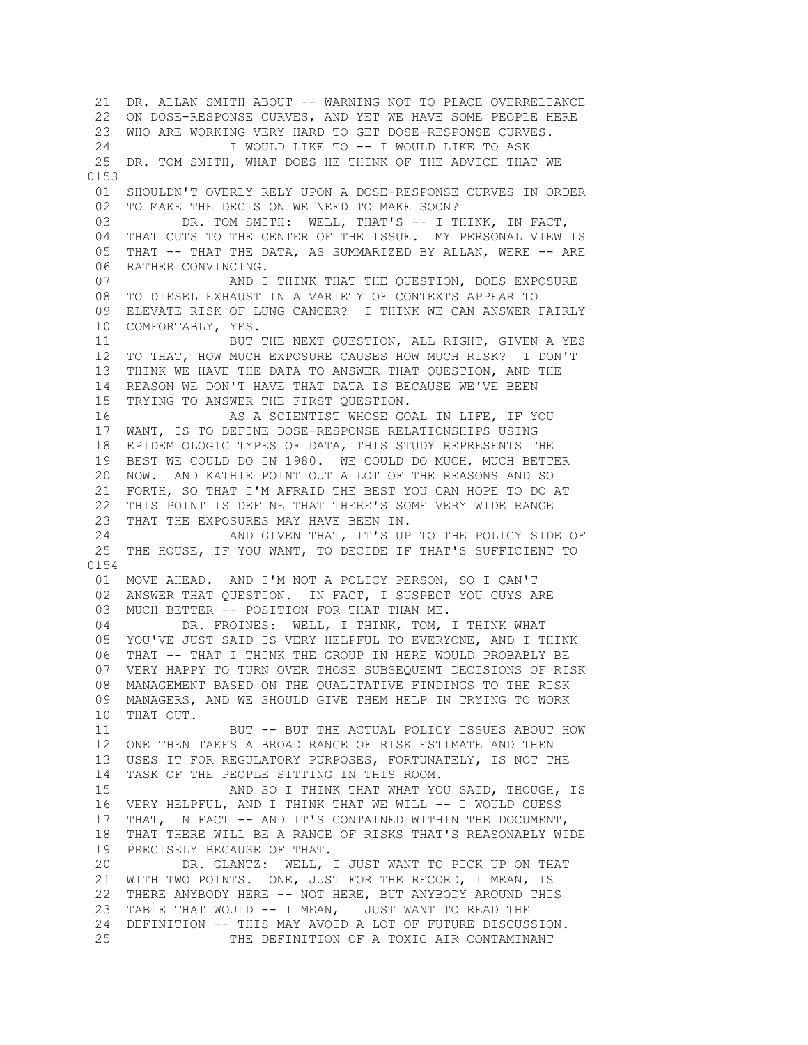21 DR. ALLAN SMITH ABOUT -- WARNING NOT TO PLACE OVERRELIANCE
22 ON DOSE-RESPONSE CURVES, AND YET WE HAVE SOME PEOPLE HERE
23 WHO ARE WORKING VERY HARD TO GET DOSE-RESPONSE CURVES.
24 I WOULD LIKE TO -- I WOULD LIKE TO ASK
25 DR. TOM SMITH, WHAT DOES HE THINK OF THE ADVICE THAT WE

0153

01 SHOULDN'T OVERLY RELY UPON A DOSE-RESPONSE CURVES IN ORDER
02 TO MAKE THE DECISION WE NEED TO MAKE SOON?
03 DR. TOM SMITH: WELL, THAT'S -- I THINK, IN FACT,
04 THAT CUTS TO THE CENTER OF THE ISSUE. MY PERSONAL VIEW IS
05 THAT -- THAT THE DATA, AS SUMMARIZED BY ALLAN, WERE -- ARE
06 RATHER CONVINCING.
07 AND I THINK THAT THE QUESTION, DOES EXPOSURE
08 TO DIESEL EXHAUST IN A VARIETY OF CONTEXTS APPEAR TO
09 ELEVATE RISK OF LUNG CANCER? I THINK WE CAN ANSWER FAIRLY
10 COMFORTABLY, YES.
11 BUT THE NEXT QUESTION, ALL RIGHT, GIVEN A YES
12 TO THAT, HOW MUCH EXPOSURE CAUSES HOW MUCH RISK? I DON'T
13 THINK WE HAVE THE DATA TO ANSWER THAT QUESTION, AND THE
14 REASON WE DON'T HAVE THAT DATA IS BECAUSE WE'VE BEEN
15 TRYING TO ANSWER THE FIRST QUESTION.
16 AS A SCIENTIST WHOSE GOAL IN LIFE, IF YOU
17 WANT, IS TO DEFINE DOSE-RESPONSE RELATIONSHIPS USING
18 EPIDEMIOLOGIC TYPES OF DATA, THIS STUDY REPRESENTS THE
19 BEST WE COULD DO IN 1980. WE COULD DO MUCH, MUCH BETTER
20 NOW. AND KATHIE POINT OUT A LOT OF THE REASONS AND SO
21 FORTH, SO THAT I'M AFRAID THE BEST YOU CAN HOPE TO DO AT
22 THIS POINT IS DEFINE THAT THERE'S SOME VERY WIDE RANGE
23 THAT THE EXPOSURES MAY HAVE BEEN IN.
24 AND GIVEN THAT, IT'S UP TO THE POLICY SIDE OF
25 THE HOUSE, IF YOU WANT, TO DECIDE IF THAT'S SUFFICIENT TO

0154

01 MOVE AHEAD. AND I'M NOT A POLICY PERSON, SO I CAN'T
02 ANSWER THAT QUESTION. IN FACT, I SUSPECT YOU GUYS ARE
03 MUCH BETTER -- POSITION FOR THAT THAN ME.
04 DR. FROINES: WELL, I THINK, TOM, I THINK WHAT
05 YOU'VE JUST SAID IS VERY HELPFUL TO EVERYONE, AND I THINK
06 THAT -- THAT I THINK THE GROUP IN HERE WOULD PROBABLY BE
07 VERY HAPPY TO TURN OVER THOSE SUBSEQUENT DECISIONS OF RISK
08 MANAGEMENT BASED ON THE QUALITATIVE FINDINGS TO THE RISK
09 MANAGERS, AND WE SHOULD GIVE THEM HELP IN TRYING TO WORK
10 THAT OUT.
11 BUT -- BUT THE ACTUAL POLICY ISSUES ABOUT HOW
12 ONE THEN TAKES A BROAD RANGE OF RISK ESTIMATE AND THEN
13 USES IT FOR REGULATORY PURPOSES, FORTUNATELY, IS NOT THE
14 TASK OF THE PEOPLE SITTING IN THIS ROOM.
15 AND SO I THINK THAT WHAT YOU SAID, THOUGH, IS
16 VERY HELPFUL, AND I THINK THAT WE WILL -- I WOULD GUESS
17 THAT, IN FACT -- AND IT'S CONTAINED WITHIN THE DOCUMENT,
18 THAT THERE WILL BE A RANGE OF RISKS THAT'S REASONABLY WIDE
19 PRECISELY BECAUSE OF THAT.
20 DR. GLANTZ: WELL, I JUST WANT TO PICK UP ON THAT
21 WITH TWO POINTS. ONE, JUST FOR THE RECORD, I MEAN, IS
22 THERE ANYBODY HERE -- NOT HERE, BUT ANYBODY AROUND THIS
23 TABLE THAT WOULD -- I MEAN, I JUST WANT TO READ THE
24 DEFINITION -- THIS MAY AVOID A LOT OF FUTURE DISCUSSION.
25 THE DEFINITION OF A TOXIC AIR CONTAMINANT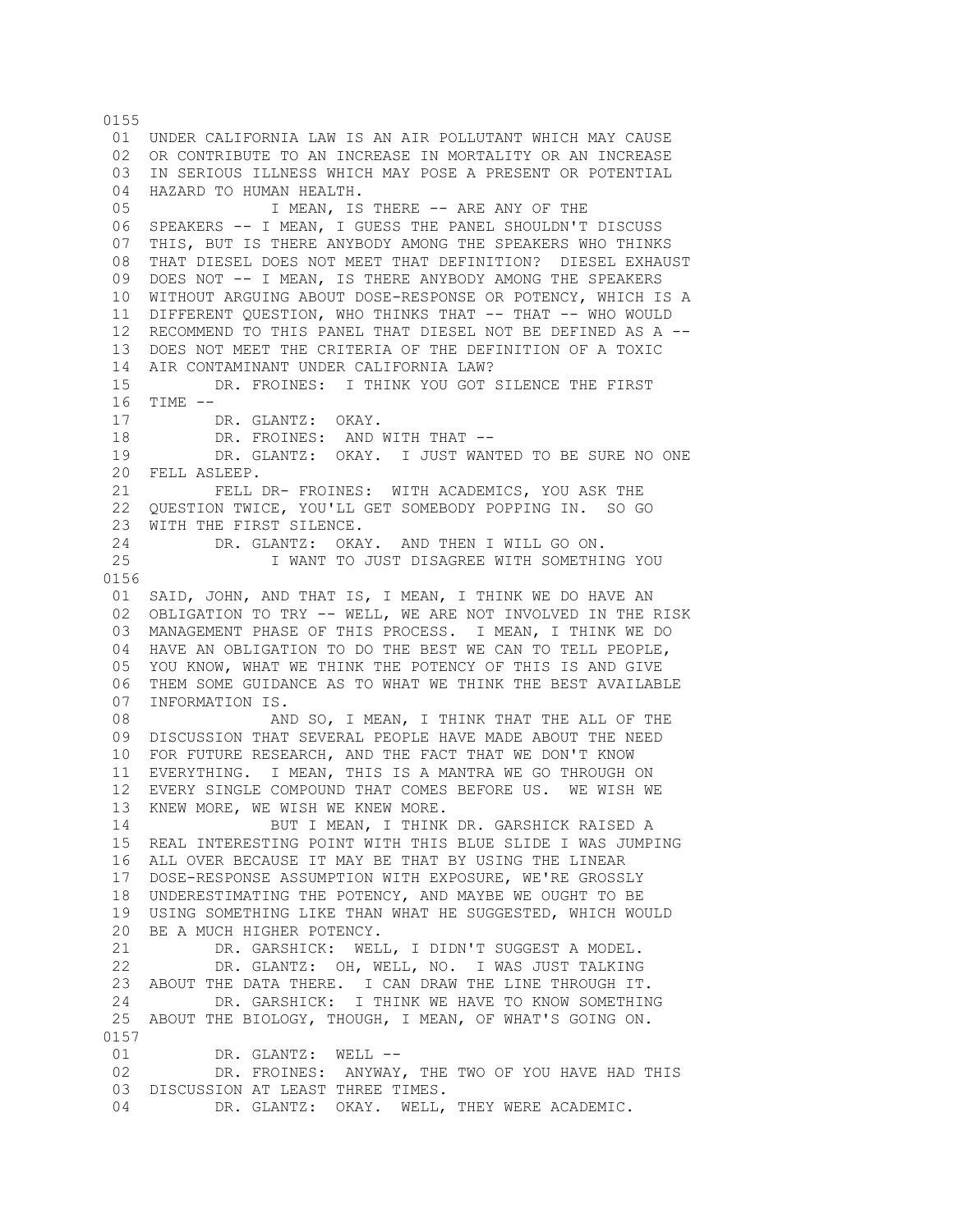0155

01 UNDER CALIFORNIA LAW IS AN AIR POLLUTANT WHICH MAY CAUSE
02 OR CONTRIBUTE TO AN INCREASE IN MORTALITY OR AN INCREASE
03 IN SERIOUS ILLNESS WHICH MAY POSE A PRESENT OR POTENTIAL
04 HAZARD TO HUMAN HEALTH.
05 I MEAN, IS THERE -- ARE ANY OF THE
06 SPEAKERS -- I MEAN, I GUESS THE PANEL SHOULDN'T DISCUSS
07 THIS, BUT IS THERE ANYBODY AMONG THE SPEAKERS WHO THINKS
08 THAT DIESEL DOES NOT MEET THAT DEFINITION? DIESEL EXHAUST
09 DOES NOT -- I MEAN, IS THERE ANYBODY AMONG THE SPEAKERS
10 WITHOUT ARGUING ABOUT DOSE-RESPONSE OR POTENCY, WHICH IS A
11 DIFFERENT QUESTION, WHO THINKS THAT -- THAT -- WHO WOULD
12 RECOMMEND TO THIS PANEL THAT DIESEL NOT BE DEFINED AS A --
13 DOES NOT MEET THE CRITERIA OF THE DEFINITION OF A TOXIC
14 AIR CONTAMINANT UNDER CALIFORNIA LAW?
15 DR. FROINES: I THINK YOU GOT SILENCE THE FIRST
16 TIME --
17 DR. GLANTZ: OKAY.
18 DR. FROINES: AND WITH THAT --
19 DR. GLANTZ: OKAY. I JUST WANTED TO BE SURE NO ONE
20 FELL ASLEEP.
21 FELL DR- FROINES: WITH ACADEMICS, YOU ASK THE
22 QUESTION TWICE, YOU'LL GET SOMEBODY POPPING IN. SO GO
23 WITH THE FIRST SILENCE.
24 DR. GLANTZ: OKAY. AND THEN I WILL GO ON.
25 I WANT TO JUST DISAGREE WITH SOMETHING YOU

0156

01 SAID, JOHN, AND THAT IS, I MEAN, I THINK WE DO HAVE AN
02 OBLIGATION TO TRY -- WELL, WE ARE NOT INVOLVED IN THE RISK
03 MANAGEMENT PHASE OF THIS PROCESS. I MEAN, I THINK WE DO
04 HAVE AN OBLIGATION TO DO THE BEST WE CAN TO TELL PEOPLE,
05 YOU KNOW, WHAT WE THINK THE POTENCY OF THIS IS AND GIVE
06 THEM SOME GUIDANCE AS TO WHAT WE THINK THE BEST AVAILABLE
07 INFORMATION IS.
08 AND SO, I MEAN, I THINK THAT THE ALL OF THE
09 DISCUSSION THAT SEVERAL PEOPLE HAVE MADE ABOUT THE NEED
10 FOR FUTURE RESEARCH, AND THE FACT THAT WE DON'T KNOW
11 EVERYTHING. I MEAN, THIS IS A MANTRA WE GO THROUGH ON
12 EVERY SINGLE COMPOUND THAT COMES BEFORE US. WE WISH WE
13 KNEW MORE, WE WISH WE KNEW MORE.
14 BUT I MEAN, I THINK DR. GARSHICK RAISED A
15 REAL INTERESTING POINT WITH THIS BLUE SLIDE I WAS JUMPING
16 ALL OVER BECAUSE IT MAY BE THAT BY USING THE LINEAR
17 DOSE-RESPONSE ASSUMPTION WITH EXPOSURE, WE'RE GROSSLY
18 UNDERESTIMATING THE POTENCY, AND MAYBE WE OUGHT TO BE
19 USING SOMETHING LIKE THAN WHAT HE SUGGESTED, WHICH WOULD
20 BE A MUCH HIGHER POTENCY.
21 DR. GARSHICK: WELL, I DIDN'T SUGGEST A MODEL.
22 DR. GLANTZ: OH, WELL, NO. I WAS JUST TALKING
23 ABOUT THE DATA THERE. I CAN DRAW THE LINE THROUGH IT.
24 DR. GARSHICK: I THINK WE HAVE TO KNOW SOMETHING
25 ABOUT THE BIOLOGY, THOUGH, I MEAN, OF WHAT'S GOING ON.

0157

01 DR. GLANTZ: WELL --
02 DR. FROINES: ANYWAY, THE TWO OF YOU HAVE HAD THIS
03 DISCUSSION AT LEAST THREE TIMES.
04 DR. GLANTZ: OKAY. WELL, THEY WERE ACADEMIC.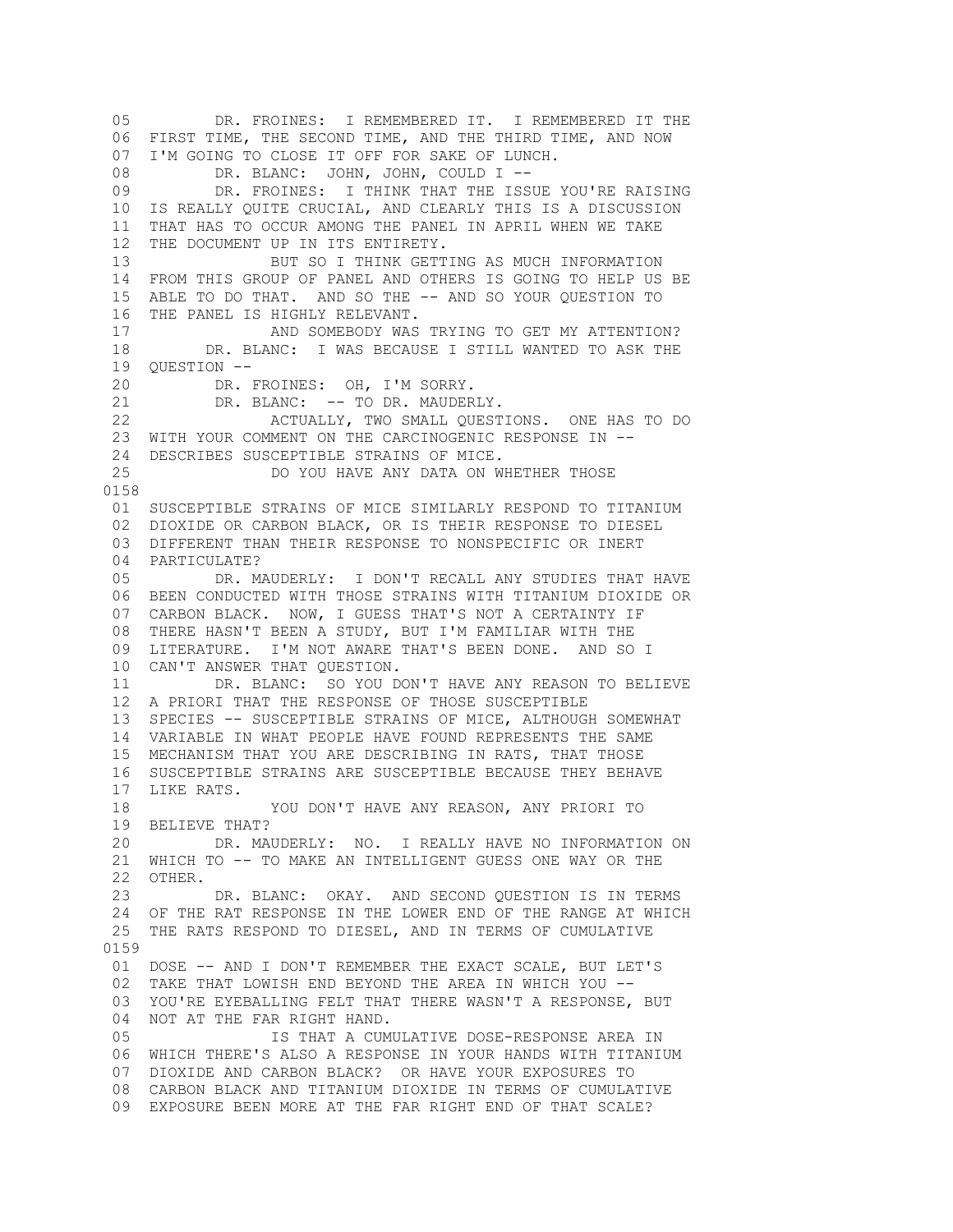05 DR. FROINES: I REMEMBERED IT. I REMEMBERED IT THE
06 FIRST TIME, THE SECOND TIME, AND THE THIRD TIME, AND NOW
07 I'M GOING TO CLOSE IT OFF FOR SAKE OF LUNCH.
08 DR. BLANC: JOHN, JOHN, COULD I --
09 DR. FROINES: I THINK THAT THE ISSUE YOU'RE RAISING
10 IS REALLY QUITE CRUCIAL, AND CLEARLY THIS IS A DISCUSSION
11 THAT HAS TO OCCUR AMONG THE PANEL IN APRIL WHEN WE TAKE
12 THE DOCUMENT UP IN ITS ENTIRETY.
13 BUT SO I THINK GETTING AS MUCH INFORMATION
14 FROM THIS GROUP OF PANEL AND OTHERS IS GOING TO HELP US BE
15 ABLE TO DO THAT. AND SO THE -- AND SO YOUR QUESTION TO
16 THE PANEL IS HIGHLY RELEVANT.
17 AND SOMEBODY WAS TRYING TO GET MY ATTENTION?
18 DR. BLANC: I WAS BECAUSE I STILL WANTED TO ASK THE
19 QUESTION --
20 DR. FROINES: OH, I'M SORRY.
21 DR. BLANC: -- TO DR. MAUDERLY.
22 ACTUALLY, TWO SMALL QUESTIONS. ONE HAS TO DO
23 WITH YOUR COMMENT ON THE CARCINOGENIC RESPONSE IN --
24 DESCRIBES SUSCEPTIBLE STRAINS OF MICE.
25 DO YOU HAVE ANY DATA ON WHETHER THOSE
0158
01 SUSCEPTIBLE STRAINS OF MICE SIMILARLY RESPOND TO TITANIUM
02 DIOXIDE OR CARBON BLACK, OR IS THEIR RESPONSE TO DIESEL
03 DIFFERENT THAN THEIR RESPONSE TO NONSPECIFIC OR INERT
04 PARTICULATE?
05 DR. MAUDERLY: I DON'T RECALL ANY STUDIES THAT HAVE
06 BEEN CONDUCTED WITH THOSE STRAINS WITH TITANIUM DIOXIDE OR
07 CARBON BLACK. NOW, I GUESS THAT'S NOT A CERTAINTY IF
08 THERE HASN'T BEEN A STUDY, BUT I'M FAMILIAR WITH THE
09 LITERATURE. I'M NOT AWARE THAT'S BEEN DONE. AND SO I
10 CAN'T ANSWER THAT QUESTION.
11 DR. BLANC: SO YOU DON'T HAVE ANY REASON TO BELIEVE
12 A PRIORI THAT THE RESPONSE OF THOSE SUSCEPTIBLE
13 SPECIES -- SUSCEPTIBLE STRAINS OF MICE, ALTHOUGH SOMEWHAT
14 VARIABLE IN WHAT PEOPLE HAVE FOUND REPRESENTS THE SAME
15 MECHANISM THAT YOU ARE DESCRIBING IN RATS, THAT THOSE
16 SUSCEPTIBLE STRAINS ARE SUSCEPTIBLE BECAUSE THEY BEHAVE
17 LIKE RATS.
18 YOU DON'T HAVE ANY REASON, ANY PRIORI TO
19 BELIEVE THAT?
20 DR. MAUDERLY: NO. I REALLY HAVE NO INFORMATION ON
21 WHICH TO -- TO MAKE AN INTELLIGENT GUESS ONE WAY OR THE
22 OTHER.
23 DR. BLANC: OKAY. AND SECOND QUESTION IS IN TERMS
24 OF THE RAT RESPONSE IN THE LOWER END OF THE RANGE AT WHICH
25 THE RATS RESPOND TO DIESEL, AND IN TERMS OF CUMULATIVE
0159
01 DOSE -- AND I DON'T REMEMBER THE EXACT SCALE, BUT LET'S
02 TAKE THAT LOWISH END BEYOND THE AREA IN WHICH YOU --
03 YOU'RE EYEBALLING FELT THAT THERE WASN'T A RESPONSE, BUT
04 NOT AT THE FAR RIGHT HAND.
05 IS THAT A CUMULATIVE DOSE-RESPONSE AREA IN
06 WHICH THERE'S ALSO A RESPONSE IN YOUR HANDS WITH TITANIUM
07 DIOXIDE AND CARBON BLACK? OR HAVE YOUR EXPOSURES TO
08 CARBON BLACK AND TITANIUM DIOXIDE IN TERMS OF CUMULATIVE
09 EXPOSURE BEEN MORE AT THE FAR RIGHT END OF THAT SCALE?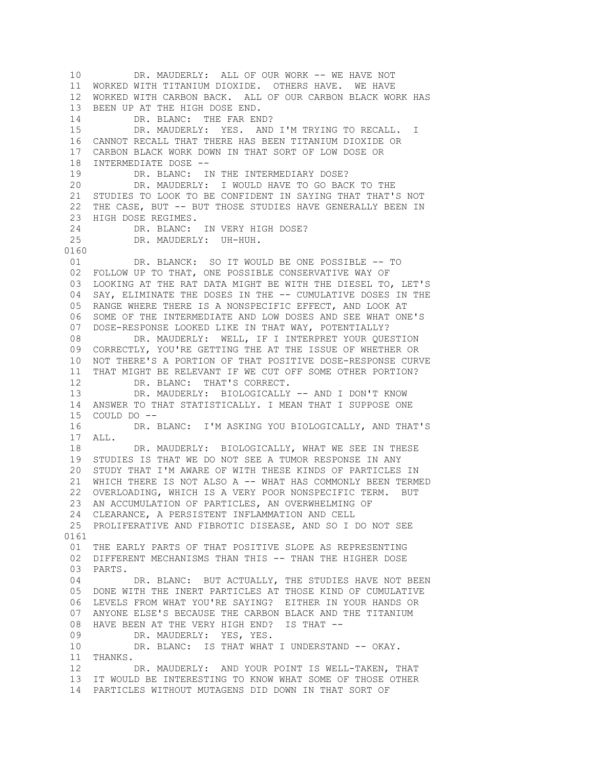10 DR. MAUDERLY: ALL OF OUR WORK -- WE HAVE NOT
11 WORKED WITH TITANIUM DIOXIDE. OTHERS HAVE. WE HAVE
12 WORKED WITH CARBON BACK. ALL OF OUR CARBON BLACK WORK HAS
13 BEEN UP AT THE HIGH DOSE END.
14 DR. BLANC: THE FAR END?
15 DR. MAUDERLY: YES. AND I'M TRYING TO RECALL. I
16 CANNOT RECALL THAT THERE HAS BEEN TITANIUM DIOXIDE OR
17 CARBON BLACK WORK DOWN IN THAT SORT OF LOW DOSE OR
18 INTERMEDIATE DOSE --
19 DR. BLANC: IN THE INTERMEDIARY DOSE?
20 DR. MAUDERLY: I WOULD HAVE TO GO BACK TO THE
21 STUDIES TO LOOK TO BE CONFIDENT IN SAYING THAT THAT'S NOT
22 THE CASE, BUT -- BUT THOSE STUDIES HAVE GENERALLY BEEN IN
23 HIGH DOSE REGIMES.
24 DR. BLANC: IN VERY HIGH DOSE?
25 DR. MAUDERLY: UH-HUH.
0160
01 DR. BLANCK: SO IT WOULD BE ONE POSSIBLE -- TO
02 FOLLOW UP TO THAT, ONE POSSIBLE CONSERVATIVE WAY OF
03 LOOKING AT THE RAT DATA MIGHT BE WITH THE DIESEL TO, LET'S
04 SAY, ELIMINATE THE DOSES IN THE -- CUMULATIVE DOSES IN THE
05 RANGE WHERE THERE IS A NONSPECIFIC EFFECT, AND LOOK AT
06 SOME OF THE INTERMEDIATE AND LOW DOSES AND SEE WHAT ONE'S
07 DOSE-RESPONSE LOOKED LIKE IN THAT WAY, POTENTIALLY?
08 DR. MAUDERLY: WELL, IF I INTERPRET YOUR QUESTION
09 CORRECTLY, YOU'RE GETTING THE AT THE ISSUE OF WHETHER OR
10 NOT THERE'S A PORTION OF THAT POSITIVE DOSE-RESPONSE CURVE
11 THAT MIGHT BE RELEVANT IF WE CUT OFF SOME OTHER PORTION?
12 DR. BLANC: THAT'S CORRECT.
13 DR. MAUDERLY: BIOLOGICALLY -- AND I DON'T KNOW
14 ANSWER TO THAT STATISTICALLY. I MEAN THAT I SUPPOSE ONE
15 COULD DO --
16 DR. BLANC: I'M ASKING YOU BIOLOGICALLY, AND THAT'S
17 ALL.
18 DR. MAUDERLY: BIOLOGICALLY, WHAT WE SEE IN THESE
19 STUDIES IS THAT WE DO NOT SEE A TUMOR RESPONSE IN ANY
20 STUDY THAT I'M AWARE OF WITH THESE KINDS OF PARTICLES IN
21 WHICH THERE IS NOT ALSO A -- WHAT HAS COMMONLY BEEN TERMED
22 OVERLOADING, WHICH IS A VERY POOR NONSPECIFIC TERM. BUT
23 AN ACCUMULATION OF PARTICLES, AN OVERWHELMING OF
24 CLEARANCE, A PERSISTENT INFLAMMATION AND CELL
25 PROLIFERATIVE AND FIBROTIC DISEASE, AND SO I DO NOT SEE
0161
01 THE EARLY PARTS OF THAT POSITIVE SLOPE AS REPRESENTING
02 DIFFERENT MECHANISMS THAN THIS -- THAN THE HIGHER DOSE
03 PARTS.
04 DR. BLANC: BUT ACTUALLY, THE STUDIES HAVE NOT BEEN
05 DONE WITH THE INERT PARTICLES AT THOSE KIND OF CUMULATIVE
06 LEVELS FROM WHAT YOU'RE SAYING? EITHER IN YOUR HANDS OR
07 ANYONE ELSE'S BECAUSE THE CARBON BLACK AND THE TITANIUM
08 HAVE BEEN AT THE VERY HIGH END? IS THAT --
09 DR. MAUDERLY: YES, YES.
10 DR. BLANC: IS THAT WHAT I UNDERSTAND -- OKAY.
11 THANKS.
12 DR. MAUDERLY: AND YOUR POINT IS WELL-TAKEN, THAT
13 IT WOULD BE INTERESTING TO KNOW WHAT SOME OF THOSE OTHER
14 PARTICLES WITHOUT MUTAGENS DID DOWN IN THAT SORT OF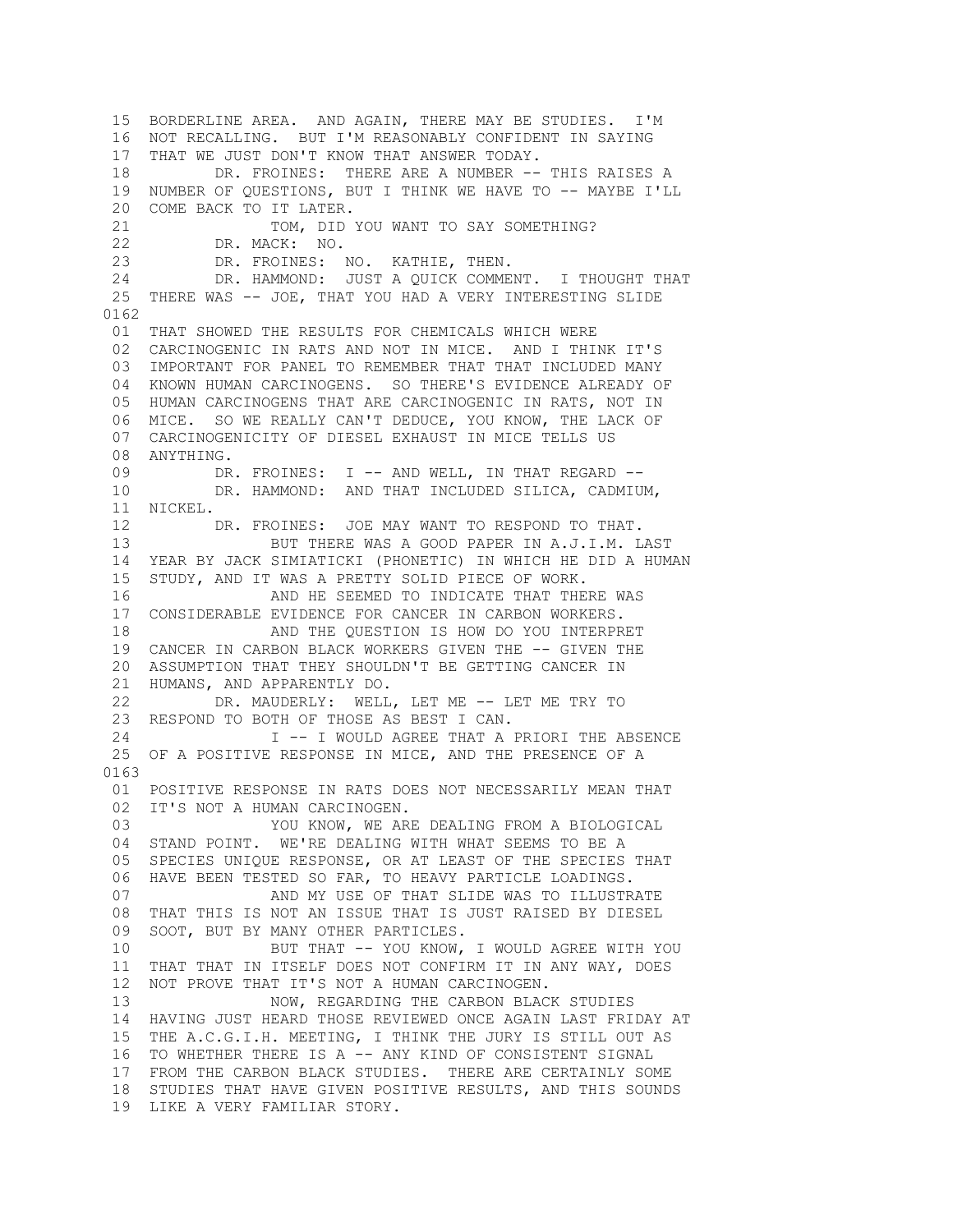15 BORDERLINE AREA. AND AGAIN, THERE MAY BE STUDIES. I'M
16 NOT RECALLING. BUT I'M REASONABLY CONFIDENT IN SAYING
17 THAT WE JUST DON'T KNOW THAT ANSWER TODAY.
18 DR. FROINES: THERE ARE A NUMBER -- THIS RAISES A
19 NUMBER OF QUESTIONS, BUT I THINK WE HAVE TO -- MAYBE I'LL
20 COME BACK TO IT LATER.
21 TOM, DID YOU WANT TO SAY SOMETHING?
22 DR. MACK: NO.
23 DR. FROINES: NO. KATHIE, THEN.
24 DR. HAMMOND: JUST A QUICK COMMENT. I THOUGHT THAT
25 THERE WAS -- JOE, THAT YOU HAD A VERY INTERESTING SLIDE
0162
01 THAT SHOWED THE RESULTS FOR CHEMICALS WHICH WERE
02 CARCINOGENIC IN RATS AND NOT IN MICE. AND I THINK IT'S
03 IMPORTANT FOR PANEL TO REMEMBER THAT THAT INCLUDED MANY
04 KNOWN HUMAN CARCINOGENS. SO THERE'S EVIDENCE ALREADY OF
05 HUMAN CARCINOGENS THAT ARE CARCINOGENIC IN RATS, NOT IN
06 MICE. SO WE REALLY CAN'T DEDUCE, YOU KNOW, THE LACK OF
07 CARCINOGENICITY OF DIESEL EXHAUST IN MICE TELLS US
08 ANYTHING.
09 DR. FROINES: I -- AND WELL, IN THAT REGARD --
10 DR. HAMMOND: AND THAT INCLUDED SILICA, CADMIUM,
11 NICKEL.
12 DR. FROINES: JOE MAY WANT TO RESPOND TO THAT.
13 BUT THERE WAS A GOOD PAPER IN A.J.I.M. LAST
14 YEAR BY JACK SIMIATICKI (PHONETIC) IN WHICH HE DID A HUMAN
15 STUDY, AND IT WAS A PRETTY SOLID PIECE OF WORK.
16 AND HE SEEMED TO INDICATE THAT THERE WAS
17 CONSIDERABLE EVIDENCE FOR CANCER IN CARBON WORKERS.
18 AND THE QUESTION IS HOW DO YOU INTERPRET
19 CANCER IN CARBON BLACK WORKERS GIVEN THE -- GIVEN THE
20 ASSUMPTION THAT THEY SHOULDN'T BE GETTING CANCER IN
21 HUMANS, AND APPARENTLY DO.
22 DR. MAUDERLY: WELL, LET ME -- LET ME TRY TO
23 RESPOND TO BOTH OF THOSE AS BEST I CAN.
24 I -- I WOULD AGREE THAT A PRIORI THE ABSENCE
25 OF A POSITIVE RESPONSE IN MICE, AND THE PRESENCE OF A
0163
01 POSITIVE RESPONSE IN RATS DOES NOT NECESSARILY MEAN THAT
02 IT'S NOT A HUMAN CARCINOGEN.
03 YOU KNOW, WE ARE DEALING FROM A BIOLOGICAL
04 STAND POINT. WE'RE DEALING WITH WHAT SEEMS TO BE A
05 SPECIES UNIQUE RESPONSE, OR AT LEAST OF THE SPECIES THAT
06 HAVE BEEN TESTED SO FAR, TO HEAVY PARTICLE LOADINGS.
07 AND MY USE OF THAT SLIDE WAS TO ILLUSTRATE
08 THAT THIS IS NOT AN ISSUE THAT IS JUST RAISED BY DIESEL
09 SOOT, BUT BY MANY OTHER PARTICLES.
10 BUT THAT -- YOU KNOW, I WOULD AGREE WITH YOU
11 THAT THAT IN ITSELF DOES NOT CONFIRM IT IN ANY WAY, DOES
12 NOT PROVE THAT IT'S NOT A HUMAN CARCINOGEN.
13 NOW, REGARDING THE CARBON BLACK STUDIES
14 HAVING JUST HEARD THOSE REVIEWED ONCE AGAIN LAST FRIDAY AT
15 THE A.C.G.I.H. MEETING, I THINK THE JURY IS STILL OUT AS
16 TO WHETHER THERE IS A -- ANY KIND OF CONSISTENT SIGNAL
17 FROM THE CARBON BLACK STUDIES. THERE ARE CERTAINLY SOME
18 STUDIES THAT HAVE GIVEN POSITIVE RESULTS, AND THIS SOUNDS
19 LIKE A VERY FAMILIAR STORY.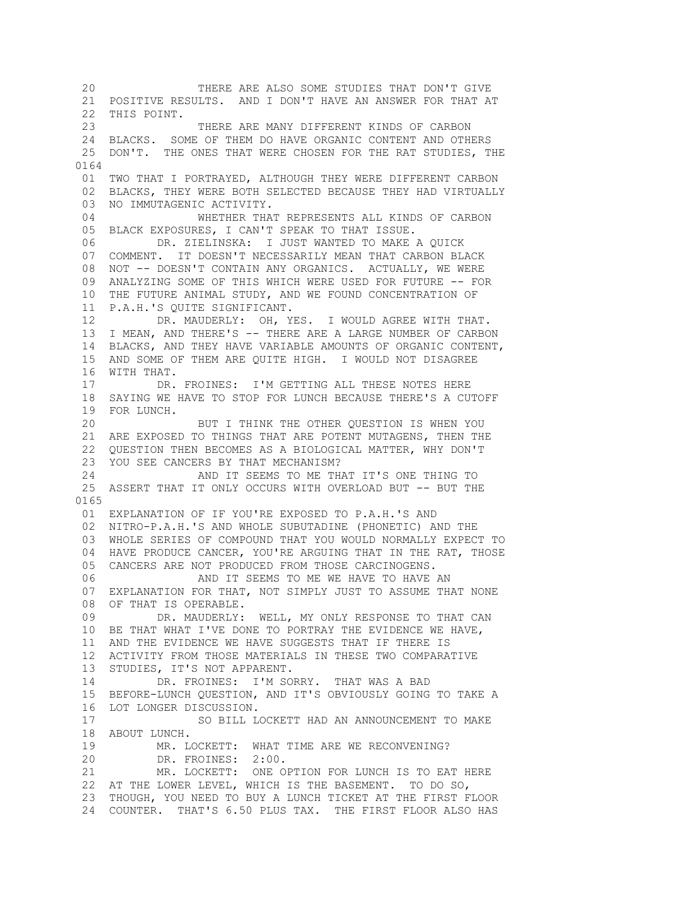20 THERE ARE ALSO SOME STUDIES THAT DON'T GIVE
21 POSITIVE RESULTS. AND I DON'T HAVE AN ANSWER FOR THAT AT
22 THIS POINT.
23 THERE ARE MANY DIFFERENT KINDS OF CARBON
24 BLACKS. SOME OF THEM DO HAVE ORGANIC CONTENT AND OTHERS
25 DON'T. THE ONES THAT WERE CHOSEN FOR THE RAT STUDIES, THE
0164
01 TWO THAT I PORTRAYED, ALTHOUGH THEY WERE DIFFERENT CARBON
02 BLACKS, THEY WERE BOTH SELECTED BECAUSE THEY HAD VIRTUALLY
03 NO IMMUTAGENIC ACTIVITY.
04 WHETHER THAT REPRESENTS ALL KINDS OF CARBON
05 BLACK EXPOSURES, I CAN'T SPEAK TO THAT ISSUE.
06 DR. ZIELINSKA: I JUST WANTED TO MAKE A QUICK
07 COMMENT. IT DOESN'T NECESSARILY MEAN THAT CARBON BLACK
08 NOT -- DOESN'T CONTAIN ANY ORGANICS. ACTUALLY, WE WERE
09 ANALYZING SOME OF THIS WHICH WERE USED FOR FUTURE -- FOR
10 THE FUTURE ANIMAL STUDY, AND WE FOUND CONCENTRATION OF
11 P.A.H.'S QUITE SIGNIFICANT.
12 DR. MAUDERLY: OH, YES. I WOULD AGREE WITH THAT.
13 I MEAN, AND THERE'S -- THERE ARE A LARGE NUMBER OF CARBON
14 BLACKS, AND THEY HAVE VARIABLE AMOUNTS OF ORGANIC CONTENT,
15 AND SOME OF THEM ARE QUITE HIGH. I WOULD NOT DISAGREE
16 WITH THAT.
17 DR. FROINES: I'M GETTING ALL THESE NOTES HERE
18 SAYING WE HAVE TO STOP FOR LUNCH BECAUSE THERE'S A CUTOFF
19 FOR LUNCH.
20 BUT I THINK THE OTHER QUESTION IS WHEN YOU
21 ARE EXPOSED TO THINGS THAT ARE POTENT MUTAGENS, THEN THE
22 QUESTION THEN BECOMES AS A BIOLOGICAL MATTER, WHY DON'T
23 YOU SEE CANCERS BY THAT MECHANISM?
24 AND IT SEEMS TO ME THAT IT'S ONE THING TO
25 ASSERT THAT IT ONLY OCCURS WITH OVERLOAD BUT -- BUT THE
0165
01 EXPLANATION OF IF YOU'RE EXPOSED TO P.A.H.'S AND
02 NITRO-P.A.H.'S AND WHOLE SUBUTADINE (PHONETIC) AND THE
03 WHOLE SERIES OF COMPOUND THAT YOU WOULD NORMALLY EXPECT TO
04 HAVE PRODUCE CANCER, YOU'RE ARGUING THAT IN THE RAT, THOSE
05 CANCERS ARE NOT PRODUCED FROM THOSE CARCINOGENS.
06 AND IT SEEMS TO ME WE HAVE TO HAVE AN
07 EXPLANATION FOR THAT, NOT SIMPLY JUST TO ASSUME THAT NONE
08 OF THAT IS OPERABLE.
09 DR. MAUDERLY: WELL, MY ONLY RESPONSE TO THAT CAN
10 BE THAT WHAT I'VE DONE TO PORTRAY THE EVIDENCE WE HAVE,
11 AND THE EVIDENCE WE HAVE SUGGESTS THAT IF THERE IS
12 ACTIVITY FROM THOSE MATERIALS IN THESE TWO COMPARATIVE
13 STUDIES, IT'S NOT APPARENT.
14 DR. FROINES: I'M SORRY. THAT WAS A BAD
15 BEFORE-LUNCH QUESTION, AND IT'S OBVIOUSLY GOING TO TAKE A
16 LOT LONGER DISCUSSION.
17 SO BILL LOCKETT HAD AN ANNOUNCEMENT TO MAKE
18 ABOUT LUNCH.
19 MR. LOCKETT: WHAT TIME ARE WE RECONVENING?
20 DR. FROINES: 2:00.
21 MR. LOCKETT: ONE OPTION FOR LUNCH IS TO EAT HERE
22 AT THE LOWER LEVEL, WHICH IS THE BASEMENT. TO DO SO,
23 THOUGH, YOU NEED TO BUY A LUNCH TICKET AT THE FIRST FLOOR
24 COUNTER. THAT'S 6.50 PLUS TAX. THE FIRST FLOOR ALSO HAS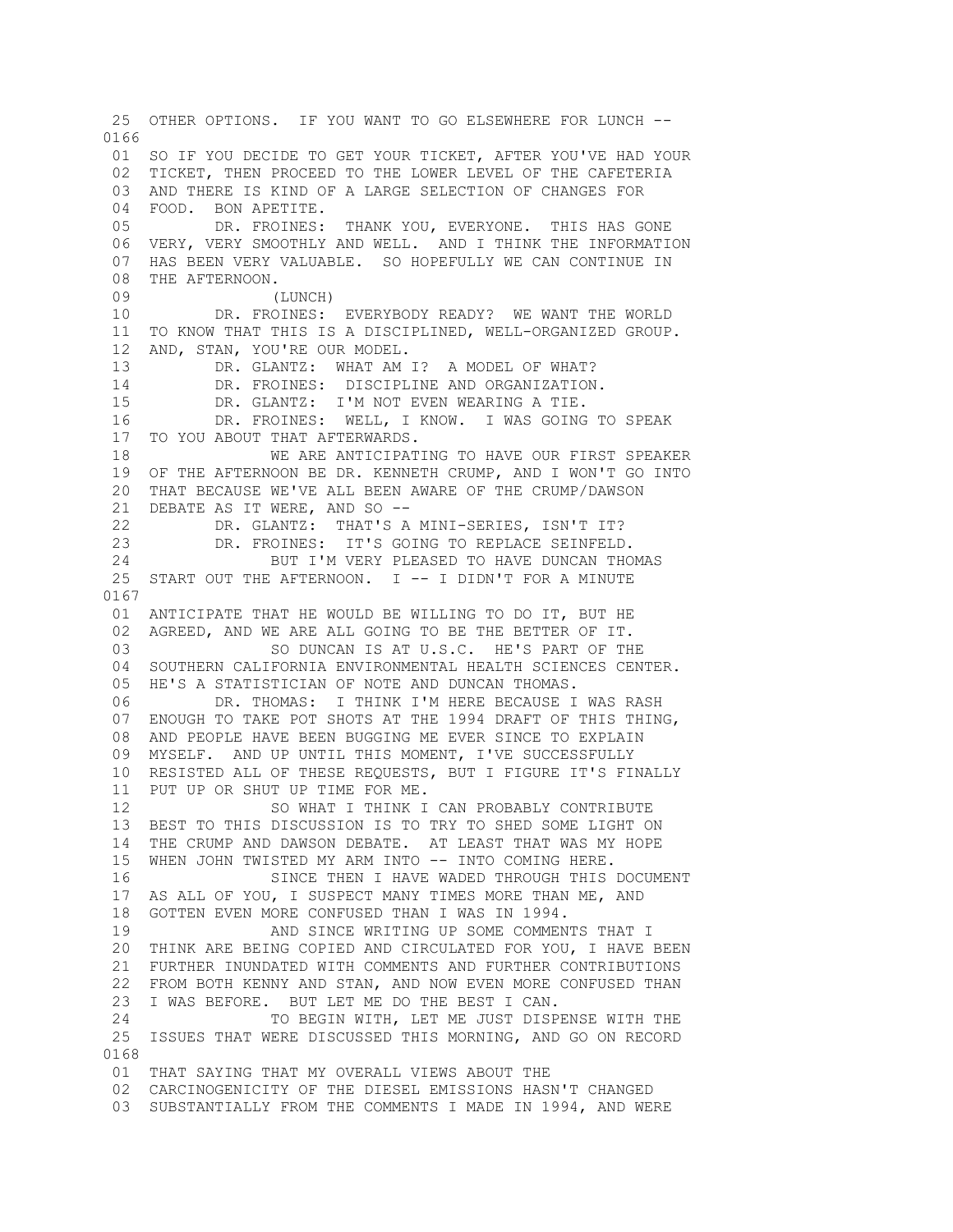25 OTHER OPTIONS. IF YOU WANT TO GO ELSEWHERE FOR LUNCH --

0166

01 SO IF YOU DECIDE TO GET YOUR TICKET, AFTER YOU'VE HAD YOUR
02 TICKET, THEN PROCEED TO THE LOWER LEVEL OF THE CAFETERIA
03 AND THERE IS KIND OF A LARGE SELECTION OF CHANGES FOR
04 FOOD. BON APETITE.
05 DR. FROINES: THANK YOU, EVERYONE. THIS HAS GONE
06 VERY, VERY SMOOTHLY AND WELL. AND I THINK THE INFORMATION
07 HAS BEEN VERY VALUABLE. SO HOPEFULLY WE CAN CONTINUE IN
08 THE AFTERNOON.
09 (LUNCH)
10 DR. FROINES: EVERYBODY READY? WE WANT THE WORLD
11 TO KNOW THAT THIS IS A DISCIPLINED, WELL-ORGANIZED GROUP.
12 AND, STAN, YOU'RE OUR MODEL.
13 DR. GLANTZ: WHAT AM I? A MODEL OF WHAT?
14 DR. FROINES: DISCIPLINE AND ORGANIZATION.
15 DR. GLANTZ: I'M NOT EVEN WEARING A TIE.
16 DR. FROINES: WELL, I KNOW. I WAS GOING TO SPEAK
17 TO YOU ABOUT THAT AFTERWARDS.
18 WE ARE ANTICIPATING TO HAVE OUR FIRST SPEAKER
19 OF THE AFTERNOON BE DR. KENNETH CRUMP, AND I WON'T GO INTO
20 THAT BECAUSE WE'VE ALL BEEN AWARE OF THE CRUMP/DAWSON
21 DEBATE AS IT WERE, AND SO --
22 DR. GLANTZ: THAT'S A MINI-SERIES, ISN'T IT?
23 DR. FROINES: IT'S GOING TO REPLACE SEINFELD.
24 BUT I'M VERY PLEASED TO HAVE DUNCAN THOMAS
25 START OUT THE AFTERNOON. I -- I DIDN'T FOR A MINUTE

0167

01 ANTICIPATE THAT HE WOULD BE WILLING TO DO IT, BUT HE
02 AGREED, AND WE ARE ALL GOING TO BE THE BETTER OF IT.
03 SO DUNCAN IS AT U.S.C. HE'S PART OF THE
04 SOUTHERN CALIFORNIA ENVIRONMENTAL HEALTH SCIENCES CENTER.
05 HE'S A STATISTICIAN OF NOTE AND DUNCAN THOMAS.
06 DR. THOMAS: I THINK I'M HERE BECAUSE I WAS RASH
07 ENOUGH TO TAKE POT SHOTS AT THE 1994 DRAFT OF THIS THING,
08 AND PEOPLE HAVE BEEN BUGGING ME EVER SINCE TO EXPLAIN
09 MYSELF. AND UP UNTIL THIS MOMENT, I'VE SUCCESSFULLY
10 RESISTED ALL OF THESE REQUESTS, BUT I FIGURE IT'S FINALLY
11 PUT UP OR SHUT UP TIME FOR ME.
12 SO WHAT I THINK I CAN PROBABLY CONTRIBUTE
13 BEST TO THIS DISCUSSION IS TO TRY TO SHED SOME LIGHT ON
14 THE CRUMP AND DAWSON DEBATE. AT LEAST THAT WAS MY HOPE
15 WHEN JOHN TWISTED MY ARM INTO -- INTO COMING HERE.
16 SINCE THEN I HAVE WADED THROUGH THIS DOCUMENT
17 AS ALL OF YOU, I SUSPECT MANY TIMES MORE THAN ME, AND
18 GOTTEN EVEN MORE CONFUSED THAN I WAS IN 1994.
19 AND SINCE WRITING UP SOME COMMENTS THAT I
20 THINK ARE BEING COPIED AND CIRCULATED FOR YOU, I HAVE BEEN
21 FURTHER INUNDATED WITH COMMENTS AND FURTHER CONTRIBUTIONS
22 FROM BOTH KENNY AND STAN, AND NOW EVEN MORE CONFUSED THAN
23 I WAS BEFORE. BUT LET ME DO THE BEST I CAN.
24 TO BEGIN WITH, LET ME JUST DISPENSE WITH THE
25 ISSUES THAT WERE DISCUSSED THIS MORNING, AND GO ON RECORD

0168

01 THAT SAYING THAT MY OVERALL VIEWS ABOUT THE
02 CARCINOGENICITY OF THE DIESEL EMISSIONS HASN'T CHANGED
03 SUBSTANTIALLY FROM THE COMMENTS I MADE IN 1994, AND WERE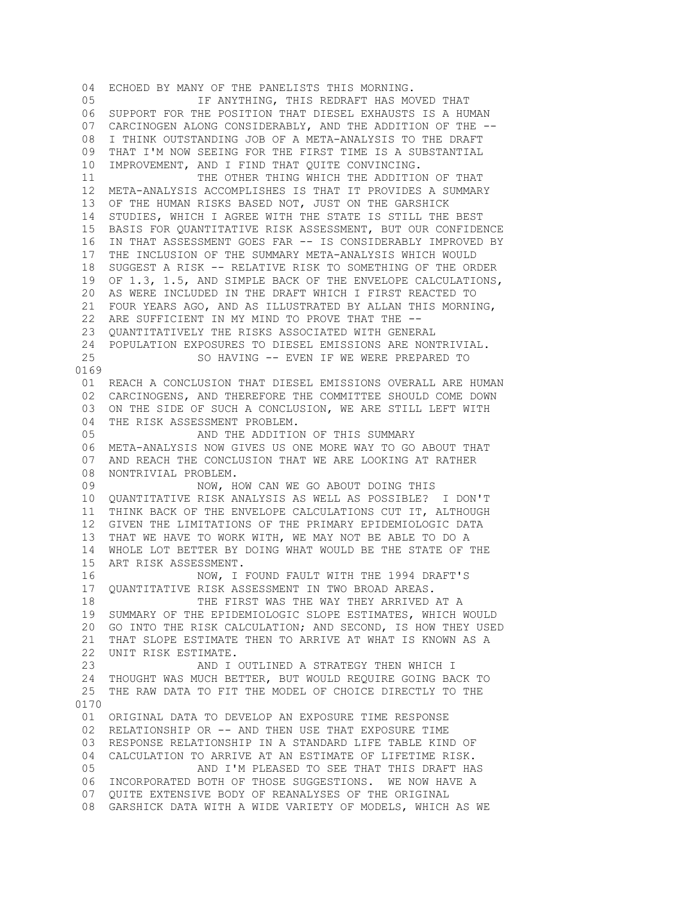04 ECHOED BY MANY OF THE PANELISTS THIS MORNING.
05 IF ANYTHING, THIS REDRAFT HAS MOVED THAT
06 SUPPORT FOR THE POSITION THAT DIESEL EXHAUSTS IS A HUMAN
07 CARCINOGEN ALONG CONSIDERABLY, AND THE ADDITION OF THE --
08 I THINK OUTSTANDING JOB OF A META-ANALYSIS TO THE DRAFT
09 THAT I'M NOW SEEING FOR THE FIRST TIME IS A SUBSTANTIAL
10 IMPROVEMENT, AND I FIND THAT QUITE CONVINCING.
11 THE OTHER THING WHICH THE ADDITION OF THAT
12 META-ANALYSIS ACCOMPLISHES IS THAT IT PROVIDES A SUMMARY
13 OF THE HUMAN RISKS BASED NOT, JUST ON THE GARSHICK
14 STUDIES, WHICH I AGREE WITH THE STATE IS STILL THE BEST
15 BASIS FOR QUANTITATIVE RISK ASSESSMENT, BUT OUR CONFIDENCE
16 IN THAT ASSESSMENT GOES FAR -- IS CONSIDERABLY IMPROVED BY
17 THE INCLUSION OF THE SUMMARY META-ANALYSIS WHICH WOULD
18 SUGGEST A RISK -- RELATIVE RISK TO SOMETHING OF THE ORDER
19 OF 1.3, 1.5, AND SIMPLE BACK OF THE ENVELOPE CALCULATIONS,
20 AS WERE INCLUDED IN THE DRAFT WHICH I FIRST REACTED TO
21 FOUR YEARS AGO, AND AS ILLUSTRATED BY ALLAN THIS MORNING,
22 ARE SUFFICIENT IN MY MIND TO PROVE THAT THE --
23 QUANTITATIVELY THE RISKS ASSOCIATED WITH GENERAL
24 POPULATION EXPOSURES TO DIESEL EMISSIONS ARE NONTRIVIAL.
25 SO HAVING -- EVEN IF WE WERE PREPARED TO

0169

01 REACH A CONCLUSION THAT DIESEL EMISSIONS OVERALL ARE HUMAN
02 CARCINOGENS, AND THEREFORE THE COMMITTEE SHOULD COME DOWN
03 ON THE SIDE OF SUCH A CONCLUSION, WE ARE STILL LEFT WITH
04 THE RISK ASSESSMENT PROBLEM.
05 AND THE ADDITION OF THIS SUMMARY
06 META-ANALYSIS NOW GIVES US ONE MORE WAY TO GO ABOUT THAT
07 AND REACH THE CONCLUSION THAT WE ARE LOOKING AT RATHER
08 NONTRIVIAL PROBLEM.
09 NOW, HOW CAN WE GO ABOUT DOING THIS
10 QUANTITATIVE RISK ANALYSIS AS WELL AS POSSIBLE? I DON'T
11 THINK BACK OF THE ENVELOPE CALCULATIONS CUT IT, ALTHOUGH
12 GIVEN THE LIMITATIONS OF THE PRIMARY EPIDEMIOLOGIC DATA
13 THAT WE HAVE TO WORK WITH, WE MAY NOT BE ABLE TO DO A
14 WHOLE LOT BETTER BY DOING WHAT WOULD BE THE STATE OF THE
15 ART RISK ASSESSMENT.
16 NOW, I FOUND FAULT WITH THE 1994 DRAFT'S
17 QUANTITATIVE RISK ASSESSMENT IN TWO BROAD AREAS.
18 THE FIRST WAS THE WAY THEY ARRIVED AT A
19 SUMMARY OF THE EPIDEMIOLOGIC SLOPE ESTIMATES, WHICH WOULD
20 GO INTO THE RISK CALCULATION; AND SECOND, IS HOW THEY USED
21 THAT SLOPE ESTIMATE THEN TO ARRIVE AT WHAT IS KNOWN AS A
22 UNIT RISK ESTIMATE.
23 AND I OUTLINED A STRATEGY THEN WHICH I
24 THOUGHT WAS MUCH BETTER, BUT WOULD REQUIRE GOING BACK TO
25 THE RAW DATA TO FIT THE MODEL OF CHOICE DIRECTLY TO THE

0170

01 ORIGINAL DATA TO DEVELOP AN EXPOSURE TIME RESPONSE
02 RELATIONSHIP OR -- AND THEN USE THAT EXPOSURE TIME
03 RESPONSE RELATIONSHIP IN A STANDARD LIFE TABLE KIND OF
04 CALCULATION TO ARRIVE AT AN ESTIMATE OF LIFETIME RISK.
05 AND I'M PLEASED TO SEE THAT THIS DRAFT HAS
06 INCORPORATED BOTH OF THOSE SUGGESTIONS. WE NOW HAVE A
07 QUITE EXTENSIVE BODY OF REANALYSES OF THE ORIGINAL
08 GARSHICK DATA WITH A WIDE VARIETY OF MODELS, WHICH AS WE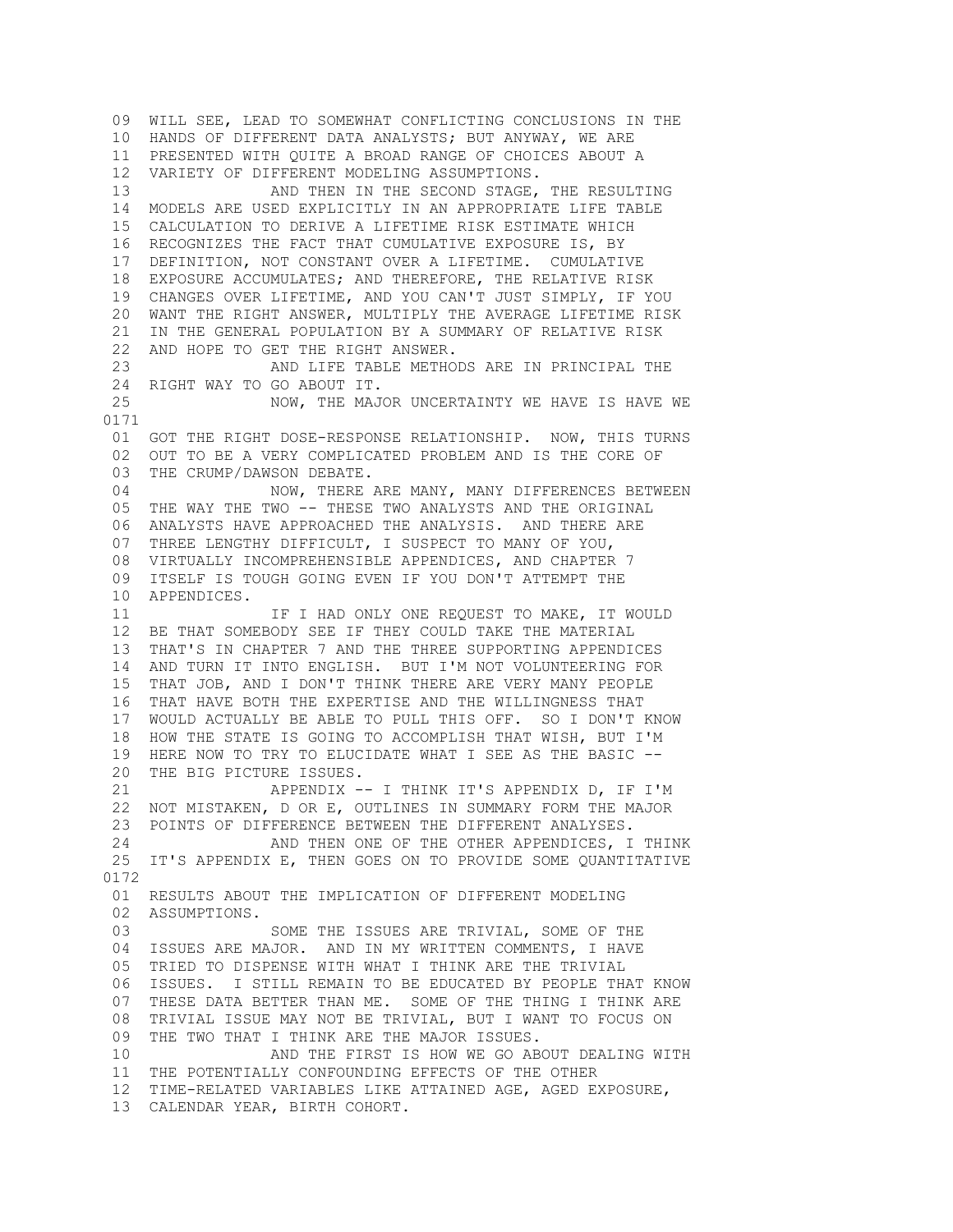09 WILL SEE, LEAD TO SOMEWHAT CONFLICTING CONCLUSIONS IN THE
10 HANDS OF DIFFERENT DATA ANALYSTS; BUT ANYWAY, WE ARE
11 PRESENTED WITH QUITE A BROAD RANGE OF CHOICES ABOUT A
12 VARIETY OF DIFFERENT MODELING ASSUMPTIONS.
13 AND THEN IN THE SECOND STAGE, THE RESULTING
14 MODELS ARE USED EXPLICITLY IN AN APPROPRIATE LIFE TABLE
15 CALCULATION TO DERIVE A LIFETIME RISK ESTIMATE WHICH
16 RECOGNIZES THE FACT THAT CUMULATIVE EXPOSURE IS, BY
17 DEFINITION, NOT CONSTANT OVER A LIFETIME. CUMULATIVE
18 EXPOSURE ACCUMULATES; AND THEREFORE, THE RELATIVE RISK
19 CHANGES OVER LIFETIME, AND YOU CAN'T JUST SIMPLY, IF YOU
20 WANT THE RIGHT ANSWER, MULTIPLY THE AVERAGE LIFETIME RISK
21 IN THE GENERAL POPULATION BY A SUMMARY OF RELATIVE RISK
22 AND HOPE TO GET THE RIGHT ANSWER.
23 AND LIFE TABLE METHODS ARE IN PRINCIPAL THE
24 RIGHT WAY TO GO ABOUT IT.
25 NOW, THE MAJOR UNCERTAINTY WE HAVE IS HAVE WE
0171
01 GOT THE RIGHT DOSE-RESPONSE RELATIONSHIP. NOW, THIS TURNS
02 OUT TO BE A VERY COMPLICATED PROBLEM AND IS THE CORE OF
03 THE CRUMP/DAWSON DEBATE.
04 NOW, THERE ARE MANY, MANY DIFFERENCES BETWEEN
05 THE WAY THE TWO -- THESE TWO ANALYSTS AND THE ORIGINAL
06 ANALYSTS HAVE APPROACHED THE ANALYSIS. AND THERE ARE
07 THREE LENGTHY DIFFICULT, I SUSPECT TO MANY OF YOU,
08 VIRTUALLY INCOMPREHENSIBLE APPENDICES, AND CHAPTER 7
09 ITSELF IS TOUGH GOING EVEN IF YOU DON'T ATTEMPT THE
10 APPENDICES.
11 IF I HAD ONLY ONE REQUEST TO MAKE, IT WOULD
12 BE THAT SOMEBODY SEE IF THEY COULD TAKE THE MATERIAL
13 THAT'S IN CHAPTER 7 AND THE THREE SUPPORTING APPENDICES
14 AND TURN IT INTO ENGLISH. BUT I'M NOT VOLUNTEERING FOR
15 THAT JOB, AND I DON'T THINK THERE ARE VERY MANY PEOPLE
16 THAT HAVE BOTH THE EXPERTISE AND THE WILLINGNESS THAT
17 WOULD ACTUALLY BE ABLE TO PULL THIS OFF. SO I DON'T KNOW
18 HOW THE STATE IS GOING TO ACCOMPLISH THAT WISH, BUT I'M
19 HERE NOW TO TRY TO ELUCIDATE WHAT I SEE AS THE BASIC --
20 THE BIG PICTURE ISSUES.
21 APPENDIX -- I THINK IT'S APPENDIX D, IF I'M
22 NOT MISTAKEN, D OR E, OUTLINES IN SUMMARY FORM THE MAJOR
23 POINTS OF DIFFERENCE BETWEEN THE DIFFERENT ANALYSES.
24 AND THEN ONE OF THE OTHER APPENDICES, I THINK
25 IT'S APPENDIX E, THEN GOES ON TO PROVIDE SOME QUANTITATIVE
0172
01 RESULTS ABOUT THE IMPLICATION OF DIFFERENT MODELING
02 ASSUMPTIONS.
03 SOME THE ISSUES ARE TRIVIAL, SOME OF THE
04 ISSUES ARE MAJOR. AND IN MY WRITTEN COMMENTS, I HAVE
05 TRIED TO DISPENSE WITH WHAT I THINK ARE THE TRIVIAL
06 ISSUES. I STILL REMAIN TO BE EDUCATED BY PEOPLE THAT KNOW
07 THESE DATA BETTER THAN ME. SOME OF THE THING I THINK ARE
08 TRIVIAL ISSUE MAY NOT BE TRIVIAL, BUT I WANT TO FOCUS ON
09 THE TWO THAT I THINK ARE THE MAJOR ISSUES.
10 AND THE FIRST IS HOW WE GO ABOUT DEALING WITH
11 THE POTENTIALLY CONFOUNDING EFFECTS OF THE OTHER
12 TIME-RELATED VARIABLES LIKE ATTAINED AGE, AGED EXPOSURE,
13 CALENDAR YEAR, BIRTH COHORT.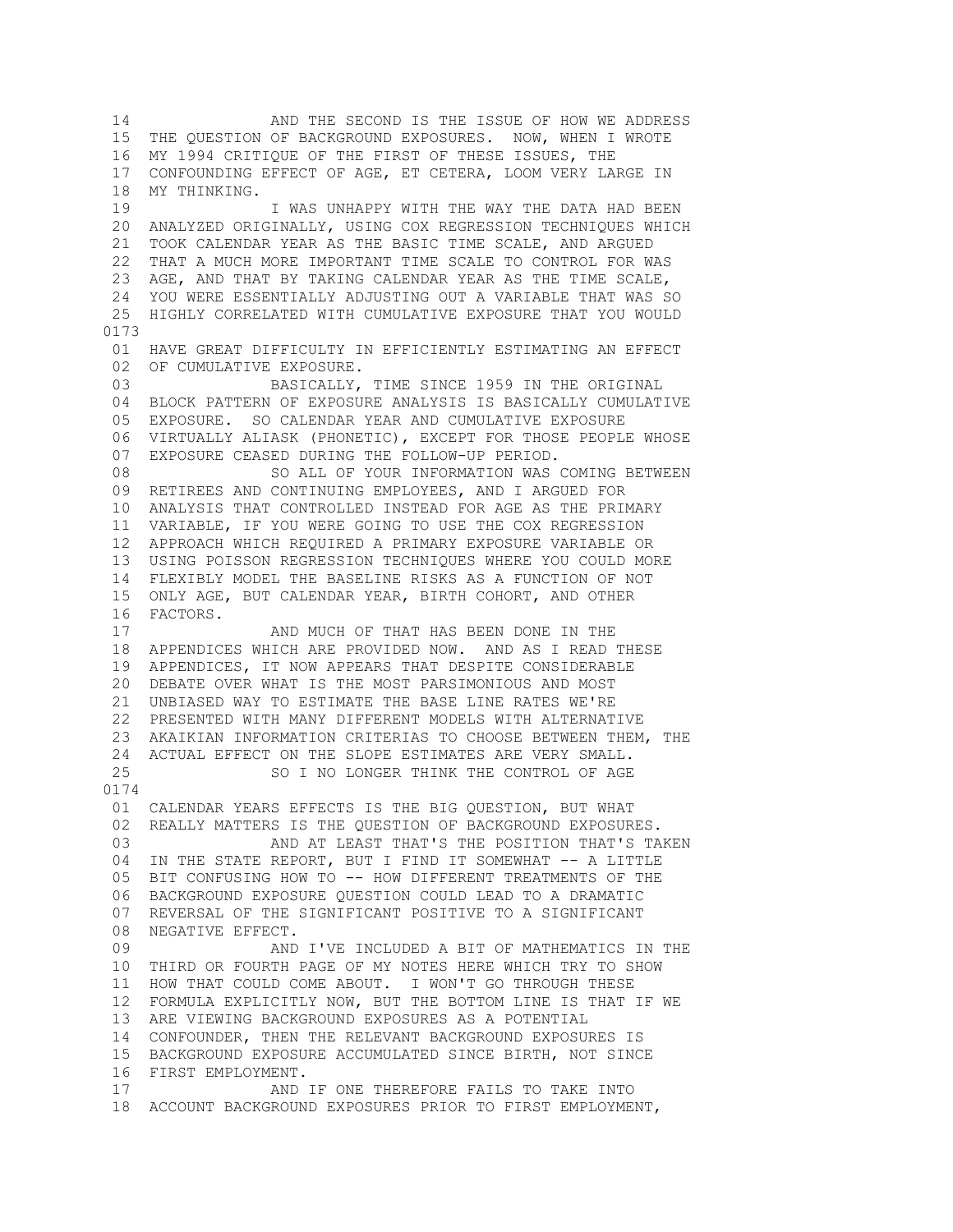14 AND THE SECOND IS THE ISSUE OF HOW WE ADDRESS
15 THE QUESTION OF BACKGROUND EXPOSURES. NOW, WHEN I WROTE
16 MY 1994 CRITIQUE OF THE FIRST OF THESE ISSUES, THE
17 CONFOUNDING EFFECT OF AGE, ET CETERA, LOOM VERY LARGE IN
18 MY THINKING.
19 I WAS UNHAPPY WITH THE WAY THE DATA HAD BEEN
20 ANALYZED ORIGINALLY, USING COX REGRESSION TECHNIQUES WHICH
21 TOOK CALENDAR YEAR AS THE BASIC TIME SCALE, AND ARGUED
22 THAT A MUCH MORE IMPORTANT TIME SCALE TO CONTROL FOR WAS
23 AGE, AND THAT BY TAKING CALENDAR YEAR AS THE TIME SCALE,
24 YOU WERE ESSENTIALLY ADJUSTING OUT A VARIABLE THAT WAS SO
25 HIGHLY CORRELATED WITH CUMULATIVE EXPOSURE THAT YOU WOULD

0173

01 HAVE GREAT DIFFICULTY IN EFFICIENTLY ESTIMATING AN EFFECT
02 OF CUMULATIVE EXPOSURE.
03 BASICALLY, TIME SINCE 1959 IN THE ORIGINAL
04 BLOCK PATTERN OF EXPOSURE ANALYSIS IS BASICALLY CUMULATIVE
05 EXPOSURE. SO CALENDAR YEAR AND CUMULATIVE EXPOSURE
06 VIRTUALLY ALIASK (PHONETIC), EXCEPT FOR THOSE PEOPLE WHOSE
07 EXPOSURE CEASED DURING THE FOLLOW-UP PERIOD.
08 SO ALL OF YOUR INFORMATION WAS COMING BETWEEN
09 RETIREES AND CONTINUING EMPLOYEES, AND I ARGUED FOR
10 ANALYSIS THAT CONTROLLED INSTEAD FOR AGE AS THE PRIMARY
11 VARIABLE, IF YOU WERE GOING TO USE THE COX REGRESSION
12 APPROACH WHICH REQUIRED A PRIMARY EXPOSURE VARIABLE OR
13 USING POISSON REGRESSION TECHNIQUES WHERE YOU COULD MORE
14 FLEXIBLY MODEL THE BASELINE RISKS AS A FUNCTION OF NOT
15 ONLY AGE, BUT CALENDAR YEAR, BIRTH COHORT, AND OTHER
16 FACTORS.
17 AND MUCH OF THAT HAS BEEN DONE IN THE
18 APPENDICES WHICH ARE PROVIDED NOW. AND AS I READ THESE
19 APPENDICES, IT NOW APPEARS THAT DESPITE CONSIDERABLE
20 DEBATE OVER WHAT IS THE MOST PARSIMONIOUS AND MOST
21 UNBIASED WAY TO ESTIMATE THE BASE LINE RATES WE'RE
22 PRESENTED WITH MANY DIFFERENT MODELS WITH ALTERNATIVE
23 AKAIKIAN INFORMATION CRITERIAS TO CHOOSE BETWEEN THEM, THE
24 ACTUAL EFFECT ON THE SLOPE ESTIMATES ARE VERY SMALL.
25 SO I NO LONGER THINK THE CONTROL OF AGE

0174

01 CALENDAR YEARS EFFECTS IS THE BIG QUESTION, BUT WHAT
02 REALLY MATTERS IS THE QUESTION OF BACKGROUND EXPOSURES.
03 AND AT LEAST THAT'S THE POSITION THAT'S TAKEN
04 IN THE STATE REPORT, BUT I FIND IT SOMEWHAT -- A LITTLE
05 BIT CONFUSING HOW TO -- HOW DIFFERENT TREATMENTS OF THE
06 BACKGROUND EXPOSURE QUESTION COULD LEAD TO A DRAMATIC
07 REVERSAL OF THE SIGNIFICANT POSITIVE TO A SIGNIFICANT
08 NEGATIVE EFFECT.
09 AND I'VE INCLUDED A BIT OF MATHEMATICS IN THE
10 THIRD OR FOURTH PAGE OF MY NOTES HERE WHICH TRY TO SHOW
11 HOW THAT COULD COME ABOUT. I WON'T GO THROUGH THESE
12 FORMULA EXPLICITLY NOW, BUT THE BOTTOM LINE IS THAT IF WE
13 ARE VIEWING BACKGROUND EXPOSURES AS A POTENTIAL
14 CONFOUNDER, THEN THE RELEVANT BACKGROUND EXPOSURES IS
15 BACKGROUND EXPOSURE ACCUMULATED SINCE BIRTH, NOT SINCE
16 FIRST EMPLOYMENT.
17 AND IF ONE THEREFORE FAILS TO TAKE INTO
18 ACCOUNT BACKGROUND EXPOSURES PRIOR TO FIRST EMPLOYMENT,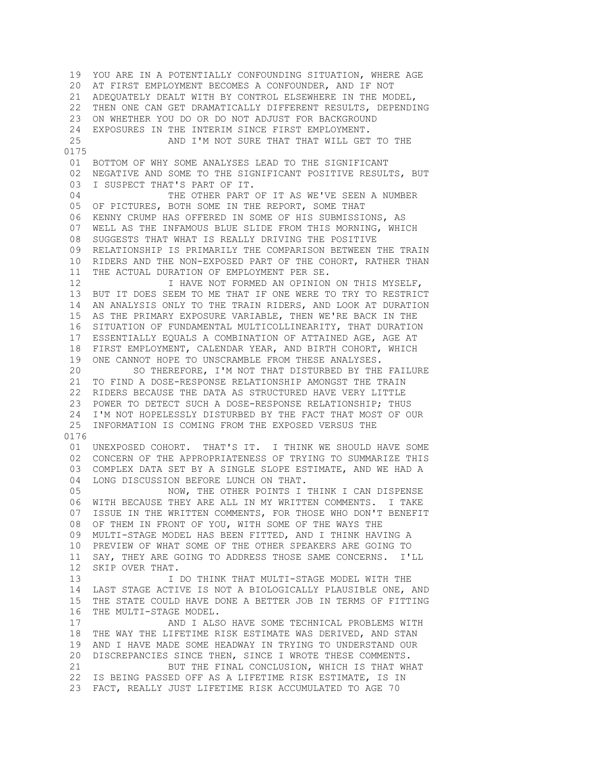19 YOU ARE IN A POTENTIALLY CONFOUNDING SITUATION, WHERE AGE
20 AT FIRST EMPLOYMENT BECOMES A CONFOUNDER, AND IF NOT
21 ADEQUATELY DEALT WITH BY CONTROL ELSEWHERE IN THE MODEL,
22 THEN ONE CAN GET DRAMATICALLY DIFFERENT RESULTS, DEPENDING
23 ON WHETHER YOU DO OR DO NOT ADJUST FOR BACKGROUND
24 EXPOSURES IN THE INTERIM SINCE FIRST EMPLOYMENT.
25 AND I'M NOT SURE THAT THAT WILL GET TO THE

0175

01 BOTTOM OF WHY SOME ANALYSES LEAD TO THE SIGNIFICANT
02 NEGATIVE AND SOME TO THE SIGNIFICANT POSITIVE RESULTS, BUT
03 I SUSPECT THAT'S PART OF IT.
04 THE OTHER PART OF IT AS WE'VE SEEN A NUMBER
05 OF PICTURES, BOTH SOME IN THE REPORT, SOME THAT
06 KENNY CRUMP HAS OFFERED IN SOME OF HIS SUBMISSIONS, AS
07 WELL AS THE INFAMOUS BLUE SLIDE FROM THIS MORNING, WHICH
08 SUGGESTS THAT WHAT IS REALLY DRIVING THE POSITIVE
09 RELATIONSHIP IS PRIMARILY THE COMPARISON BETWEEN THE TRAIN
10 RIDERS AND THE NON-EXPOSED PART OF THE COHORT, RATHER THAN
11 THE ACTUAL DURATION OF EMPLOYMENT PER SE.
12 I HAVE NOT FORMED AN OPINION ON THIS MYSELF,
13 BUT IT DOES SEEM TO ME THAT IF ONE WERE TO TRY TO RESTRICT
14 AN ANALYSIS ONLY TO THE TRAIN RIDERS, AND LOOK AT DURATION
15 AS THE PRIMARY EXPOSURE VARIABLE, THEN WE'RE BACK IN THE
16 SITUATION OF FUNDAMENTAL MULTICOLLINEARITY, THAT DURATION
17 ESSENTIALLY EQUALS A COMBINATION OF ATTAINED AGE, AGE AT
18 FIRST EMPLOYMENT, CALENDAR YEAR, AND BIRTH COHORT, WHICH
19 ONE CANNOT HOPE TO UNSCRAMBLE FROM THESE ANALYSES.
20 SO THEREFORE, I'M NOT THAT DISTURBED BY THE FAILURE
21 TO FIND A DOSE-RESPONSE RELATIONSHIP AMONGST THE TRAIN
22 RIDERS BECAUSE THE DATA AS STRUCTURED HAVE VERY LITTLE
23 POWER TO DETECT SUCH A DOSE-RESPONSE RELATIONSHIP; THUS
24 I'M NOT HOPELESSLY DISTURBED BY THE FACT THAT MOST OF OUR
25 INFORMATION IS COMING FROM THE EXPOSED VERSUS THE

0176

01 UNEXPOSED COHORT. THAT'S IT. I THINK WE SHOULD HAVE SOME
02 CONCERN OF THE APPROPRIATENESS OF TRYING TO SUMMARIZE THIS
03 COMPLEX DATA SET BY A SINGLE SLOPE ESTIMATE, AND WE HAD A
04 LONG DISCUSSION BEFORE LUNCH ON THAT.
05 NOW, THE OTHER POINTS I THINK I CAN DISPENSE
06 WITH BECAUSE THEY ARE ALL IN MY WRITTEN COMMENTS. I TAKE
07 ISSUE IN THE WRITTEN COMMENTS, FOR THOSE WHO DON'T BENEFIT
08 OF THEM IN FRONT OF YOU, WITH SOME OF THE WAYS THE
09 MULTI-STAGE MODEL HAS BEEN FITTED, AND I THINK HAVING A
10 PREVIEW OF WHAT SOME OF THE OTHER SPEAKERS ARE GOING TO
11 SAY, THEY ARE GOING TO ADDRESS THOSE SAME CONCERNS. I'LL
12 SKIP OVER THAT.
13 I DO THINK THAT MULTI-STAGE MODEL WITH THE
14 LAST STAGE ACTIVE IS NOT A BIOLOGICALLY PLAUSIBLE ONE, AND
15 THE STATE COULD HAVE DONE A BETTER JOB IN TERMS OF FITTING
16 THE MULTI-STAGE MODEL.
17 AND I ALSO HAVE SOME TECHNICAL PROBLEMS WITH
18 THE WAY THE LIFETIME RISK ESTIMATE WAS DERIVED, AND STAN
19 AND I HAVE MADE SOME HEADWAY IN TRYING TO UNDERSTAND OUR
20 DISCREPANCIES SINCE THEN, SINCE I WROTE THESE COMMENTS.
21 BUT THE FINAL CONCLUSION, WHICH IS THAT WHAT
22 IS BEING PASSED OFF AS A LIFETIME RISK ESTIMATE, IS IN
23 FACT, REALLY JUST LIFETIME RISK ACCUMULATED TO AGE 70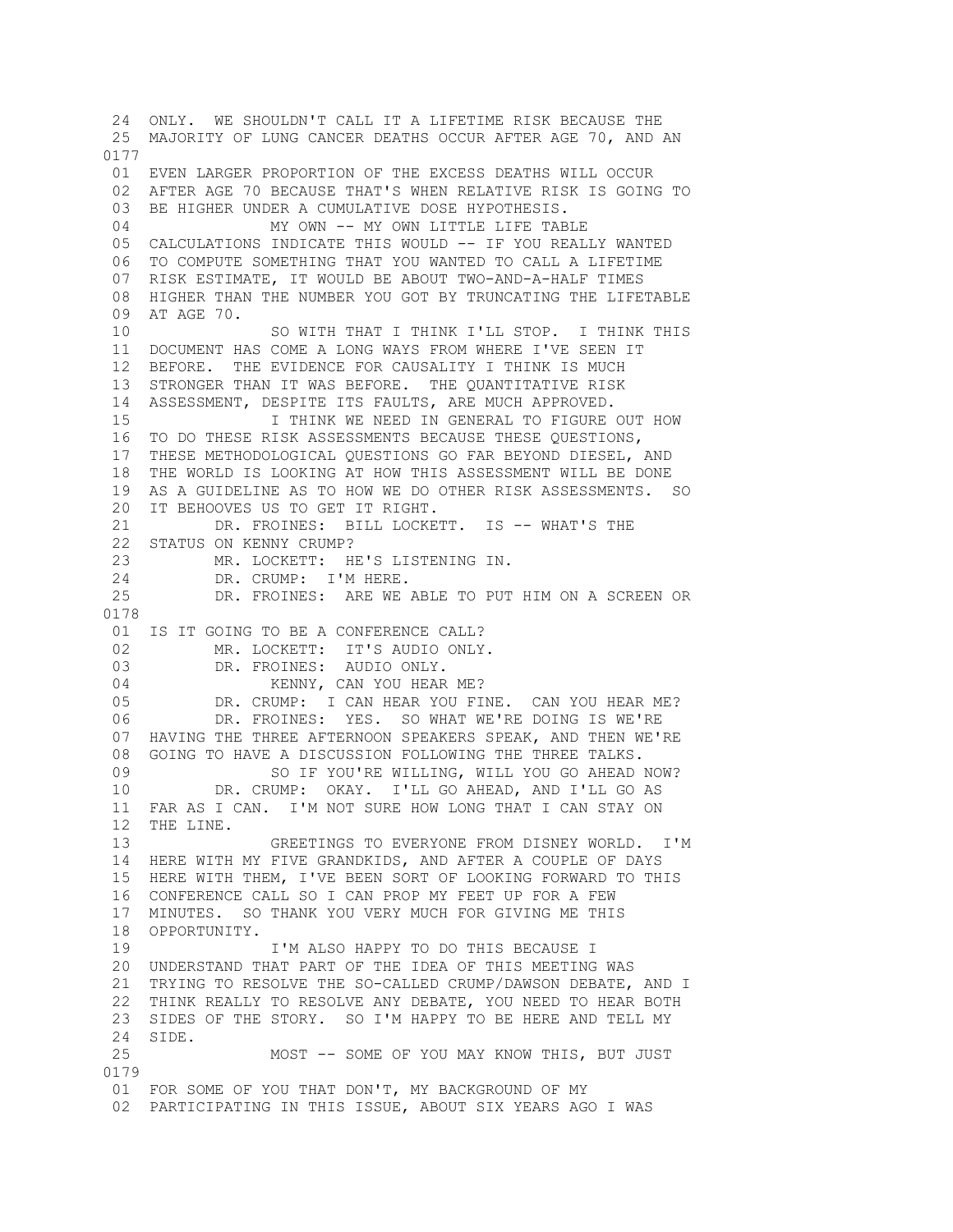```
 24  ONLY.  WE SHOULDN'T CALL IT A LIFETIME RISK BECAUSE THE
 25  MAJORITY OF LUNG CANCER DEATHS OCCUR AFTER AGE 70, AND AN
0177
 01  EVEN LARGER PROPORTION OF THE EXCESS DEATHS WILL OCCUR
 02  AFTER AGE 70 BECAUSE THAT'S WHEN RELATIVE RISK IS GOING TO
 03  BE HIGHER UNDER A CUMULATIVE DOSE HYPOTHESIS.
 04              MY OWN -- MY OWN LITTLE LIFE TABLE
 05  CALCULATIONS INDICATE THIS WOULD -- IF YOU REALLY WANTED
 06  TO COMPUTE SOMETHING THAT YOU WANTED TO CALL A LIFETIME
 07  RISK ESTIMATE, IT WOULD BE ABOUT TWO-AND-A-HALF TIMES
 08  HIGHER THAN THE NUMBER YOU GOT BY TRUNCATING THE LIFETABLE
 09  AT AGE 70.
 10              SO WITH THAT I THINK I'LL STOP.  I THINK THIS
 11  DOCUMENT HAS COME A LONG WAYS FROM WHERE I'VE SEEN IT
 12  BEFORE.  THE EVIDENCE FOR CAUSALITY I THINK IS MUCH
 13  STRONGER THAN IT WAS BEFORE.  THE QUANTITATIVE RISK
 14  ASSESSMENT, DESPITE ITS FAULTS, ARE MUCH APPROVED.
 15              I THINK WE NEED IN GENERAL TO FIGURE OUT HOW
 16  TO DO THESE RISK ASSESSMENTS BECAUSE THESE QUESTIONS,
 17  THESE METHODOLOGICAL QUESTIONS GO FAR BEYOND DIESEL, AND
 18  THE WORLD IS LOOKING AT HOW THIS ASSESSMENT WILL BE DONE
 19  AS A GUIDELINE AS TO HOW WE DO OTHER RISK ASSESSMENTS.  SO
 20  IT BEHOOVES US TO GET IT RIGHT.
 21        DR. FROINES:  BILL LOCKETT.  IS -- WHAT'S THE
 22  STATUS ON KENNY CRUMP?
 23        MR. LOCKETT:  HE'S LISTENING IN.
 24        DR. CRUMP:  I'M HERE.
 25        DR. FROINES:  ARE WE ABLE TO PUT HIM ON A SCREEN OR
0178
 01  IS IT GOING TO BE A CONFERENCE CALL?
 02        MR. LOCKETT:  IT'S AUDIO ONLY.
 03        DR. FROINES:  AUDIO ONLY.
 04              KENNY, CAN YOU HEAR ME?
 05        DR. CRUMP:  I CAN HEAR YOU FINE.  CAN YOU HEAR ME?
 06        DR. FROINES:  YES.  SO WHAT WE'RE DOING IS WE'RE
 07  HAVING THE THREE AFTERNOON SPEAKERS SPEAK, AND THEN WE'RE
 08  GOING TO HAVE A DISCUSSION FOLLOWING THE THREE TALKS.
 09              SO IF YOU'RE WILLING, WILL YOU GO AHEAD NOW?
 10        DR. CRUMP:  OKAY.  I'LL GO AHEAD, AND I'LL GO AS
 11  FAR AS I CAN.  I'M NOT SURE HOW LONG THAT I CAN STAY ON
 12  THE LINE.
 13              GREETINGS TO EVERYONE FROM DISNEY WORLD.  I'M
 14  HERE WITH MY FIVE GRANDKIDS, AND AFTER A COUPLE OF DAYS
 15  HERE WITH THEM, I'VE BEEN SORT OF LOOKING FORWARD TO THIS
 16  CONFERENCE CALL SO I CAN PROP MY FEET UP FOR A FEW
 17  MINUTES.  SO THANK YOU VERY MUCH FOR GIVING ME THIS
 18  OPPORTUNITY.
 19              I'M ALSO HAPPY TO DO THIS BECAUSE I
 20  UNDERSTAND THAT PART OF THE IDEA OF THIS MEETING WAS
 21  TRYING TO RESOLVE THE SO-CALLED CRUMP/DAWSON DEBATE, AND I
 22  THINK REALLY TO RESOLVE ANY DEBATE, YOU NEED TO HEAR BOTH
 23  SIDES OF THE STORY.  SO I'M HAPPY TO BE HERE AND TELL MY
 24  SIDE.
 25              MOST -- SOME OF YOU MAY KNOW THIS, BUT JUST
0179
 01  FOR SOME OF YOU THAT DON'T, MY BACKGROUND OF MY
 02  PARTICIPATING IN THIS ISSUE, ABOUT SIX YEARS AGO I WAS
```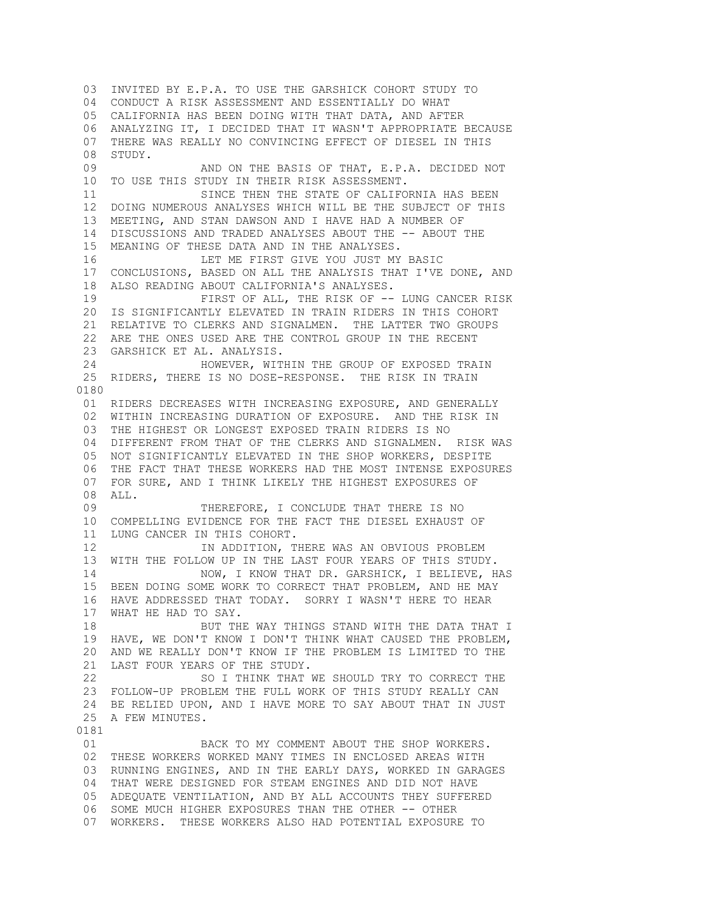03 INVITED BY E.P.A. TO USE THE GARSHICK COHORT STUDY TO
04 CONDUCT A RISK ASSESSMENT AND ESSENTIALLY DO WHAT
05 CALIFORNIA HAS BEEN DOING WITH THAT DATA, AND AFTER
06 ANALYZING IT, I DECIDED THAT IT WASN'T APPROPRIATE BECAUSE
07 THERE WAS REALLY NO CONVINCING EFFECT OF DIESEL IN THIS
08 STUDY.
09 AND ON THE BASIS OF THAT, E.P.A. DECIDED NOT
10 TO USE THIS STUDY IN THEIR RISK ASSESSMENT.
11 SINCE THEN THE STATE OF CALIFORNIA HAS BEEN
12 DOING NUMEROUS ANALYSES WHICH WILL BE THE SUBJECT OF THIS
13 MEETING, AND STAN DAWSON AND I HAVE HAD A NUMBER OF
14 DISCUSSIONS AND TRADED ANALYSES ABOUT THE -- ABOUT THE
15 MEANING OF THESE DATA AND IN THE ANALYSES.
16 LET ME FIRST GIVE YOU JUST MY BASIC
17 CONCLUSIONS, BASED ON ALL THE ANALYSIS THAT I'VE DONE, AND
18 ALSO READING ABOUT CALIFORNIA'S ANALYSES.
19 FIRST OF ALL, THE RISK OF -- LUNG CANCER RISK
20 IS SIGNIFICANTLY ELEVATED IN TRAIN RIDERS IN THIS COHORT
21 RELATIVE TO CLERKS AND SIGNALMEN. THE LATTER TWO GROUPS
22 ARE THE ONES USED ARE THE CONTROL GROUP IN THE RECENT
23 GARSHICK ET AL. ANALYSIS.
24 HOWEVER, WITHIN THE GROUP OF EXPOSED TRAIN
25 RIDERS, THERE IS NO DOSE-RESPONSE. THE RISK IN TRAIN

0180

01 RIDERS DECREASES WITH INCREASING EXPOSURE, AND GENERALLY
02 WITHIN INCREASING DURATION OF EXPOSURE. AND THE RISK IN
03 THE HIGHEST OR LONGEST EXPOSED TRAIN RIDERS IS NO
04 DIFFERENT FROM THAT OF THE CLERKS AND SIGNALMEN. RISK WAS
05 NOT SIGNIFICANTLY ELEVATED IN THE SHOP WORKERS, DESPITE
06 THE FACT THAT THESE WORKERS HAD THE MOST INTENSE EXPOSURES
07 FOR SURE, AND I THINK LIKELY THE HIGHEST EXPOSURES OF
08 ALL.
09 THEREFORE, I CONCLUDE THAT THERE IS NO
10 COMPELLING EVIDENCE FOR THE FACT THE DIESEL EXHAUST OF
11 LUNG CANCER IN THIS COHORT.
12 IN ADDITION, THERE WAS AN OBVIOUS PROBLEM
13 WITH THE FOLLOW UP IN THE LAST FOUR YEARS OF THIS STUDY.
14 NOW, I KNOW THAT DR. GARSHICK, I BELIEVE, HAS
15 BEEN DOING SOME WORK TO CORRECT THAT PROBLEM, AND HE MAY
16 HAVE ADDRESSED THAT TODAY. SORRY I WASN'T HERE TO HEAR
17 WHAT HE HAD TO SAY.
18 BUT THE WAY THINGS STAND WITH THE DATA THAT I
19 HAVE, WE DON'T KNOW I DON'T THINK WHAT CAUSED THE PROBLEM,
20 AND WE REALLY DON'T KNOW IF THE PROBLEM IS LIMITED TO THE
21 LAST FOUR YEARS OF THE STUDY.
22 SO I THINK THAT WE SHOULD TRY TO CORRECT THE
23 FOLLOW-UP PROBLEM THE FULL WORK OF THIS STUDY REALLY CAN
24 BE RELIED UPON, AND I HAVE MORE TO SAY ABOUT THAT IN JUST
25 A FEW MINUTES.

0181

01 BACK TO MY COMMENT ABOUT THE SHOP WORKERS.
02 THESE WORKERS WORKED MANY TIMES IN ENCLOSED AREAS WITH
03 RUNNING ENGINES, AND IN THE EARLY DAYS, WORKED IN GARAGES
04 THAT WERE DESIGNED FOR STEAM ENGINES AND DID NOT HAVE
05 ADEQUATE VENTILATION, AND BY ALL ACCOUNTS THEY SUFFERED
06 SOME MUCH HIGHER EXPOSURES THAN THE OTHER -- OTHER
07 WORKERS. THESE WORKERS ALSO HAD POTENTIAL EXPOSURE TO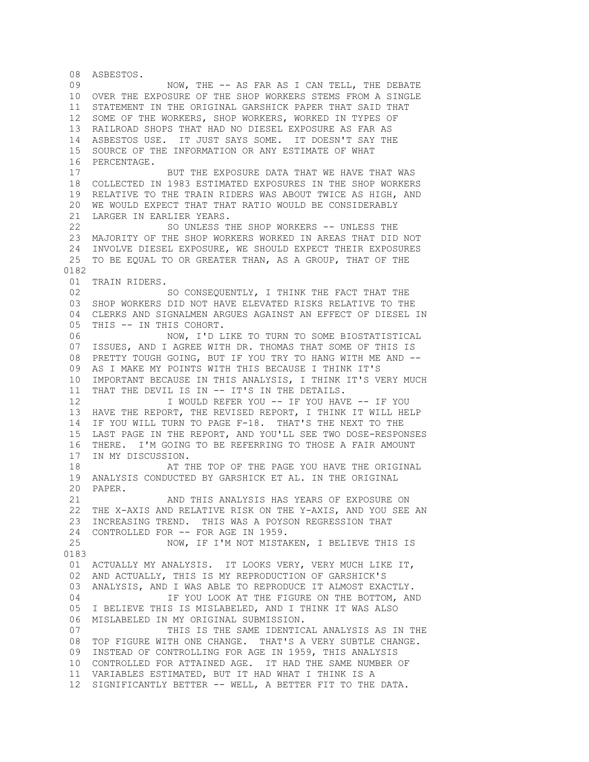08 ASBESTOS.
09 NOW, THE -- AS FAR AS I CAN TELL, THE DEBATE
10 OVER THE EXPOSURE OF THE SHOP WORKERS STEMS FROM A SINGLE
11 STATEMENT IN THE ORIGINAL GARSHICK PAPER THAT SAID THAT
12 SOME OF THE WORKERS, SHOP WORKERS, WORKED IN TYPES OF
13 RAILROAD SHOPS THAT HAD NO DIESEL EXPOSURE AS FAR AS
14 ASBESTOS USE. IT JUST SAYS SOME. IT DOESN'T SAY THE
15 SOURCE OF THE INFORMATION OR ANY ESTIMATE OF WHAT
16 PERCENTAGE.
17 BUT THE EXPOSURE DATA THAT WE HAVE THAT WAS
18 COLLECTED IN 1983 ESTIMATED EXPOSURES IN THE SHOP WORKERS
19 RELATIVE TO THE TRAIN RIDERS WAS ABOUT TWICE AS HIGH, AND
20 WE WOULD EXPECT THAT THAT RATIO WOULD BE CONSIDERABLY
21 LARGER IN EARLIER YEARS.
22 SO UNLESS THE SHOP WORKERS -- UNLESS THE
23 MAJORITY OF THE SHOP WORKERS WORKED IN AREAS THAT DID NOT
24 INVOLVE DIESEL EXPOSURE, WE SHOULD EXPECT THEIR EXPOSURES
25 TO BE EQUAL TO OR GREATER THAN, AS A GROUP, THAT OF THE
0182
01 TRAIN RIDERS.
02 SO CONSEQUENTLY, I THINK THE FACT THAT THE
03 SHOP WORKERS DID NOT HAVE ELEVATED RISKS RELATIVE TO THE
04 CLERKS AND SIGNALMEN ARGUES AGAINST AN EFFECT OF DIESEL IN
05 THIS -- IN THIS COHORT.
06 NOW, I'D LIKE TO TURN TO SOME BIOSTATISTICAL
07 ISSUES, AND I AGREE WITH DR. THOMAS THAT SOME OF THIS IS
08 PRETTY TOUGH GOING, BUT IF YOU TRY TO HANG WITH ME AND --
09 AS I MAKE MY POINTS WITH THIS BECAUSE I THINK IT'S
10 IMPORTANT BECAUSE IN THIS ANALYSIS, I THINK IT'S VERY MUCH
11 THAT THE DEVIL IS IN -- IT'S IN THE DETAILS.
12 I WOULD REFER YOU -- IF YOU HAVE -- IF YOU
13 HAVE THE REPORT, THE REVISED REPORT, I THINK IT WILL HELP
14 IF YOU WILL TURN TO PAGE F-18. THAT'S THE NEXT TO THE
15 LAST PAGE IN THE REPORT, AND YOU'LL SEE TWO DOSE-RESPONSES
16 THERE. I'M GOING TO BE REFERRING TO THOSE A FAIR AMOUNT
17 IN MY DISCUSSION.
18 AT THE TOP OF THE PAGE YOU HAVE THE ORIGINAL
19 ANALYSIS CONDUCTED BY GARSHICK ET AL. IN THE ORIGINAL
20 PAPER.
21 AND THIS ANALYSIS HAS YEARS OF EXPOSURE ON
22 THE X-AXIS AND RELATIVE RISK ON THE Y-AXIS, AND YOU SEE AN
23 INCREASING TREND. THIS WAS A POYSON REGRESSION THAT
24 CONTROLLED FOR -- FOR AGE IN 1959.
25 NOW, IF I'M NOT MISTAKEN, I BELIEVE THIS IS
0183
01 ACTUALLY MY ANALYSIS. IT LOOKS VERY, VERY MUCH LIKE IT,
02 AND ACTUALLY, THIS IS MY REPRODUCTION OF GARSHICK'S
03 ANALYSIS, AND I WAS ABLE TO REPRODUCE IT ALMOST EXACTLY.
04 IF YOU LOOK AT THE FIGURE ON THE BOTTOM, AND
05 I BELIEVE THIS IS MISLABELED, AND I THINK IT WAS ALSO
06 MISLABELED IN MY ORIGINAL SUBMISSION.
07 THIS IS THE SAME IDENTICAL ANALYSIS AS IN THE
08 TOP FIGURE WITH ONE CHANGE. THAT'S A VERY SUBTLE CHANGE.
09 INSTEAD OF CONTROLLING FOR AGE IN 1959, THIS ANALYSIS
10 CONTROLLED FOR ATTAINED AGE. IT HAD THE SAME NUMBER OF
11 VARIABLES ESTIMATED, BUT IT HAD WHAT I THINK IS A
12 SIGNIFICANTLY BETTER -- WELL, A BETTER FIT TO THE DATA.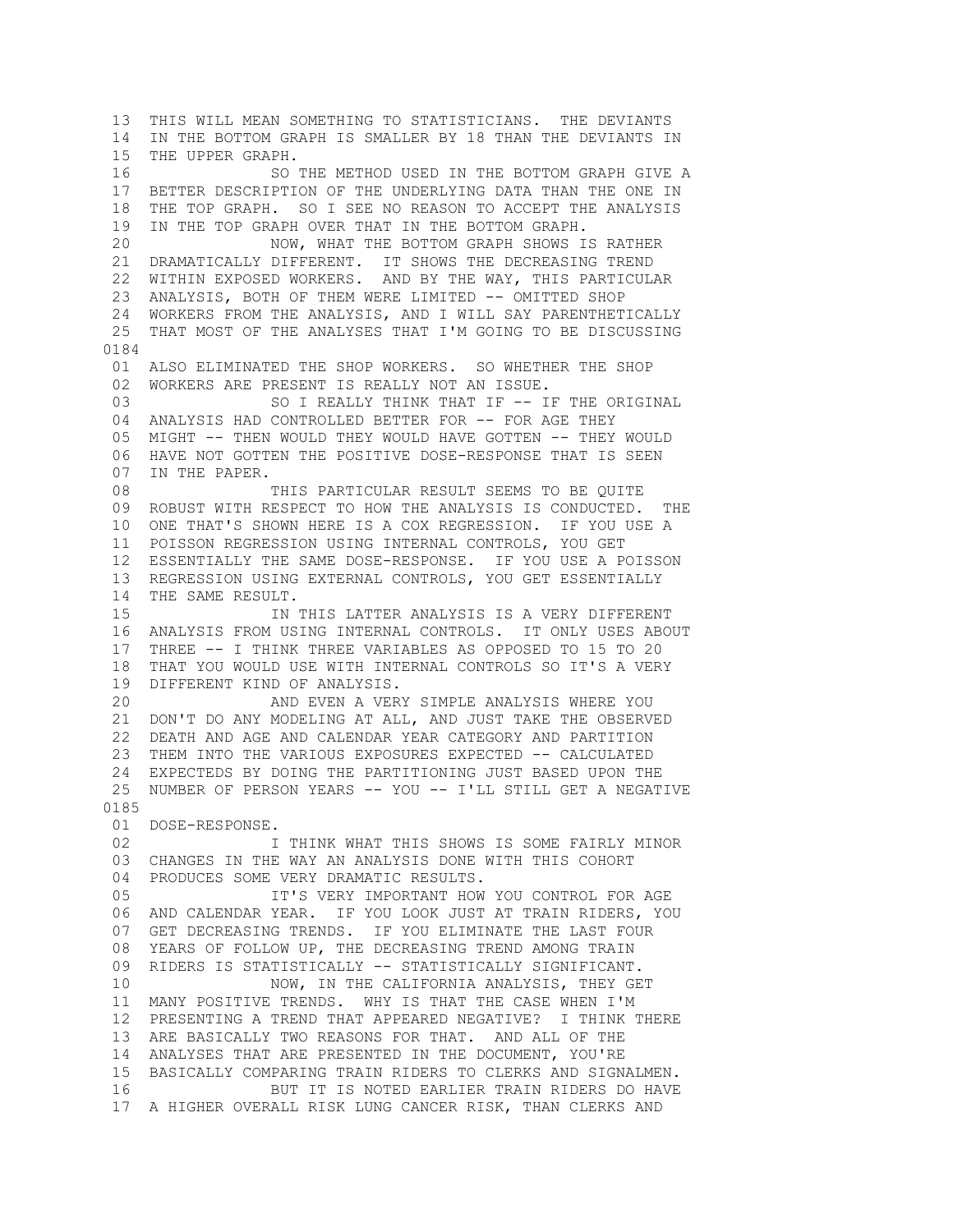13 THIS WILL MEAN SOMETHING TO STATISTICIANS. THE DEVIANTS
14 IN THE BOTTOM GRAPH IS SMALLER BY 18 THAN THE DEVIANTS IN
15 THE UPPER GRAPH.
16 SO THE METHOD USED IN THE BOTTOM GRAPH GIVE A
17 BETTER DESCRIPTION OF THE UNDERLYING DATA THAN THE ONE IN
18 THE TOP GRAPH. SO I SEE NO REASON TO ACCEPT THE ANALYSIS
19 IN THE TOP GRAPH OVER THAT IN THE BOTTOM GRAPH.
20 NOW, WHAT THE BOTTOM GRAPH SHOWS IS RATHER
21 DRAMATICALLY DIFFERENT. IT SHOWS THE DECREASING TREND
22 WITHIN EXPOSED WORKERS. AND BY THE WAY, THIS PARTICULAR
23 ANALYSIS, BOTH OF THEM WERE LIMITED -- OMITTED SHOP
24 WORKERS FROM THE ANALYSIS, AND I WILL SAY PARENTHETICALLY
25 THAT MOST OF THE ANALYSES THAT I'M GOING TO BE DISCUSSING

0184

01 ALSO ELIMINATED THE SHOP WORKERS. SO WHETHER THE SHOP
02 WORKERS ARE PRESENT IS REALLY NOT AN ISSUE.
03 SO I REALLY THINK THAT IF -- IF THE ORIGINAL
04 ANALYSIS HAD CONTROLLED BETTER FOR -- FOR AGE THEY
05 MIGHT -- THEN WOULD THEY WOULD HAVE GOTTEN -- THEY WOULD
06 HAVE NOT GOTTEN THE POSITIVE DOSE-RESPONSE THAT IS SEEN
07 IN THE PAPER.
08 THIS PARTICULAR RESULT SEEMS TO BE QUITE
09 ROBUST WITH RESPECT TO HOW THE ANALYSIS IS CONDUCTED. THE
10 ONE THAT'S SHOWN HERE IS A COX REGRESSION. IF YOU USE A
11 POISSON REGRESSION USING INTERNAL CONTROLS, YOU GET
12 ESSENTIALLY THE SAME DOSE-RESPONSE. IF YOU USE A POISSON
13 REGRESSION USING EXTERNAL CONTROLS, YOU GET ESSENTIALLY
14 THE SAME RESULT.
15 IN THIS LATTER ANALYSIS IS A VERY DIFFERENT
16 ANALYSIS FROM USING INTERNAL CONTROLS. IT ONLY USES ABOUT
17 THREE -- I THINK THREE VARIABLES AS OPPOSED TO 15 TO 20
18 THAT YOU WOULD USE WITH INTERNAL CONTROLS SO IT'S A VERY
19 DIFFERENT KIND OF ANALYSIS.
20 AND EVEN A VERY SIMPLE ANALYSIS WHERE YOU
21 DON'T DO ANY MODELING AT ALL, AND JUST TAKE THE OBSERVED
22 DEATH AND AGE AND CALENDAR YEAR CATEGORY AND PARTITION
23 THEM INTO THE VARIOUS EXPOSURES EXPECTED -- CALCULATED
24 EXPECTEDS BY DOING THE PARTITIONING JUST BASED UPON THE
25 NUMBER OF PERSON YEARS -- YOU -- I'LL STILL GET A NEGATIVE

0185

01 DOSE-RESPONSE.
02 I THINK WHAT THIS SHOWS IS SOME FAIRLY MINOR
03 CHANGES IN THE WAY AN ANALYSIS DONE WITH THIS COHORT
04 PRODUCES SOME VERY DRAMATIC RESULTS.
05 IT'S VERY IMPORTANT HOW YOU CONTROL FOR AGE
06 AND CALENDAR YEAR. IF YOU LOOK JUST AT TRAIN RIDERS, YOU
07 GET DECREASING TRENDS. IF YOU ELIMINATE THE LAST FOUR
08 YEARS OF FOLLOW UP, THE DECREASING TREND AMONG TRAIN
09 RIDERS IS STATISTICALLY -- STATISTICALLY SIGNIFICANT.
10 NOW, IN THE CALIFORNIA ANALYSIS, THEY GET
11 MANY POSITIVE TRENDS. WHY IS THAT THE CASE WHEN I'M
12 PRESENTING A TREND THAT APPEARED NEGATIVE? I THINK THERE
13 ARE BASICALLY TWO REASONS FOR THAT. AND ALL OF THE
14 ANALYSES THAT ARE PRESENTED IN THE DOCUMENT, YOU'RE
15 BASICALLY COMPARING TRAIN RIDERS TO CLERKS AND SIGNALMEN.
16 BUT IT IS NOTED EARLIER TRAIN RIDERS DO HAVE
17 A HIGHER OVERALL RISK LUNG CANCER RISK, THAN CLERKS AND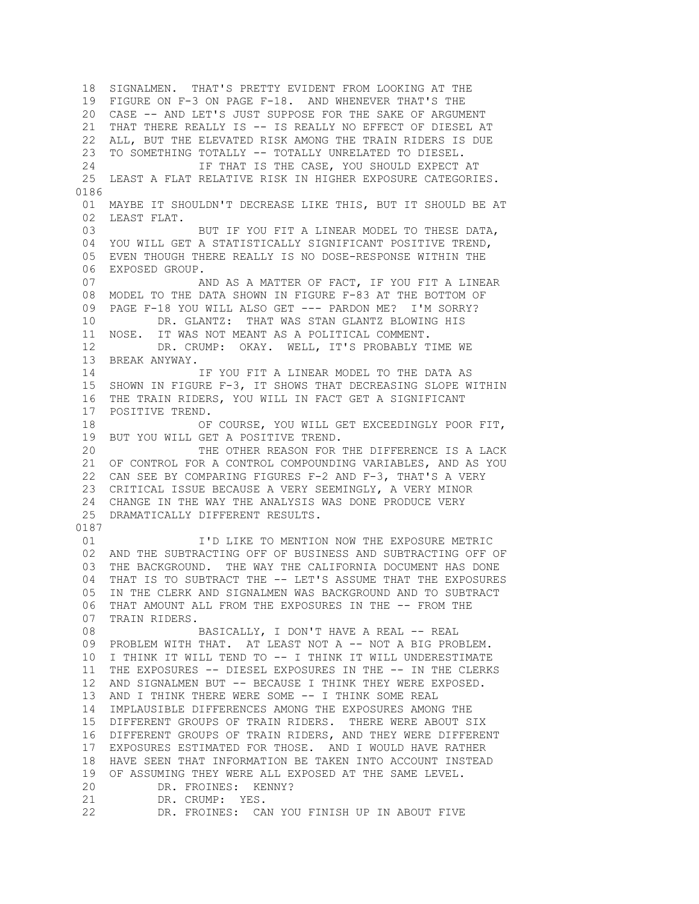18 SIGNALMEN. THAT'S PRETTY EVIDENT FROM LOOKING AT THE
19 FIGURE ON F-3 ON PAGE F-18. AND WHENEVER THAT'S THE
20 CASE -- AND LET'S JUST SUPPOSE FOR THE SAKE OF ARGUMENT
21 THAT THERE REALLY IS -- IS REALLY NO EFFECT OF DIESEL AT
22 ALL, BUT THE ELEVATED RISK AMONG THE TRAIN RIDERS IS DUE
23 TO SOMETHING TOTALLY -- TOTALLY UNRELATED TO DIESEL.
24 IF THAT IS THE CASE, YOU SHOULD EXPECT AT
25 LEAST A FLAT RELATIVE RISK IN HIGHER EXPOSURE CATEGORIES.

0186

01 MAYBE IT SHOULDN'T DECREASE LIKE THIS, BUT IT SHOULD BE AT
02 LEAST FLAT.
03 BUT IF YOU FIT A LINEAR MODEL TO THESE DATA,
04 YOU WILL GET A STATISTICALLY SIGNIFICANT POSITIVE TREND,
05 EVEN THOUGH THERE REALLY IS NO DOSE-RESPONSE WITHIN THE
06 EXPOSED GROUP.
07 AND AS A MATTER OF FACT, IF YOU FIT A LINEAR
08 MODEL TO THE DATA SHOWN IN FIGURE F-83 AT THE BOTTOM OF
09 PAGE F-18 YOU WILL ALSO GET --- PARDON ME? I'M SORRY?
10 DR. GLANTZ: THAT WAS STAN GLANTZ BLOWING HIS
11 NOSE. IT WAS NOT MEANT AS A POLITICAL COMMENT.
12 DR. CRUMP: OKAY. WELL, IT'S PROBABLY TIME WE
13 BREAK ANYWAY.
14 IF YOU FIT A LINEAR MODEL TO THE DATA AS
15 SHOWN IN FIGURE F-3, IT SHOWS THAT DECREASING SLOPE WITHIN
16 THE TRAIN RIDERS, YOU WILL IN FACT GET A SIGNIFICANT
17 POSITIVE TREND.
18 OF COURSE, YOU WILL GET EXCEEDINGLY POOR FIT,
19 BUT YOU WILL GET A POSITIVE TREND.
20 THE OTHER REASON FOR THE DIFFERENCE IS A LACK
21 OF CONTROL FOR A CONTROL COMPOUNDING VARIABLES, AND AS YOU
22 CAN SEE BY COMPARING FIGURES F-2 AND F-3, THAT'S A VERY
23 CRITICAL ISSUE BECAUSE A VERY SEEMINGLY, A VERY MINOR
24 CHANGE IN THE WAY THE ANALYSIS WAS DONE PRODUCE VERY
25 DRAMATICALLY DIFFERENT RESULTS.

0187

01 I'D LIKE TO MENTION NOW THE EXPOSURE METRIC
02 AND THE SUBTRACTING OFF OF BUSINESS AND SUBTRACTING OFF OF
03 THE BACKGROUND. THE WAY THE CALIFORNIA DOCUMENT HAS DONE
04 THAT IS TO SUBTRACT THE -- LET'S ASSUME THAT THE EXPOSURES
05 IN THE CLERK AND SIGNALMEN WAS BACKGROUND AND TO SUBTRACT
06 THAT AMOUNT ALL FROM THE EXPOSURES IN THE -- FROM THE
07 TRAIN RIDERS.
08 BASICALLY, I DON'T HAVE A REAL -- REAL
09 PROBLEM WITH THAT. AT LEAST NOT A -- NOT A BIG PROBLEM.
10 I THINK IT WILL TEND TO -- I THINK IT WILL UNDERESTIMATE
11 THE EXPOSURES -- DIESEL EXPOSURES IN THE -- IN THE CLERKS
12 AND SIGNALMEN BUT -- BECAUSE I THINK THEY WERE EXPOSED.
13 AND I THINK THERE WERE SOME -- I THINK SOME REAL
14 IMPLAUSIBLE DIFFERENCES AMONG THE EXPOSURES AMONG THE
15 DIFFERENT GROUPS OF TRAIN RIDERS. THERE WERE ABOUT SIX
16 DIFFERENT GROUPS OF TRAIN RIDERS, AND THEY WERE DIFFERENT
17 EXPOSURES ESTIMATED FOR THOSE. AND I WOULD HAVE RATHER
18 HAVE SEEN THAT INFORMATION BE TAKEN INTO ACCOUNT INSTEAD
19 OF ASSUMING THEY WERE ALL EXPOSED AT THE SAME LEVEL.
20 DR. FROINES: KENNY?
21 DR. CRUMP: YES.
22 DR. FROINES: CAN YOU FINISH UP IN ABOUT FIVE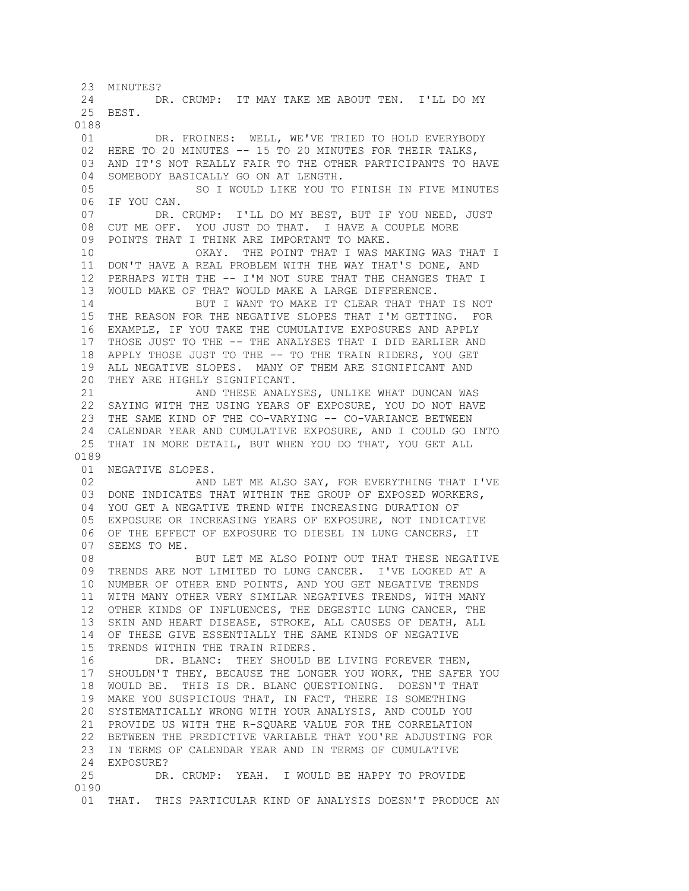23 MINUTES?

24 DR. CRUMP: IT MAY TAKE ME ABOUT TEN. I'LL DO MY

25 BEST.

0188

01 DR. FROINES: WELL, WE'VE TRIED TO HOLD EVERYBODY

02 HERE TO 20 MINUTES -- 15 TO 20 MINUTES FOR THEIR TALKS,

03 AND IT'S NOT REALLY FAIR TO THE OTHER PARTICIPANTS TO HAVE

04 SOMEBODY BASICALLY GO ON AT LENGTH.

05 SO I WOULD LIKE YOU TO FINISH IN FIVE MINUTES

06 IF YOU CAN.

07 DR. CRUMP: I'LL DO MY BEST, BUT IF YOU NEED, JUST

08 CUT ME OFF. YOU JUST DO THAT. I HAVE A COUPLE MORE

09 POINTS THAT I THINK ARE IMPORTANT TO MAKE.

10 OKAY. THE POINT THAT I WAS MAKING WAS THAT I

11 DON'T HAVE A REAL PROBLEM WITH THE WAY THAT'S DONE, AND

12 PERHAPS WITH THE -- I'M NOT SURE THAT THE CHANGES THAT I

13 WOULD MAKE OF THAT WOULD MAKE A LARGE DIFFERENCE.

14 BUT I WANT TO MAKE IT CLEAR THAT THAT IS NOT

15 THE REASON FOR THE NEGATIVE SLOPES THAT I'M GETTING. FOR

16 EXAMPLE, IF YOU TAKE THE CUMULATIVE EXPOSURES AND APPLY

17 THOSE JUST TO THE -- THE ANALYSES THAT I DID EARLIER AND

18 APPLY THOSE JUST TO THE -- TO THE TRAIN RIDERS, YOU GET

19 ALL NEGATIVE SLOPES. MANY OF THEM ARE SIGNIFICANT AND

20 THEY ARE HIGHLY SIGNIFICANT.

21 AND THESE ANALYSES, UNLIKE WHAT DUNCAN WAS

22 SAYING WITH THE USING YEARS OF EXPOSURE, YOU DO NOT HAVE

23 THE SAME KIND OF THE CO-VARYING -- CO-VARIANCE BETWEEN

24 CALENDAR YEAR AND CUMULATIVE EXPOSURE, AND I COULD GO INTO

25 THAT IN MORE DETAIL, BUT WHEN YOU DO THAT, YOU GET ALL

0189

01 NEGATIVE SLOPES.

02 AND LET ME ALSO SAY, FOR EVERYTHING THAT I'VE

03 DONE INDICATES THAT WITHIN THE GROUP OF EXPOSED WORKERS,

04 YOU GET A NEGATIVE TREND WITH INCREASING DURATION OF

05 EXPOSURE OR INCREASING YEARS OF EXPOSURE, NOT INDICATIVE

06 OF THE EFFECT OF EXPOSURE TO DIESEL IN LUNG CANCERS, IT

07 SEEMS TO ME.

08 BUT LET ME ALSO POINT OUT THAT THESE NEGATIVE

09 TRENDS ARE NOT LIMITED TO LUNG CANCER. I'VE LOOKED AT A

10 NUMBER OF OTHER END POINTS, AND YOU GET NEGATIVE TRENDS

11 WITH MANY OTHER VERY SIMILAR NEGATIVES TRENDS, WITH MANY

12 OTHER KINDS OF INFLUENCES, THE DEGESTIC LUNG CANCER, THE

13 SKIN AND HEART DISEASE, STROKE, ALL CAUSES OF DEATH, ALL

14 OF THESE GIVE ESSENTIALLY THE SAME KINDS OF NEGATIVE

15 TRENDS WITHIN THE TRAIN RIDERS.

16 DR. BLANC: THEY SHOULD BE LIVING FOREVER THEN,

17 SHOULDN'T THEY, BECAUSE THE LONGER YOU WORK, THE SAFER YOU

18 WOULD BE. THIS IS DR. BLANC QUESTIONING. DOESN'T THAT

19 MAKE YOU SUSPICIOUS THAT, IN FACT, THERE IS SOMETHING

20 SYSTEMATICALLY WRONG WITH YOUR ANALYSIS, AND COULD YOU

21 PROVIDE US WITH THE R-SQUARE VALUE FOR THE CORRELATION

22 BETWEEN THE PREDICTIVE VARIABLE THAT YOU'RE ADJUSTING FOR

23 IN TERMS OF CALENDAR YEAR AND IN TERMS OF CUMULATIVE

24 EXPOSURE?

25 DR. CRUMP: YEAH. I WOULD BE HAPPY TO PROVIDE

0190

01 THAT. THIS PARTICULAR KIND OF ANALYSIS DOESN'T PRODUCE AN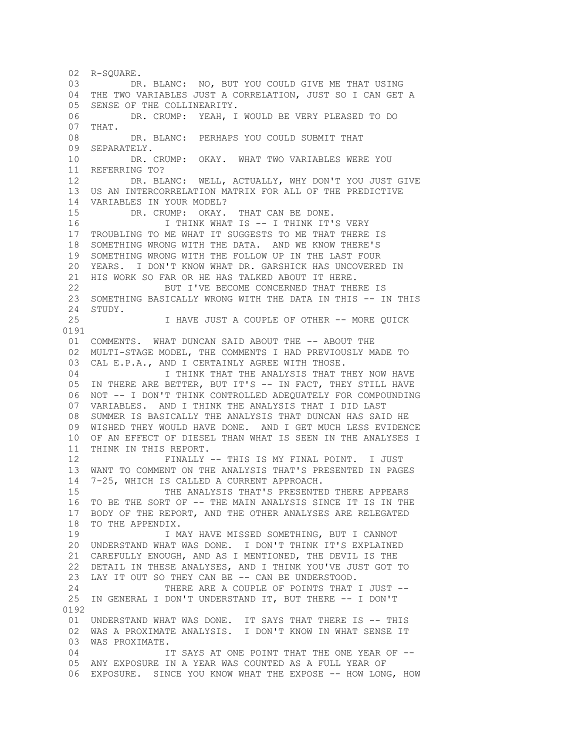```
 02  R-SQUARE.
 03         DR. BLANC:  NO, BUT YOU COULD GIVE ME THAT USING
 04  THE TWO VARIABLES JUST A CORRELATION, JUST SO I CAN GET A
 05  SENSE OF THE COLLINEARITY.
 06         DR. CRUMP:  YEAH, I WOULD BE VERY PLEASED TO DO
 07  THAT.
 08         DR. BLANC:  PERHAPS YOU COULD SUBMIT THAT
 09  SEPARATELY.
 10         DR. CRUMP:  OKAY.  WHAT TWO VARIABLES WERE YOU
 11  REFERRING TO?
 12         DR. BLANC:  WELL, ACTUALLY, WHY DON'T YOU JUST GIVE
 13  US AN INTERCORRELATION MATRIX FOR ALL OF THE PREDICTIVE
 14  VARIABLES IN YOUR MODEL?
 15         DR. CRUMP:  OKAY.  THAT CAN BE DONE.
 16                I THINK WHAT IS -- I THINK IT'S VERY
 17  TROUBLING TO ME WHAT IT SUGGESTS TO ME THAT THERE IS
 18  SOMETHING WRONG WITH THE DATA.  AND WE KNOW THERE'S
 19  SOMETHING WRONG WITH THE FOLLOW UP IN THE LAST FOUR
 20  YEARS.  I DON'T KNOW WHAT DR. GARSHICK HAS UNCOVERED IN
 21  HIS WORK SO FAR OR HE HAS TALKED ABOUT IT HERE.
 22                BUT I'VE BECOME CONCERNED THAT THERE IS
 23  SOMETHING BASICALLY WRONG WITH THE DATA IN THIS -- IN THIS
 24  STUDY.
 25                I HAVE JUST A COUPLE OF OTHER -- MORE QUICK
0191
 01  COMMENTS.  WHAT DUNCAN SAID ABOUT THE -- ABOUT THE
 02  MULTI-STAGE MODEL, THE COMMENTS I HAD PREVIOUSLY MADE TO
 03  CAL E.P.A., AND I CERTAINLY AGREE WITH THOSE.
 04                I THINK THAT THE ANALYSIS THAT THEY NOW HAVE
 05  IN THERE ARE BETTER, BUT IT'S -- IN FACT, THEY STILL HAVE
 06  NOT -- I DON'T THINK CONTROLLED ADEQUATELY FOR COMPOUNDING
 07  VARIABLES.  AND I THINK THE ANALYSIS THAT I DID LAST
 08  SUMMER IS BASICALLY THE ANALYSIS THAT DUNCAN HAS SAID HE
 09  WISHED THEY WOULD HAVE DONE.  AND I GET MUCH LESS EVIDENCE
 10  OF AN EFFECT OF DIESEL THAN WHAT IS SEEN IN THE ANALYSES I
 11  THINK IN THIS REPORT.
 12                FINALLY -- THIS IS MY FINAL POINT.  I JUST
 13  WANT TO COMMENT ON THE ANALYSIS THAT'S PRESENTED IN PAGES
 14  7-25, WHICH IS CALLED A CURRENT APPROACH.
 15                THE ANALYSIS THAT'S PRESENTED THERE APPEARS
 16  TO BE THE SORT OF -- THE MAIN ANALYSIS SINCE IT IS IN THE
 17  BODY OF THE REPORT, AND THE OTHER ANALYSES ARE RELEGATED
 18  TO THE APPENDIX.
 19                I MAY HAVE MISSED SOMETHING, BUT I CANNOT
 20  UNDERSTAND WHAT WAS DONE.  I DON'T THINK IT'S EXPLAINED
 21  CAREFULLY ENOUGH, AND AS I MENTIONED, THE DEVIL IS THE
 22  DETAIL IN THESE ANALYSES, AND I THINK YOU'VE JUST GOT TO
 23  LAY IT OUT SO THEY CAN BE -- CAN BE UNDERSTOOD.
 24                THERE ARE A COUPLE OF POINTS THAT I JUST --
 25  IN GENERAL I DON'T UNDERSTAND IT, BUT THERE -- I DON'T
0192
 01  UNDERSTAND WHAT WAS DONE.  IT SAYS THAT THERE IS -- THIS
 02  WAS A PROXIMATE ANALYSIS.  I DON'T KNOW IN WHAT SENSE IT
 03  WAS PROXIMATE.
 04                IT SAYS AT ONE POINT THAT THE ONE YEAR OF --
 05  ANY EXPOSURE IN A YEAR WAS COUNTED AS A FULL YEAR OF
 06  EXPOSURE.  SINCE YOU KNOW WHAT THE EXPOSE -- HOW LONG, HOW
```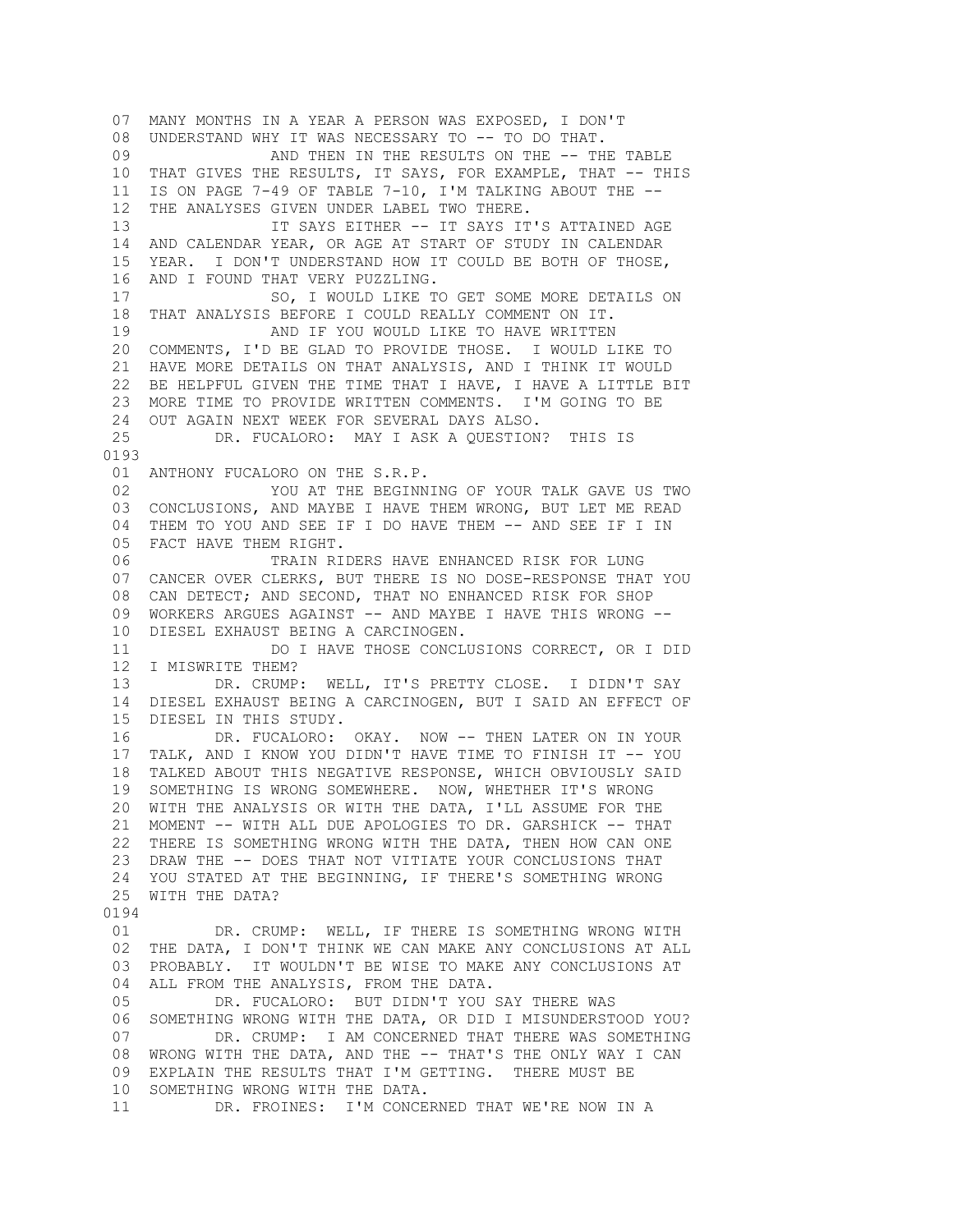07 MANY MONTHS IN A YEAR A PERSON WAS EXPOSED, I DON'T
08 UNDERSTAND WHY IT WAS NECESSARY TO -- TO DO THAT.
09 AND THEN IN THE RESULTS ON THE -- THE TABLE
10 THAT GIVES THE RESULTS, IT SAYS, FOR EXAMPLE, THAT -- THIS
11 IS ON PAGE 7-49 OF TABLE 7-10, I'M TALKING ABOUT THE --
12 THE ANALYSES GIVEN UNDER LABEL TWO THERE.
13 IT SAYS EITHER -- IT SAYS IT'S ATTAINED AGE
14 AND CALENDAR YEAR, OR AGE AT START OF STUDY IN CALENDAR
15 YEAR. I DON'T UNDERSTAND HOW IT COULD BE BOTH OF THOSE,
16 AND I FOUND THAT VERY PUZZLING.
17 SO, I WOULD LIKE TO GET SOME MORE DETAILS ON
18 THAT ANALYSIS BEFORE I COULD REALLY COMMENT ON IT.
19 AND IF YOU WOULD LIKE TO HAVE WRITTEN
20 COMMENTS, I'D BE GLAD TO PROVIDE THOSE. I WOULD LIKE TO
21 HAVE MORE DETAILS ON THAT ANALYSIS, AND I THINK IT WOULD
22 BE HELPFUL GIVEN THE TIME THAT I HAVE, I HAVE A LITTLE BIT
23 MORE TIME TO PROVIDE WRITTEN COMMENTS. I'M GOING TO BE
24 OUT AGAIN NEXT WEEK FOR SEVERAL DAYS ALSO.
25 DR. FUCALORO: MAY I ASK A QUESTION? THIS IS

0193

01 ANTHONY FUCALORO ON THE S.R.P.
02 YOU AT THE BEGINNING OF YOUR TALK GAVE US TWO
03 CONCLUSIONS, AND MAYBE I HAVE THEM WRONG, BUT LET ME READ
04 THEM TO YOU AND SEE IF I DO HAVE THEM -- AND SEE IF I IN
05 FACT HAVE THEM RIGHT.
06 TRAIN RIDERS HAVE ENHANCED RISK FOR LUNG
07 CANCER OVER CLERKS, BUT THERE IS NO DOSE-RESPONSE THAT YOU
08 CAN DETECT; AND SECOND, THAT NO ENHANCED RISK FOR SHOP
09 WORKERS ARGUES AGAINST -- AND MAYBE I HAVE THIS WRONG --
10 DIESEL EXHAUST BEING A CARCINOGEN.
11 DO I HAVE THOSE CONCLUSIONS CORRECT, OR I DID
12 I MISWRITE THEM?
13 DR. CRUMP: WELL, IT'S PRETTY CLOSE. I DIDN'T SAY
14 DIESEL EXHAUST BEING A CARCINOGEN, BUT I SAID AN EFFECT OF
15 DIESEL IN THIS STUDY.
16 DR. FUCALORO: OKAY. NOW -- THEN LATER ON IN YOUR
17 TALK, AND I KNOW YOU DIDN'T HAVE TIME TO FINISH IT -- YOU
18 TALKED ABOUT THIS NEGATIVE RESPONSE, WHICH OBVIOUSLY SAID
19 SOMETHING IS WRONG SOMEWHERE. NOW, WHETHER IT'S WRONG
20 WITH THE ANALYSIS OR WITH THE DATA, I'LL ASSUME FOR THE
21 MOMENT -- WITH ALL DUE APOLOGIES TO DR. GARSHICK -- THAT
22 THERE IS SOMETHING WRONG WITH THE DATA, THEN HOW CAN ONE
23 DRAW THE -- DOES THAT NOT VITIATE YOUR CONCLUSIONS THAT
24 YOU STATED AT THE BEGINNING, IF THERE'S SOMETHING WRONG
25 WITH THE DATA?

0194

01 DR. CRUMP: WELL, IF THERE IS SOMETHING WRONG WITH
02 THE DATA, I DON'T THINK WE CAN MAKE ANY CONCLUSIONS AT ALL
03 PROBABLY. IT WOULDN'T BE WISE TO MAKE ANY CONCLUSIONS AT
04 ALL FROM THE ANALYSIS, FROM THE DATA.
05 DR. FUCALORO: BUT DIDN'T YOU SAY THERE WAS
06 SOMETHING WRONG WITH THE DATA, OR DID I MISUNDERSTOOD YOU?
07 DR. CRUMP: I AM CONCERNED THAT THERE WAS SOMETHING
08 WRONG WITH THE DATA, AND THE -- THAT'S THE ONLY WAY I CAN
09 EXPLAIN THE RESULTS THAT I'M GETTING. THERE MUST BE
10 SOMETHING WRONG WITH THE DATA.
11 DR. FROINES: I'M CONCERNED THAT WE'RE NOW IN A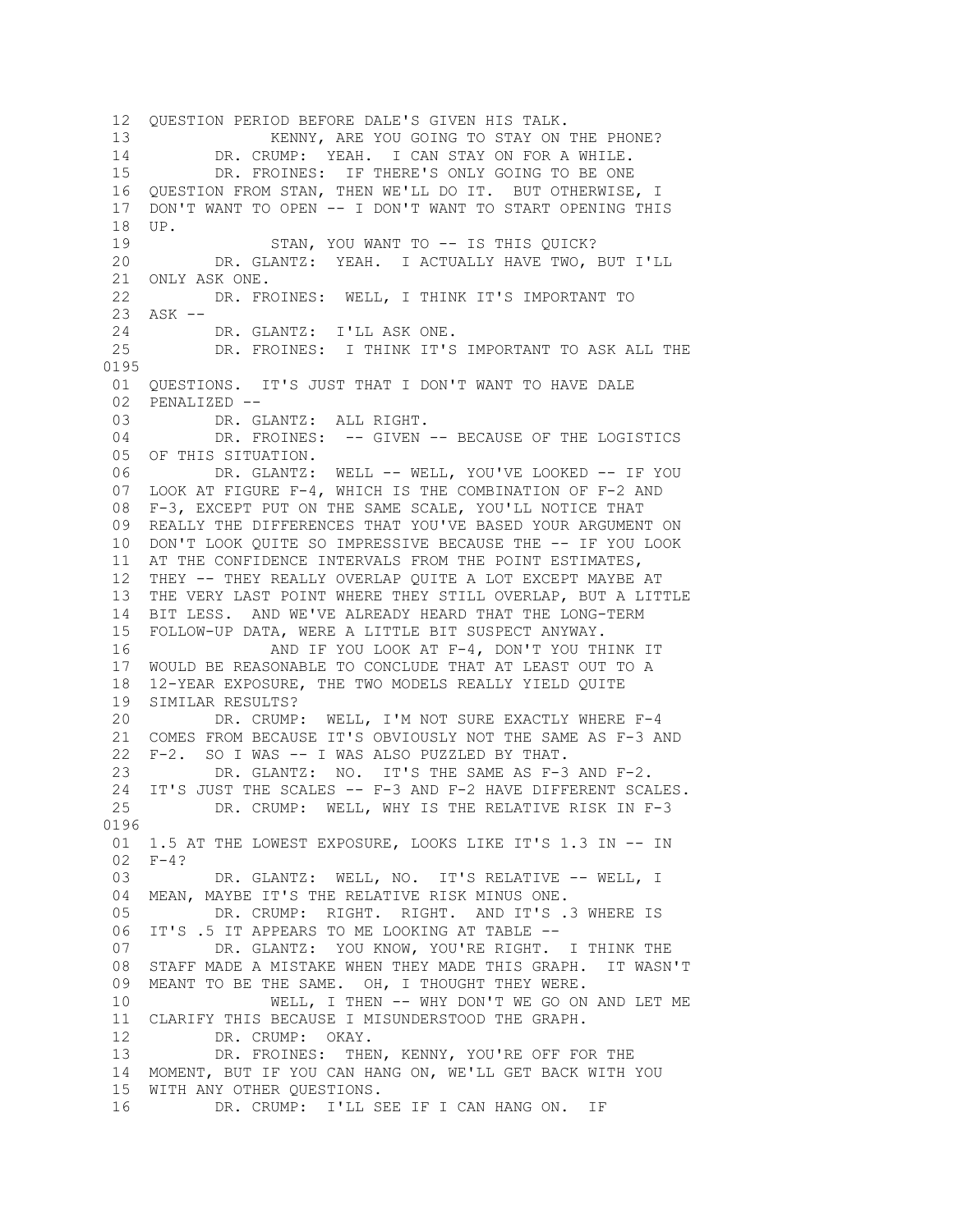12 QUESTION PERIOD BEFORE DALE'S GIVEN HIS TALK.
13 KENNY, ARE YOU GOING TO STAY ON THE PHONE?
14 DR. CRUMP: YEAH. I CAN STAY ON FOR A WHILE.
15 DR. FROINES: IF THERE'S ONLY GOING TO BE ONE
16 QUESTION FROM STAN, THEN WE'LL DO IT. BUT OTHERWISE, I
17 DON'T WANT TO OPEN -- I DON'T WANT TO START OPENING THIS
18 UP.
19 STAN, YOU WANT TO -- IS THIS QUICK?
20 DR. GLANTZ: YEAH. I ACTUALLY HAVE TWO, BUT I'LL
21 ONLY ASK ONE.
22 DR. FROINES: WELL, I THINK IT'S IMPORTANT TO
23 ASK --
24 DR. GLANTZ: I'LL ASK ONE.
25 DR. FROINES: I THINK IT'S IMPORTANT TO ASK ALL THE
0195
01 QUESTIONS. IT'S JUST THAT I DON'T WANT TO HAVE DALE
02 PENALIZED --
03 DR. GLANTZ: ALL RIGHT.
04 DR. FROINES: -- GIVEN -- BECAUSE OF THE LOGISTICS
05 OF THIS SITUATION.
06 DR. GLANTZ: WELL -- WELL, YOU'VE LOOKED -- IF YOU
07 LOOK AT FIGURE F-4, WHICH IS THE COMBINATION OF F-2 AND
08 F-3, EXCEPT PUT ON THE SAME SCALE, YOU'LL NOTICE THAT
09 REALLY THE DIFFERENCES THAT YOU'VE BASED YOUR ARGUMENT ON
10 DON'T LOOK QUITE SO IMPRESSIVE BECAUSE THE -- IF YOU LOOK
11 AT THE CONFIDENCE INTERVALS FROM THE POINT ESTIMATES,
12 THEY -- THEY REALLY OVERLAP QUITE A LOT EXCEPT MAYBE AT
13 THE VERY LAST POINT WHERE THEY STILL OVERLAP, BUT A LITTLE
14 BIT LESS. AND WE'VE ALREADY HEARD THAT THE LONG-TERM
15 FOLLOW-UP DATA, WERE A LITTLE BIT SUSPECT ANYWAY.
16 AND IF YOU LOOK AT F-4, DON'T YOU THINK IT
17 WOULD BE REASONABLE TO CONCLUDE THAT AT LEAST OUT TO A
18 12-YEAR EXPOSURE, THE TWO MODELS REALLY YIELD QUITE
19 SIMILAR RESULTS?
20 DR. CRUMP: WELL, I'M NOT SURE EXACTLY WHERE F-4
21 COMES FROM BECAUSE IT'S OBVIOUSLY NOT THE SAME AS F-3 AND
22 F-2. SO I WAS -- I WAS ALSO PUZZLED BY THAT.
23 DR. GLANTZ: NO. IT'S THE SAME AS F-3 AND F-2.
24 IT'S JUST THE SCALES -- F-3 AND F-2 HAVE DIFFERENT SCALES.
25 DR. CRUMP: WELL, WHY IS THE RELATIVE RISK IN F-3
0196
01 1.5 AT THE LOWEST EXPOSURE, LOOKS LIKE IT'S 1.3 IN -- IN
02 F-4?
03 DR. GLANTZ: WELL, NO. IT'S RELATIVE -- WELL, I
04 MEAN, MAYBE IT'S THE RELATIVE RISK MINUS ONE.
05 DR. CRUMP: RIGHT. RIGHT. AND IT'S .3 WHERE IS
06 IT'S .5 IT APPEARS TO ME LOOKING AT TABLE --
07 DR. GLANTZ: YOU KNOW, YOU'RE RIGHT. I THINK THE
08 STAFF MADE A MISTAKE WHEN THEY MADE THIS GRAPH. IT WASN'T
09 MEANT TO BE THE SAME. OH, I THOUGHT THEY WERE.
10 WELL, I THEN -- WHY DON'T WE GO ON AND LET ME
11 CLARIFY THIS BECAUSE I MISUNDERSTOOD THE GRAPH.
12 DR. CRUMP: OKAY.
13 DR. FROINES: THEN, KENNY, YOU'RE OFF FOR THE
14 MOMENT, BUT IF YOU CAN HANG ON, WE'LL GET BACK WITH YOU
15 WITH ANY OTHER QUESTIONS.
16 DR. CRUMP: I'LL SEE IF I CAN HANG ON. IF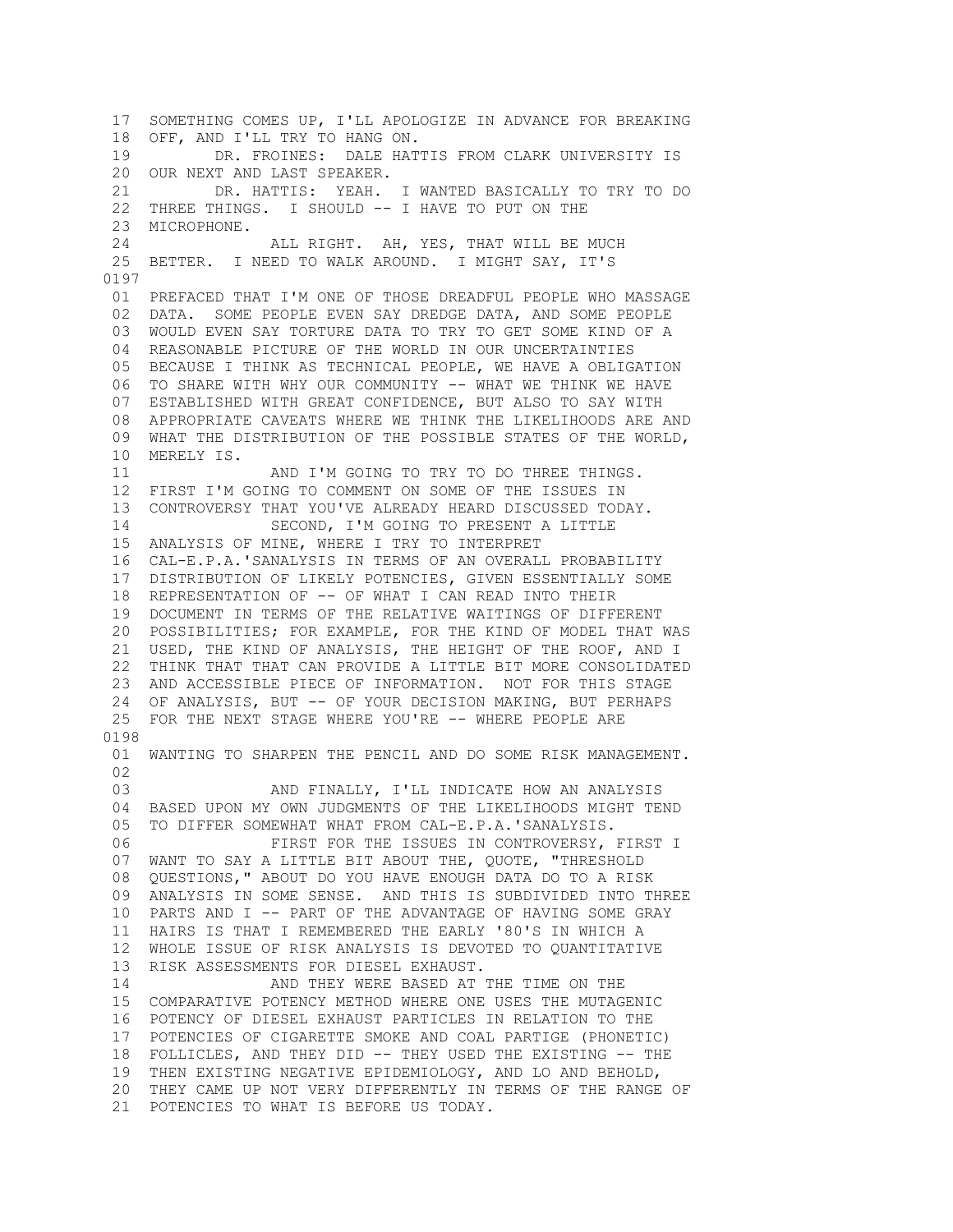17 SOMETHING COMES UP, I'LL APOLOGIZE IN ADVANCE FOR BREAKING
18 OFF, AND I'LL TRY TO HANG ON.
19 DR. FROINES: DALE HATTIS FROM CLARK UNIVERSITY IS
20 OUR NEXT AND LAST SPEAKER.
21 DR. HATTIS: YEAH. I WANTED BASICALLY TO TRY TO DO
22 THREE THINGS. I SHOULD -- I HAVE TO PUT ON THE
23 MICROPHONE.
24 ALL RIGHT. AH, YES, THAT WILL BE MUCH
25 BETTER. I NEED TO WALK AROUND. I MIGHT SAY, IT'S
0197
01 PREFACED THAT I'M ONE OF THOSE DREADFUL PEOPLE WHO MASSAGE
02 DATA. SOME PEOPLE EVEN SAY DREDGE DATA, AND SOME PEOPLE
03 WOULD EVEN SAY TORTURE DATA TO TRY TO GET SOME KIND OF A
04 REASONABLE PICTURE OF THE WORLD IN OUR UNCERTAINTIES
05 BECAUSE I THINK AS TECHNICAL PEOPLE, WE HAVE A OBLIGATION
06 TO SHARE WITH WHY OUR COMMUNITY -- WHAT WE THINK WE HAVE
07 ESTABLISHED WITH GREAT CONFIDENCE, BUT ALSO TO SAY WITH
08 APPROPRIATE CAVEATS WHERE WE THINK THE LIKELIHOODS ARE AND
09 WHAT THE DISTRIBUTION OF THE POSSIBLE STATES OF THE WORLD,
10 MERELY IS.
11 AND I'M GOING TO TRY TO DO THREE THINGS.
12 FIRST I'M GOING TO COMMENT ON SOME OF THE ISSUES IN
13 CONTROVERSY THAT YOU'VE ALREADY HEARD DISCUSSED TODAY.
14 SECOND, I'M GOING TO PRESENT A LITTLE
15 ANALYSIS OF MINE, WHERE I TRY TO INTERPRET
16 CAL-E.P.A.'SANALYSIS IN TERMS OF AN OVERALL PROBABILITY
17 DISTRIBUTION OF LIKELY POTENCIES, GIVEN ESSENTIALLY SOME
18 REPRESENTATION OF -- OF WHAT I CAN READ INTO THEIR
19 DOCUMENT IN TERMS OF THE RELATIVE WAITINGS OF DIFFERENT
20 POSSIBILITIES; FOR EXAMPLE, FOR THE KIND OF MODEL THAT WAS
21 USED, THE KIND OF ANALYSIS, THE HEIGHT OF THE ROOF, AND I
22 THINK THAT THAT CAN PROVIDE A LITTLE BIT MORE CONSOLIDATED
23 AND ACCESSIBLE PIECE OF INFORMATION. NOT FOR THIS STAGE
24 OF ANALYSIS, BUT -- OF YOUR DECISION MAKING, BUT PERHAPS
25 FOR THE NEXT STAGE WHERE YOU'RE -- WHERE PEOPLE ARE
0198
01 WANTING TO SHARPEN THE PENCIL AND DO SOME RISK MANAGEMENT.
02
03 AND FINALLY, I'LL INDICATE HOW AN ANALYSIS
04 BASED UPON MY OWN JUDGMENTS OF THE LIKELIHOODS MIGHT TEND
05 TO DIFFER SOMEWHAT WHAT FROM CAL-E.P.A.'SANALYSIS.
06 FIRST FOR THE ISSUES IN CONTROVERSY, FIRST I
07 WANT TO SAY A LITTLE BIT ABOUT THE, QUOTE, "THRESHOLD
08 QUESTIONS," ABOUT DO YOU HAVE ENOUGH DATA DO TO A RISK
09 ANALYSIS IN SOME SENSE. AND THIS IS SUBDIVIDED INTO THREE
10 PARTS AND I -- PART OF THE ADVANTAGE OF HAVING SOME GRAY
11 HAIRS IS THAT I REMEMBERED THE EARLY '80'S IN WHICH A
12 WHOLE ISSUE OF RISK ANALYSIS IS DEVOTED TO QUANTITATIVE
13 RISK ASSESSMENTS FOR DIESEL EXHAUST.
14 AND THEY WERE BASED AT THE TIME ON THE
15 COMPARATIVE POTENCY METHOD WHERE ONE USES THE MUTAGENIC
16 POTENCY OF DIESEL EXHAUST PARTICLES IN RELATION TO THE
17 POTENCIES OF CIGARETTE SMOKE AND COAL PARTIGE (PHONETIC)
18 FOLLICLES, AND THEY DID -- THEY USED THE EXISTING -- THE
19 THEN EXISTING NEGATIVE EPIDEMIOLOGY, AND LO AND BEHOLD,
20 THEY CAME UP NOT VERY DIFFERENTLY IN TERMS OF THE RANGE OF
21 POTENCIES TO WHAT IS BEFORE US TODAY.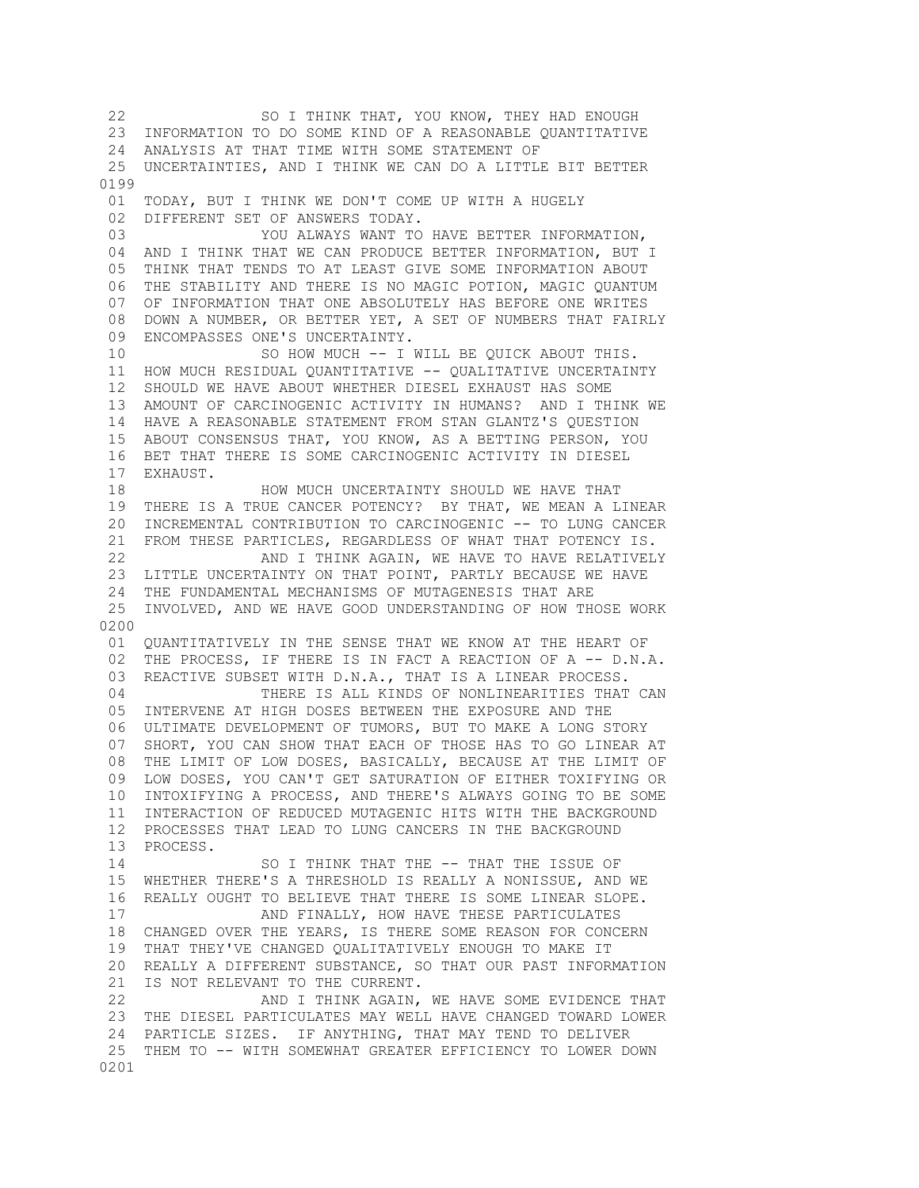22 SO I THINK THAT, YOU KNOW, THEY HAD ENOUGH
23 INFORMATION TO DO SOME KIND OF A REASONABLE QUANTITATIVE
24 ANALYSIS AT THAT TIME WITH SOME STATEMENT OF
25 UNCERTAINTIES, AND I THINK WE CAN DO A LITTLE BIT BETTER

0199

01 TODAY, BUT I THINK WE DON'T COME UP WITH A HUGELY
02 DIFFERENT SET OF ANSWERS TODAY.
03 YOU ALWAYS WANT TO HAVE BETTER INFORMATION,
04 AND I THINK THAT WE CAN PRODUCE BETTER INFORMATION, BUT I
05 THINK THAT TENDS TO AT LEAST GIVE SOME INFORMATION ABOUT
06 THE STABILITY AND THERE IS NO MAGIC POTION, MAGIC QUANTUM
07 OF INFORMATION THAT ONE ABSOLUTELY HAS BEFORE ONE WRITES
08 DOWN A NUMBER, OR BETTER YET, A SET OF NUMBERS THAT FAIRLY
09 ENCOMPASSES ONE'S UNCERTAINTY.
10 SO HOW MUCH -- I WILL BE QUICK ABOUT THIS.
11 HOW MUCH RESIDUAL QUANTITATIVE -- QUALITATIVE UNCERTAINTY
12 SHOULD WE HAVE ABOUT WHETHER DIESEL EXHAUST HAS SOME
13 AMOUNT OF CARCINOGENIC ACTIVITY IN HUMANS? AND I THINK WE
14 HAVE A REASONABLE STATEMENT FROM STAN GLANTZ'S QUESTION
15 ABOUT CONSENSUS THAT, YOU KNOW, AS A BETTING PERSON, YOU
16 BET THAT THERE IS SOME CARCINOGENIC ACTIVITY IN DIESEL
17 EXHAUST.
18 HOW MUCH UNCERTAINTY SHOULD WE HAVE THAT
19 THERE IS A TRUE CANCER POTENCY? BY THAT, WE MEAN A LINEAR
20 INCREMENTAL CONTRIBUTION TO CARCINOGENIC -- TO LUNG CANCER
21 FROM THESE PARTICLES, REGARDLESS OF WHAT THAT POTENCY IS.
22 AND I THINK AGAIN, WE HAVE TO HAVE RELATIVELY
23 LITTLE UNCERTAINTY ON THAT POINT, PARTLY BECAUSE WE HAVE
24 THE FUNDAMENTAL MECHANISMS OF MUTAGENESIS THAT ARE
25 INVOLVED, AND WE HAVE GOOD UNDERSTANDING OF HOW THOSE WORK

0200

01 QUANTITATIVELY IN THE SENSE THAT WE KNOW AT THE HEART OF
02 THE PROCESS, IF THERE IS IN FACT A REACTION OF A -- D.N.A.
03 REACTIVE SUBSET WITH D.N.A., THAT IS A LINEAR PROCESS.
04 THERE IS ALL KINDS OF NONLINEARITIES THAT CAN
05 INTERVENE AT HIGH DOSES BETWEEN THE EXPOSURE AND THE
06 ULTIMATE DEVELOPMENT OF TUMORS, BUT TO MAKE A LONG STORY
07 SHORT, YOU CAN SHOW THAT EACH OF THOSE HAS TO GO LINEAR AT
08 THE LIMIT OF LOW DOSES, BASICALLY, BECAUSE AT THE LIMIT OF
09 LOW DOSES, YOU CAN'T GET SATURATION OF EITHER TOXIFYING OR
10 INTOXIFYING A PROCESS, AND THERE'S ALWAYS GOING TO BE SOME
11 INTERACTION OF REDUCED MUTAGENIC HITS WITH THE BACKGROUND
12 PROCESSES THAT LEAD TO LUNG CANCERS IN THE BACKGROUND
13 PROCESS.
14 SO I THINK THAT THE -- THAT THE ISSUE OF
15 WHETHER THERE'S A THRESHOLD IS REALLY A NONISSUE, AND WE
16 REALLY OUGHT TO BELIEVE THAT THERE IS SOME LINEAR SLOPE.
17 AND FINALLY, HOW HAVE THESE PARTICULATES
18 CHANGED OVER THE YEARS, IS THERE SOME REASON FOR CONCERN
19 THAT THEY'VE CHANGED QUALITATIVELY ENOUGH TO MAKE IT
20 REALLY A DIFFERENT SUBSTANCE, SO THAT OUR PAST INFORMATION
21 IS NOT RELEVANT TO THE CURRENT.
22 AND I THINK AGAIN, WE HAVE SOME EVIDENCE THAT
23 THE DIESEL PARTICULATES MAY WELL HAVE CHANGED TOWARD LOWER
24 PARTICLE SIZES. IF ANYTHING, THAT MAY TEND TO DELIVER
25 THEM TO -- WITH SOMEWHAT GREATER EFFICIENCY TO LOWER DOWN

0201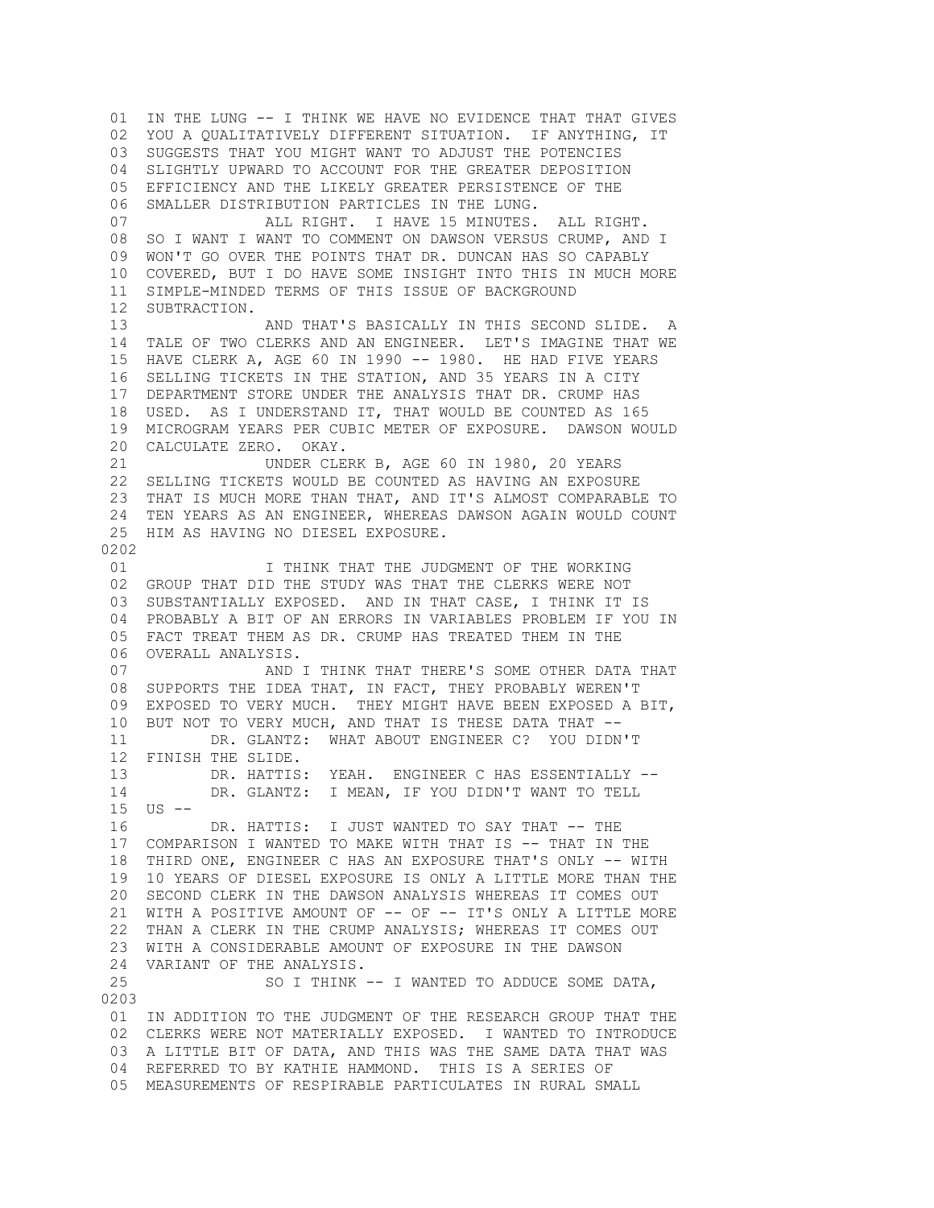01 IN THE LUNG -- I THINK WE HAVE NO EVIDENCE THAT THAT GIVES
02 YOU A QUALITATIVELY DIFFERENT SITUATION. IF ANYTHING, IT
03 SUGGESTS THAT YOU MIGHT WANT TO ADJUST THE POTENCIES
04 SLIGHTLY UPWARD TO ACCOUNT FOR THE GREATER DEPOSITION
05 EFFICIENCY AND THE LIKELY GREATER PERSISTENCE OF THE
06 SMALLER DISTRIBUTION PARTICLES IN THE LUNG.
07 ALL RIGHT. I HAVE 15 MINUTES. ALL RIGHT.
08 SO I WANT I WANT TO COMMENT ON DAWSON VERSUS CRUMP, AND I
09 WON'T GO OVER THE POINTS THAT DR. DUNCAN HAS SO CAPABLY
10 COVERED, BUT I DO HAVE SOME INSIGHT INTO THIS IN MUCH MORE
11 SIMPLE-MINDED TERMS OF THIS ISSUE OF BACKGROUND
12 SUBTRACTION.
13 AND THAT'S BASICALLY IN THIS SECOND SLIDE. A
14 TALE OF TWO CLERKS AND AN ENGINEER. LET'S IMAGINE THAT WE
15 HAVE CLERK A, AGE 60 IN 1990 -- 1980. HE HAD FIVE YEARS
16 SELLING TICKETS IN THE STATION, AND 35 YEARS IN A CITY
17 DEPARTMENT STORE UNDER THE ANALYSIS THAT DR. CRUMP HAS
18 USED. AS I UNDERSTAND IT, THAT WOULD BE COUNTED AS 165
19 MICROGRAM YEARS PER CUBIC METER OF EXPOSURE. DAWSON WOULD
20 CALCULATE ZERO. OKAY.
21 UNDER CLERK B, AGE 60 IN 1980, 20 YEARS
22 SELLING TICKETS WOULD BE COUNTED AS HAVING AN EXPOSURE
23 THAT IS MUCH MORE THAN THAT, AND IT'S ALMOST COMPARABLE TO
24 TEN YEARS AS AN ENGINEER, WHEREAS DAWSON AGAIN WOULD COUNT
25 HIM AS HAVING NO DIESEL EXPOSURE.
0202
01 I THINK THAT THE JUDGMENT OF THE WORKING
02 GROUP THAT DID THE STUDY WAS THAT THE CLERKS WERE NOT
03 SUBSTANTIALLY EXPOSED. AND IN THAT CASE, I THINK IT IS
04 PROBABLY A BIT OF AN ERRORS IN VARIABLES PROBLEM IF YOU IN
05 FACT TREAT THEM AS DR. CRUMP HAS TREATED THEM IN THE
06 OVERALL ANALYSIS.
07 AND I THINK THAT THERE'S SOME OTHER DATA THAT
08 SUPPORTS THE IDEA THAT, IN FACT, THEY PROBABLY WEREN'T
09 EXPOSED TO VERY MUCH. THEY MIGHT HAVE BEEN EXPOSED A BIT,
10 BUT NOT TO VERY MUCH, AND THAT IS THESE DATA THAT --
11 DR. GLANTZ: WHAT ABOUT ENGINEER C? YOU DIDN'T
12 FINISH THE SLIDE.
13 DR. HATTIS: YEAH. ENGINEER C HAS ESSENTIALLY --
14 DR. GLANTZ: I MEAN, IF YOU DIDN'T WANT TO TELL
15 US --
16 DR. HATTIS: I JUST WANTED TO SAY THAT -- THE
17 COMPARISON I WANTED TO MAKE WITH THAT IS -- THAT IN THE
18 THIRD ONE, ENGINEER C HAS AN EXPOSURE THAT'S ONLY -- WITH
19 10 YEARS OF DIESEL EXPOSURE IS ONLY A LITTLE MORE THAN THE
20 SECOND CLERK IN THE DAWSON ANALYSIS WHEREAS IT COMES OUT
21 WITH A POSITIVE AMOUNT OF -- OF -- IT'S ONLY A LITTLE MORE
22 THAN A CLERK IN THE CRUMP ANALYSIS; WHEREAS IT COMES OUT
23 WITH A CONSIDERABLE AMOUNT OF EXPOSURE IN THE DAWSON
24 VARIANT OF THE ANALYSIS.
25 SO I THINK -- I WANTED TO ADDUCE SOME DATA,
0203
01 IN ADDITION TO THE JUDGMENT OF THE RESEARCH GROUP THAT THE
02 CLERKS WERE NOT MATERIALLY EXPOSED. I WANTED TO INTRODUCE
03 A LITTLE BIT OF DATA, AND THIS WAS THE SAME DATA THAT WAS
04 REFERRED TO BY KATHIE HAMMOND. THIS IS A SERIES OF
05 MEASUREMENTS OF RESPIRABLE PARTICULATES IN RURAL SMALL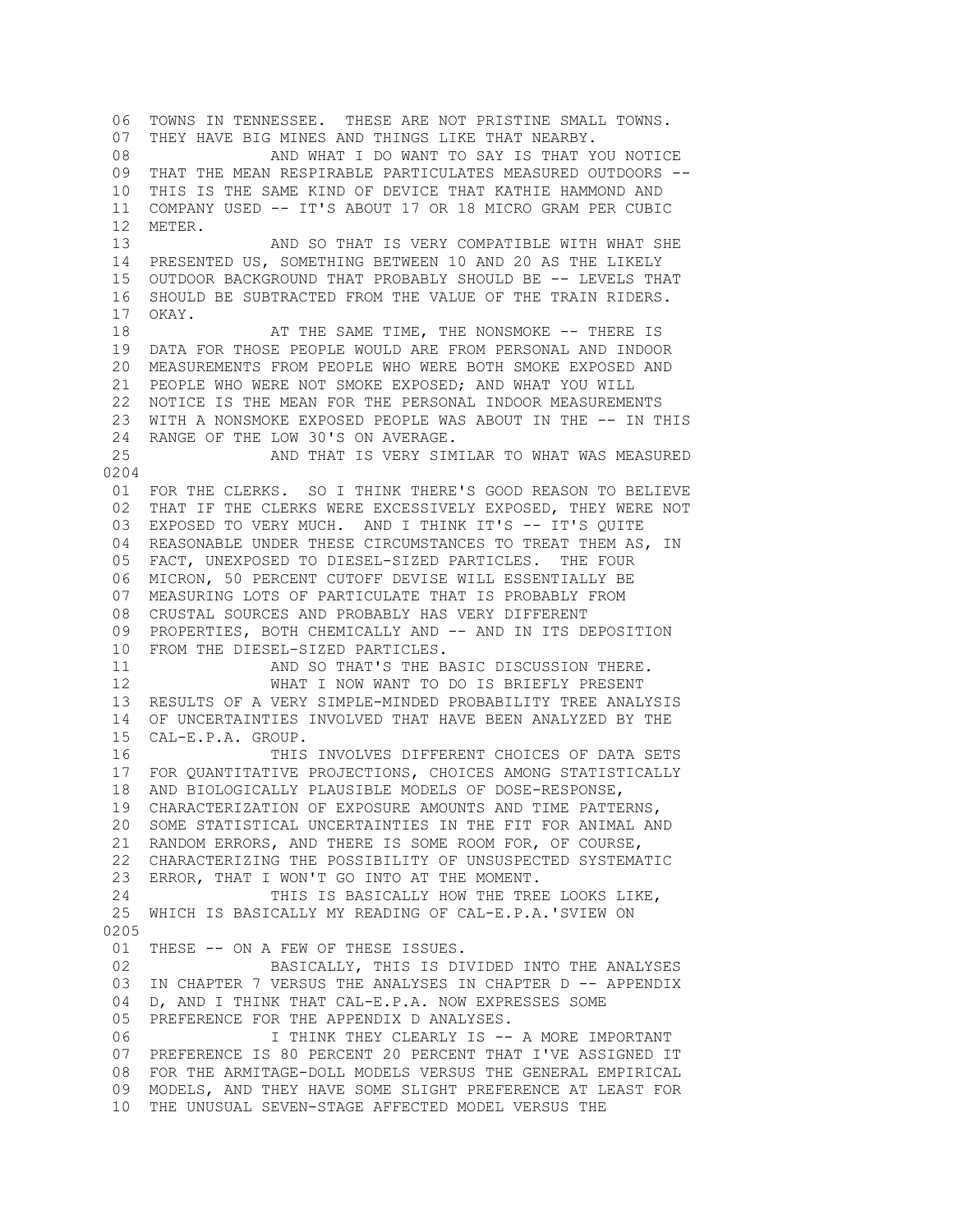06 TOWNS IN TENNESSEE. THESE ARE NOT PRISTINE SMALL TOWNS.
07 THEY HAVE BIG MINES AND THINGS LIKE THAT NEARBY.
08 AND WHAT I DO WANT TO SAY IS THAT YOU NOTICE
09 THAT THE MEAN RESPIRABLE PARTICULATES MEASURED OUTDOORS --
10 THIS IS THE SAME KIND OF DEVICE THAT KATHIE HAMMOND AND
11 COMPANY USED -- IT'S ABOUT 17 OR 18 MICRO GRAM PER CUBIC
12 METER.
13 AND SO THAT IS VERY COMPATIBLE WITH WHAT SHE
14 PRESENTED US, SOMETHING BETWEEN 10 AND 20 AS THE LIKELY
15 OUTDOOR BACKGROUND THAT PROBABLY SHOULD BE -- LEVELS THAT
16 SHOULD BE SUBTRACTED FROM THE VALUE OF THE TRAIN RIDERS.
17 OKAY.
18 AT THE SAME TIME, THE NONSMOKE -- THERE IS
19 DATA FOR THOSE PEOPLE WOULD ARE FROM PERSONAL AND INDOOR
20 MEASUREMENTS FROM PEOPLE WHO WERE BOTH SMOKE EXPOSED AND
21 PEOPLE WHO WERE NOT SMOKE EXPOSED; AND WHAT YOU WILL
22 NOTICE IS THE MEAN FOR THE PERSONAL INDOOR MEASUREMENTS
23 WITH A NONSMOKE EXPOSED PEOPLE WAS ABOUT IN THE -- IN THIS
24 RANGE OF THE LOW 30'S ON AVERAGE.
25 AND THAT IS VERY SIMILAR TO WHAT WAS MEASURED
0204
01 FOR THE CLERKS. SO I THINK THERE'S GOOD REASON TO BELIEVE
02 THAT IF THE CLERKS WERE EXCESSIVELY EXPOSED, THEY WERE NOT
03 EXPOSED TO VERY MUCH. AND I THINK IT'S -- IT'S QUITE
04 REASONABLE UNDER THESE CIRCUMSTANCES TO TREAT THEM AS, IN
05 FACT, UNEXPOSED TO DIESEL-SIZED PARTICLES. THE FOUR
06 MICRON, 50 PERCENT CUTOFF DEVISE WILL ESSENTIALLY BE
07 MEASURING LOTS OF PARTICULATE THAT IS PROBABLY FROM
08 CRUSTAL SOURCES AND PROBABLY HAS VERY DIFFERENT
09 PROPERTIES, BOTH CHEMICALLY AND -- AND IN ITS DEPOSITION
10 FROM THE DIESEL-SIZED PARTICLES.
11 AND SO THAT'S THE BASIC DISCUSSION THERE.
12 WHAT I NOW WANT TO DO IS BRIEFLY PRESENT
13 RESULTS OF A VERY SIMPLE-MINDED PROBABILITY TREE ANALYSIS
14 OF UNCERTAINTIES INVOLVED THAT HAVE BEEN ANALYZED BY THE
15 CAL-E.P.A. GROUP.
16 THIS INVOLVES DIFFERENT CHOICES OF DATA SETS
17 FOR QUANTITATIVE PROJECTIONS, CHOICES AMONG STATISTICALLY
18 AND BIOLOGICALLY PLAUSIBLE MODELS OF DOSE-RESPONSE,
19 CHARACTERIZATION OF EXPOSURE AMOUNTS AND TIME PATTERNS,
20 SOME STATISTICAL UNCERTAINTIES IN THE FIT FOR ANIMAL AND
21 RANDOM ERRORS, AND THERE IS SOME ROOM FOR, OF COURSE,
22 CHARACTERIZING THE POSSIBILITY OF UNSUSPECTED SYSTEMATIC
23 ERROR, THAT I WON'T GO INTO AT THE MOMENT.
24 THIS IS BASICALLY HOW THE TREE LOOKS LIKE,
25 WHICH IS BASICALLY MY READING OF CAL-E.P.A.'SVIEW ON
0205
01 THESE -- ON A FEW OF THESE ISSUES.
02 BASICALLY, THIS IS DIVIDED INTO THE ANALYSES
03 IN CHAPTER 7 VERSUS THE ANALYSES IN CHAPTER D -- APPENDIX
04 D, AND I THINK THAT CAL-E.P.A. NOW EXPRESSES SOME
05 PREFERENCE FOR THE APPENDIX D ANALYSES.
06 I THINK THEY CLEARLY IS -- A MORE IMPORTANT
07 PREFERENCE IS 80 PERCENT 20 PERCENT THAT I'VE ASSIGNED IT
08 FOR THE ARMITAGE-DOLL MODELS VERSUS THE GENERAL EMPIRICAL
09 MODELS, AND THEY HAVE SOME SLIGHT PREFERENCE AT LEAST FOR
10 THE UNUSUAL SEVEN-STAGE AFFECTED MODEL VERSUS THE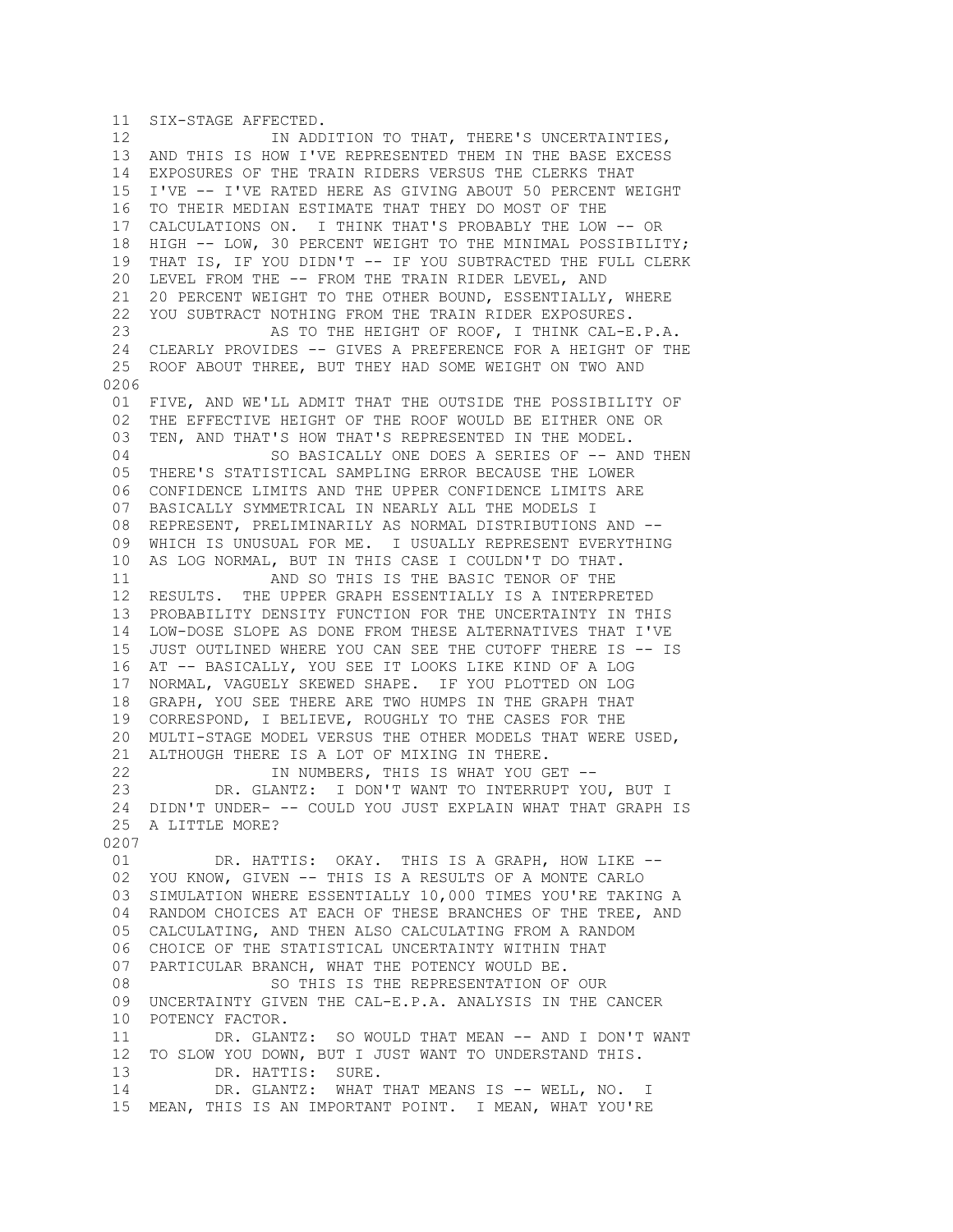```
 11  SIX-STAGE AFFECTED.
 12              IN ADDITION TO THAT, THERE'S UNCERTAINTIES,
 13  AND THIS IS HOW I'VE REPRESENTED THEM IN THE BASE EXCESS
 14  EXPOSURES OF THE TRAIN RIDERS VERSUS THE CLERKS THAT
 15  I'VE -- I'VE RATED HERE AS GIVING ABOUT 50 PERCENT WEIGHT
 16  TO THEIR MEDIAN ESTIMATE THAT THEY DO MOST OF THE
 17  CALCULATIONS ON.  I THINK THAT'S PROBABLY THE LOW -- OR
 18  HIGH -- LOW, 30 PERCENT WEIGHT TO THE MINIMAL POSSIBILITY;
 19  THAT IS, IF YOU DIDN'T -- IF YOU SUBTRACTED THE FULL CLERK
 20  LEVEL FROM THE -- FROM THE TRAIN RIDER LEVEL, AND
 21  20 PERCENT WEIGHT TO THE OTHER BOUND, ESSENTIALLY, WHERE
 22  YOU SUBTRACT NOTHING FROM THE TRAIN RIDER EXPOSURES.
 23              AS TO THE HEIGHT OF ROOF, I THINK CAL-E.P.A.
 24  CLEARLY PROVIDES -- GIVES A PREFERENCE FOR A HEIGHT OF THE
 25  ROOF ABOUT THREE, BUT THEY HAD SOME WEIGHT ON TWO AND
0206
 01  FIVE, AND WE'LL ADMIT THAT THE OUTSIDE THE POSSIBILITY OF
 02  THE EFFECTIVE HEIGHT OF THE ROOF WOULD BE EITHER ONE OR
 03  TEN, AND THAT'S HOW THAT'S REPRESENTED IN THE MODEL.
 04              SO BASICALLY ONE DOES A SERIES OF -- AND THEN
 05  THERE'S STATISTICAL SAMPLING ERROR BECAUSE THE LOWER
 06  CONFIDENCE LIMITS AND THE UPPER CONFIDENCE LIMITS ARE
 07  BASICALLY SYMMETRICAL IN NEARLY ALL THE MODELS I
 08  REPRESENT, PRELIMINARILY AS NORMAL DISTRIBUTIONS AND --
 09  WHICH IS UNUSUAL FOR ME.  I USUALLY REPRESENT EVERYTHING
 10  AS LOG NORMAL, BUT IN THIS CASE I COULDN'T DO THAT.
 11              AND SO THIS IS THE BASIC TENOR OF THE
 12  RESULTS.  THE UPPER GRAPH ESSENTIALLY IS A INTERPRETED
 13  PROBABILITY DENSITY FUNCTION FOR THE UNCERTAINTY IN THIS
 14  LOW-DOSE SLOPE AS DONE FROM THESE ALTERNATIVES THAT I'VE
 15  JUST OUTLINED WHERE YOU CAN SEE THE CUTOFF THERE IS -- IS
 16  AT -- BASICALLY, YOU SEE IT LOOKS LIKE KIND OF A LOG
 17  NORMAL, VAGUELY SKEWED SHAPE.  IF YOU PLOTTED ON LOG
 18  GRAPH, YOU SEE THERE ARE TWO HUMPS IN THE GRAPH THAT
 19  CORRESPOND, I BELIEVE, ROUGHLY TO THE CASES FOR THE
 20  MULTI-STAGE MODEL VERSUS THE OTHER MODELS THAT WERE USED,
 21  ALTHOUGH THERE IS A LOT OF MIXING IN THERE.
 22              IN NUMBERS, THIS IS WHAT YOU GET --
 23        DR. GLANTZ:  I DON'T WANT TO INTERRUPT YOU, BUT I
 24  DIDN'T UNDER- -- COULD YOU JUST EXPLAIN WHAT THAT GRAPH IS
 25  A LITTLE MORE?
0207
 01        DR. HATTIS:  OKAY.  THIS IS A GRAPH, HOW LIKE --
 02  YOU KNOW, GIVEN -- THIS IS A RESULTS OF A MONTE CARLO
 03  SIMULATION WHERE ESSENTIALLY 10,000 TIMES YOU'RE TAKING A
 04  RANDOM CHOICES AT EACH OF THESE BRANCHES OF THE TREE, AND
 05  CALCULATING, AND THEN ALSO CALCULATING FROM A RANDOM
 06  CHOICE OF THE STATISTICAL UNCERTAINTY WITHIN THAT
 07  PARTICULAR BRANCH, WHAT THE POTENCY WOULD BE.
 08              SO THIS IS THE REPRESENTATION OF OUR
 09  UNCERTAINTY GIVEN THE CAL-E.P.A. ANALYSIS IN THE CANCER
 10  POTENCY FACTOR.
 11        DR. GLANTZ:  SO WOULD THAT MEAN -- AND I DON'T WANT
 12  TO SLOW YOU DOWN, BUT I JUST WANT TO UNDERSTAND THIS.
 13        DR. HATTIS:  SURE.
 14        DR. GLANTZ:  WHAT THAT MEANS IS -- WELL, NO.  I
 15  MEAN, THIS IS AN IMPORTANT POINT.  I MEAN, WHAT YOU'RE
```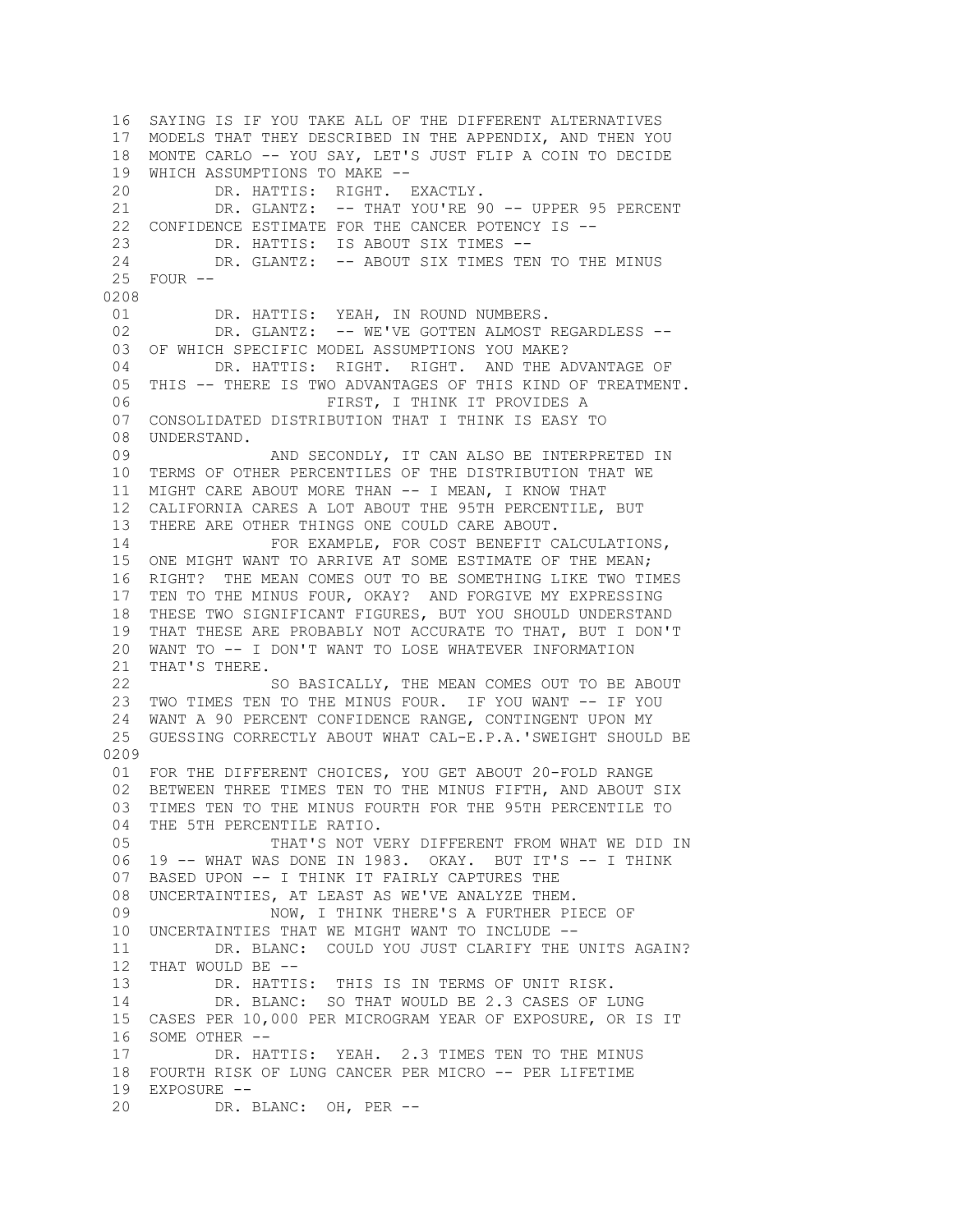16 SAYING IS IF YOU TAKE ALL OF THE DIFFERENT ALTERNATIVES
17 MODELS THAT THEY DESCRIBED IN THE APPENDIX, AND THEN YOU
18 MONTE CARLO -- YOU SAY, LET'S JUST FLIP A COIN TO DECIDE
19 WHICH ASSUMPTIONS TO MAKE --
20 DR. HATTIS: RIGHT. EXACTLY.
21 DR. GLANTZ: -- THAT YOU'RE 90 -- UPPER 95 PERCENT
22 CONFIDENCE ESTIMATE FOR THE CANCER POTENCY IS --
23 DR. HATTIS: IS ABOUT SIX TIMES --
24 DR. GLANTZ: -- ABOUT SIX TIMES TEN TO THE MINUS
25 FOUR --

0208

01 DR. HATTIS: YEAH, IN ROUND NUMBERS.
02 DR. GLANTZ: -- WE'VE GOTTEN ALMOST REGARDLESS --
03 OF WHICH SPECIFIC MODEL ASSUMPTIONS YOU MAKE?
04 DR. HATTIS: RIGHT. RIGHT. AND THE ADVANTAGE OF
05 THIS -- THERE IS TWO ADVANTAGES OF THIS KIND OF TREATMENT.
06 FIRST, I THINK IT PROVIDES A
07 CONSOLIDATED DISTRIBUTION THAT I THINK IS EASY TO
08 UNDERSTAND.
09 AND SECONDLY, IT CAN ALSO BE INTERPRETED IN
10 TERMS OF OTHER PERCENTILES OF THE DISTRIBUTION THAT WE
11 MIGHT CARE ABOUT MORE THAN -- I MEAN, I KNOW THAT
12 CALIFORNIA CARES A LOT ABOUT THE 95TH PERCENTILE, BUT
13 THERE ARE OTHER THINGS ONE COULD CARE ABOUT.
14 FOR EXAMPLE, FOR COST BENEFIT CALCULATIONS,
15 ONE MIGHT WANT TO ARRIVE AT SOME ESTIMATE OF THE MEAN;
16 RIGHT? THE MEAN COMES OUT TO BE SOMETHING LIKE TWO TIMES
17 TEN TO THE MINUS FOUR, OKAY? AND FORGIVE MY EXPRESSING
18 THESE TWO SIGNIFICANT FIGURES, BUT YOU SHOULD UNDERSTAND
19 THAT THESE ARE PROBABLY NOT ACCURATE TO THAT, BUT I DON'T
20 WANT TO -- I DON'T WANT TO LOSE WHATEVER INFORMATION
21 THAT'S THERE.
22 SO BASICALLY, THE MEAN COMES OUT TO BE ABOUT
23 TWO TIMES TEN TO THE MINUS FOUR. IF YOU WANT -- IF YOU
24 WANT A 90 PERCENT CONFIDENCE RANGE, CONTINGENT UPON MY
25 GUESSING CORRECTLY ABOUT WHAT CAL-E.P.A.'SWEIGHT SHOULD BE

0209

01 FOR THE DIFFERENT CHOICES, YOU GET ABOUT 20-FOLD RANGE
02 BETWEEN THREE TIMES TEN TO THE MINUS FIFTH, AND ABOUT SIX
03 TIMES TEN TO THE MINUS FOURTH FOR THE 95TH PERCENTILE TO
04 THE 5TH PERCENTILE RATIO.
05 THAT'S NOT VERY DIFFERENT FROM WHAT WE DID IN
06 19 -- WHAT WAS DONE IN 1983. OKAY. BUT IT'S -- I THINK
07 BASED UPON -- I THINK IT FAIRLY CAPTURES THE
08 UNCERTAINTIES, AT LEAST AS WE'VE ANALYZE THEM.
09 NOW, I THINK THERE'S A FURTHER PIECE OF
10 UNCERTAINTIES THAT WE MIGHT WANT TO INCLUDE --
11 DR. BLANC: COULD YOU JUST CLARIFY THE UNITS AGAIN?
12 THAT WOULD BE --
13 DR. HATTIS: THIS IS IN TERMS OF UNIT RISK.
14 DR. BLANC: SO THAT WOULD BE 2.3 CASES OF LUNG
15 CASES PER 10,000 PER MICROGRAM YEAR OF EXPOSURE, OR IS IT
16 SOME OTHER --
17 DR. HATTIS: YEAH. 2.3 TIMES TEN TO THE MINUS
18 FOURTH RISK OF LUNG CANCER PER MICRO -- PER LIFETIME
19 EXPOSURE --
20 DR. BLANC: OH, PER --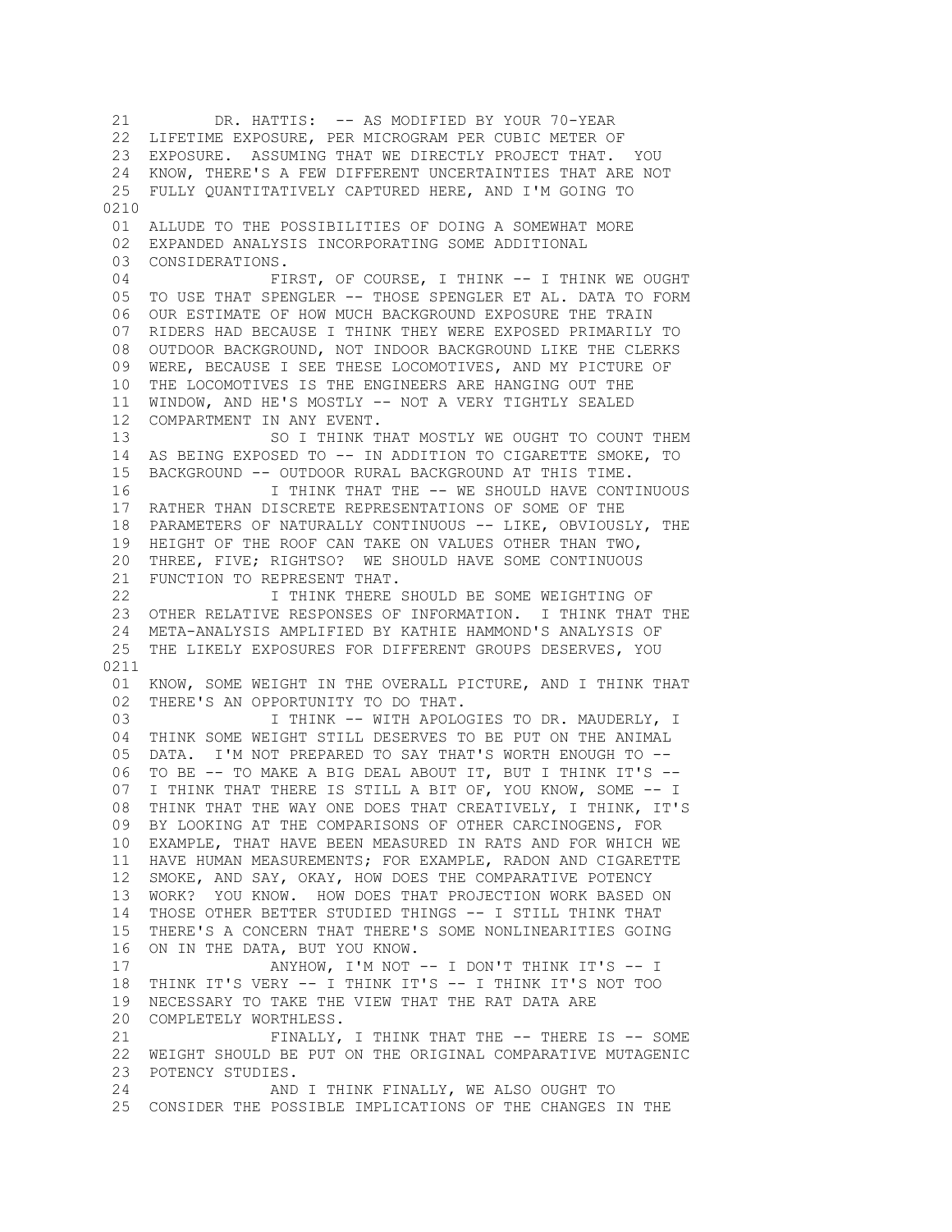21 DR. HATTIS: -- AS MODIFIED BY YOUR 70-YEAR
22 LIFETIME EXPOSURE, PER MICROGRAM PER CUBIC METER OF
23 EXPOSURE. ASSUMING THAT WE DIRECTLY PROJECT THAT. YOU
24 KNOW, THERE'S A FEW DIFFERENT UNCERTAINTIES THAT ARE NOT
25 FULLY QUANTITATIVELY CAPTURED HERE, AND I'M GOING TO

0210

01 ALLUDE TO THE POSSIBILITIES OF DOING A SOMEWHAT MORE
02 EXPANDED ANALYSIS INCORPORATING SOME ADDITIONAL
03 CONSIDERATIONS.
04 FIRST, OF COURSE, I THINK -- I THINK WE OUGHT
05 TO USE THAT SPENGLER -- THOSE SPENGLER ET AL. DATA TO FORM
06 OUR ESTIMATE OF HOW MUCH BACKGROUND EXPOSURE THE TRAIN
07 RIDERS HAD BECAUSE I THINK THEY WERE EXPOSED PRIMARILY TO
08 OUTDOOR BACKGROUND, NOT INDOOR BACKGROUND LIKE THE CLERKS
09 WERE, BECAUSE I SEE THESE LOCOMOTIVES, AND MY PICTURE OF
10 THE LOCOMOTIVES IS THE ENGINEERS ARE HANGING OUT THE
11 WINDOW, AND HE'S MOSTLY -- NOT A VERY TIGHTLY SEALED
12 COMPARTMENT IN ANY EVENT.
13 SO I THINK THAT MOSTLY WE OUGHT TO COUNT THEM
14 AS BEING EXPOSED TO -- IN ADDITION TO CIGARETTE SMOKE, TO
15 BACKGROUND -- OUTDOOR RURAL BACKGROUND AT THIS TIME.
16 I THINK THAT THE -- WE SHOULD HAVE CONTINUOUS
17 RATHER THAN DISCRETE REPRESENTATIONS OF SOME OF THE
18 PARAMETERS OF NATURALLY CONTINUOUS -- LIKE, OBVIOUSLY, THE
19 HEIGHT OF THE ROOF CAN TAKE ON VALUES OTHER THAN TWO,
20 THREE, FIVE; RIGHTSO? WE SHOULD HAVE SOME CONTINUOUS
21 FUNCTION TO REPRESENT THAT.
22 I THINK THERE SHOULD BE SOME WEIGHTING OF
23 OTHER RELATIVE RESPONSES OF INFORMATION. I THINK THAT THE
24 META-ANALYSIS AMPLIFIED BY KATHIE HAMMOND'S ANALYSIS OF
25 THE LIKELY EXPOSURES FOR DIFFERENT GROUPS DESERVES, YOU

0211

01 KNOW, SOME WEIGHT IN THE OVERALL PICTURE, AND I THINK THAT
02 THERE'S AN OPPORTUNITY TO DO THAT.
03 I THINK -- WITH APOLOGIES TO DR. MAUDERLY, I
04 THINK SOME WEIGHT STILL DESERVES TO BE PUT ON THE ANIMAL
05 DATA. I'M NOT PREPARED TO SAY THAT'S WORTH ENOUGH TO --
06 TO BE -- TO MAKE A BIG DEAL ABOUT IT, BUT I THINK IT'S --
07 I THINK THAT THERE IS STILL A BIT OF, YOU KNOW, SOME -- I
08 THINK THAT THE WAY ONE DOES THAT CREATIVELY, I THINK, IT'S
09 BY LOOKING AT THE COMPARISONS OF OTHER CARCINOGENS, FOR
10 EXAMPLE, THAT HAVE BEEN MEASURED IN RATS AND FOR WHICH WE
11 HAVE HUMAN MEASUREMENTS; FOR EXAMPLE, RADON AND CIGARETTE
12 SMOKE, AND SAY, OKAY, HOW DOES THE COMPARATIVE POTENCY
13 WORK? YOU KNOW. HOW DOES THAT PROJECTION WORK BASED ON
14 THOSE OTHER BETTER STUDIED THINGS -- I STILL THINK THAT
15 THERE'S A CONCERN THAT THERE'S SOME NONLINEARITIES GOING
16 ON IN THE DATA, BUT YOU KNOW.
17 ANYHOW, I'M NOT -- I DON'T THINK IT'S -- I
18 THINK IT'S VERY -- I THINK IT'S -- I THINK IT'S NOT TOO
19 NECESSARY TO TAKE THE VIEW THAT THE RAT DATA ARE
20 COMPLETELY WORTHLESS.
21 FINALLY, I THINK THAT THE -- THERE IS -- SOME
22 WEIGHT SHOULD BE PUT ON THE ORIGINAL COMPARATIVE MUTAGENIC
23 POTENCY STUDIES.
24 AND I THINK FINALLY, WE ALSO OUGHT TO
25 CONSIDER THE POSSIBLE IMPLICATIONS OF THE CHANGES IN THE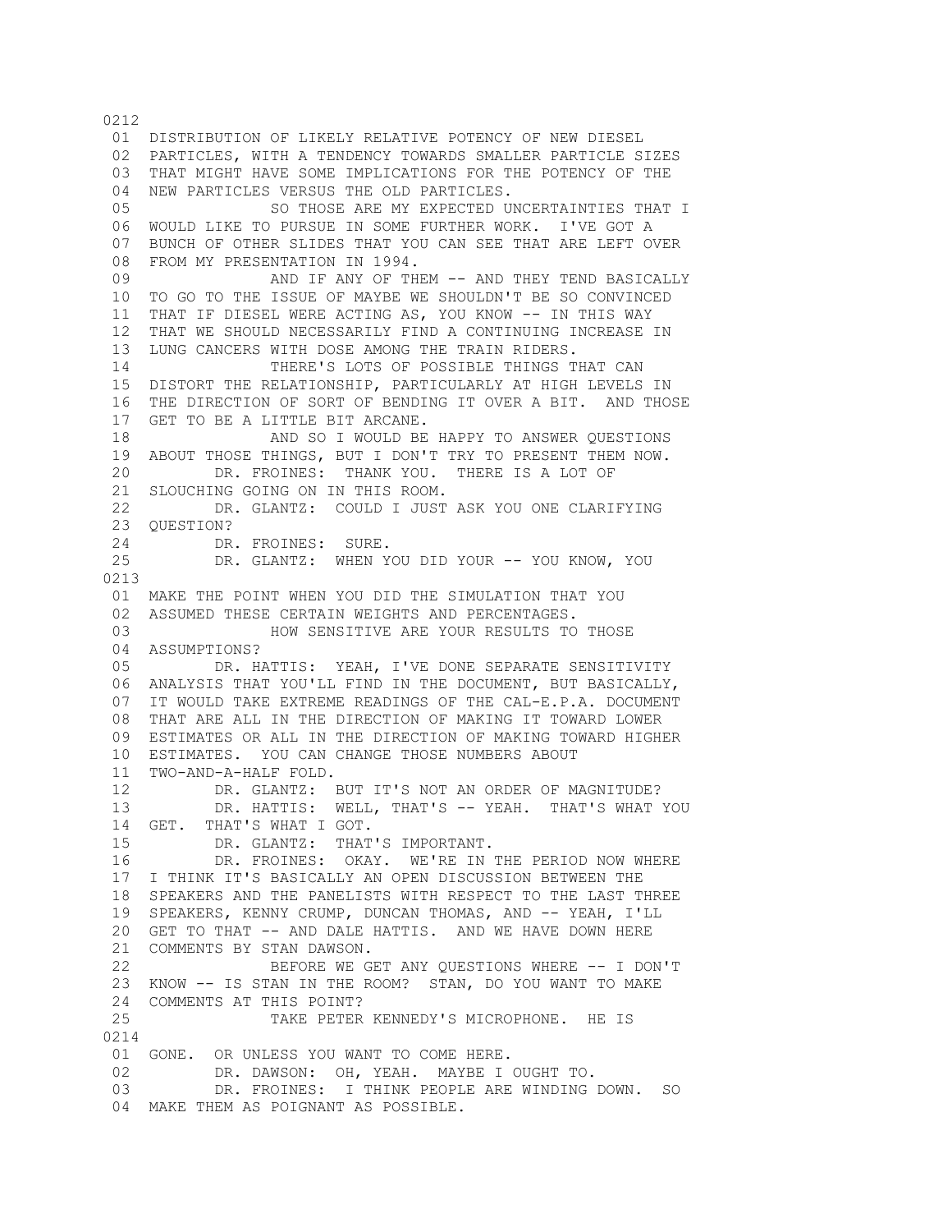0212

01 DISTRIBUTION OF LIKELY RELATIVE POTENCY OF NEW DIESEL
02 PARTICLES, WITH A TENDENCY TOWARDS SMALLER PARTICLE SIZES
03 THAT MIGHT HAVE SOME IMPLICATIONS FOR THE POTENCY OF THE
04 NEW PARTICLES VERSUS THE OLD PARTICLES.
05 SO THOSE ARE MY EXPECTED UNCERTAINTIES THAT I
06 WOULD LIKE TO PURSUE IN SOME FURTHER WORK. I'VE GOT A
07 BUNCH OF OTHER SLIDES THAT YOU CAN SEE THAT ARE LEFT OVER
08 FROM MY PRESENTATION IN 1994.
09 AND IF ANY OF THEM -- AND THEY TEND BASICALLY
10 TO GO TO THE ISSUE OF MAYBE WE SHOULDN'T BE SO CONVINCED
11 THAT IF DIESEL WERE ACTING AS, YOU KNOW -- IN THIS WAY
12 THAT WE SHOULD NECESSARILY FIND A CONTINUING INCREASE IN
13 LUNG CANCERS WITH DOSE AMONG THE TRAIN RIDERS.
14 THERE'S LOTS OF POSSIBLE THINGS THAT CAN
15 DISTORT THE RELATIONSHIP, PARTICULARLY AT HIGH LEVELS IN
16 THE DIRECTION OF SORT OF BENDING IT OVER A BIT. AND THOSE
17 GET TO BE A LITTLE BIT ARCANE.
18 AND SO I WOULD BE HAPPY TO ANSWER QUESTIONS
19 ABOUT THOSE THINGS, BUT I DON'T TRY TO PRESENT THEM NOW.
20 DR. FROINES: THANK YOU. THERE IS A LOT OF
21 SLOUCHING GOING ON IN THIS ROOM.
22 DR. GLANTZ: COULD I JUST ASK YOU ONE CLARIFYING
23 QUESTION?
24 DR. FROINES: SURE.
25 DR. GLANTZ: WHEN YOU DID YOUR -- YOU KNOW, YOU

0213

01 MAKE THE POINT WHEN YOU DID THE SIMULATION THAT YOU
02 ASSUMED THESE CERTAIN WEIGHTS AND PERCENTAGES.
03 HOW SENSITIVE ARE YOUR RESULTS TO THOSE
04 ASSUMPTIONS?
05 DR. HATTIS: YEAH, I'VE DONE SEPARATE SENSITIVITY
06 ANALYSIS THAT YOU'LL FIND IN THE DOCUMENT, BUT BASICALLY,
07 IT WOULD TAKE EXTREME READINGS OF THE CAL-E.P.A. DOCUMENT
08 THAT ARE ALL IN THE DIRECTION OF MAKING IT TOWARD LOWER
09 ESTIMATES OR ALL IN THE DIRECTION OF MAKING TOWARD HIGHER
10 ESTIMATES. YOU CAN CHANGE THOSE NUMBERS ABOUT
11 TWO-AND-A-HALF FOLD.
12 DR. GLANTZ: BUT IT'S NOT AN ORDER OF MAGNITUDE?
13 DR. HATTIS: WELL, THAT'S -- YEAH. THAT'S WHAT YOU
14 GET. THAT'S WHAT I GOT.
15 DR. GLANTZ: THAT'S IMPORTANT.
16 DR. FROINES: OKAY. WE'RE IN THE PERIOD NOW WHERE
17 I THINK IT'S BASICALLY AN OPEN DISCUSSION BETWEEN THE
18 SPEAKERS AND THE PANELISTS WITH RESPECT TO THE LAST THREE
19 SPEAKERS, KENNY CRUMP, DUNCAN THOMAS, AND -- YEAH, I'LL
20 GET TO THAT -- AND DALE HATTIS. AND WE HAVE DOWN HERE
21 COMMENTS BY STAN DAWSON.
22 BEFORE WE GET ANY QUESTIONS WHERE -- I DON'T
23 KNOW -- IS STAN IN THE ROOM? STAN, DO YOU WANT TO MAKE
24 COMMENTS AT THIS POINT?
25 TAKE PETER KENNEDY'S MICROPHONE. HE IS

0214

01 GONE. OR UNLESS YOU WANT TO COME HERE.
02 DR. DAWSON: OH, YEAH. MAYBE I OUGHT TO.
03 DR. FROINES: I THINK PEOPLE ARE WINDING DOWN. SO
04 MAKE THEM AS POIGNANT AS POSSIBLE.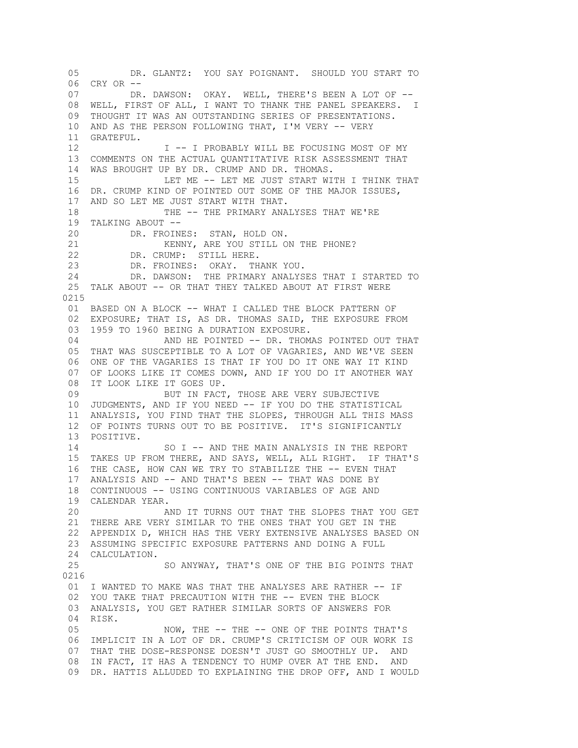05 DR. GLANTZ: YOU SAY POIGNANT. SHOULD YOU START TO
06 CRY OR --
07 DR. DAWSON: OKAY. WELL, THERE'S BEEN A LOT OF --
08 WELL, FIRST OF ALL, I WANT TO THANK THE PANEL SPEAKERS. I
09 THOUGHT IT WAS AN OUTSTANDING SERIES OF PRESENTATIONS.
10 AND AS THE PERSON FOLLOWING THAT, I'M VERY -- VERY
11 GRATEFUL.
12 I -- I PROBABLY WILL BE FOCUSING MOST OF MY
13 COMMENTS ON THE ACTUAL QUANTITATIVE RISK ASSESSMENT THAT
14 WAS BROUGHT UP BY DR. CRUMP AND DR. THOMAS.
15 LET ME -- LET ME JUST START WITH I THINK THAT
16 DR. CRUMP KIND OF POINTED OUT SOME OF THE MAJOR ISSUES,
17 AND SO LET ME JUST START WITH THAT.
18 THE -- THE PRIMARY ANALYSES THAT WE'RE
19 TALKING ABOUT --
20 DR. FROINES: STAN, HOLD ON.
21 KENNY, ARE YOU STILL ON THE PHONE?
22 DR. CRUMP: STILL HERE.
23 DR. FROINES: OKAY. THANK YOU.
24 DR. DAWSON: THE PRIMARY ANALYSES THAT I STARTED TO
25 TALK ABOUT -- OR THAT THEY TALKED ABOUT AT FIRST WERE

0215

01 BASED ON A BLOCK -- WHAT I CALLED THE BLOCK PATTERN OF
02 EXPOSURE; THAT IS, AS DR. THOMAS SAID, THE EXPOSURE FROM
03 1959 TO 1960 BEING A DURATION EXPOSURE.
04 AND HE POINTED -- DR. THOMAS POINTED OUT THAT
05 THAT WAS SUSCEPTIBLE TO A LOT OF VAGARIES, AND WE'VE SEEN
06 ONE OF THE VAGARIES IS THAT IF YOU DO IT ONE WAY IT KIND
07 OF LOOKS LIKE IT COMES DOWN, AND IF YOU DO IT ANOTHER WAY
08 IT LOOK LIKE IT GOES UP.
09 BUT IN FACT, THOSE ARE VERY SUBJECTIVE
10 JUDGMENTS, AND IF YOU NEED -- IF YOU DO THE STATISTICAL
11 ANALYSIS, YOU FIND THAT THE SLOPES, THROUGH ALL THIS MASS
12 OF POINTS TURNS OUT TO BE POSITIVE. IT'S SIGNIFICANTLY
13 POSITIVE.
14 SO I -- AND THE MAIN ANALYSIS IN THE REPORT
15 TAKES UP FROM THERE, AND SAYS, WELL, ALL RIGHT. IF THAT'S
16 THE CASE, HOW CAN WE TRY TO STABILIZE THE -- EVEN THAT
17 ANALYSIS AND -- AND THAT'S BEEN -- THAT WAS DONE BY
18 CONTINUOUS -- USING CONTINUOUS VARIABLES OF AGE AND
19 CALENDAR YEAR.
20 AND IT TURNS OUT THAT THE SLOPES THAT YOU GET
21 THERE ARE VERY SIMILAR TO THE ONES THAT YOU GET IN THE
22 APPENDIX D, WHICH HAS THE VERY EXTENSIVE ANALYSES BASED ON
23 ASSUMING SPECIFIC EXPOSURE PATTERNS AND DOING A FULL
24 CALCULATION.
25 SO ANYWAY, THAT'S ONE OF THE BIG POINTS THAT

0216

01 I WANTED TO MAKE WAS THAT THE ANALYSES ARE RATHER -- IF
02 YOU TAKE THAT PRECAUTION WITH THE -- EVEN THE BLOCK
03 ANALYSIS, YOU GET RATHER SIMILAR SORTS OF ANSWERS FOR
04 RISK.
05 NOW, THE -- THE -- ONE OF THE POINTS THAT'S
06 IMPLICIT IN A LOT OF DR. CRUMP'S CRITICISM OF OUR WORK IS
07 THAT THE DOSE-RESPONSE DOESN'T JUST GO SMOOTHLY UP. AND
08 IN FACT, IT HAS A TENDENCY TO HUMP OVER AT THE END. AND
09 DR. HATTIS ALLUDED TO EXPLAINING THE DROP OFF, AND I WOULD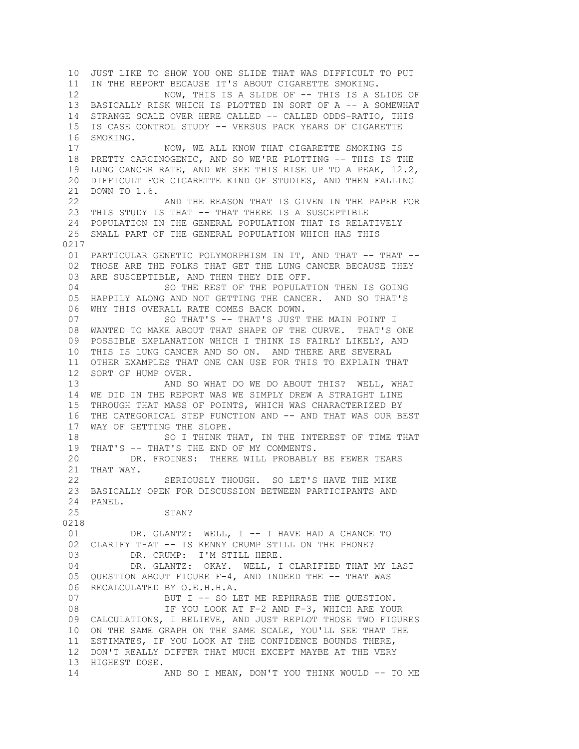10 JUST LIKE TO SHOW YOU ONE SLIDE THAT WAS DIFFICULT TO PUT
11 IN THE REPORT BECAUSE IT'S ABOUT CIGARETTE SMOKING.
12 NOW, THIS IS A SLIDE OF -- THIS IS A SLIDE OF
13 BASICALLY RISK WHICH IS PLOTTED IN SORT OF A -- A SOMEWHAT
14 STRANGE SCALE OVER HERE CALLED -- CALLED ODDS-RATIO, THIS
15 IS CASE CONTROL STUDY -- VERSUS PACK YEARS OF CIGARETTE
16 SMOKING.
17 NOW, WE ALL KNOW THAT CIGARETTE SMOKING IS
18 PRETTY CARCINOGENIC, AND SO WE'RE PLOTTING -- THIS IS THE
19 LUNG CANCER RATE, AND WE SEE THIS RISE UP TO A PEAK, 12.2,
20 DIFFICULT FOR CIGARETTE KIND OF STUDIES, AND THEN FALLING
21 DOWN TO 1.6.
22 AND THE REASON THAT IS GIVEN IN THE PAPER FOR
23 THIS STUDY IS THAT -- THAT THERE IS A SUSCEPTIBLE
24 POPULATION IN THE GENERAL POPULATION THAT IS RELATIVELY
25 SMALL PART OF THE GENERAL POPULATION WHICH HAS THIS
0217
01 PARTICULAR GENETIC POLYMORPHISM IN IT, AND THAT -- THAT --
02 THOSE ARE THE FOLKS THAT GET THE LUNG CANCER BECAUSE THEY
03 ARE SUSCEPTIBLE, AND THEN THEY DIE OFF.
04 SO THE REST OF THE POPULATION THEN IS GOING
05 HAPPILY ALONG AND NOT GETTING THE CANCER. AND SO THAT'S
06 WHY THIS OVERALL RATE COMES BACK DOWN.
07 SO THAT'S -- THAT'S JUST THE MAIN POINT I
08 WANTED TO MAKE ABOUT THAT SHAPE OF THE CURVE. THAT'S ONE
09 POSSIBLE EXPLANATION WHICH I THINK IS FAIRLY LIKELY, AND
10 THIS IS LUNG CANCER AND SO ON. AND THERE ARE SEVERAL
11 OTHER EXAMPLES THAT ONE CAN USE FOR THIS TO EXPLAIN THAT
12 SORT OF HUMP OVER.
13 AND SO WHAT DO WE DO ABOUT THIS? WELL, WHAT
14 WE DID IN THE REPORT WAS WE SIMPLY DREW A STRAIGHT LINE
15 THROUGH THAT MASS OF POINTS, WHICH WAS CHARACTERIZED BY
16 THE CATEGORICAL STEP FUNCTION AND -- AND THAT WAS OUR BEST
17 WAY OF GETTING THE SLOPE.
18 SO I THINK THAT, IN THE INTEREST OF TIME THAT
19 THAT'S -- THAT'S THE END OF MY COMMENTS.
20 DR. FROINES: THERE WILL PROBABLY BE FEWER TEARS
21 THAT WAY.
22 SERIOUSLY THOUGH. SO LET'S HAVE THE MIKE
23 BASICALLY OPEN FOR DISCUSSION BETWEEN PARTICIPANTS AND
24 PANEL.
25 STAN?
0218
01 DR. GLANTZ: WELL, I -- I HAVE HAD A CHANCE TO
02 CLARIFY THAT -- IS KENNY CRUMP STILL ON THE PHONE?
03 DR. CRUMP: I'M STILL HERE.
04 DR. GLANTZ: OKAY. WELL, I CLARIFIED THAT MY LAST
05 QUESTION ABOUT FIGURE F-4, AND INDEED THE -- THAT WAS
06 RECALCULATED BY O.E.H.H.A.
07 BUT I -- SO LET ME REPHRASE THE QUESTION.
08 IF YOU LOOK AT F-2 AND F-3, WHICH ARE YOUR
09 CALCULATIONS, I BELIEVE, AND JUST REPLOT THOSE TWO FIGURES
10 ON THE SAME GRAPH ON THE SAME SCALE, YOU'LL SEE THAT THE
11 ESTIMATES, IF YOU LOOK AT THE CONFIDENCE BOUNDS THERE,
12 DON'T REALLY DIFFER THAT MUCH EXCEPT MAYBE AT THE VERY
13 HIGHEST DOSE.
14 AND SO I MEAN, DON'T YOU THINK WOULD -- TO ME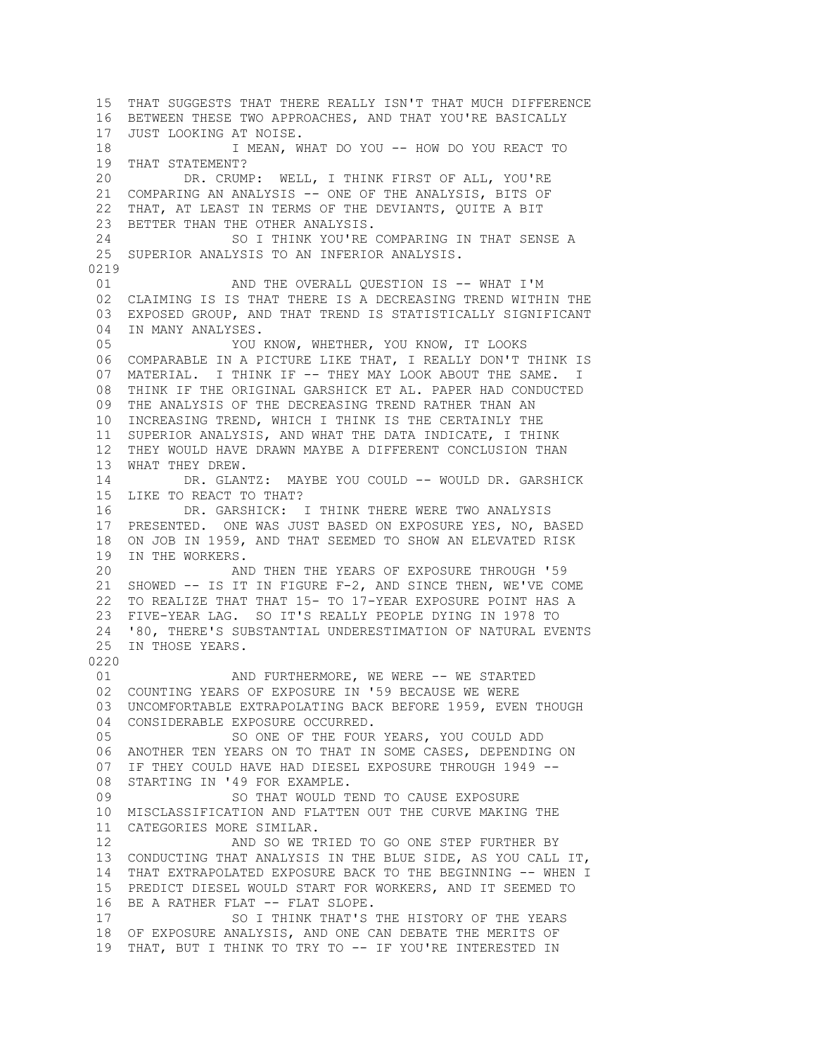15 THAT SUGGESTS THAT THERE REALLY ISN'T THAT MUCH DIFFERENCE
16 BETWEEN THESE TWO APPROACHES, AND THAT YOU'RE BASICALLY
17 JUST LOOKING AT NOISE.
18 I MEAN, WHAT DO YOU -- HOW DO YOU REACT TO
19 THAT STATEMENT?
20 DR. CRUMP: WELL, I THINK FIRST OF ALL, YOU'RE
21 COMPARING AN ANALYSIS -- ONE OF THE ANALYSIS, BITS OF
22 THAT, AT LEAST IN TERMS OF THE DEVIANTS, QUITE A BIT
23 BETTER THAN THE OTHER ANALYSIS.
24 SO I THINK YOU'RE COMPARING IN THAT SENSE A
25 SUPERIOR ANALYSIS TO AN INFERIOR ANALYSIS.

0219

01 AND THE OVERALL QUESTION IS -- WHAT I'M
02 CLAIMING IS IS THAT THERE IS A DECREASING TREND WITHIN THE
03 EXPOSED GROUP, AND THAT TREND IS STATISTICALLY SIGNIFICANT
04 IN MANY ANALYSES.
05 YOU KNOW, WHETHER, YOU KNOW, IT LOOKS
06 COMPARABLE IN A PICTURE LIKE THAT, I REALLY DON'T THINK IS
07 MATERIAL. I THINK IF -- THEY MAY LOOK ABOUT THE SAME. I
08 THINK IF THE ORIGINAL GARSHICK ET AL. PAPER HAD CONDUCTED
09 THE ANALYSIS OF THE DECREASING TREND RATHER THAN AN
10 INCREASING TREND, WHICH I THINK IS THE CERTAINLY THE
11 SUPERIOR ANALYSIS, AND WHAT THE DATA INDICATE, I THINK
12 THEY WOULD HAVE DRAWN MAYBE A DIFFERENT CONCLUSION THAN
13 WHAT THEY DREW.
14 DR. GLANTZ: MAYBE YOU COULD -- WOULD DR. GARSHICK
15 LIKE TO REACT TO THAT?
16 DR. GARSHICK: I THINK THERE WERE TWO ANALYSIS
17 PRESENTED. ONE WAS JUST BASED ON EXPOSURE YES, NO, BASED
18 ON JOB IN 1959, AND THAT SEEMED TO SHOW AN ELEVATED RISK
19 IN THE WORKERS.
20 AND THEN THE YEARS OF EXPOSURE THROUGH '59
21 SHOWED -- IS IT IN FIGURE F-2, AND SINCE THEN, WE'VE COME
22 TO REALIZE THAT THAT 15- TO 17-YEAR EXPOSURE POINT HAS A
23 FIVE-YEAR LAG. SO IT'S REALLY PEOPLE DYING IN 1978 TO
24 '80, THERE'S SUBSTANTIAL UNDERESTIMATION OF NATURAL EVENTS
25 IN THOSE YEARS.

0220

01 AND FURTHERMORE, WE WERE -- WE STARTED
02 COUNTING YEARS OF EXPOSURE IN '59 BECAUSE WE WERE
03 UNCOMFORTABLE EXTRAPOLATING BACK BEFORE 1959, EVEN THOUGH
04 CONSIDERABLE EXPOSURE OCCURRED.
05 SO ONE OF THE FOUR YEARS, YOU COULD ADD
06 ANOTHER TEN YEARS ON TO THAT IN SOME CASES, DEPENDING ON
07 IF THEY COULD HAVE HAD DIESEL EXPOSURE THROUGH 1949 --
08 STARTING IN '49 FOR EXAMPLE.
09 SO THAT WOULD TEND TO CAUSE EXPOSURE
10 MISCLASSIFICATION AND FLATTEN OUT THE CURVE MAKING THE
11 CATEGORIES MORE SIMILAR.
12 AND SO WE TRIED TO GO ONE STEP FURTHER BY
13 CONDUCTING THAT ANALYSIS IN THE BLUE SIDE, AS YOU CALL IT,
14 THAT EXTRAPOLATED EXPOSURE BACK TO THE BEGINNING -- WHEN I
15 PREDICT DIESEL WOULD START FOR WORKERS, AND IT SEEMED TO
16 BE A RATHER FLAT -- FLAT SLOPE.
17 SO I THINK THAT'S THE HISTORY OF THE YEARS
18 OF EXPOSURE ANALYSIS, AND ONE CAN DEBATE THE MERITS OF
19 THAT, BUT I THINK TO TRY TO -- IF YOU'RE INTERESTED IN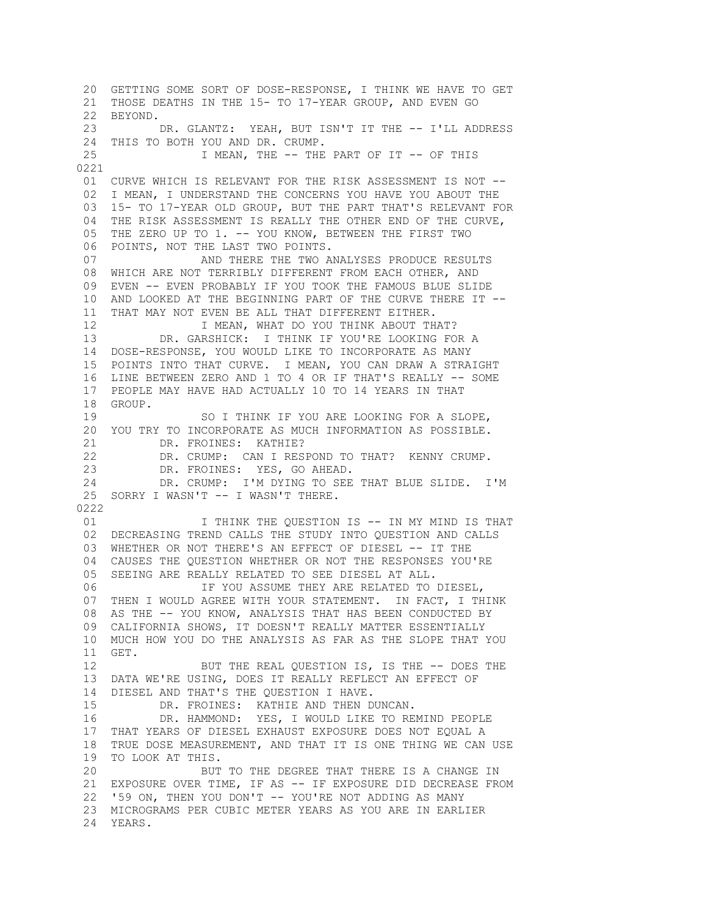20 GETTING SOME SORT OF DOSE-RESPONSE, I THINK WE HAVE TO GET
21 THOSE DEATHS IN THE 15- TO 17-YEAR GROUP, AND EVEN GO
22 BEYOND.
23 DR. GLANTZ: YEAH, BUT ISN'T IT THE -- I'LL ADDRESS
24 THIS TO BOTH YOU AND DR. CRUMP.
25 I MEAN, THE -- THE PART OF IT -- OF THIS
0221
01 CURVE WHICH IS RELEVANT FOR THE RISK ASSESSMENT IS NOT --
02 I MEAN, I UNDERSTAND THE CONCERNS YOU HAVE YOU ABOUT THE
03 15- TO 17-YEAR OLD GROUP, BUT THE PART THAT'S RELEVANT FOR
04 THE RISK ASSESSMENT IS REALLY THE OTHER END OF THE CURVE,
05 THE ZERO UP TO 1. -- YOU KNOW, BETWEEN THE FIRST TWO
06 POINTS, NOT THE LAST TWO POINTS.
07 AND THERE THE TWO ANALYSES PRODUCE RESULTS
08 WHICH ARE NOT TERRIBLY DIFFERENT FROM EACH OTHER, AND
09 EVEN -- EVEN PROBABLY IF YOU TOOK THE FAMOUS BLUE SLIDE
10 AND LOOKED AT THE BEGINNING PART OF THE CURVE THERE IT --
11 THAT MAY NOT EVEN BE ALL THAT DIFFERENT EITHER.
12 I MEAN, WHAT DO YOU THINK ABOUT THAT?
13 DR. GARSHICK: I THINK IF YOU'RE LOOKING FOR A
14 DOSE-RESPONSE, YOU WOULD LIKE TO INCORPORATE AS MANY
15 POINTS INTO THAT CURVE. I MEAN, YOU CAN DRAW A STRAIGHT
16 LINE BETWEEN ZERO AND 1 TO 4 OR IF THAT'S REALLY -- SOME
17 PEOPLE MAY HAVE HAD ACTUALLY 10 TO 14 YEARS IN THAT
18 GROUP.
19 SO I THINK IF YOU ARE LOOKING FOR A SLOPE,
20 YOU TRY TO INCORPORATE AS MUCH INFORMATION AS POSSIBLE.
21 DR. FROINES: KATHIE?
22 DR. CRUMP: CAN I RESPOND TO THAT? KENNY CRUMP.
23 DR. FROINES: YES, GO AHEAD.
24 DR. CRUMP: I'M DYING TO SEE THAT BLUE SLIDE. I'M
25 SORRY I WASN'T -- I WASN'T THERE.
0222
01 I THINK THE QUESTION IS -- IN MY MIND IS THAT
02 DECREASING TREND CALLS THE STUDY INTO QUESTION AND CALLS
03 WHETHER OR NOT THERE'S AN EFFECT OF DIESEL -- IT THE
04 CAUSES THE QUESTION WHETHER OR NOT THE RESPONSES YOU'RE
05 SEEING ARE REALLY RELATED TO SEE DIESEL AT ALL.
06 IF YOU ASSUME THEY ARE RELATED TO DIESEL,
07 THEN I WOULD AGREE WITH YOUR STATEMENT. IN FACT, I THINK
08 AS THE -- YOU KNOW, ANALYSIS THAT HAS BEEN CONDUCTED BY
09 CALIFORNIA SHOWS, IT DOESN'T REALLY MATTER ESSENTIALLY
10 MUCH HOW YOU DO THE ANALYSIS AS FAR AS THE SLOPE THAT YOU
11 GET.
12 BUT THE REAL QUESTION IS, IS THE -- DOES THE
13 DATA WE'RE USING, DOES IT REALLY REFLECT AN EFFECT OF
14 DIESEL AND THAT'S THE QUESTION I HAVE.
15 DR. FROINES: KATHIE AND THEN DUNCAN.
16 DR. HAMMOND: YES, I WOULD LIKE TO REMIND PEOPLE
17 THAT YEARS OF DIESEL EXHAUST EXPOSURE DOES NOT EQUAL A
18 TRUE DOSE MEASUREMENT, AND THAT IT IS ONE THING WE CAN USE
19 TO LOOK AT THIS.
20 BUT TO THE DEGREE THAT THERE IS A CHANGE IN
21 EXPOSURE OVER TIME, IF AS -- IF EXPOSURE DID DECREASE FROM
22 '59 ON, THEN YOU DON'T -- YOU'RE NOT ADDING AS MANY
23 MICROGRAMS PER CUBIC METER YEARS AS YOU ARE IN EARLIER
24 YEARS.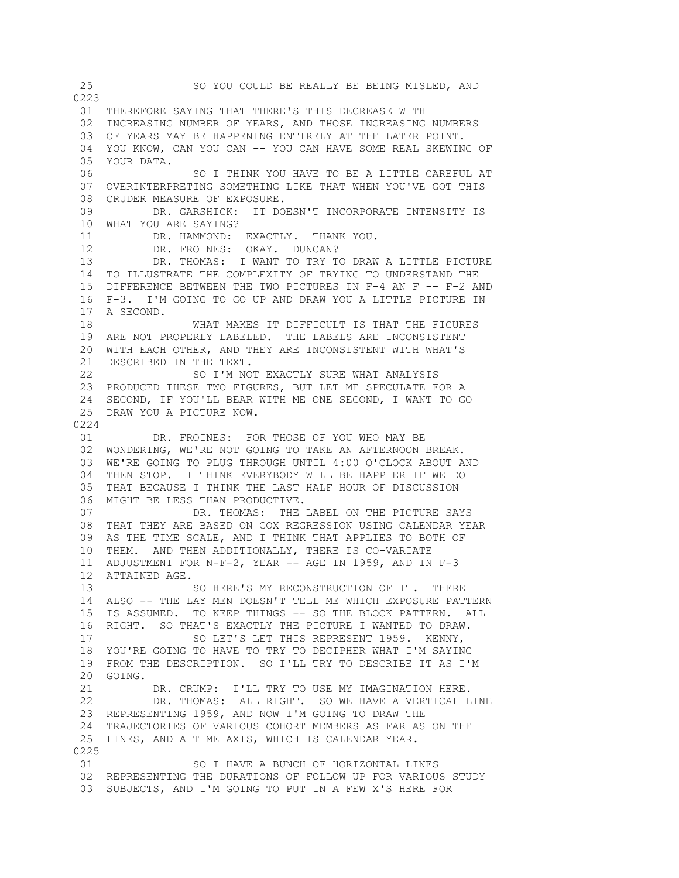25 SO YOU COULD BE REALLY BE BEING MISLED, AND

0223

01 THEREFORE SAYING THAT THERE'S THIS DECREASE WITH
02 INCREASING NUMBER OF YEARS, AND THOSE INCREASING NUMBERS
03 OF YEARS MAY BE HAPPENING ENTIRELY AT THE LATER POINT.
04 YOU KNOW, CAN YOU CAN -- YOU CAN HAVE SOME REAL SKEWING OF
05 YOUR DATA.
06 SO I THINK YOU HAVE TO BE A LITTLE CAREFUL AT
07 OVERINTERPRETING SOMETHING LIKE THAT WHEN YOU'VE GOT THIS
08 CRUDER MEASURE OF EXPOSURE.
09 DR. GARSHICK: IT DOESN'T INCORPORATE INTENSITY IS
10 WHAT YOU ARE SAYING?
11 DR. HAMMOND: EXACTLY. THANK YOU.
12 DR. FROINES: OKAY. DUNCAN?
13 DR. THOMAS: I WANT TO TRY TO DRAW A LITTLE PICTURE
14 TO ILLUSTRATE THE COMPLEXITY OF TRYING TO UNDERSTAND THE
15 DIFFERENCE BETWEEN THE TWO PICTURES IN F-4 AN F -- F-2 AND
16 F-3. I'M GOING TO GO UP AND DRAW YOU A LITTLE PICTURE IN
17 A SECOND.
18 WHAT MAKES IT DIFFICULT IS THAT THE FIGURES
19 ARE NOT PROPERLY LABELED. THE LABELS ARE INCONSISTENT
20 WITH EACH OTHER, AND THEY ARE INCONSISTENT WITH WHAT'S
21 DESCRIBED IN THE TEXT.
22 SO I'M NOT EXACTLY SURE WHAT ANALYSIS
23 PRODUCED THESE TWO FIGURES, BUT LET ME SPECULATE FOR A
24 SECOND, IF YOU'LL BEAR WITH ME ONE SECOND, I WANT TO GO
25 DRAW YOU A PICTURE NOW.

0224

01 DR. FROINES: FOR THOSE OF YOU WHO MAY BE
02 WONDERING, WE'RE NOT GOING TO TAKE AN AFTERNOON BREAK.
03 WE'RE GOING TO PLUG THROUGH UNTIL 4:00 O'CLOCK ABOUT AND
04 THEN STOP. I THINK EVERYBODY WILL BE HAPPIER IF WE DO
05 THAT BECAUSE I THINK THE LAST HALF HOUR OF DISCUSSION
06 MIGHT BE LESS THAN PRODUCTIVE.
07 DR. THOMAS: THE LABEL ON THE PICTURE SAYS
08 THAT THEY ARE BASED ON COX REGRESSION USING CALENDAR YEAR
09 AS THE TIME SCALE, AND I THINK THAT APPLIES TO BOTH OF
10 THEM. AND THEN ADDITIONALLY, THERE IS CO-VARIATE
11 ADJUSTMENT FOR N-F-2, YEAR -- AGE IN 1959, AND IN F-3
12 ATTAINED AGE.
13 SO HERE'S MY RECONSTRUCTION OF IT. THERE
14 ALSO -- THE LAY MEN DOESN'T TELL ME WHICH EXPOSURE PATTERN
15 IS ASSUMED. TO KEEP THINGS -- SO THE BLOCK PATTERN. ALL
16 RIGHT. SO THAT'S EXACTLY THE PICTURE I WANTED TO DRAW.
17 SO LET'S LET THIS REPRESENT 1959. KENNY,
18 YOU'RE GOING TO HAVE TO TRY TO DECIPHER WHAT I'M SAYING
19 FROM THE DESCRIPTION. SO I'LL TRY TO DESCRIBE IT AS I'M
20 GOING.
21 DR. CRUMP: I'LL TRY TO USE MY IMAGINATION HERE.
22 DR. THOMAS: ALL RIGHT. SO WE HAVE A VERTICAL LINE
23 REPRESENTING 1959, AND NOW I'M GOING TO DRAW THE
24 TRAJECTORIES OF VARIOUS COHORT MEMBERS AS FAR AS ON THE
25 LINES, AND A TIME AXIS, WHICH IS CALENDAR YEAR.

0225

01 SO I HAVE A BUNCH OF HORIZONTAL LINES
02 REPRESENTING THE DURATIONS OF FOLLOW UP FOR VARIOUS STUDY
03 SUBJECTS, AND I'M GOING TO PUT IN A FEW X'S HERE FOR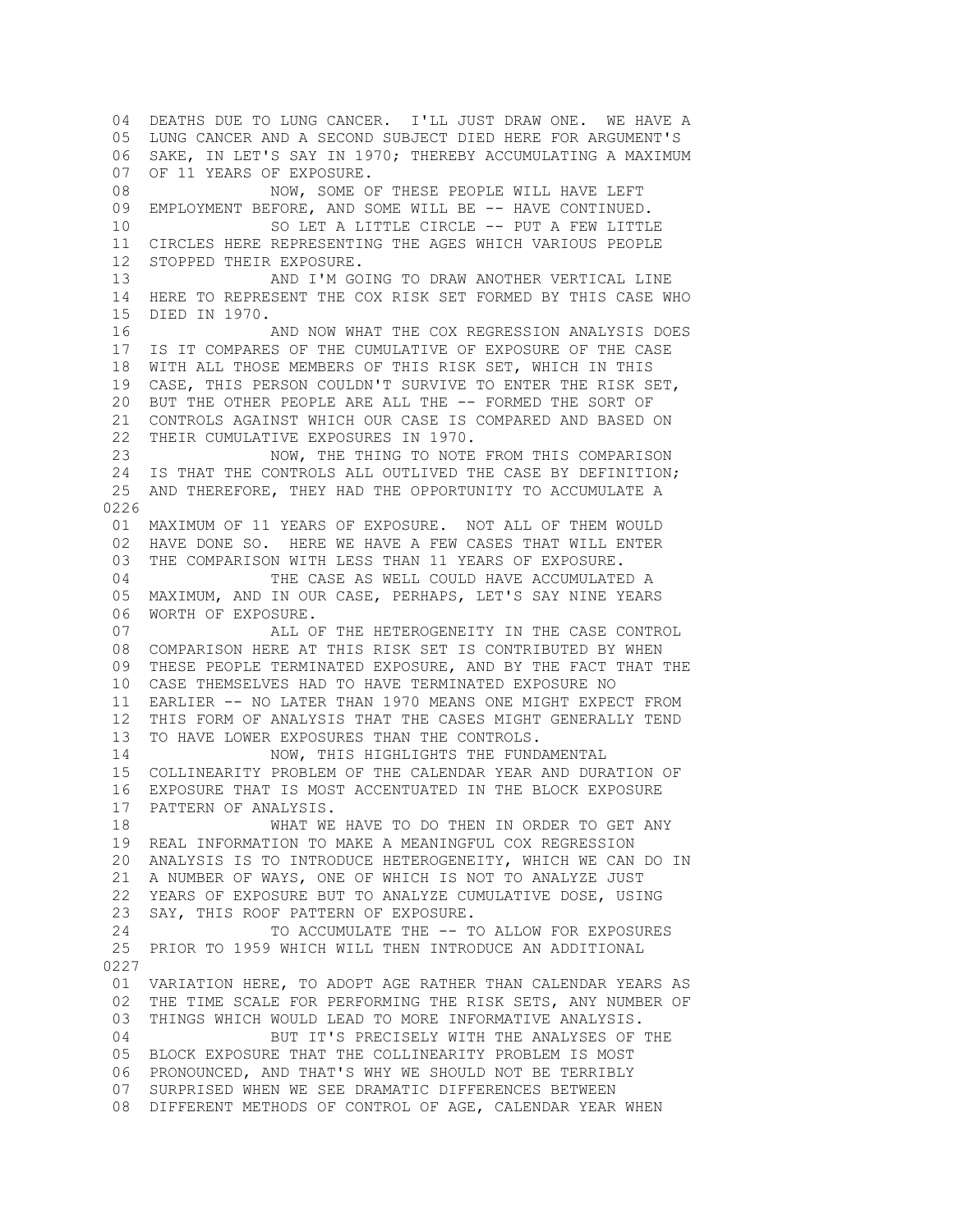04 DEATHS DUE TO LUNG CANCER. I'LL JUST DRAW ONE. WE HAVE A
05 LUNG CANCER AND A SECOND SUBJECT DIED HERE FOR ARGUMENT'S
06 SAKE, IN LET'S SAY IN 1970; THEREBY ACCUMULATING A MAXIMUM
07 OF 11 YEARS OF EXPOSURE.
08 NOW, SOME OF THESE PEOPLE WILL HAVE LEFT
09 EMPLOYMENT BEFORE, AND SOME WILL BE -- HAVE CONTINUED.
10 SO LET A LITTLE CIRCLE -- PUT A FEW LITTLE
11 CIRCLES HERE REPRESENTING THE AGES WHICH VARIOUS PEOPLE
12 STOPPED THEIR EXPOSURE.
13 AND I'M GOING TO DRAW ANOTHER VERTICAL LINE
14 HERE TO REPRESENT THE COX RISK SET FORMED BY THIS CASE WHO
15 DIED IN 1970.
16 AND NOW WHAT THE COX REGRESSION ANALYSIS DOES
17 IS IT COMPARES OF THE CUMULATIVE OF EXPOSURE OF THE CASE
18 WITH ALL THOSE MEMBERS OF THIS RISK SET, WHICH IN THIS
19 CASE, THIS PERSON COULDN'T SURVIVE TO ENTER THE RISK SET,
20 BUT THE OTHER PEOPLE ARE ALL THE -- FORMED THE SORT OF
21 CONTROLS AGAINST WHICH OUR CASE IS COMPARED AND BASED ON
22 THEIR CUMULATIVE EXPOSURES IN 1970.
23 NOW, THE THING TO NOTE FROM THIS COMPARISON
24 IS THAT THE CONTROLS ALL OUTLIVED THE CASE BY DEFINITION;
25 AND THEREFORE, THEY HAD THE OPPORTUNITY TO ACCUMULATE A

0226

01 MAXIMUM OF 11 YEARS OF EXPOSURE. NOT ALL OF THEM WOULD
02 HAVE DONE SO. HERE WE HAVE A FEW CASES THAT WILL ENTER
03 THE COMPARISON WITH LESS THAN 11 YEARS OF EXPOSURE.
04 THE CASE AS WELL COULD HAVE ACCUMULATED A
05 MAXIMUM, AND IN OUR CASE, PERHAPS, LET'S SAY NINE YEARS
06 WORTH OF EXPOSURE.
07 ALL OF THE HETEROGENEITY IN THE CASE CONTROL
08 COMPARISON HERE AT THIS RISK SET IS CONTRIBUTED BY WHEN
09 THESE PEOPLE TERMINATED EXPOSURE, AND BY THE FACT THAT THE
10 CASE THEMSELVES HAD TO HAVE TERMINATED EXPOSURE NO
11 EARLIER -- NO LATER THAN 1970 MEANS ONE MIGHT EXPECT FROM
12 THIS FORM OF ANALYSIS THAT THE CASES MIGHT GENERALLY TEND
13 TO HAVE LOWER EXPOSURES THAN THE CONTROLS.
14 NOW, THIS HIGHLIGHTS THE FUNDAMENTAL
15 COLLINEARITY PROBLEM OF THE CALENDAR YEAR AND DURATION OF
16 EXPOSURE THAT IS MOST ACCENTUATED IN THE BLOCK EXPOSURE
17 PATTERN OF ANALYSIS.
18 WHAT WE HAVE TO DO THEN IN ORDER TO GET ANY
19 REAL INFORMATION TO MAKE A MEANINGFUL COX REGRESSION
20 ANALYSIS IS TO INTRODUCE HETEROGENEITY, WHICH WE CAN DO IN
21 A NUMBER OF WAYS, ONE OF WHICH IS NOT TO ANALYZE JUST
22 YEARS OF EXPOSURE BUT TO ANALYZE CUMULATIVE DOSE, USING
23 SAY, THIS ROOF PATTERN OF EXPOSURE.
24 TO ACCUMULATE THE -- TO ALLOW FOR EXPOSURES
25 PRIOR TO 1959 WHICH WILL THEN INTRODUCE AN ADDITIONAL

0227

01 VARIATION HERE, TO ADOPT AGE RATHER THAN CALENDAR YEARS AS
02 THE TIME SCALE FOR PERFORMING THE RISK SETS, ANY NUMBER OF
03 THINGS WHICH WOULD LEAD TO MORE INFORMATIVE ANALYSIS.
04 BUT IT'S PRECISELY WITH THE ANALYSES OF THE
05 BLOCK EXPOSURE THAT THE COLLINEARITY PROBLEM IS MOST
06 PRONOUNCED, AND THAT'S WHY WE SHOULD NOT BE TERRIBLY
07 SURPRISED WHEN WE SEE DRAMATIC DIFFERENCES BETWEEN
08 DIFFERENT METHODS OF CONTROL OF AGE, CALENDAR YEAR WHEN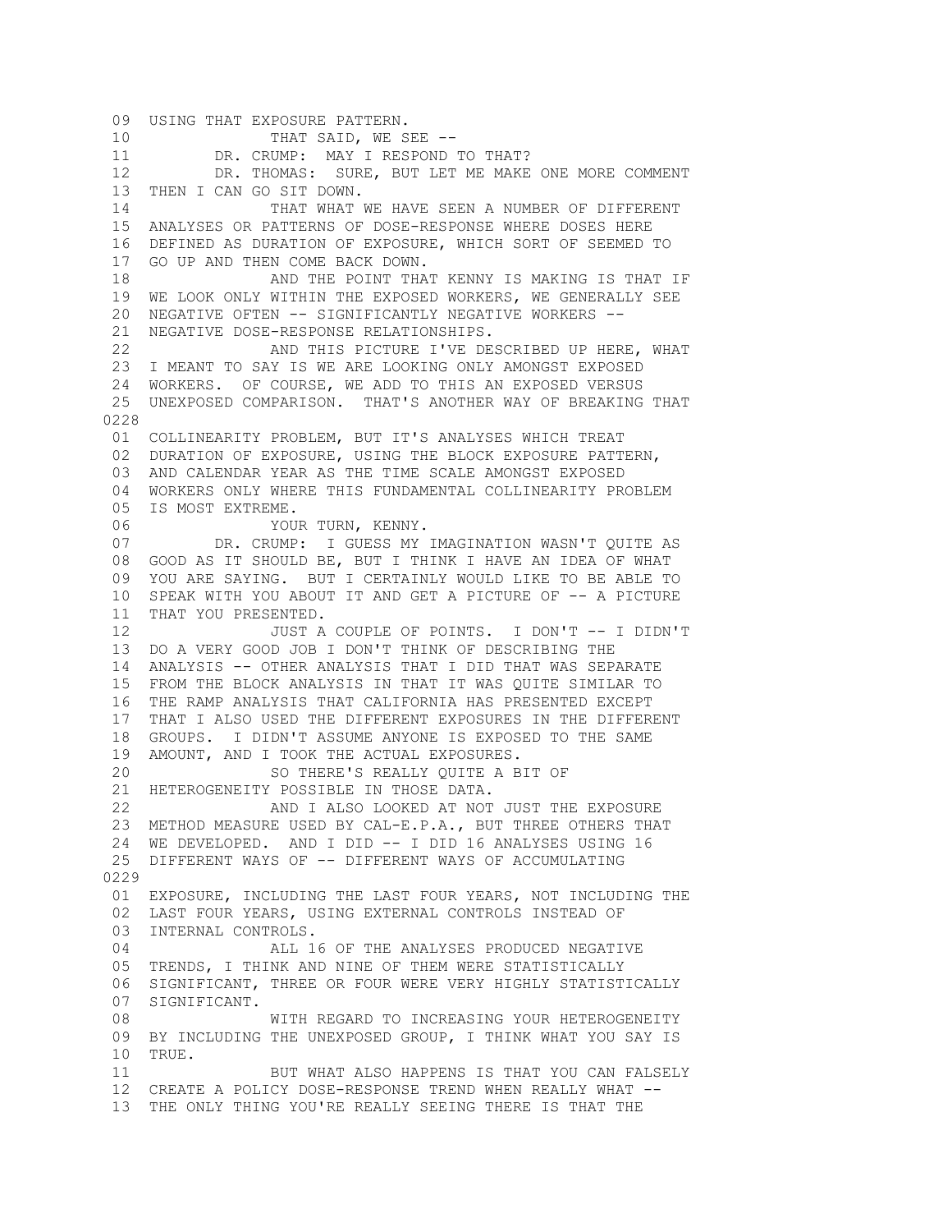09 USING THAT EXPOSURE PATTERN.
10 THAT SAID, WE SEE --
11 DR. CRUMP: MAY I RESPOND TO THAT?
12 DR. THOMAS: SURE, BUT LET ME MAKE ONE MORE COMMENT
13 THEN I CAN GO SIT DOWN.
14 THAT WHAT WE HAVE SEEN A NUMBER OF DIFFERENT
15 ANALYSES OR PATTERNS OF DOSE-RESPONSE WHERE DOSES HERE
16 DEFINED AS DURATION OF EXPOSURE, WHICH SORT OF SEEMED TO
17 GO UP AND THEN COME BACK DOWN.
18 AND THE POINT THAT KENNY IS MAKING IS THAT IF
19 WE LOOK ONLY WITHIN THE EXPOSED WORKERS, WE GENERALLY SEE
20 NEGATIVE OFTEN -- SIGNIFICANTLY NEGATIVE WORKERS --
21 NEGATIVE DOSE-RESPONSE RELATIONSHIPS.
22 AND THIS PICTURE I'VE DESCRIBED UP HERE, WHAT
23 I MEANT TO SAY IS WE ARE LOOKING ONLY AMONGST EXPOSED
24 WORKERS. OF COURSE, WE ADD TO THIS AN EXPOSED VERSUS
25 UNEXPOSED COMPARISON. THAT'S ANOTHER WAY OF BREAKING THAT
0228
01 COLLINEARITY PROBLEM, BUT IT'S ANALYSES WHICH TREAT
02 DURATION OF EXPOSURE, USING THE BLOCK EXPOSURE PATTERN,
03 AND CALENDAR YEAR AS THE TIME SCALE AMONGST EXPOSED
04 WORKERS ONLY WHERE THIS FUNDAMENTAL COLLINEARITY PROBLEM
05 IS MOST EXTREME.
06 YOUR TURN, KENNY.
07 DR. CRUMP: I GUESS MY IMAGINATION WASN'T QUITE AS
08 GOOD AS IT SHOULD BE, BUT I THINK I HAVE AN IDEA OF WHAT
09 YOU ARE SAYING. BUT I CERTAINLY WOULD LIKE TO BE ABLE TO
10 SPEAK WITH YOU ABOUT IT AND GET A PICTURE OF -- A PICTURE
11 THAT YOU PRESENTED.
12 JUST A COUPLE OF POINTS. I DON'T -- I DIDN'T
13 DO A VERY GOOD JOB I DON'T THINK OF DESCRIBING THE
14 ANALYSIS -- OTHER ANALYSIS THAT I DID THAT WAS SEPARATE
15 FROM THE BLOCK ANALYSIS IN THAT IT WAS QUITE SIMILAR TO
16 THE RAMP ANALYSIS THAT CALIFORNIA HAS PRESENTED EXCEPT
17 THAT I ALSO USED THE DIFFERENT EXPOSURES IN THE DIFFERENT
18 GROUPS. I DIDN'T ASSUME ANYONE IS EXPOSED TO THE SAME
19 AMOUNT, AND I TOOK THE ACTUAL EXPOSURES.
20 SO THERE'S REALLY QUITE A BIT OF
21 HETEROGENEITY POSSIBLE IN THOSE DATA.
22 AND I ALSO LOOKED AT NOT JUST THE EXPOSURE
23 METHOD MEASURE USED BY CAL-E.P.A., BUT THREE OTHERS THAT
24 WE DEVELOPED. AND I DID -- I DID 16 ANALYSES USING 16
25 DIFFERENT WAYS OF -- DIFFERENT WAYS OF ACCUMULATING
0229
01 EXPOSURE, INCLUDING THE LAST FOUR YEARS, NOT INCLUDING THE
02 LAST FOUR YEARS, USING EXTERNAL CONTROLS INSTEAD OF
03 INTERNAL CONTROLS.
04 ALL 16 OF THE ANALYSES PRODUCED NEGATIVE
05 TRENDS, I THINK AND NINE OF THEM WERE STATISTICALLY
06 SIGNIFICANT, THREE OR FOUR WERE VERY HIGHLY STATISTICALLY
07 SIGNIFICANT.
08 WITH REGARD TO INCREASING YOUR HETEROGENEITY
09 BY INCLUDING THE UNEXPOSED GROUP, I THINK WHAT YOU SAY IS
10 TRUE.
11 BUT WHAT ALSO HAPPENS IS THAT YOU CAN FALSELY
12 CREATE A POLICY DOSE-RESPONSE TREND WHEN REALLY WHAT --
13 THE ONLY THING YOU'RE REALLY SEEING THERE IS THAT THE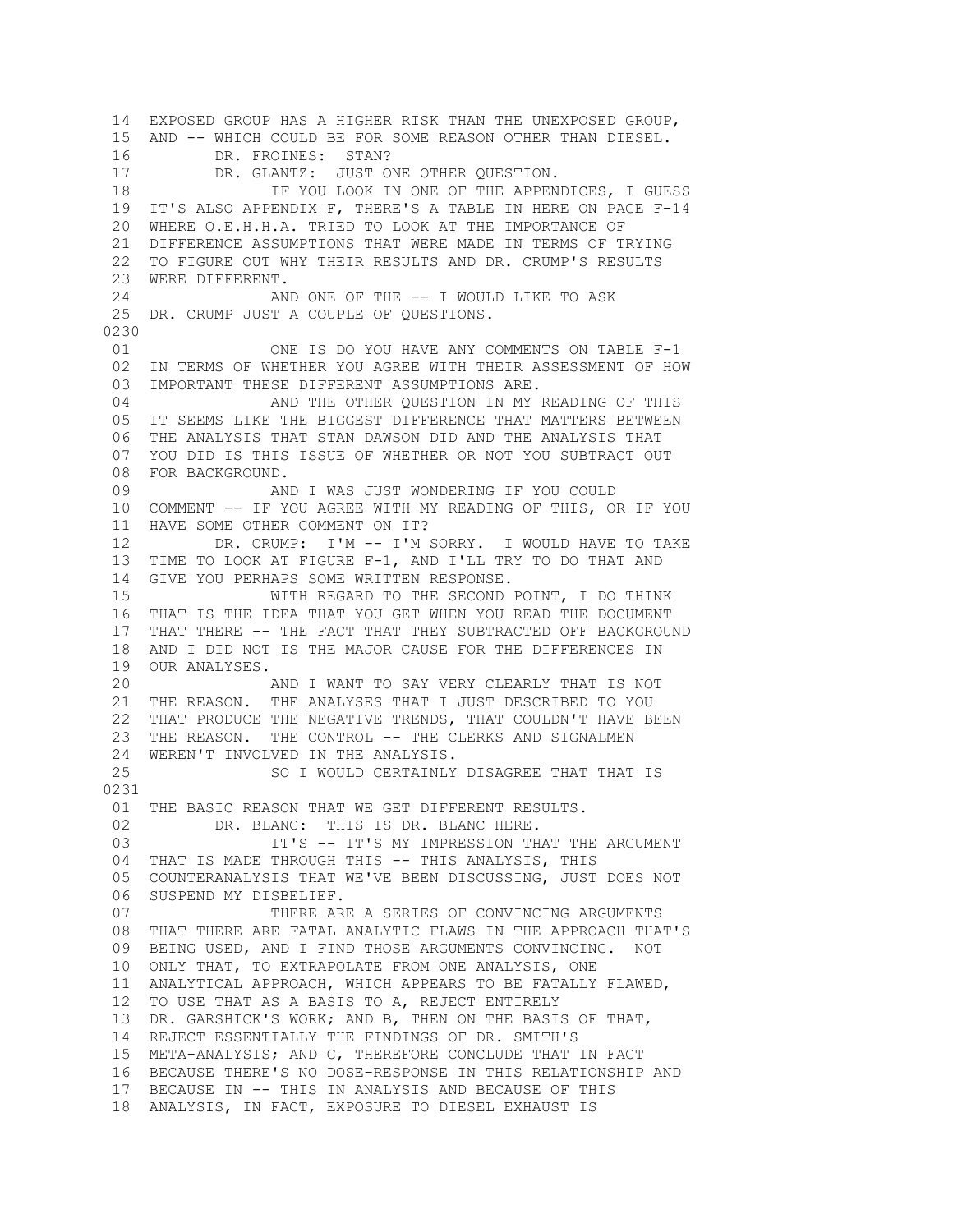14 EXPOSED GROUP HAS A HIGHER RISK THAN THE UNEXPOSED GROUP,
15 AND -- WHICH COULD BE FOR SOME REASON OTHER THAN DIESEL.
16 DR. FROINES: STAN?
17 DR. GLANTZ: JUST ONE OTHER QUESTION.
18 IF YOU LOOK IN ONE OF THE APPENDICES, I GUESS
19 IT'S ALSO APPENDIX F, THERE'S A TABLE IN HERE ON PAGE F-14
20 WHERE O.E.H.H.A. TRIED TO LOOK AT THE IMPORTANCE OF
21 DIFFERENCE ASSUMPTIONS THAT WERE MADE IN TERMS OF TRYING
22 TO FIGURE OUT WHY THEIR RESULTS AND DR. CRUMP'S RESULTS
23 WERE DIFFERENT.
24 AND ONE OF THE -- I WOULD LIKE TO ASK
25 DR. CRUMP JUST A COUPLE OF QUESTIONS.

0230

01 ONE IS DO YOU HAVE ANY COMMENTS ON TABLE F-1
02 IN TERMS OF WHETHER YOU AGREE WITH THEIR ASSESSMENT OF HOW
03 IMPORTANT THESE DIFFERENT ASSUMPTIONS ARE.
04 AND THE OTHER QUESTION IN MY READING OF THIS
05 IT SEEMS LIKE THE BIGGEST DIFFERENCE THAT MATTERS BETWEEN
06 THE ANALYSIS THAT STAN DAWSON DID AND THE ANALYSIS THAT
07 YOU DID IS THIS ISSUE OF WHETHER OR NOT YOU SUBTRACT OUT
08 FOR BACKGROUND.
09 AND I WAS JUST WONDERING IF YOU COULD
10 COMMENT -- IF YOU AGREE WITH MY READING OF THIS, OR IF YOU
11 HAVE SOME OTHER COMMENT ON IT?
12 DR. CRUMP: I'M -- I'M SORRY. I WOULD HAVE TO TAKE
13 TIME TO LOOK AT FIGURE F-1, AND I'LL TRY TO DO THAT AND
14 GIVE YOU PERHAPS SOME WRITTEN RESPONSE.
15 WITH REGARD TO THE SECOND POINT, I DO THINK
16 THAT IS THE IDEA THAT YOU GET WHEN YOU READ THE DOCUMENT
17 THAT THERE -- THE FACT THAT THEY SUBTRACTED OFF BACKGROUND
18 AND I DID NOT IS THE MAJOR CAUSE FOR THE DIFFERENCES IN
19 OUR ANALYSES.
20 AND I WANT TO SAY VERY CLEARLY THAT IS NOT
21 THE REASON. THE ANALYSES THAT I JUST DESCRIBED TO YOU
22 THAT PRODUCE THE NEGATIVE TRENDS, THAT COULDN'T HAVE BEEN
23 THE REASON. THE CONTROL -- THE CLERKS AND SIGNALMEN
24 WEREN'T INVOLVED IN THE ANALYSIS.
25 SO I WOULD CERTAINLY DISAGREE THAT THAT IS

0231

01 THE BASIC REASON THAT WE GET DIFFERENT RESULTS.
02 DR. BLANC: THIS IS DR. BLANC HERE.
03 IT'S -- IT'S MY IMPRESSION THAT THE ARGUMENT
04 THAT IS MADE THROUGH THIS -- THIS ANALYSIS, THIS
05 COUNTERANALYSIS THAT WE'VE BEEN DISCUSSING, JUST DOES NOT
06 SUSPEND MY DISBELIEF.
07 THERE ARE A SERIES OF CONVINCING ARGUMENTS
08 THAT THERE ARE FATAL ANALYTIC FLAWS IN THE APPROACH THAT'S
09 BEING USED, AND I FIND THOSE ARGUMENTS CONVINCING. NOT
10 ONLY THAT, TO EXTRAPOLATE FROM ONE ANALYSIS, ONE
11 ANALYTICAL APPROACH, WHICH APPEARS TO BE FATALLY FLAWED,
12 TO USE THAT AS A BASIS TO A, REJECT ENTIRELY
13 DR. GARSHICK'S WORK; AND B, THEN ON THE BASIS OF THAT,
14 REJECT ESSENTIALLY THE FINDINGS OF DR. SMITH'S
15 META-ANALYSIS; AND C, THEREFORE CONCLUDE THAT IN FACT
16 BECAUSE THERE'S NO DOSE-RESPONSE IN THIS RELATIONSHIP AND
17 BECAUSE IN -- THIS IN ANALYSIS AND BECAUSE OF THIS
18 ANALYSIS, IN FACT, EXPOSURE TO DIESEL EXHAUST IS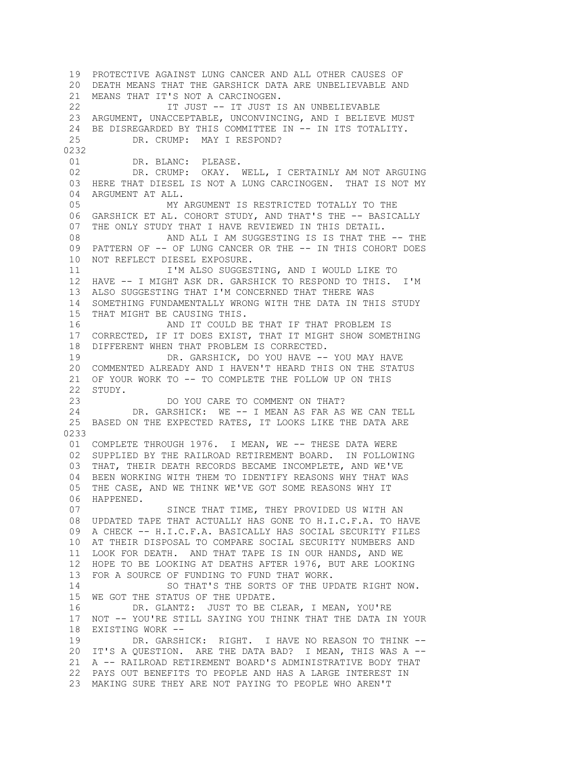```
 19  PROTECTIVE AGAINST LUNG CANCER AND ALL OTHER CAUSES OF
 20  DEATH MEANS THAT THE GARSHICK DATA ARE UNBELIEVABLE AND
 21  MEANS THAT IT'S NOT A CARCINOGEN.
 22              IT JUST -- IT JUST IS AN UNBELIEVABLE
 23  ARGUMENT, UNACCEPTABLE, UNCONVINCING, AND I BELIEVE MUST
 24  BE DISREGARDED BY THIS COMMITTEE IN -- IN ITS TOTALITY.
 25        DR. CRUMP:  MAY I RESPOND?
0232
 01        DR. BLANC:  PLEASE.
 02        DR. CRUMP:  OKAY.  WELL, I CERTAINLY AM NOT ARGUING
 03  HERE THAT DIESEL IS NOT A LUNG CARCINOGEN.  THAT IS NOT MY
 04  ARGUMENT AT ALL.
 05              MY ARGUMENT IS RESTRICTED TOTALLY TO THE
 06  GARSHICK ET AL. COHORT STUDY, AND THAT'S THE -- BASICALLY
 07  THE ONLY STUDY THAT I HAVE REVIEWED IN THIS DETAIL.
 08              AND ALL I AM SUGGESTING IS IS THAT THE -- THE
 09  PATTERN OF -- OF LUNG CANCER OR THE -- IN THIS COHORT DOES
 10  NOT REFLECT DIESEL EXPOSURE.
 11              I'M ALSO SUGGESTING, AND I WOULD LIKE TO
 12  HAVE -- I MIGHT ASK DR. GARSHICK TO RESPOND TO THIS.  I'M
 13  ALSO SUGGESTING THAT I'M CONCERNED THAT THERE WAS
 14  SOMETHING FUNDAMENTALLY WRONG WITH THE DATA IN THIS STUDY
 15  THAT MIGHT BE CAUSING THIS.
 16              AND IT COULD BE THAT IF THAT PROBLEM IS
 17  CORRECTED, IF IT DOES EXIST, THAT IT MIGHT SHOW SOMETHING
 18  DIFFERENT WHEN THAT PROBLEM IS CORRECTED.
 19              DR. GARSHICK, DO YOU HAVE -- YOU MAY HAVE
 20  COMMENTED ALREADY AND I HAVEN'T HEARD THIS ON THE STATUS
 21  OF YOUR WORK TO -- TO COMPLETE THE FOLLOW UP ON THIS
 22  STUDY.
 23              DO YOU CARE TO COMMENT ON THAT?
 24        DR. GARSHICK:  WE -- I MEAN AS FAR AS WE CAN TELL
 25  BASED ON THE EXPECTED RATES, IT LOOKS LIKE THE DATA ARE
0233
 01  COMPLETE THROUGH 1976.  I MEAN, WE -- THESE DATA WERE
 02  SUPPLIED BY THE RAILROAD RETIREMENT BOARD.  IN FOLLOWING
 03  THAT, THEIR DEATH RECORDS BECAME INCOMPLETE, AND WE'VE
 04  BEEN WORKING WITH THEM TO IDENTIFY REASONS WHY THAT WAS
 05  THE CASE, AND WE THINK WE'VE GOT SOME REASONS WHY IT
 06  HAPPENED.
 07              SINCE THAT TIME, THEY PROVIDED US WITH AN
 08  UPDATED TAPE THAT ACTUALLY HAS GONE TO H.I.C.F.A. TO HAVE
 09  A CHECK -- H.I.C.F.A. BASICALLY HAS SOCIAL SECURITY FILES
 10  AT THEIR DISPOSAL TO COMPARE SOCIAL SECURITY NUMBERS AND
 11  LOOK FOR DEATH.  AND THAT TAPE IS IN OUR HANDS, AND WE
 12  HOPE TO BE LOOKING AT DEATHS AFTER 1976, BUT ARE LOOKING
 13  FOR A SOURCE OF FUNDING TO FUND THAT WORK.
 14              SO THAT'S THE SORTS OF THE UPDATE RIGHT NOW.
 15  WE GOT THE STATUS OF THE UPDATE.
 16        DR. GLANTZ:  JUST TO BE CLEAR, I MEAN, YOU'RE
 17  NOT -- YOU'RE STILL SAYING YOU THINK THAT THE DATA IN YOUR
 18  EXISTING WORK --
 19        DR. GARSHICK:  RIGHT.  I HAVE NO REASON TO THINK --
 20  IT'S A QUESTION.  ARE THE DATA BAD?  I MEAN, THIS WAS A --
 21  A -- RAILROAD RETIREMENT BOARD'S ADMINISTRATIVE BODY THAT
 22  PAYS OUT BENEFITS TO PEOPLE AND HAS A LARGE INTEREST IN
 23  MAKING SURE THEY ARE NOT PAYING TO PEOPLE WHO AREN'T
```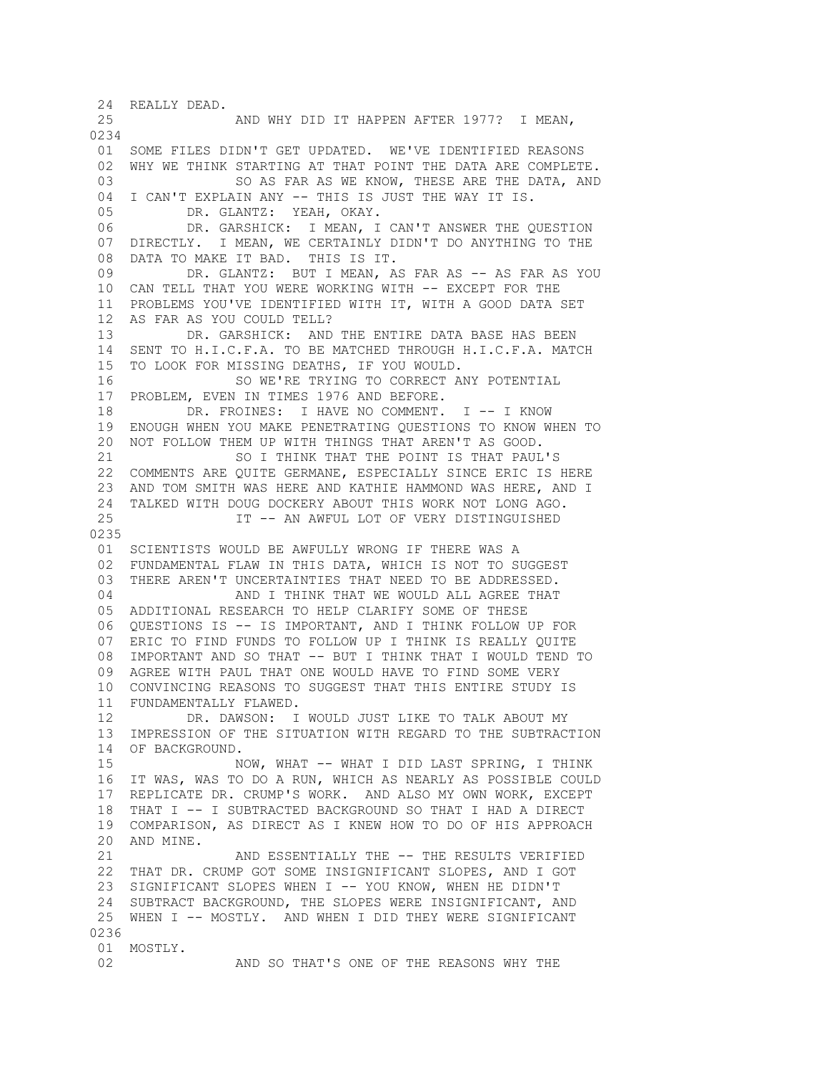```
 24  REALLY DEAD.
 25              AND WHY DID IT HAPPEN AFTER 1977?  I MEAN,
0234
 01  SOME FILES DIDN'T GET UPDATED.  WE'VE IDENTIFIED REASONS
 02  WHY WE THINK STARTING AT THAT POINT THE DATA ARE COMPLETE.
 03              SO AS FAR AS WE KNOW, THESE ARE THE DATA, AND
 04  I CAN'T EXPLAIN ANY -- THIS IS JUST THE WAY IT IS.
 05        DR. GLANTZ:  YEAH, OKAY.
 06        DR. GARSHICK:  I MEAN, I CAN'T ANSWER THE QUESTION
 07  DIRECTLY.  I MEAN, WE CERTAINLY DIDN'T DO ANYTHING TO THE
 08  DATA TO MAKE IT BAD.  THIS IS IT.
 09        DR. GLANTZ:  BUT I MEAN, AS FAR AS -- AS FAR AS YOU
 10  CAN TELL THAT YOU WERE WORKING WITH -- EXCEPT FOR THE
 11  PROBLEMS YOU'VE IDENTIFIED WITH IT, WITH A GOOD DATA SET
 12  AS FAR AS YOU COULD TELL?
 13        DR. GARSHICK:  AND THE ENTIRE DATA BASE HAS BEEN
 14  SENT TO H.I.C.F.A. TO BE MATCHED THROUGH H.I.C.F.A. MATCH
 15  TO LOOK FOR MISSING DEATHS, IF YOU WOULD.
 16              SO WE'RE TRYING TO CORRECT ANY POTENTIAL
 17  PROBLEM, EVEN IN TIMES 1976 AND BEFORE.
 18        DR. FROINES:  I HAVE NO COMMENT.  I -- I KNOW
 19  ENOUGH WHEN YOU MAKE PENETRATING QUESTIONS TO KNOW WHEN TO
 20  NOT FOLLOW THEM UP WITH THINGS THAT AREN'T AS GOOD.
 21              SO I THINK THAT THE POINT IS THAT PAUL'S
 22  COMMENTS ARE QUITE GERMANE, ESPECIALLY SINCE ERIC IS HERE
 23  AND TOM SMITH WAS HERE AND KATHIE HAMMOND WAS HERE, AND I
 24  TALKED WITH DOUG DOCKERY ABOUT THIS WORK NOT LONG AGO.
 25              IT -- AN AWFUL LOT OF VERY DISTINGUISHED
0235
 01  SCIENTISTS WOULD BE AWFULLY WRONG IF THERE WAS A
 02  FUNDAMENTAL FLAW IN THIS DATA, WHICH IS NOT TO SUGGEST
 03  THERE AREN'T UNCERTAINTIES THAT NEED TO BE ADDRESSED.
 04              AND I THINK THAT WE WOULD ALL AGREE THAT
 05  ADDITIONAL RESEARCH TO HELP CLARIFY SOME OF THESE
 06  QUESTIONS IS -- IS IMPORTANT, AND I THINK FOLLOW UP FOR
 07  ERIC TO FIND FUNDS TO FOLLOW UP I THINK IS REALLY QUITE
 08  IMPORTANT AND SO THAT -- BUT I THINK THAT I WOULD TEND TO
 09  AGREE WITH PAUL THAT ONE WOULD HAVE TO FIND SOME VERY
 10  CONVINCING REASONS TO SUGGEST THAT THIS ENTIRE STUDY IS
 11  FUNDAMENTALLY FLAWED.
 12        DR. DAWSON:  I WOULD JUST LIKE TO TALK ABOUT MY
 13  IMPRESSION OF THE SITUATION WITH REGARD TO THE SUBTRACTION
 14  OF BACKGROUND.
 15              NOW, WHAT -- WHAT I DID LAST SPRING, I THINK
 16  IT WAS, WAS TO DO A RUN, WHICH AS NEARLY AS POSSIBLE COULD
 17  REPLICATE DR. CRUMP'S WORK.  AND ALSO MY OWN WORK, EXCEPT
 18  THAT I -- I SUBTRACTED BACKGROUND SO THAT I HAD A DIRECT
 19  COMPARISON, AS DIRECT AS I KNEW HOW TO DO OF HIS APPROACH
 20  AND MINE.
 21              AND ESSENTIALLY THE -- THE RESULTS VERIFIED
 22  THAT DR. CRUMP GOT SOME INSIGNIFICANT SLOPES, AND I GOT
 23  SIGNIFICANT SLOPES WHEN I -- YOU KNOW, WHEN HE DIDN'T
 24  SUBTRACT BACKGROUND, THE SLOPES WERE INSIGNIFICANT, AND
 25  WHEN I -- MOSTLY.  AND WHEN I DID THEY WERE SIGNIFICANT
0236
 01  MOSTLY.
 02              AND SO THAT'S ONE OF THE REASONS WHY THE
```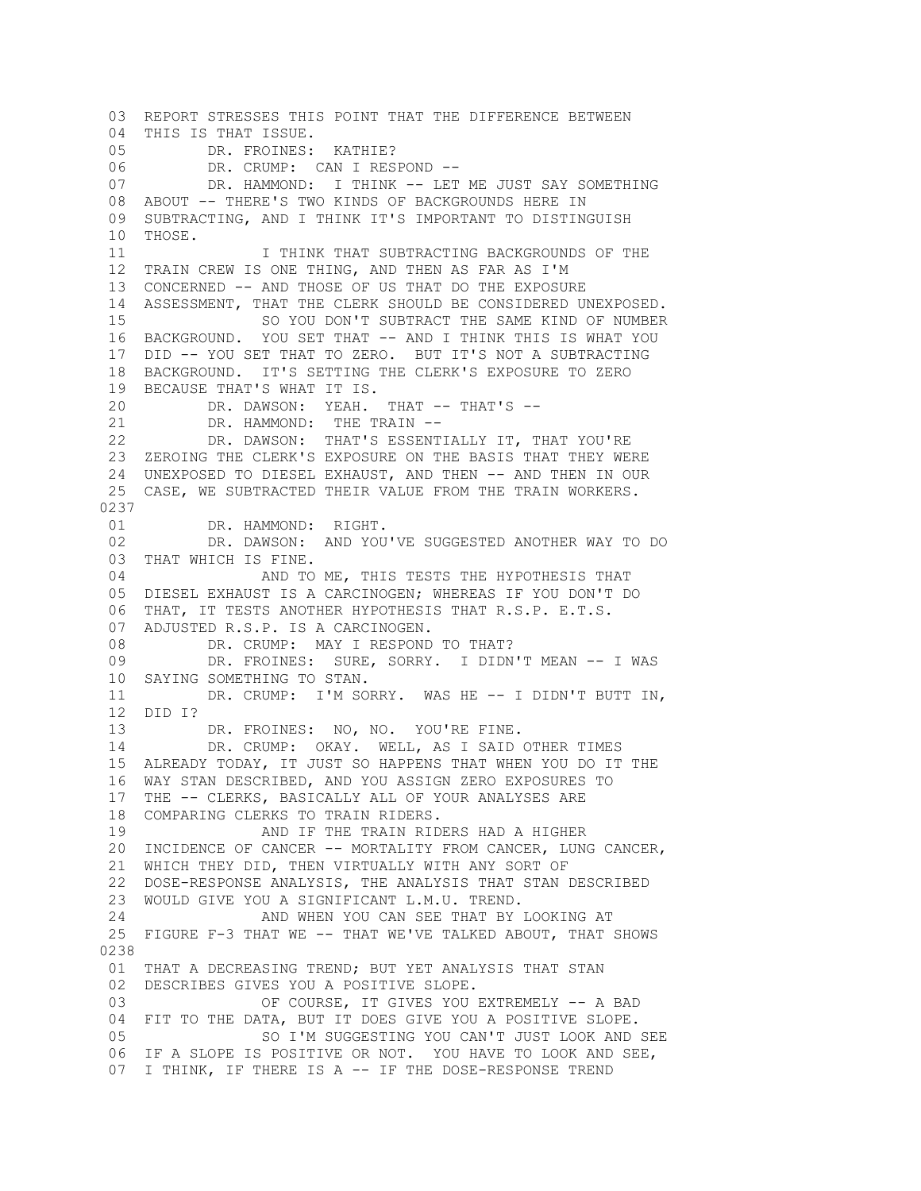03 REPORT STRESSES THIS POINT THAT THE DIFFERENCE BETWEEN
04 THIS IS THAT ISSUE.
05 DR. FROINES: KATHIE?
06 DR. CRUMP: CAN I RESPOND --
07 DR. HAMMOND: I THINK -- LET ME JUST SAY SOMETHING
08 ABOUT -- THERE'S TWO KINDS OF BACKGROUNDS HERE IN
09 SUBTRACTING, AND I THINK IT'S IMPORTANT TO DISTINGUISH
10 THOSE.
11 I THINK THAT SUBTRACTING BACKGROUNDS OF THE
12 TRAIN CREW IS ONE THING, AND THEN AS FAR AS I'M
13 CONCERNED -- AND THOSE OF US THAT DO THE EXPOSURE
14 ASSESSMENT, THAT THE CLERK SHOULD BE CONSIDERED UNEXPOSED.
15 SO YOU DON'T SUBTRACT THE SAME KIND OF NUMBER
16 BACKGROUND. YOU SET THAT -- AND I THINK THIS IS WHAT YOU
17 DID -- YOU SET THAT TO ZERO. BUT IT'S NOT A SUBTRACTING
18 BACKGROUND. IT'S SETTING THE CLERK'S EXPOSURE TO ZERO
19 BECAUSE THAT'S WHAT IT IS.
20 DR. DAWSON: YEAH. THAT -- THAT'S --
21 DR. HAMMOND: THE TRAIN --
22 DR. DAWSON: THAT'S ESSENTIALLY IT, THAT YOU'RE
23 ZEROING THE CLERK'S EXPOSURE ON THE BASIS THAT THEY WERE
24 UNEXPOSED TO DIESEL EXHAUST, AND THEN -- AND THEN IN OUR
25 CASE, WE SUBTRACTED THEIR VALUE FROM THE TRAIN WORKERS.

0237

01 DR. HAMMOND: RIGHT.
02 DR. DAWSON: AND YOU'VE SUGGESTED ANOTHER WAY TO DO
03 THAT WHICH IS FINE.
04 AND TO ME, THIS TESTS THE HYPOTHESIS THAT
05 DIESEL EXHAUST IS A CARCINOGEN; WHEREAS IF YOU DON'T DO
06 THAT, IT TESTS ANOTHER HYPOTHESIS THAT R.S.P. E.T.S.
07 ADJUSTED R.S.P. IS A CARCINOGEN.
08 DR. CRUMP: MAY I RESPOND TO THAT?
09 DR. FROINES: SURE, SORRY. I DIDN'T MEAN -- I WAS
10 SAYING SOMETHING TO STAN.
11 DR. CRUMP: I'M SORRY. WAS HE -- I DIDN'T BUTT IN,
12 DID I?
13 DR. FROINES: NO, NO. YOU'RE FINE.
14 DR. CRUMP: OKAY. WELL, AS I SAID OTHER TIMES
15 ALREADY TODAY, IT JUST SO HAPPENS THAT WHEN YOU DO IT THE
16 WAY STAN DESCRIBED, AND YOU ASSIGN ZERO EXPOSURES TO
17 THE -- CLERKS, BASICALLY ALL OF YOUR ANALYSES ARE
18 COMPARING CLERKS TO TRAIN RIDERS.
19 AND IF THE TRAIN RIDERS HAD A HIGHER
20 INCIDENCE OF CANCER -- MORTALITY FROM CANCER, LUNG CANCER,
21 WHICH THEY DID, THEN VIRTUALLY WITH ANY SORT OF
22 DOSE-RESPONSE ANALYSIS, THE ANALYSIS THAT STAN DESCRIBED
23 WOULD GIVE YOU A SIGNIFICANT L.M.U. TREND.
24 AND WHEN YOU CAN SEE THAT BY LOOKING AT
25 FIGURE F-3 THAT WE -- THAT WE'VE TALKED ABOUT, THAT SHOWS

0238

01 THAT A DECREASING TREND; BUT YET ANALYSIS THAT STAN
02 DESCRIBES GIVES YOU A POSITIVE SLOPE.
03 OF COURSE, IT GIVES YOU EXTREMELY -- A BAD
04 FIT TO THE DATA, BUT IT DOES GIVE YOU A POSITIVE SLOPE.
05 SO I'M SUGGESTING YOU CAN'T JUST LOOK AND SEE
06 IF A SLOPE IS POSITIVE OR NOT. YOU HAVE TO LOOK AND SEE,
07 I THINK, IF THERE IS A -- IF THE DOSE-RESPONSE TREND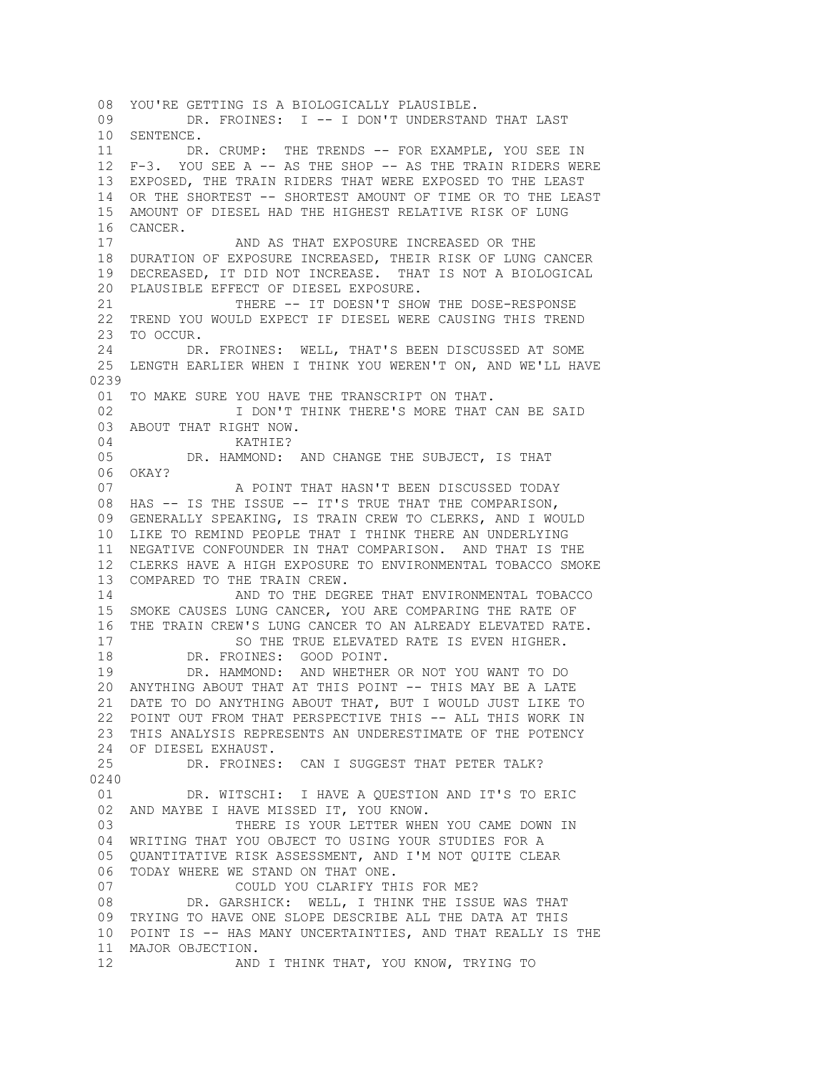08 YOU'RE GETTING IS A BIOLOGICALLY PLAUSIBLE.
09 DR. FROINES: I -- I DON'T UNDERSTAND THAT LAST
10 SENTENCE.
11 DR. CRUMP: THE TRENDS -- FOR EXAMPLE, YOU SEE IN
12 F-3. YOU SEE A -- AS THE SHOP -- AS THE TRAIN RIDERS WERE
13 EXPOSED, THE TRAIN RIDERS THAT WERE EXPOSED TO THE LEAST
14 OR THE SHORTEST -- SHORTEST AMOUNT OF TIME OR TO THE LEAST
15 AMOUNT OF DIESEL HAD THE HIGHEST RELATIVE RISK OF LUNG
16 CANCER.
17 AND AS THAT EXPOSURE INCREASED OR THE
18 DURATION OF EXPOSURE INCREASED, THEIR RISK OF LUNG CANCER
19 DECREASED, IT DID NOT INCREASE. THAT IS NOT A BIOLOGICAL
20 PLAUSIBLE EFFECT OF DIESEL EXPOSURE.
21 THERE -- IT DOESN'T SHOW THE DOSE-RESPONSE
22 TREND YOU WOULD EXPECT IF DIESEL WERE CAUSING THIS TREND
23 TO OCCUR.
24 DR. FROINES: WELL, THAT'S BEEN DISCUSSED AT SOME
25 LENGTH EARLIER WHEN I THINK YOU WEREN'T ON, AND WE'LL HAVE

0239

01 TO MAKE SURE YOU HAVE THE TRANSCRIPT ON THAT.
02 I DON'T THINK THERE'S MORE THAT CAN BE SAID
03 ABOUT THAT RIGHT NOW.
04 KATHIE?
05 DR. HAMMOND: AND CHANGE THE SUBJECT, IS THAT
06 OKAY?
07 A POINT THAT HASN'T BEEN DISCUSSED TODAY
08 HAS -- IS THE ISSUE -- IT'S TRUE THAT THE COMPARISON,
09 GENERALLY SPEAKING, IS TRAIN CREW TO CLERKS, AND I WOULD
10 LIKE TO REMIND PEOPLE THAT I THINK THERE AN UNDERLYING
11 NEGATIVE CONFOUNDER IN THAT COMPARISON. AND THAT IS THE
12 CLERKS HAVE A HIGH EXPOSURE TO ENVIRONMENTAL TOBACCO SMOKE
13 COMPARED TO THE TRAIN CREW.
14 AND TO THE DEGREE THAT ENVIRONMENTAL TOBACCO
15 SMOKE CAUSES LUNG CANCER, YOU ARE COMPARING THE RATE OF
16 THE TRAIN CREW'S LUNG CANCER TO AN ALREADY ELEVATED RATE.
17 SO THE TRUE ELEVATED RATE IS EVEN HIGHER.
18 DR. FROINES: GOOD POINT.
19 DR. HAMMOND: AND WHETHER OR NOT YOU WANT TO DO
20 ANYTHING ABOUT THAT AT THIS POINT -- THIS MAY BE A LATE
21 DATE TO DO ANYTHING ABOUT THAT, BUT I WOULD JUST LIKE TO
22 POINT OUT FROM THAT PERSPECTIVE THIS -- ALL THIS WORK IN
23 THIS ANALYSIS REPRESENTS AN UNDERESTIMATE OF THE POTENCY
24 OF DIESEL EXHAUST.
25 DR. FROINES: CAN I SUGGEST THAT PETER TALK?

0240

01 DR. WITSCHI: I HAVE A QUESTION AND IT'S TO ERIC
02 AND MAYBE I HAVE MISSED IT, YOU KNOW.
03 THERE IS YOUR LETTER WHEN YOU CAME DOWN IN
04 WRITING THAT YOU OBJECT TO USING YOUR STUDIES FOR A
05 QUANTITATIVE RISK ASSESSMENT, AND I'M NOT QUITE CLEAR
06 TODAY WHERE WE STAND ON THAT ONE.
07 COULD YOU CLARIFY THIS FOR ME?
08 DR. GARSHICK: WELL, I THINK THE ISSUE WAS THAT
09 TRYING TO HAVE ONE SLOPE DESCRIBE ALL THE DATA AT THIS
10 POINT IS -- HAS MANY UNCERTAINTIES, AND THAT REALLY IS THE
11 MAJOR OBJECTION.
12 AND I THINK THAT, YOU KNOW, TRYING TO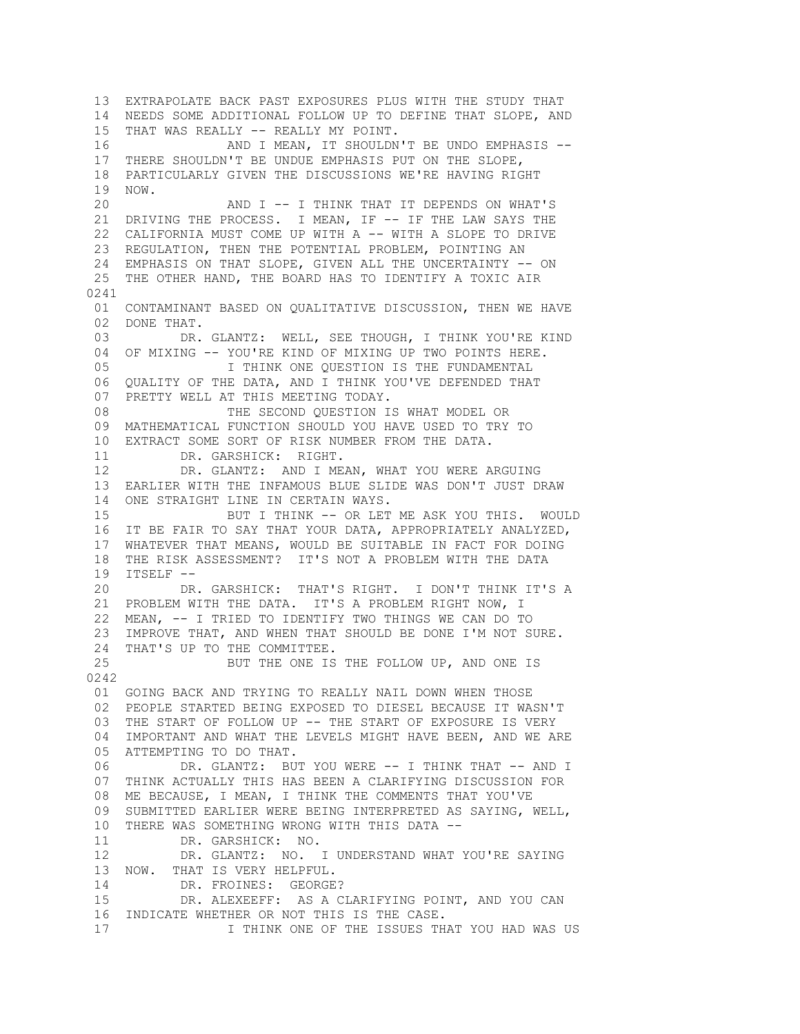13 EXTRAPOLATE BACK PAST EXPOSURES PLUS WITH THE STUDY THAT
14 NEEDS SOME ADDITIONAL FOLLOW UP TO DEFINE THAT SLOPE, AND
15 THAT WAS REALLY -- REALLY MY POINT.
16 AND I MEAN, IT SHOULDN'T BE UNDO EMPHASIS --
17 THERE SHOULDN'T BE UNDUE EMPHASIS PUT ON THE SLOPE,
18 PARTICULARLY GIVEN THE DISCUSSIONS WE'RE HAVING RIGHT
19 NOW.
20 AND I -- I THINK THAT IT DEPENDS ON WHAT'S
21 DRIVING THE PROCESS. I MEAN, IF -- IF THE LAW SAYS THE
22 CALIFORNIA MUST COME UP WITH A -- WITH A SLOPE TO DRIVE
23 REGULATION, THEN THE POTENTIAL PROBLEM, POINTING AN
24 EMPHASIS ON THAT SLOPE, GIVEN ALL THE UNCERTAINTY -- ON
25 THE OTHER HAND, THE BOARD HAS TO IDENTIFY A TOXIC AIR

0241

01 CONTAMINANT BASED ON QUALITATIVE DISCUSSION, THEN WE HAVE
02 DONE THAT.
03 DR. GLANTZ: WELL, SEE THOUGH, I THINK YOU'RE KIND
04 OF MIXING -- YOU'RE KIND OF MIXING UP TWO POINTS HERE.
05 I THINK ONE QUESTION IS THE FUNDAMENTAL
06 QUALITY OF THE DATA, AND I THINK YOU'VE DEFENDED THAT
07 PRETTY WELL AT THIS MEETING TODAY.
08 THE SECOND QUESTION IS WHAT MODEL OR
09 MATHEMATICAL FUNCTION SHOULD YOU HAVE USED TO TRY TO
10 EXTRACT SOME SORT OF RISK NUMBER FROM THE DATA.
11 DR. GARSHICK: RIGHT.
12 DR. GLANTZ: AND I MEAN, WHAT YOU WERE ARGUING
13 EARLIER WITH THE INFAMOUS BLUE SLIDE WAS DON'T JUST DRAW
14 ONE STRAIGHT LINE IN CERTAIN WAYS.
15 BUT I THINK -- OR LET ME ASK YOU THIS. WOULD
16 IT BE FAIR TO SAY THAT YOUR DATA, APPROPRIATELY ANALYZED,
17 WHATEVER THAT MEANS, WOULD BE SUITABLE IN FACT FOR DOING
18 THE RISK ASSESSMENT? IT'S NOT A PROBLEM WITH THE DATA
19 ITSELF --
20 DR. GARSHICK: THAT'S RIGHT. I DON'T THINK IT'S A
21 PROBLEM WITH THE DATA. IT'S A PROBLEM RIGHT NOW, I
22 MEAN, -- I TRIED TO IDENTIFY TWO THINGS WE CAN DO TO
23 IMPROVE THAT, AND WHEN THAT SHOULD BE DONE I'M NOT SURE.
24 THAT'S UP TO THE COMMITTEE.
25 BUT THE ONE IS THE FOLLOW UP, AND ONE IS

0242

01 GOING BACK AND TRYING TO REALLY NAIL DOWN WHEN THOSE
02 PEOPLE STARTED BEING EXPOSED TO DIESEL BECAUSE IT WASN'T
03 THE START OF FOLLOW UP -- THE START OF EXPOSURE IS VERY
04 IMPORTANT AND WHAT THE LEVELS MIGHT HAVE BEEN, AND WE ARE
05 ATTEMPTING TO DO THAT.
06 DR. GLANTZ: BUT YOU WERE -- I THINK THAT -- AND I
07 THINK ACTUALLY THIS HAS BEEN A CLARIFYING DISCUSSION FOR
08 ME BECAUSE, I MEAN, I THINK THE COMMENTS THAT YOU'VE
09 SUBMITTED EARLIER WERE BEING INTERPRETED AS SAYING, WELL,
10 THERE WAS SOMETHING WRONG WITH THIS DATA --
11 DR. GARSHICK: NO.
12 DR. GLANTZ: NO. I UNDERSTAND WHAT YOU'RE SAYING
13 NOW. THAT IS VERY HELPFUL.
14 DR. FROINES: GEORGE?
15 DR. ALEXEEFF: AS A CLARIFYING POINT, AND YOU CAN
16 INDICATE WHETHER OR NOT THIS IS THE CASE.
17 I THINK ONE OF THE ISSUES THAT YOU HAD WAS US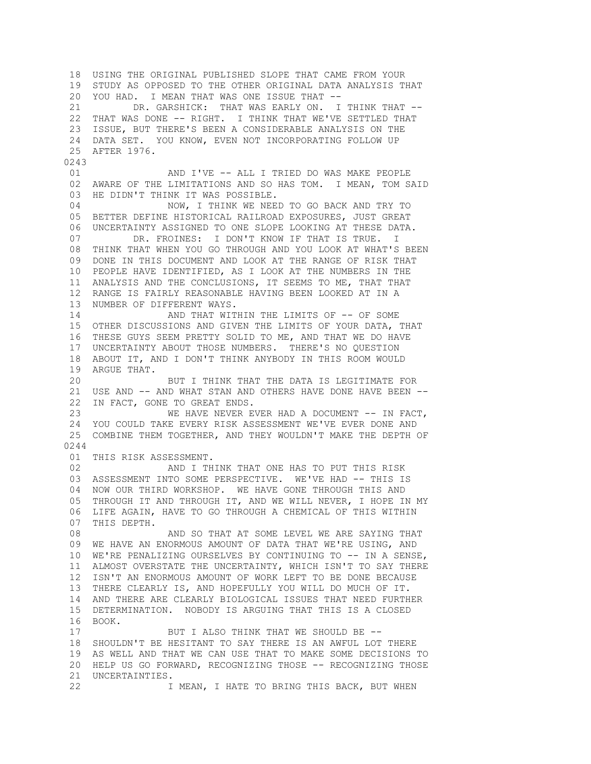18 USING THE ORIGINAL PUBLISHED SLOPE THAT CAME FROM YOUR
19 STUDY AS OPPOSED TO THE OTHER ORIGINAL DATA ANALYSIS THAT
20 YOU HAD. I MEAN THAT WAS ONE ISSUE THAT --
21 DR. GARSHICK: THAT WAS EARLY ON. I THINK THAT --
22 THAT WAS DONE -- RIGHT. I THINK THAT WE'VE SETTLED THAT
23 ISSUE, BUT THERE'S BEEN A CONSIDERABLE ANALYSIS ON THE
24 DATA SET. YOU KNOW, EVEN NOT INCORPORATING FOLLOW UP
25 AFTER 1976.

0243

01 AND I'VE -- ALL I TRIED DO WAS MAKE PEOPLE
02 AWARE OF THE LIMITATIONS AND SO HAS TOM. I MEAN, TOM SAID
03 HE DIDN'T THINK IT WAS POSSIBLE.
04 NOW, I THINK WE NEED TO GO BACK AND TRY TO
05 BETTER DEFINE HISTORICAL RAILROAD EXPOSURES, JUST GREAT
06 UNCERTAINTY ASSIGNED TO ONE SLOPE LOOKING AT THESE DATA.
07 DR. FROINES: I DON'T KNOW IF THAT IS TRUE. I
08 THINK THAT WHEN YOU GO THROUGH AND YOU LOOK AT WHAT'S BEEN
09 DONE IN THIS DOCUMENT AND LOOK AT THE RANGE OF RISK THAT
10 PEOPLE HAVE IDENTIFIED, AS I LOOK AT THE NUMBERS IN THE
11 ANALYSIS AND THE CONCLUSIONS, IT SEEMS TO ME, THAT THAT
12 RANGE IS FAIRLY REASONABLE HAVING BEEN LOOKED AT IN A
13 NUMBER OF DIFFERENT WAYS.
14 AND THAT WITHIN THE LIMITS OF -- OF SOME
15 OTHER DISCUSSIONS AND GIVEN THE LIMITS OF YOUR DATA, THAT
16 THESE GUYS SEEM PRETTY SOLID TO ME, AND THAT WE DO HAVE
17 UNCERTAINTY ABOUT THOSE NUMBERS. THERE'S NO QUESTION
18 ABOUT IT, AND I DON'T THINK ANYBODY IN THIS ROOM WOULD
19 ARGUE THAT.
20 BUT I THINK THAT THE DATA IS LEGITIMATE FOR
21 USE AND -- AND WHAT STAN AND OTHERS HAVE DONE HAVE BEEN --
22 IN FACT, GONE TO GREAT ENDS.
23 WE HAVE NEVER EVER HAD A DOCUMENT -- IN FACT,
24 YOU COULD TAKE EVERY RISK ASSESSMENT WE'VE EVER DONE AND
25 COMBINE THEM TOGETHER, AND THEY WOULDN'T MAKE THE DEPTH OF

0244

01 THIS RISK ASSESSMENT.
02 AND I THINK THAT ONE HAS TO PUT THIS RISK
03 ASSESSMENT INTO SOME PERSPECTIVE. WE'VE HAD -- THIS IS
04 NOW OUR THIRD WORKSHOP. WE HAVE GONE THROUGH THIS AND
05 THROUGH IT AND THROUGH IT, AND WE WILL NEVER, I HOPE IN MY
06 LIFE AGAIN, HAVE TO GO THROUGH A CHEMICAL OF THIS WITHIN
07 THIS DEPTH.
08 AND SO THAT AT SOME LEVEL WE ARE SAYING THAT
09 WE HAVE AN ENORMOUS AMOUNT OF DATA THAT WE'RE USING, AND
10 WE'RE PENALIZING OURSELVES BY CONTINUING TO -- IN A SENSE,
11 ALMOST OVERSTATE THE UNCERTAINTY, WHICH ISN'T TO SAY THERE
12 ISN'T AN ENORMOUS AMOUNT OF WORK LEFT TO BE DONE BECAUSE
13 THERE CLEARLY IS, AND HOPEFULLY YOU WILL DO MUCH OF IT.
14 AND THERE ARE CLEARLY BIOLOGICAL ISSUES THAT NEED FURTHER
15 DETERMINATION. NOBODY IS ARGUING THAT THIS IS A CLOSED
16 BOOK.
17 BUT I ALSO THINK THAT WE SHOULD BE --
18 SHOULDN'T BE HESITANT TO SAY THERE IS AN AWFUL LOT THERE
19 AS WELL AND THAT WE CAN USE THAT TO MAKE SOME DECISIONS TO
20 HELP US GO FORWARD, RECOGNIZING THOSE -- RECOGNIZING THOSE
21 UNCERTAINTIES.
22 I MEAN, I HATE TO BRING THIS BACK, BUT WHEN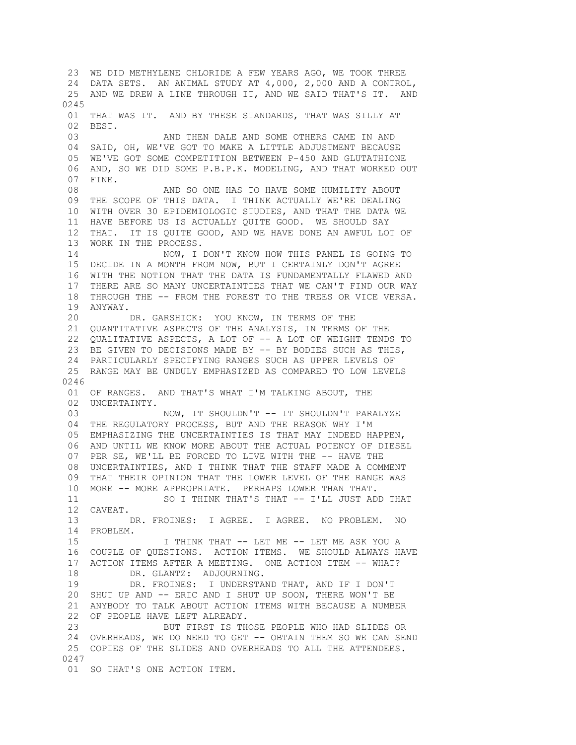```
 23  WE DID METHYLENE CHLORIDE A FEW YEARS AGO, WE TOOK THREE
 24  DATA SETS.  AN ANIMAL STUDY AT 4,000, 2,000 AND A CONTROL,
 25  AND WE DREW A LINE THROUGH IT, AND WE SAID THAT'S IT.  AND
0245
 01  THAT WAS IT.  AND BY THESE STANDARDS, THAT WAS SILLY AT
 02  BEST.
 03              AND THEN DALE AND SOME OTHERS CAME IN AND
 04  SAID, OH, WE'VE GOT TO MAKE A LITTLE ADJUSTMENT BECAUSE
 05  WE'VE GOT SOME COMPETITION BETWEEN P-450 AND GLUTATHIONE
 06  AND, SO WE DID SOME P.B.P.K. MODELING, AND THAT WORKED OUT
 07  FINE.
 08              AND SO ONE HAS TO HAVE SOME HUMILITY ABOUT
 09  THE SCOPE OF THIS DATA.  I THINK ACTUALLY WE'RE DEALING
 10  WITH OVER 30 EPIDEMIOLOGIC STUDIES, AND THAT THE DATA WE
 11  HAVE BEFORE US IS ACTUALLY QUITE GOOD.  WE SHOULD SAY
 12  THAT.  IT IS QUITE GOOD, AND WE HAVE DONE AN AWFUL LOT OF
 13  WORK IN THE PROCESS.
 14              NOW, I DON'T KNOW HOW THIS PANEL IS GOING TO
 15  DECIDE IN A MONTH FROM NOW, BUT I CERTAINLY DON'T AGREE
 16  WITH THE NOTION THAT THE DATA IS FUNDAMENTALLY FLAWED AND
 17  THERE ARE SO MANY UNCERTAINTIES THAT WE CAN'T FIND OUR WAY
 18  THROUGH THE -- FROM THE FOREST TO THE TREES OR VICE VERSA.
 19  ANYWAY.
 20        DR. GARSHICK:  YOU KNOW, IN TERMS OF THE
 21  QUANTITATIVE ASPECTS OF THE ANALYSIS, IN TERMS OF THE
 22  QUALITATIVE ASPECTS, A LOT OF -- A LOT OF WEIGHT TENDS TO
 23  BE GIVEN TO DECISIONS MADE BY -- BY BODIES SUCH AS THIS,
 24  PARTICULARLY SPECIFYING RANGES SUCH AS UPPER LEVELS OF
 25  RANGE MAY BE UNDULY EMPHASIZED AS COMPARED TO LOW LEVELS
0246
 01  OF RANGES.  AND THAT'S WHAT I'M TALKING ABOUT, THE
 02  UNCERTAINTY.
 03              NOW, IT SHOULDN'T -- IT SHOULDN'T PARALYZE
 04  THE REGULATORY PROCESS, BUT AND THE REASON WHY I'M
 05  EMPHASIZING THE UNCERTAINTIES IS THAT MAY INDEED HAPPEN,
 06  AND UNTIL WE KNOW MORE ABOUT THE ACTUAL POTENCY OF DIESEL
 07  PER SE, WE'LL BE FORCED TO LIVE WITH THE -- HAVE THE
 08  UNCERTAINTIES, AND I THINK THAT THE STAFF MADE A COMMENT
 09  THAT THEIR OPINION THAT THE LOWER LEVEL OF THE RANGE WAS
 10  MORE -- MORE APPROPRIATE.  PERHAPS LOWER THAN THAT.
 11              SO I THINK THAT'S THAT -- I'LL JUST ADD THAT
 12  CAVEAT.
 13        DR. FROINES:  I AGREE.  I AGREE.  NO PROBLEM.  NO
 14  PROBLEM.
 15              I THINK THAT -- LET ME -- LET ME ASK YOU A
 16  COUPLE OF QUESTIONS.  ACTION ITEMS.  WE SHOULD ALWAYS HAVE
 17  ACTION ITEMS AFTER A MEETING.  ONE ACTION ITEM -- WHAT?
 18        DR. GLANTZ:  ADJOURNING.
 19        DR. FROINES:  I UNDERSTAND THAT, AND IF I DON'T
 20  SHUT UP AND -- ERIC AND I SHUT UP SOON, THERE WON'T BE
 21  ANYBODY TO TALK ABOUT ACTION ITEMS WITH BECAUSE A NUMBER
 22  OF PEOPLE HAVE LEFT ALREADY.
 23              BUT FIRST IS THOSE PEOPLE WHO HAD SLIDES OR
 24  OVERHEADS, WE DO NEED TO GET -- OBTAIN THEM SO WE CAN SEND
 25  COPIES OF THE SLIDES AND OVERHEADS TO ALL THE ATTENDEES.
0247
 01  SO THAT'S ONE ACTION ITEM.
```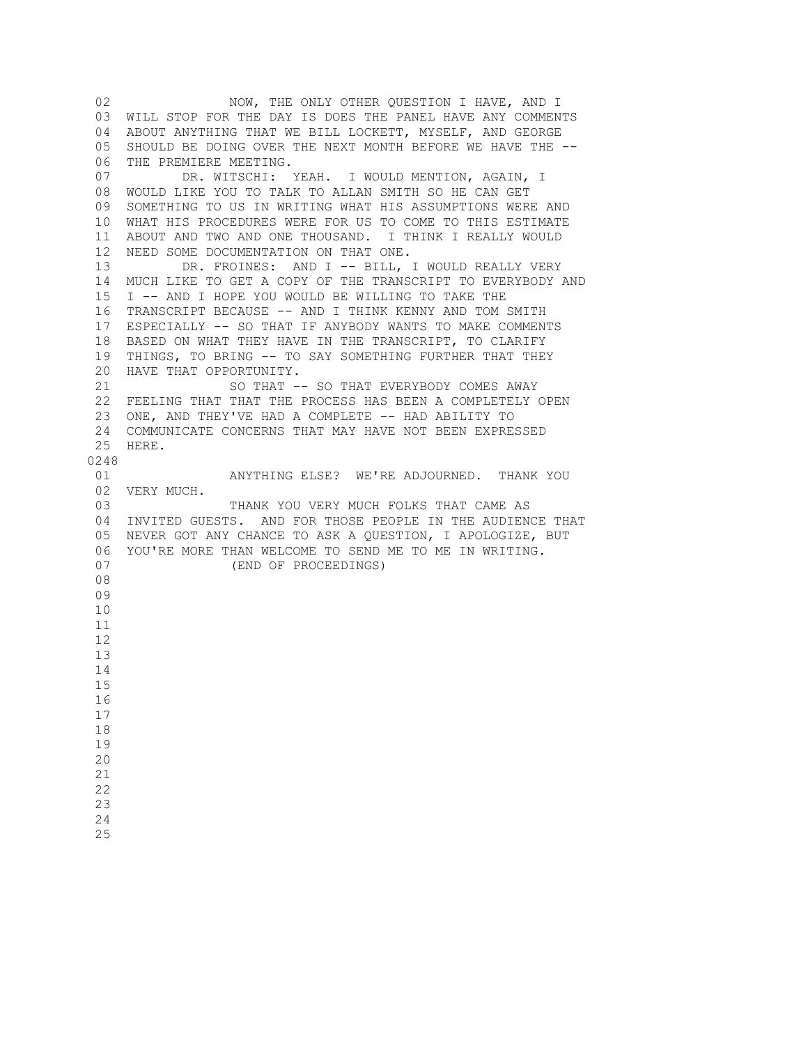02 NOW, THE ONLY OTHER QUESTION I HAVE, AND I
03 WILL STOP FOR THE DAY IS DOES THE PANEL HAVE ANY COMMENTS
04 ABOUT ANYTHING THAT WE BILL LOCKETT, MYSELF, AND GEORGE
05 SHOULD BE DOING OVER THE NEXT MONTH BEFORE WE HAVE THE --
06 THE PREMIERE MEETING.
07 DR. WITSCHI: YEAH. I WOULD MENTION, AGAIN, I
08 WOULD LIKE YOU TO TALK TO ALLAN SMITH SO HE CAN GET
09 SOMETHING TO US IN WRITING WHAT HIS ASSUMPTIONS WERE AND
10 WHAT HIS PROCEDURES WERE FOR US TO COME TO THIS ESTIMATE
11 ABOUT AND TWO AND ONE THOUSAND. I THINK I REALLY WOULD
12 NEED SOME DOCUMENTATION ON THAT ONE.
13 DR. FROINES: AND I -- BILL, I WOULD REALLY VERY
14 MUCH LIKE TO GET A COPY OF THE TRANSCRIPT TO EVERYBODY AND
15 I -- AND I HOPE YOU WOULD BE WILLING TO TAKE THE
16 TRANSCRIPT BECAUSE -- AND I THINK KENNY AND TOM SMITH
17 ESPECIALLY -- SO THAT IF ANYBODY WANTS TO MAKE COMMENTS
18 BASED ON WHAT THEY HAVE IN THE TRANSCRIPT, TO CLARIFY
19 THINGS, TO BRING -- TO SAY SOMETHING FURTHER THAT THEY
20 HAVE THAT OPPORTUNITY.
21 SO THAT -- SO THAT EVERYBODY COMES AWAY
22 FEELING THAT THAT THE PROCESS HAS BEEN A COMPLETELY OPEN
23 ONE, AND THEY'VE HAD A COMPLETE -- HAD ABILITY TO
24 COMMUNICATE CONCERNS THAT MAY HAVE NOT BEEN EXPRESSED
25 HERE.

0248

01 ANYTHING ELSE? WE'RE ADJOURNED. THANK YOU
02 VERY MUCH.
03 THANK YOU VERY MUCH FOLKS THAT CAME AS
04 INVITED GUESTS. AND FOR THOSE PEOPLE IN THE AUDIENCE THAT
05 NEVER GOT ANY CHANCE TO ASK A QUESTION, I APOLOGIZE, BUT
06 YOU'RE MORE THAN WELCOME TO SEND ME TO ME IN WRITING.
07 (END OF PROCEEDINGS)
08
09
10
11
12
13
14
15
16
17
18
19
20
21
22
23
24
25